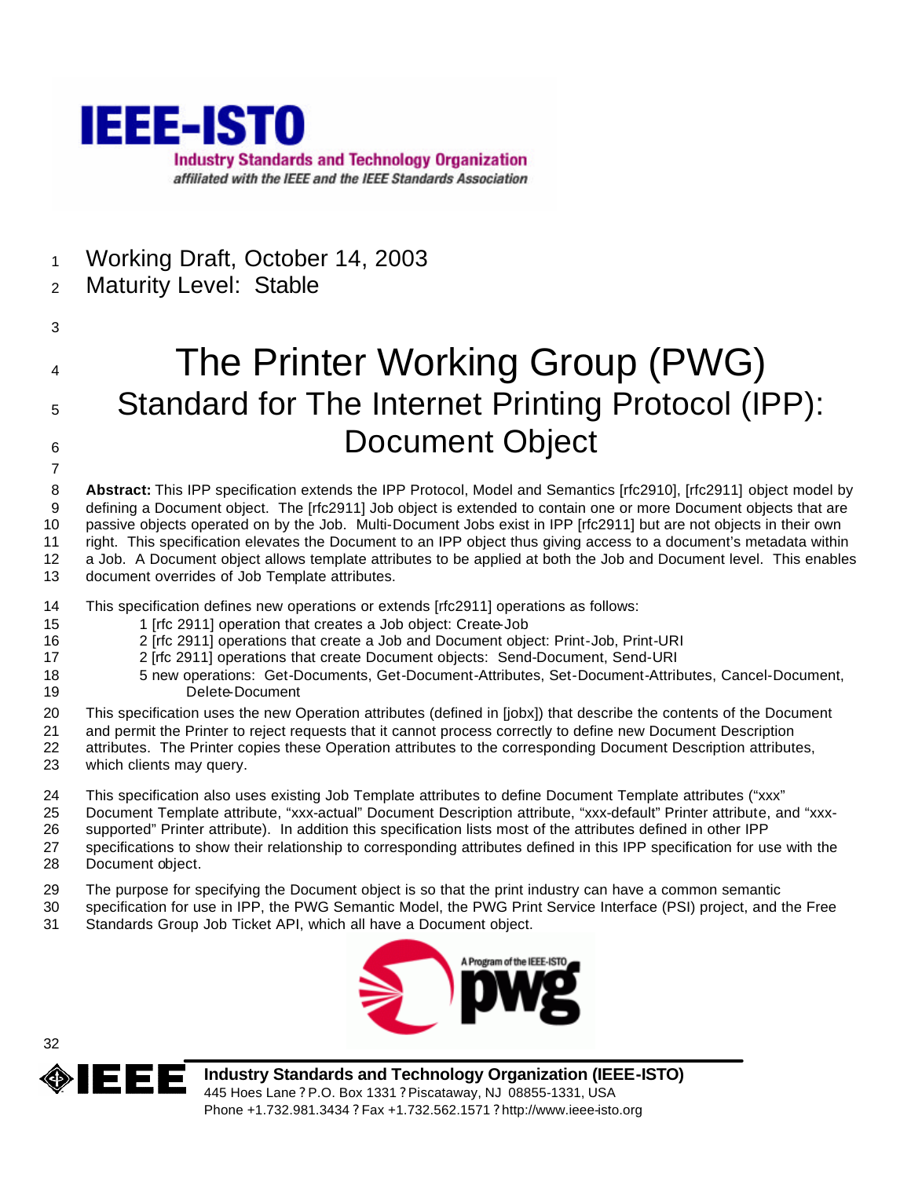IEEE-ISTO

Industry Standards and Technology Organization

*affiliated with the IEEE and the IEEE Standards Association*

Working Draft, October 14, 2003

Maturity Level: Stable

# The Printer Working Group (PWG) Standard for The Internet Printing Protocol (IPP): Document Object

**Abstract:** This IPP specification extends the IPP Protocol, Model and Semantics [rfc2910], [rfc2911] object model by defining a Document object. The [rfc2911] Job object is extended to contain one or more Document objects that are passive objects operated on by the Job. Multi-Document Jobs exist in IPP [rfc2911] but are not objects in their own right. This specification elevates the Document to an IPP object thus giving access to a document's metadata within a Job. A Document object allows template attributes to be applied at both the Job and Document level. This enables document overrides of Job Template attributes.

This specification defines new operations or extends [rfc2911] operations as follows:

- 1 [rfc 2911] operation that creates a Job object: Create-Job
- 2 [rfc 2911] operations that create a Job and Document object: Print-Job, Print-URI
- 2 [rfc 2911] operations that create Document objects: Send-Document, Send-URI
- 5 new operations: Get-Documents, Get-Document-Attributes, Set-Document-Attributes, Cancel-Document, Delete-Document

This specification uses the new Operation attributes (defined in [jobx]) that describe the contents of the Document and permit the Printer to reject requests that it cannot process correctly to define new Document Description attributes. The Printer copies these Operation attributes to the corresponding Document Description attributes, which clients may query.

This specification also uses existing Job Template attributes to define Document Template attributes ("xxx" Document Template attribute, "xxx-actual" Document Description attribute, "xxx-default" Printer attribute, and "xxx-supported" Printer attribute). In addition this specification lists most of the attributes defined in other IPP specifications to show their relationship to corresponding attributes defined in this IPP specification for use with the Document object.

The purpose for specifying the Document object is so that the print industry can have a common semantic specification for use in IPP, the PWG Semantic Model, the PWG Print Service Interface (PSI) project, and the Free Standards Group Job Ticket API, which all have a Document object.

A Program of the IEEE-ISTO pwg

IEEE **Industry Standards and Technology Organization (IEEE-ISTO)**

445 Hoes Lane ? P.O. Box 1331 ? Piscataway, NJ 08855-1331, USA

Phone +1.732.981.3434 ? Fax +1.732.562.1571 ? http://www.ieee-isto.org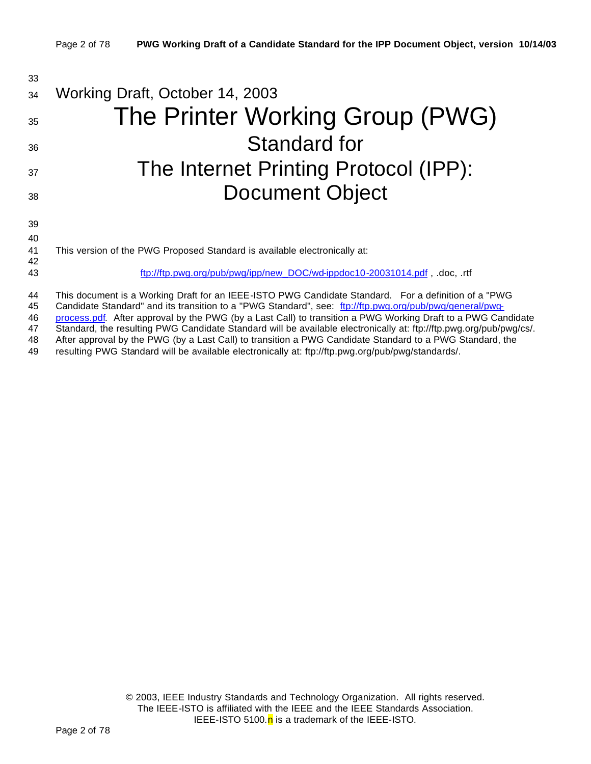Working Draft, October 14, 2003

# The Printer Working Group (PWG)

## Standard for

## The Internet Printing Protocol (IPP):

## Document Object

This version of the PWG Proposed Standard is available electronically at:

ftp://ftp.pwg.org/pub/pwg/ipp/new_DOC/wd-ippdoc10-20031014.pdf , .doc, .rtf

This document is a Working Draft for an IEEE-ISTO PWG Candidate Standard. For a definition of a "PWG Candidate Standard" and its transition to a "PWG Standard", see: ftp://ftp.pwg.org/pub/pwg/general/pwg-process.pdf. After approval by the PWG (by a Last Call) to transition a PWG Working Draft to a PWG Candidate Standard, the resulting PWG Candidate Standard will be available electronically at: ftp://ftp.pwg.org/pub/pwg/cs/. After approval by the PWG (by a Last Call) to transition a PWG Candidate Standard to a PWG Standard, the resulting PWG Standard will be available electronically at: ftp://ftp.pwg.org/pub/pwg/standards/.

© 2003, IEEE Industry Standards and Technology Organization. All rights reserved.
The IEEE-ISTO is affiliated with the IEEE and the IEEE Standards Association.
IEEE-ISTO 5100.n is a trademark of the IEEE-ISTO.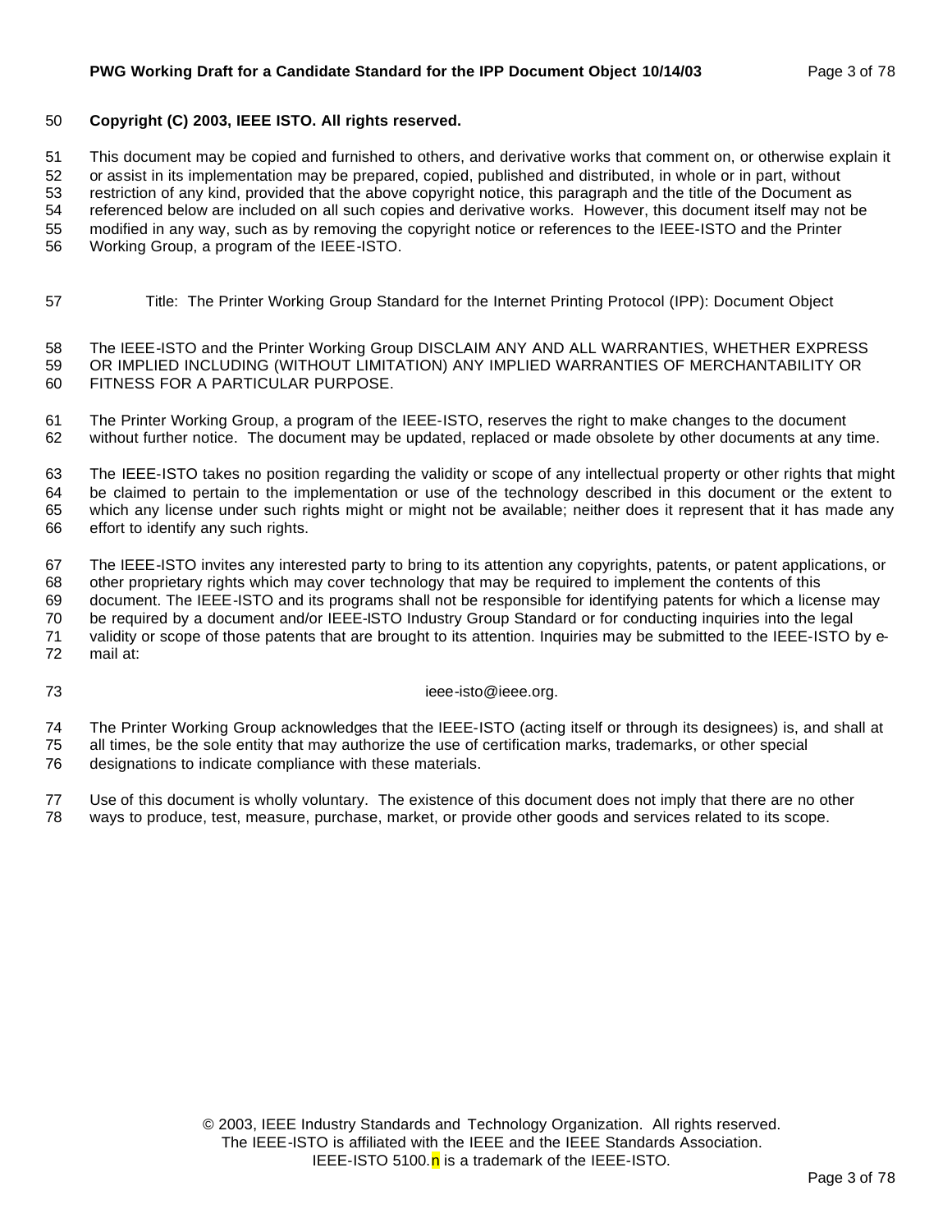**Copyright (C) 2003, IEEE ISTO. All rights reserved.**

This document may be copied and furnished to others, and derivative works that comment on, or otherwise explain it or assist in its implementation may be prepared, copied, published and distributed, in whole or in part, without restriction of any kind, provided that the above copyright notice, this paragraph and the title of the Document as referenced below are included on all such copies and derivative works. However, this document itself may not be modified in any way, such as by removing the copyright notice or references to the IEEE-ISTO and the Printer Working Group, a program of the IEEE-ISTO.

Title: The Printer Working Group Standard for the Internet Printing Protocol (IPP): Document Object

The IEEE-ISTO and the Printer Working Group DISCLAIM ANY AND ALL WARRANTIES, WHETHER EXPRESS OR IMPLIED INCLUDING (WITHOUT LIMITATION) ANY IMPLIED WARRANTIES OF MERCHANTABILITY OR FITNESS FOR A PARTICULAR PURPOSE.

The Printer Working Group, a program of the IEEE-ISTO, reserves the right to make changes to the document without further notice. The document may be updated, replaced or made obsolete by other documents at any time.

The IEEE-ISTO takes no position regarding the validity or scope of any intellectual property or other rights that might be claimed to pertain to the implementation or use of the technology described in this document or the extent to which any license under such rights might or might not be available; neither does it represent that it has made any effort to identify any such rights.

The IEEE-ISTO invites any interested party to bring to its attention any copyrights, patents, or patent applications, or other proprietary rights which may cover technology that may be required to implement the contents of this document. The IEEE-ISTO and its programs shall not be responsible for identifying patents for which a license may be required by a document and/or IEEE-ISTO Industry Group Standard or for conducting inquiries into the legal validity or scope of those patents that are brought to its attention. Inquiries may be submitted to the IEEE-ISTO by e-mail at:

ieee-isto@ieee.org.

The Printer Working Group acknowledges that the IEEE-ISTO (acting itself or through its designees) is, and shall at all times, be the sole entity that may authorize the use of certification marks, trademarks, or other special designations to indicate compliance with these materials.

Use of this document is wholly voluntary. The existence of this document does not imply that there are no other ways to produce, test, measure, purchase, market, or provide other goods and services related to its scope.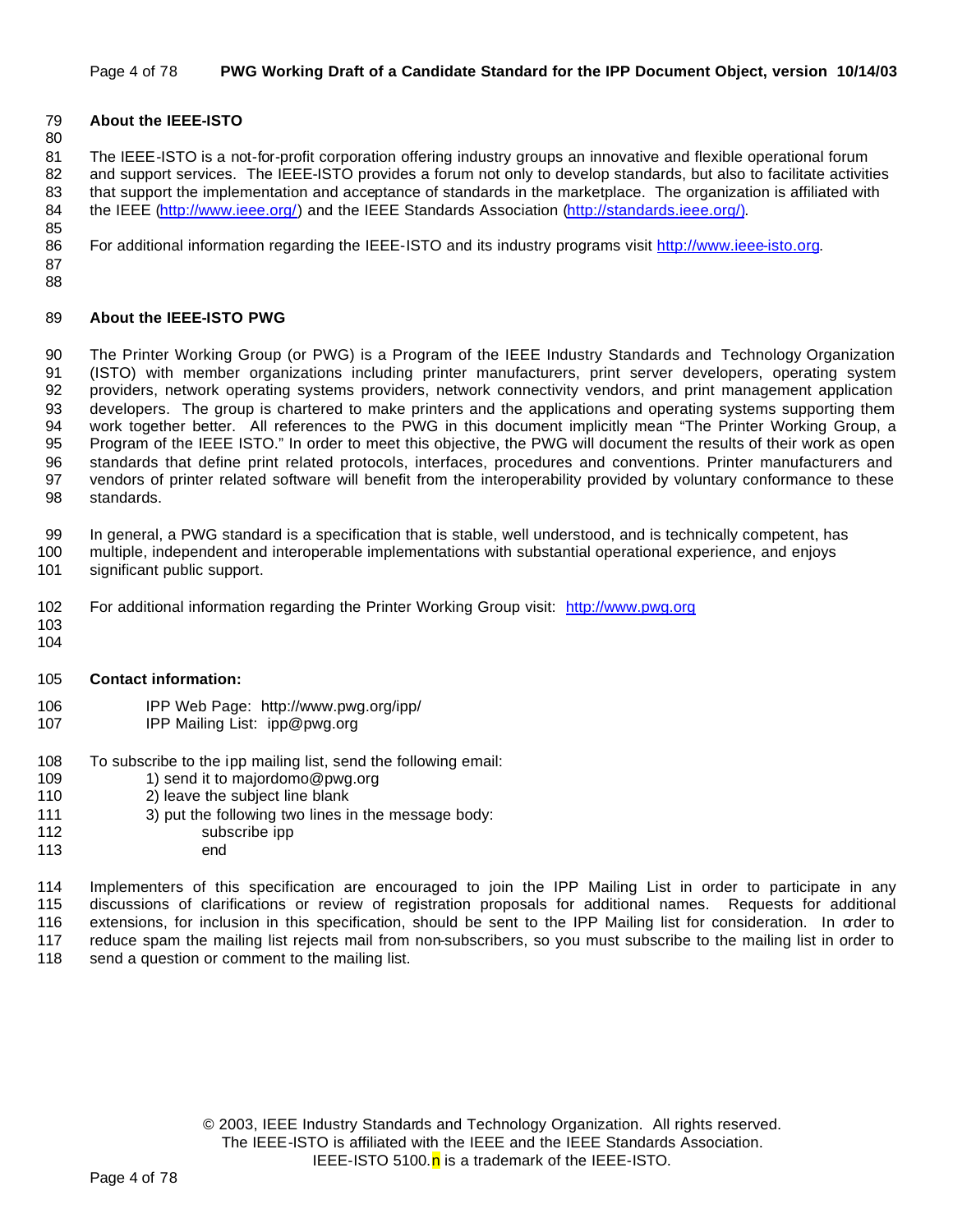## About the IEEE-ISTO

The IEEE-ISTO is a not-for-profit corporation offering industry groups an innovative and flexible operational forum and support services. The IEEE-ISTO provides a forum not only to develop standards, but also to facilitate activities that support the implementation and acceptance of standards in the marketplace. The organization is affiliated with the IEEE (http://www.ieee.org/) and the IEEE Standards Association (http://standards.ieee.org/).

For additional information regarding the IEEE-ISTO and its industry programs visit http://www.ieee-isto.org.

## About the IEEE-ISTO PWG

The Printer Working Group (or PWG) is a Program of the IEEE Industry Standards and Technology Organization (ISTO) with member organizations including printer manufacturers, print server developers, operating system providers, network operating systems providers, network connectivity vendors, and print management application developers. The group is chartered to make printers and the applications and operating systems supporting them work together better. All references to the PWG in this document implicitly mean "The Printer Working Group, a Program of the IEEE ISTO." In order to meet this objective, the PWG will document the results of their work as open standards that define print related protocols, interfaces, procedures and conventions. Printer manufacturers and vendors of printer related software will benefit from the interoperability provided by voluntary conformance to these standards.

In general, a PWG standard is a specification that is stable, well understood, and is technically competent, has multiple, independent and interoperable implementations with substantial operational experience, and enjoys significant public support.

For additional information regarding the Printer Working Group visit: http://www.pwg.org

**Contact information:**

IPP Web Page: http://www.pwg.org/ipp/
IPP Mailing List: ipp@pwg.org

To subscribe to the ipp mailing list, send the following email:
1) send it to majordomo@pwg.org
2) leave the subject line blank
3) put the following two lines in the message body:
```
subscribe ipp
end
```

Implementers of this specification are encouraged to join the IPP Mailing List in order to participate in any discussions of clarifications or review of registration proposals for additional names. Requests for additional extensions, for inclusion in this specification, should be sent to the IPP Mailing list for consideration. In order to reduce spam the mailing list rejects mail from non-subscribers, so you must subscribe to the mailing list in order to send a question or comment to the mailing list.

© 2003, IEEE Industry Standards and Technology Organization. All rights reserved.
The IEEE-ISTO is affiliated with the IEEE and the IEEE Standards Association.
IEEE-ISTO 5100.n is a trademark of the IEEE-ISTO.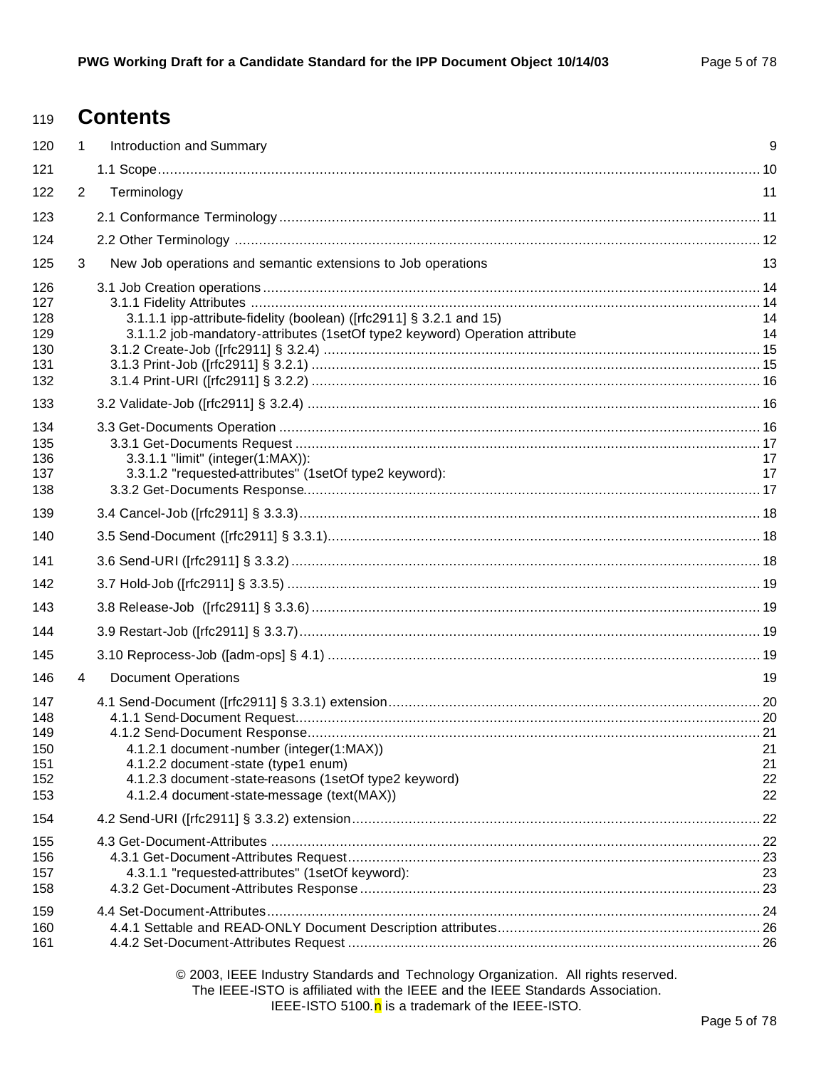# Contents

1 Introduction and Summary 9

1.1 Scope 10

2 Terminology 11

2.1 Conformance Terminology 11

2.2 Other Terminology 12

3 New Job operations and semantic extensions to Job operations 13

3.1 Job Creation operations 14
- 3.1.1 Fidelity Attributes 14
  - 3.1.1.1 ipp-attribute-fidelity (boolean) ([rfc2911] § 3.2.1 and 15) 14
  - 3.1.1.2 job-mandatory-attributes (1setOf type2 keyword) Operation attribute 14
- 3.1.2 Create-Job ([rfc2911] § 3.2.4) 15
- 3.1.3 Print-Job ([rfc2911] § 3.2.1) 15
- 3.1.4 Print-URI ([rfc2911] § 3.2.2) 16

3.2 Validate-Job ([rfc2911] § 3.2.4) 16

3.3 Get-Documents Operation 16
- 3.3.1 Get-Documents Request 17
  - 3.3.1.1 "limit" (integer(1:MAX)): 17
  - 3.3.1.2 "requested-attributes" (1setOf type2 keyword): 17
- 3.3.2 Get-Documents Response 17

3.4 Cancel-Job ([rfc2911] § 3.3.3) 18

3.5 Send-Document ([rfc2911] § 3.3.1) 18

3.6 Send-URI ([rfc2911] § 3.3.2) 18

3.7 Hold-Job ([rfc2911] § 3.3.5) 19

3.8 Release-Job ([rfc2911] § 3.3.6) 19

3.9 Restart-Job ([rfc2911] § 3.3.7) 19

3.10 Reprocess-Job ([adm-ops] § 4.1) 19

4 Document Operations 19

4.1 Send-Document ([rfc2911] § 3.3.1) extension 20
- 4.1.1 Send-Document Request 20
- 4.1.2 Send-Document Response 21
  - 4.1.2.1 document-number (integer(1:MAX)) 21
  - 4.1.2.2 document-state (type1 enum) 21
  - 4.1.2.3 document-state-reasons (1setOf type2 keyword) 22
  - 4.1.2.4 document-state-message (text(MAX)) 22

4.2 Send-URI ([rfc2911] § 3.3.2) extension 22

4.3 Get-Document-Attributes 22
- 4.3.1 Get-Document-Attributes Request 23
  - 4.3.1.1 "requested-attributes" (1setOf keyword): 23
- 4.3.2 Get-Document-Attributes Response 23

4.4 Set-Document-Attributes 24
- 4.4.1 Settable and READ-ONLY Document Description attributes 26
- 4.4.2 Set-Document-Attributes Request 26

© 2003, IEEE Industry Standards and Technology Organization. All rights reserved.
The IEEE-ISTO is affiliated with the IEEE and the IEEE Standards Association.
IEEE-ISTO 5100.n is a trademark of the IEEE-ISTO.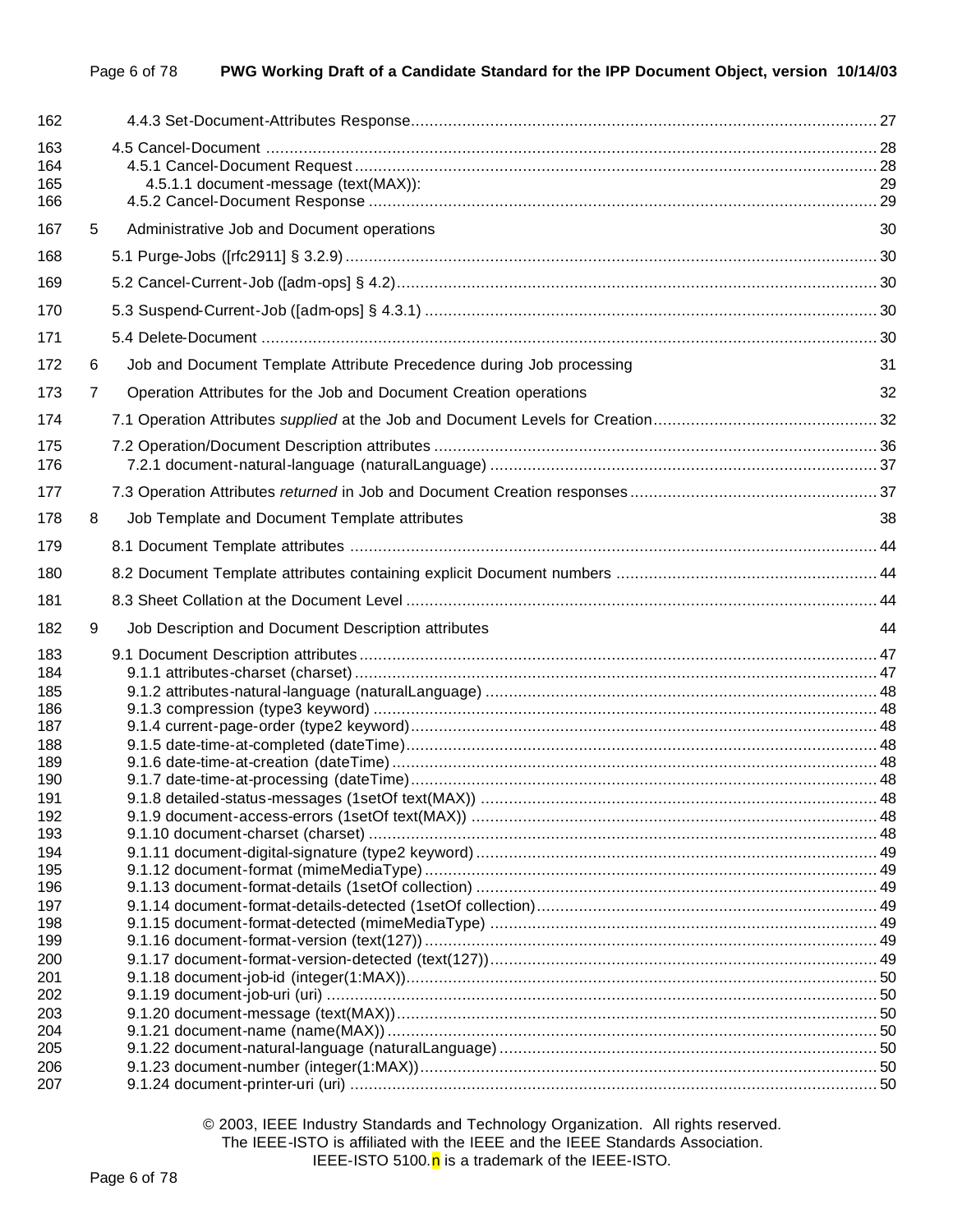162 4.4.3 Set-Document-Attributes Response ........................................................................................ 27

163 4.5 Cancel-Document ........................................................................................................ 28
164 4.5.1 Cancel-Document Request ................................................................................... 28
165 4.5.1.1 document-message (text(MAX)): 29
166 4.5.2 Cancel-Document Response ................................................................................ 29

167 5 Administrative Job and Document operations 30

168 5.1 Purge-Jobs ([rfc2911] § 3.2.9) ...................................................................................... 30

169 5.2 Cancel-Current-Job ([adm-ops] § 4.2) ............................................................................. 30

170 5.3 Suspend-Current-Job ([adm-ops] § 4.3.1) ........................................................................ 30

171 5.4 Delete-Document ........................................................................................................ 30

172 6 Job and Document Template Attribute Precedence during Job processing 31

173 7 Operation Attributes for the Job and Document Creation operations 32

174 7.1 Operation Attributes *supplied* at the Job and Document Levels for Creation ................................ 32

175 7.2 Operation/Document Description attributes ..................................................................... 36
176 7.2.1 document-natural-language (naturalLanguage) ........................................................ 37

177 7.3 Operation Attributes *returned* in Job and Document Creation responses ...................................... 37

178 8 Job Template and Document Template attributes 38

179 8.1 Document Template attributes ....................................................................................... 44

180 8.2 Document Template attributes containing explicit Document numbers ....................................... 44

181 8.3 Sheet Collation at the Document Level ............................................................................ 44

182 9 Job Description and Document Description attributes 44

183 9.1 Document Description attributes .................................................................................... 47
184 9.1.1 attributes-charset (charset) ................................................................................... 47
185 9.1.2 attributes-natural-language (naturalLanguage) ......................................................... 48
186 9.1.3 compression (type3 keyword) ............................................................................... 48
187 9.1.4 current-page-order (type2 keyword) ....................................................................... 48
188 9.1.5 date-time-at-completed (dateTime) ........................................................................ 48
189 9.1.6 date-time-at-creation (dateTime) ........................................................................... 48
190 9.1.7 date-time-at-processing (dateTime) ....................................................................... 48
191 9.1.8 detailed-status-messages (1setOf text(MAX)) ........................................................... 48
192 9.1.9 document-access-errors (1setOf text(MAX)) ............................................................. 48
193 9.1.10 document-charset (charset) ................................................................................. 48
194 9.1.11 document-digital-signature (type2 keyword) ........................................................... 49
195 9.1.12 document-format (mimeMediaType) ...................................................................... 49
196 9.1.13 document-format-details (1setOf collection) ........................................................... 49
197 9.1.14 document-format-details-detected (1setOf collection) ................................................ 49
198 9.1.15 document-format-detected (mimeMediaType) .......................................................... 49
199 9.1.16 document-format-version (text(127)) ..................................................................... 49
200 9.1.17 document-format-version-detected (text(127)) ......................................................... 49
201 9.1.18 document-job-id (integer(1:MAX)) ......................................................................... 50
202 9.1.19 document-job-uri (uri) ........................................................................................ 50
203 9.1.20 document-message (text(MAX)) ........................................................................... 50
204 9.1.21 document-name (name(MAX)) ............................................................................. 50
205 9.1.22 document-natural-language (naturalLanguage) ...................................................... 50
206 9.1.23 document-number (integer(1:MAX)) ...................................................................... 50
207 9.1.24 document-printer-uri (uri) ................................................................................... 50

© 2003, IEEE Industry Standards and Technology Organization. All rights reserved.
The IEEE-ISTO is affiliated with the IEEE and the IEEE Standards Association.
IEEE-ISTO 5100.n is a trademark of the IEEE-ISTO.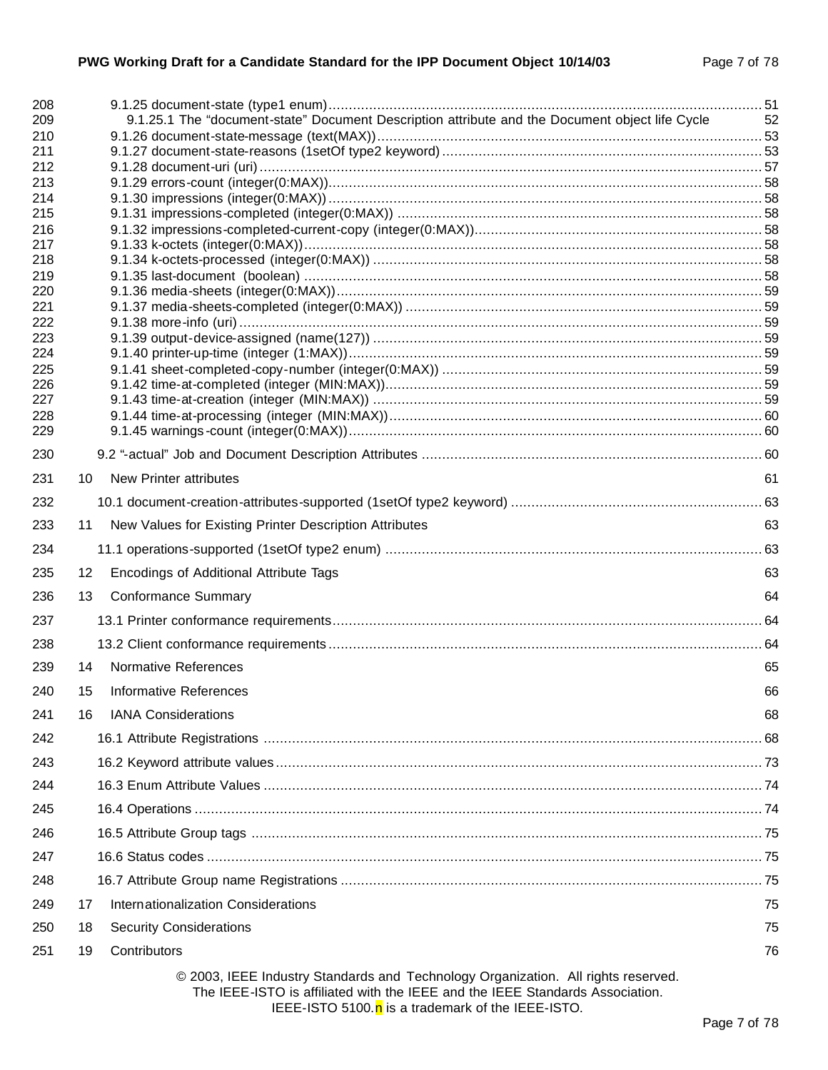208 9.1.25 document-state (type1 enum) ... 51
209 9.1.25.1 The “document-state” Document Description attribute and the Document object life Cycle 52
210 9.1.26 document-state-message (text(MAX)) ... 53
211 9.1.27 document-state-reasons (1setOf type2 keyword) ... 53
212 9.1.28 document-uri (uri) ... 57
213 9.1.29 errors-count (integer(0:MAX)) ... 58
214 9.1.30 impressions (integer(0:MAX)) ... 58
215 9.1.31 impressions-completed (integer(0:MAX)) ... 58
216 9.1.32 impressions-completed-current-copy (integer(0:MAX)) ... 58
217 9.1.33 k-octets (integer(0:MAX)) ... 58
218 9.1.34 k-octets-processed (integer(0:MAX)) ... 58
219 9.1.35 last-document (boolean) ... 58
220 9.1.36 media-sheets (integer(0:MAX)) ... 59
221 9.1.37 media-sheets-completed (integer(0:MAX)) ... 59
222 9.1.38 more-info (uri) ... 59
223 9.1.39 output-device-assigned (name(127)) ... 59
224 9.1.40 printer-up-time (integer (1:MAX)) ... 59
225 9.1.41 sheet-completed-copy-number (integer(0:MAX)) ... 59
226 9.1.42 time-at-completed (integer (MIN:MAX)) ... 59
227 9.1.43 time-at-creation (integer (MIN:MAX)) ... 59
228 9.1.44 time-at-processing (integer (MIN:MAX)) ... 60
229 9.1.45 warnings-count (integer(0:MAX)) ... 60

230 9.2 “-actual” Job and Document Description Attributes ... 60

231 10 New Printer attributes 61

232 10.1 document-creation-attributes-supported (1setOf type2 keyword) ... 63

233 11 New Values for Existing Printer Description Attributes 63

234 11.1 operations-supported (1setOf type2 enum) ... 63

235 12 Encodings of Additional Attribute Tags 63

236 13 Conformance Summary 64

237 13.1 Printer conformance requirements ... 64

238 13.2 Client conformance requirements ... 64

239 14 Normative References 65

240 15 Informative References 66

241 16 IANA Considerations 68

242 16.1 Attribute Registrations ... 68

243 16.2 Keyword attribute values ... 73

244 16.3 Enum Attribute Values ... 74

245 16.4 Operations ... 74

246 16.5 Attribute Group tags ... 75

247 16.6 Status codes ... 75

248 16.7 Attribute Group name Registrations ... 75

249 17 Internationalization Considerations 75

250 18 Security Considerations 75

251 19 Contributors 76

© 2003, IEEE Industry Standards and Technology Organization. All rights reserved.
The IEEE-ISTO is affiliated with the IEEE and the IEEE Standards Association.
IEEE-ISTO 5100.n is a trademark of the IEEE-ISTO.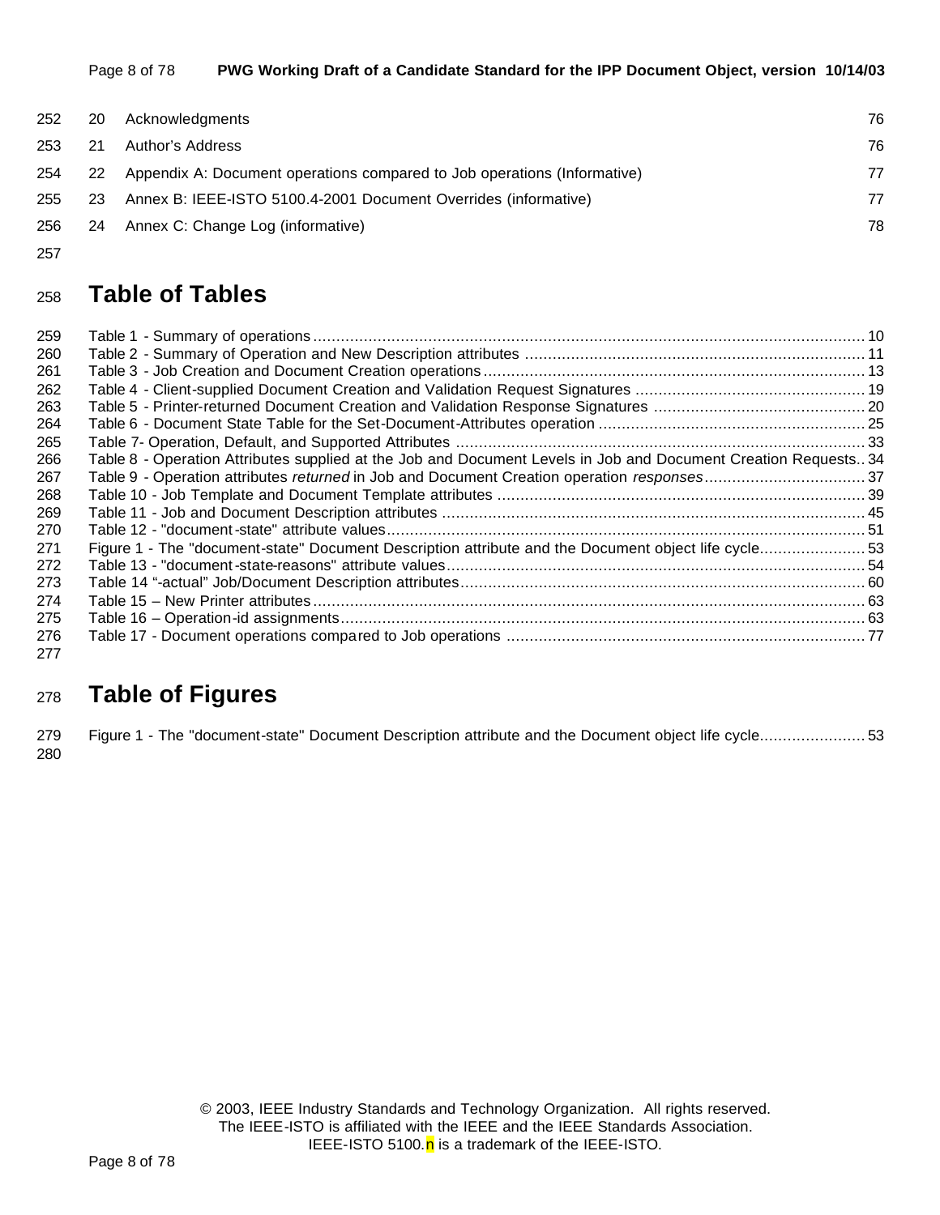20 Acknowledgments 76

21 Author's Address 76

22 Appendix A: Document operations compared to Job operations (Informative) 77

23 Annex B: IEEE-ISTO 5100.4-2001 Document Overrides (informative) 77

24 Annex C: Change Log (informative) 78

# Table of Tables

Table 1 - Summary of operations ........ 10
Table 2 - Summary of Operation and New Description attributes ........ 11
Table 3 - Job Creation and Document Creation operations ........ 13
Table 4 - Client-supplied Document Creation and Validation Request Signatures ........ 19
Table 5 - Printer-returned Document Creation and Validation Response Signatures ........ 20
Table 6 - Document State Table for the Set-Document-Attributes operation ........ 25
Table 7- Operation, Default, and Supported Attributes ........ 33
Table 8 - Operation Attributes supplied at the Job and Document Levels in Job and Document Creation Requests.. 34
Table 9 - Operation attributes *returned* in Job and Document Creation operation *responses* ........ 37
Table 10 - Job Template and Document Template attributes ........ 39
Table 11 - Job and Document Description attributes ........ 45
Table 12 - "document-state" attribute values ........ 51
Figure 1 - The "document-state" Document Description attribute and the Document object life cycle ........ 53
Table 13 - "document-state-reasons" attribute values ........ 54
Table 14 "-actual" Job/Document Description attributes ........ 60
Table 15 – New Printer attributes ........ 63
Table 16 – Operation-id assignments ........ 63
Table 17 - Document operations compared to Job operations ........ 77

# Table of Figures

Figure 1 - The "document-state" Document Description attribute and the Document object life cycle ........ 53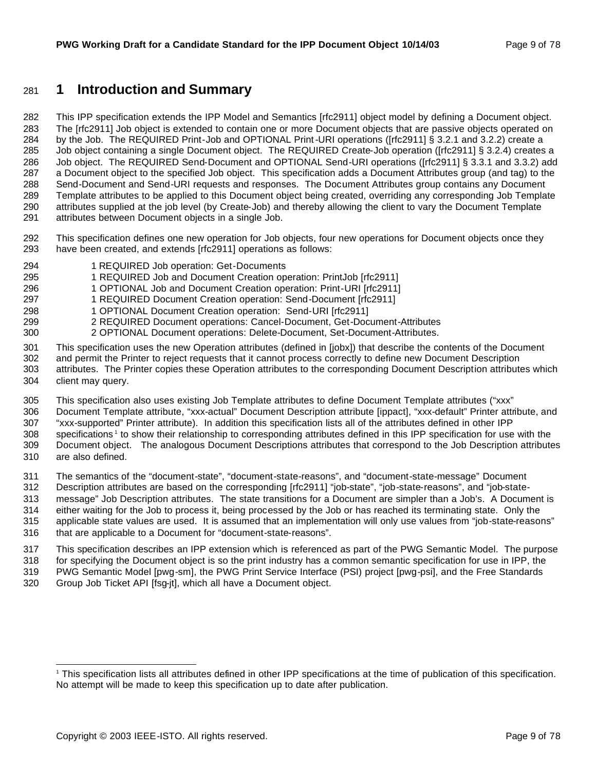// Line numbers omitted.

# 1 Introduction and Summary

This IPP specification extends the IPP Model and Semantics [rfc2911] object model by defining a Document object. The [rfc2911] Job object is extended to contain one or more Document objects that are passive objects operated on by the Job. The REQUIRED Print-Job and OPTIONAL Print-URI operations ([rfc2911] § 3.2.1 and 3.2.2) create a Job object containing a single Document object. The REQUIRED Create-Job operation ([rfc2911] § 3.2.4) creates a Job object. The REQUIRED Send-Document and OPTIONAL Send-URI operations ([rfc2911] § 3.3.1 and 3.3.2) add a Document object to the specified Job object. This specification adds a Document Attributes group (and tag) to the Send-Document and Send-URI requests and responses. The Document Attributes group contains any Document Template attributes to be applied to this Document object being created, overriding any corresponding Job Template attributes supplied at the job level (by Create-Job) and thereby allowing the client to vary the Document Template attributes between Document objects in a single Job.

This specification defines one new operation for Job objects, four new operations for Document objects once they have been created, and extends [rfc2911] operations as follows:

- 1 REQUIRED Job operation: Get-Documents
- 1 REQUIRED Job and Document Creation operation: PrintJob [rfc2911]
- 1 OPTIONAL Job and Document Creation operation: Print-URI [rfc2911]
- 1 REQUIRED Document Creation operation: Send-Document [rfc2911]
- 1 OPTIONAL Document Creation operation: Send-URI [rfc2911]
- 2 REQUIRED Document operations: Cancel-Document, Get-Document-Attributes
- 2 OPTIONAL Document operations: Delete-Document, Set-Document-Attributes.

This specification uses the new Operation attributes (defined in [jobx]) that describe the contents of the Document and permit the Printer to reject requests that it cannot process correctly to define new Document Description attributes. The Printer copies these Operation attributes to the corresponding Document Description attributes which client may query.

This specification also uses existing Job Template attributes to define Document Template attributes ("xxx" Document Template attribute, "xxx-actual" Document Description attribute [ippact], "xxx-default" Printer attribute, and "xxx-supported" Printer attribute). In addition this specification lists all of the attributes defined in other IPP specifications [1] to show their relationship to corresponding attributes defined in this IPP specification for use with the Document object. The analogous Document Descriptions attributes that correspond to the Job Description attributes are also defined.

The semantics of the "document-state", "document-state-reasons", and "document-state-message" Document Description attributes are based on the corresponding [rfc2911] "job-state", "job-state-reasons", and "job-state-message" Job Description attributes. The state transitions for a Document are simpler than a Job's. A Document is either waiting for the Job to process it, being processed by the Job or has reached its terminating state. Only the applicable state values are used. It is assumed that an implementation will only use values from "job-state-reasons" that are applicable to a Document for "document-state-reasons".

This specification describes an IPP extension which is referenced as part of the PWG Semantic Model. The purpose for specifying the Document object is so the print industry has a common semantic specification for use in IPP, the PWG Semantic Model [pwg-sm], the PWG Print Service Interface (PSI) project [pwg-psi], and the Free Standards Group Job Ticket API [fsg-jt], which all have a Document object.

---

[1] This specification lists all attributes defined in other IPP specifications at the time of publication of this specification. No attempt will be made to keep this specification up to date after publication.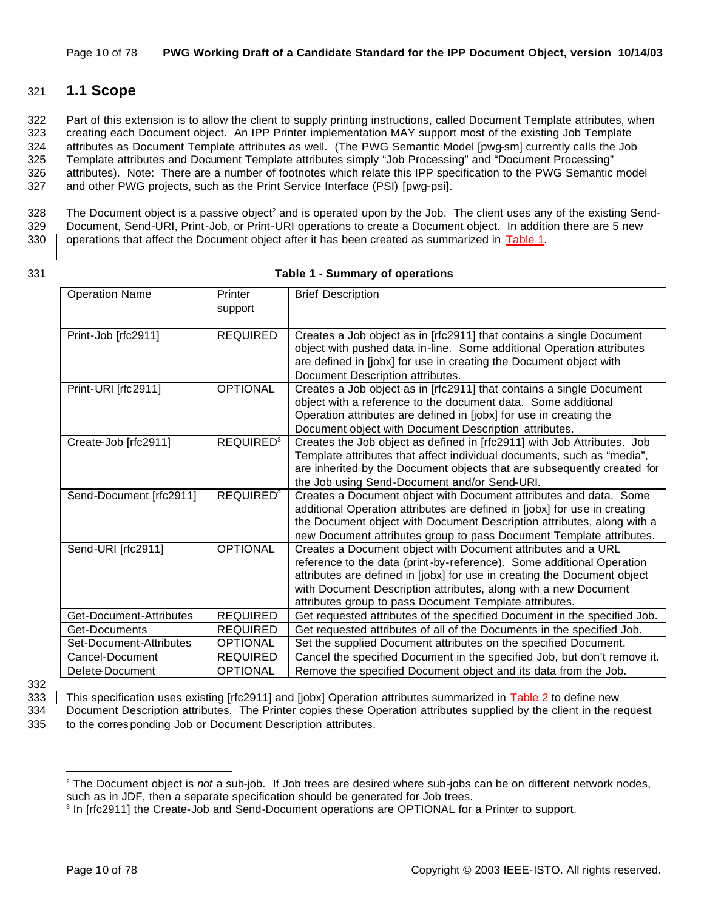## 1.1 Scope

Part of this extension is to allow the client to supply printing instructions, called Document Template attributes, when creating each Document object. An IPP Printer implementation MAY support most of the existing Job Template attributes as Document Template attributes as well. (The PWG Semantic Model [pwg-sm] currently calls the Job Template attributes and Document Template attributes simply "Job Processing" and "Document Processing" attributes). Note: There are a number of footnotes which relate this IPP specification to the PWG Semantic model and other PWG projects, such as the Print Service Interface (PSI) [pwg-psi].

The Document object is a passive object[2] and is operated upon by the Job. The client uses any of the existing Send-Document, Send-URI, Print-Job, or Print-URI operations to create a Document object. In addition there are 5 new operations that affect the Document object after it has been created as summarized in Table 1.

**Table 1 - Summary of operations**

| Operation Name | Printer support | Brief Description |
|---|---|---|
| Print-Job [rfc2911] | REQUIRED | Creates a Job object as in [rfc2911] that contains a single Document object with pushed data in-line. Some additional Operation attributes are defined in [jobx] for use in creating the Document object with Document Description attributes. |
| Print-URI [rfc2911] | OPTIONAL | Creates a Job object as in [rfc2911] that contains a single Document object with a reference to the document data. Some additional Operation attributes are defined in [jobx] for use in creating the Document object with Document Description attributes. |
| Create-Job [rfc2911] | REQUIRED[3] | Creates the Job object as defined in [rfc2911] with Job Attributes. Job Template attributes that affect individual documents, such as "media", are inherited by the Document objects that are subsequently created for the Job using Send-Document and/or Send-URI. |
| Send-Document [rfc2911] | REQUIRED[3] | Creates a Document object with Document attributes and data. Some additional Operation attributes are defined in [jobx] for use in creating the Document object with Document Description attributes, along with a new Document attributes group to pass Document Template attributes. |
| Send-URI [rfc2911] | OPTIONAL | Creates a Document object with Document attributes and a URL reference to the data (print-by-reference). Some additional Operation attributes are defined in [jobx] for use in creating the Document object with Document Description attributes, along with a new Document attributes group to pass Document Template attributes. |
| Get-Document-Attributes | REQUIRED | Get requested attributes of the specified Document in the specified Job. |
| Get-Documents | REQUIRED | Get requested attributes of all of the Documents in the specified Job. |
| Set-Document-Attributes | OPTIONAL | Set the supplied Document attributes on the specified Document. |
| Cancel-Document | REQUIRED | Cancel the specified Document in the specified Job, but don't remove it. |
| Delete-Document | OPTIONAL | Remove the specified Document object and its data from the Job. |

This specification uses existing [rfc2911] and [jobx] Operation attributes summarized in Table 2 to define new Document Description attributes. The Printer copies these Operation attributes supplied by the client in the request to the corresponding Job or Document Description attributes.

---

[2] The Document object is *not* a sub-job. If Job trees are desired where sub-jobs can be on different network nodes, such as in JDF, then a separate specification should be generated for Job trees.

[3] In [rfc2911] the Create-Job and Send-Document operations are OPTIONAL for a Printer to support.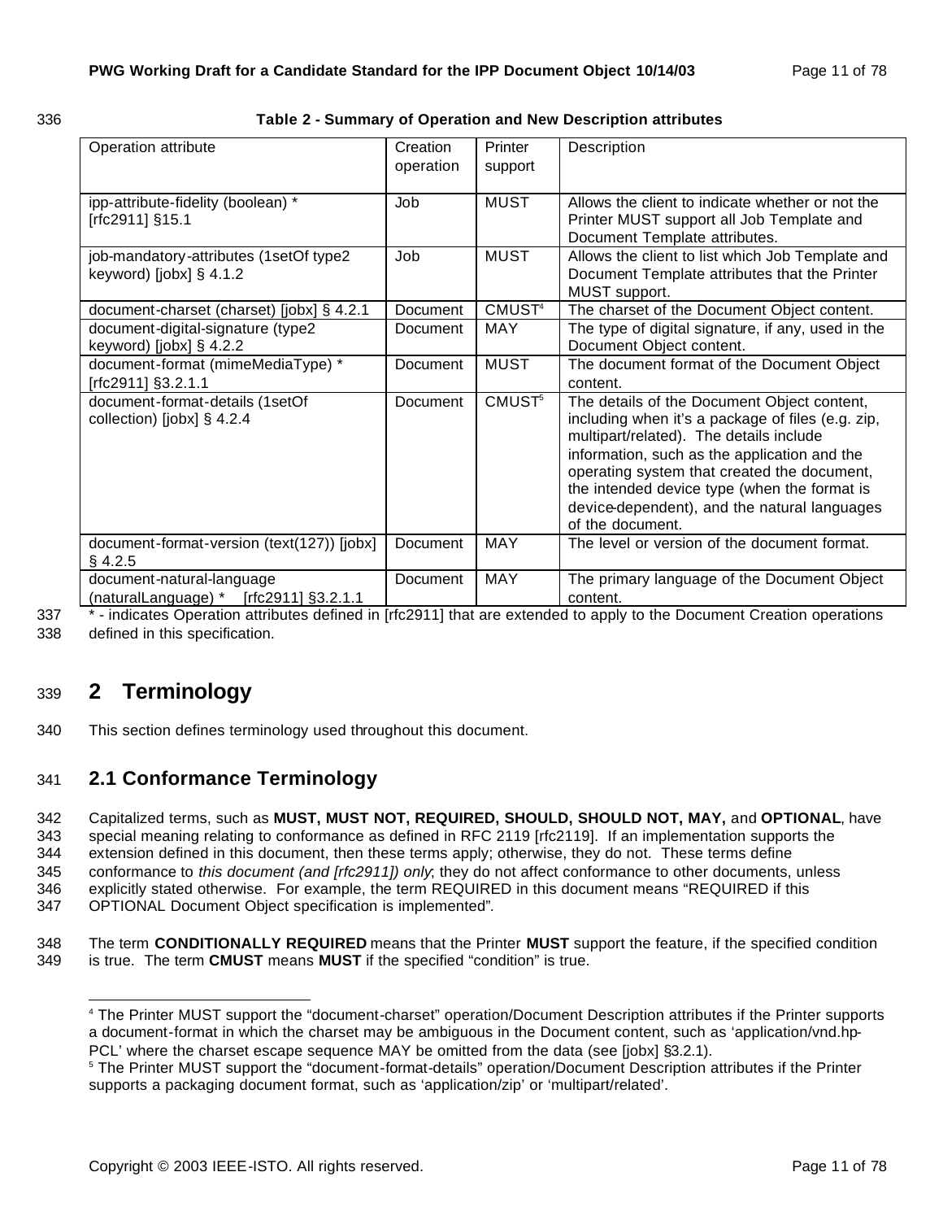**Table 2 - Summary of Operation and New Description attributes**

| Operation attribute | Creation operation | Printer support | Description |
|---|---|---|---|
| ipp-attribute-fidelity (boolean) * [rfc2911] §15.1 | Job | MUST | Allows the client to indicate whether or not the Printer MUST support all Job Template and Document Template attributes. |
| job-mandatory-attributes (1setOf type2 keyword) [jobx] § 4.1.2 | Job | MUST | Allows the client to list which Job Template and Document Template attributes that the Printer MUST support. |
| document-charset (charset) [jobx] § 4.2.1 | Document | CMUST[4] | The charset of the Document Object content. |
| document-digital-signature (type2 keyword) [jobx] § 4.2.2 | Document | MAY | The type of digital signature, if any, used in the Document Object content. |
| document-format (mimeMediaType) * [rfc2911] §3.2.1.1 | Document | MUST | The document format of the Document Object content. |
| document-format-details (1setOf collection) [jobx] § 4.2.4 | Document | CMUST[5] | The details of the Document Object content, including when it's a package of files (e.g. zip, multipart/related). The details include information, such as the application and the operating system that created the document, the intended device type (when the format is device-dependent), and the natural languages of the document. |
| document-format-version (text(127)) [jobx] § 4.2.5 | Document | MAY | The level or version of the document format. |
| document-natural-language (naturalLanguage) * [rfc2911] §3.2.1.1 | Document | MAY | The primary language of the Document Object content. |

\* - indicates Operation attributes defined in [rfc2911] that are extended to apply to the Document Creation operations defined in this specification.

# 2 Terminology

This section defines terminology used throughout this document.

## 2.1 Conformance Terminology

Capitalized terms, such as **MUST, MUST NOT, REQUIRED, SHOULD, SHOULD NOT, MAY,** and **OPTIONAL**, have special meaning relating to conformance as defined in RFC 2119 [rfc2119]. If an implementation supports the extension defined in this document, then these terms apply; otherwise, they do not. These terms define conformance to *this document (and [rfc2911]) only*; they do not affect conformance to other documents, unless explicitly stated otherwise. For example, the term REQUIRED in this document means "REQUIRED if this OPTIONAL Document Object specification is implemented".

The term **CONDITIONALLY REQUIRED** means that the Printer **MUST** support the feature, if the specified condition is true. The term **CMUST** means **MUST** if the specified "condition" is true.

---

[4] The Printer MUST support the "document-charset" operation/Document Description attributes if the Printer supports a document-format in which the charset may be ambiguous in the Document content, such as 'application/vnd.hp-PCL' where the charset escape sequence MAY be omitted from the data (see [jobx] §3.2.1).

[5] The Printer MUST support the "document-format-details" operation/Document Description attributes if the Printer supports a packaging document format, such as 'application/zip' or 'multipart/related'.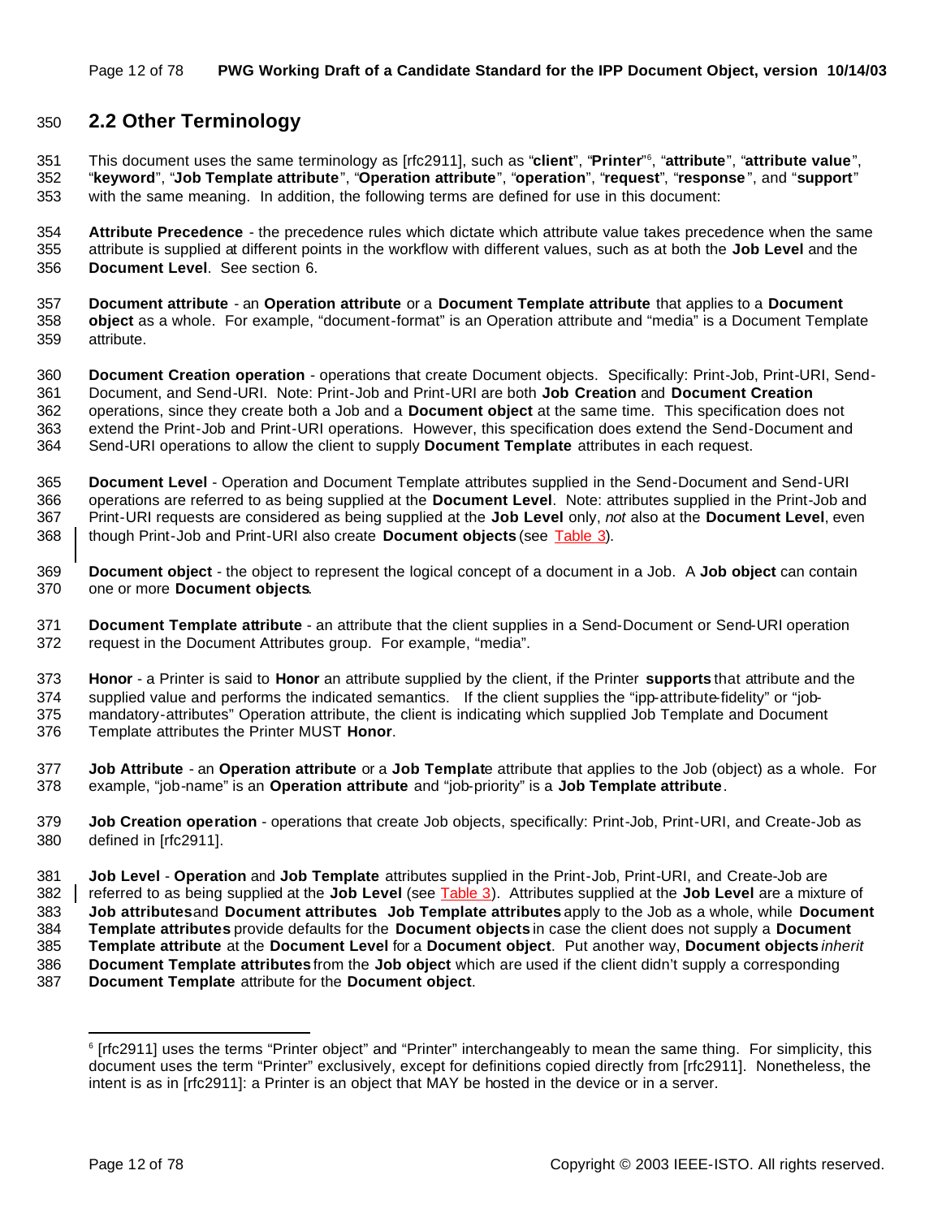## 2.2 Other Terminology

This document uses the same terminology as [rfc2911], such as "**client**", "**Printer**"[6], "**attribute**", "**attribute value**", "**keyword**", "**Job Template attribute**", "**Operation attribute**", "**operation**", "**request**", "**response**", and "**support**" with the same meaning. In addition, the following terms are defined for use in this document:

**Attribute Precedence** - the precedence rules which dictate which attribute value takes precedence when the same attribute is supplied at different points in the workflow with different values, such as at both the **Job Level** and the **Document Level**. See section 6.

**Document attribute** - an **Operation attribute** or a **Document Template attribute** that applies to a **Document object** as a whole. For example, "document-format" is an Operation attribute and "media" is a Document Template attribute.

**Document Creation operation** - operations that create Document objects. Specifically: Print-Job, Print-URI, Send-Document, and Send-URI. Note: Print-Job and Print-URI are both **Job Creation** and **Document Creation** operations, since they create both a Job and a **Document object** at the same time. This specification does not extend the Print-Job and Print-URI operations. However, this specification does extend the Send-Document and Send-URI operations to allow the client to supply **Document Template** attributes in each request.

**Document Level** - Operation and Document Template attributes supplied in the Send-Document and Send-URI operations are referred to as being supplied at the **Document Level**. Note: attributes supplied in the Print-Job and Print-URI requests are considered as being supplied at the **Job Level** only, *not* also at the **Document Level**, even though Print-Job and Print-URI also create **Document objects** (see Table 3).

**Document object** - the object to represent the logical concept of a document in a Job. A **Job object** can contain one or more **Document objects**.

**Document Template attribute** - an attribute that the client supplies in a Send-Document or Send-URI operation request in the Document Attributes group. For example, "media".

**Honor** - a Printer is said to **Honor** an attribute supplied by the client, if the Printer **supports** that attribute and the supplied value and performs the indicated semantics. If the client supplies the "ipp-attribute-fidelity" or "job-mandatory-attributes" Operation attribute, the client is indicating which supplied Job Template and Document Template attributes the Printer MUST **Honor**.

**Job Attribute** - an **Operation attribute** or a **Job Template** attribute that applies to the Job (object) as a whole. For example, "job-name" is an **Operation attribute** and "job-priority" is a **Job Template attribute**.

**Job Creation operation** - operations that create Job objects, specifically: Print-Job, Print-URI, and Create-Job as defined in [rfc2911].

**Job Level** - **Operation** and **Job Template** attributes supplied in the Print-Job, Print-URI, and Create-Job are referred to as being supplied at the **Job Level** (see Table 3). Attributes supplied at the **Job Level** are a mixture of **Job attributes** and **Document attributes**. **Job Template attributes** apply to the Job as a whole, while **Document Template attributes** provide defaults for the **Document objects** in case the client does not supply a **Document Template attribute** at the **Document Level** for a **Document object**. Put another way, **Document objects** *inherit* **Document Template attributes** from the **Job object** which are used if the client didn't supply a corresponding **Document Template** attribute for the **Document object**.

---

[6] [rfc2911] uses the terms "Printer object" and "Printer" interchangeably to mean the same thing. For simplicity, this document uses the term "Printer" exclusively, except for definitions copied directly from [rfc2911]. Nonetheless, the intent is as in [rfc2911]: a Printer is an object that MAY be hosted in the device or in a server.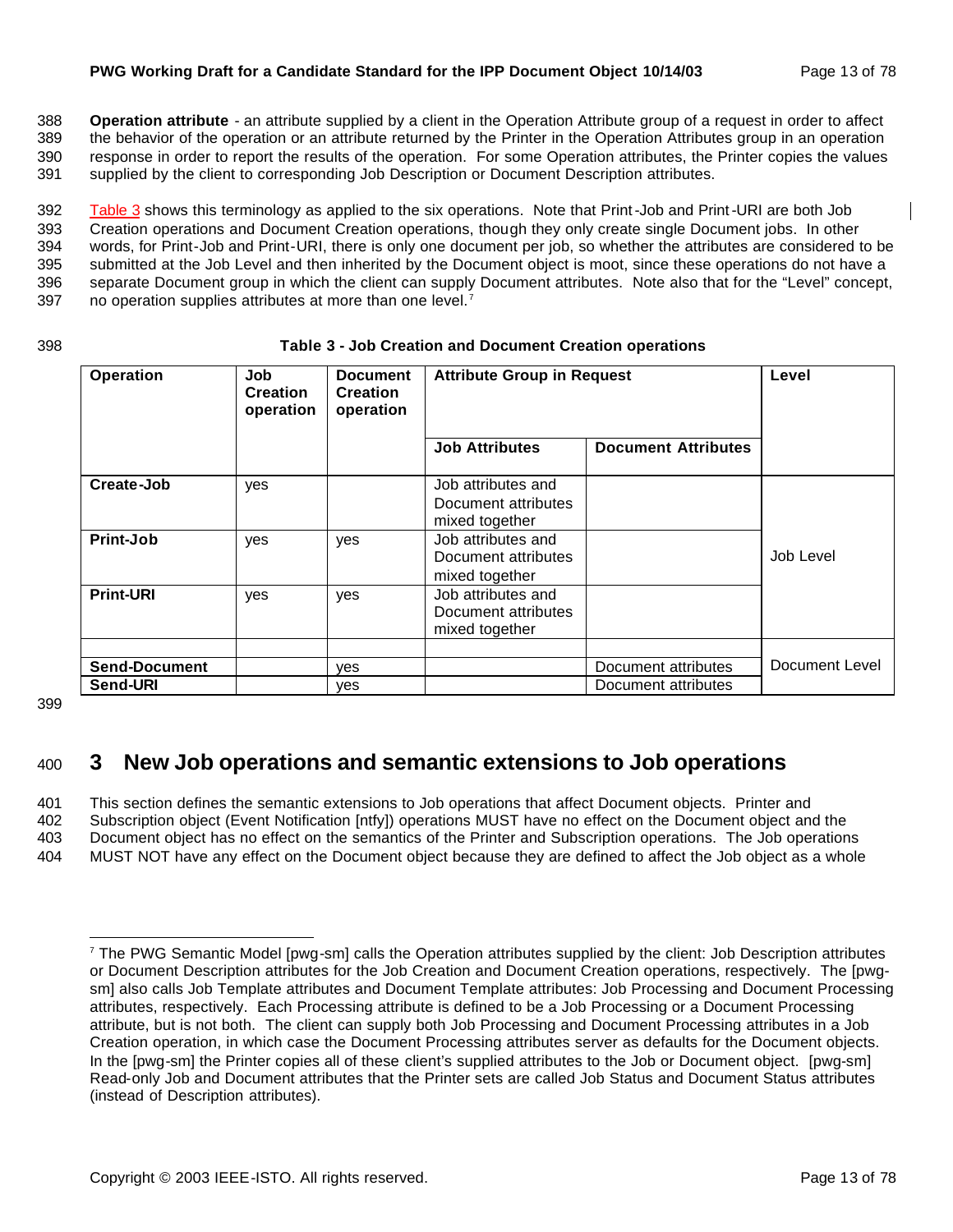**Operation attribute** - an attribute supplied by a client in the Operation Attribute group of a request in order to affect the behavior of the operation or an attribute returned by the Printer in the Operation Attributes group in an operation response in order to report the results of the operation. For some Operation attributes, the Printer copies the values supplied by the client to corresponding Job Description or Document Description attributes.

Table 3 shows this terminology as applied to the six operations. Note that Print-Job and Print-URI are both Job Creation operations and Document Creation operations, though they only create single Document jobs. In other words, for Print-Job and Print-URI, there is only one document per job, so whether the attributes are considered to be submitted at the Job Level and then inherited by the Document object is moot, since these operations do not have a separate Document group in which the client can supply Document attributes. Note also that for the "Level" concept, no operation supplies attributes at more than one level.[7]

**Table 3 - Job Creation and Document Creation operations**

| Operation | Job Creation operation | Document Creation operation | Attribute Group in Request | | Level |
|---|---|---|---|---|---|
| | | | **Job Attributes** | **Document Attributes** | |
| **Create-Job** | yes | | Job attributes and Document attributes mixed together | | Job Level |
| **Print-Job** | yes | yes | Job attributes and Document attributes mixed together | | |
| **Print-URI** | yes | yes | Job attributes and Document attributes mixed together | | |
| | | | | | |
| **Send-Document** | | yes | | Document attributes | Document Level |
| **Send-URI** | | yes | | Document attributes | |

# 3 New Job operations and semantic extensions to Job operations

This section defines the semantic extensions to Job operations that affect Document objects. Printer and Subscription object (Event Notification [ntfy]) operations MUST have no effect on the Document object and the Document object has no effect on the semantics of the Printer and Subscription operations. The Job operations MUST NOT have any effect on the Document object because they are defined to affect the Job object as a whole

[7] The PWG Semantic Model [pwg-sm] calls the Operation attributes supplied by the client: Job Description attributes or Document Description attributes for the Job Creation and Document Creation operations, respectively. The [pwg-sm] also calls Job Template attributes and Document Template attributes: Job Processing and Document Processing attributes, respectively. Each Processing attribute is defined to be a Job Processing or a Document Processing attribute, but is not both. The client can supply both Job Processing and Document Processing attributes in a Job Creation operation, in which case the Document Processing attributes server as defaults for the Document objects. In the [pwg-sm] the Printer copies all of these client's supplied attributes to the Job or Document object. [pwg-sm] Read-only Job and Document attributes that the Printer sets are called Job Status and Document Status attributes (instead of Description attributes).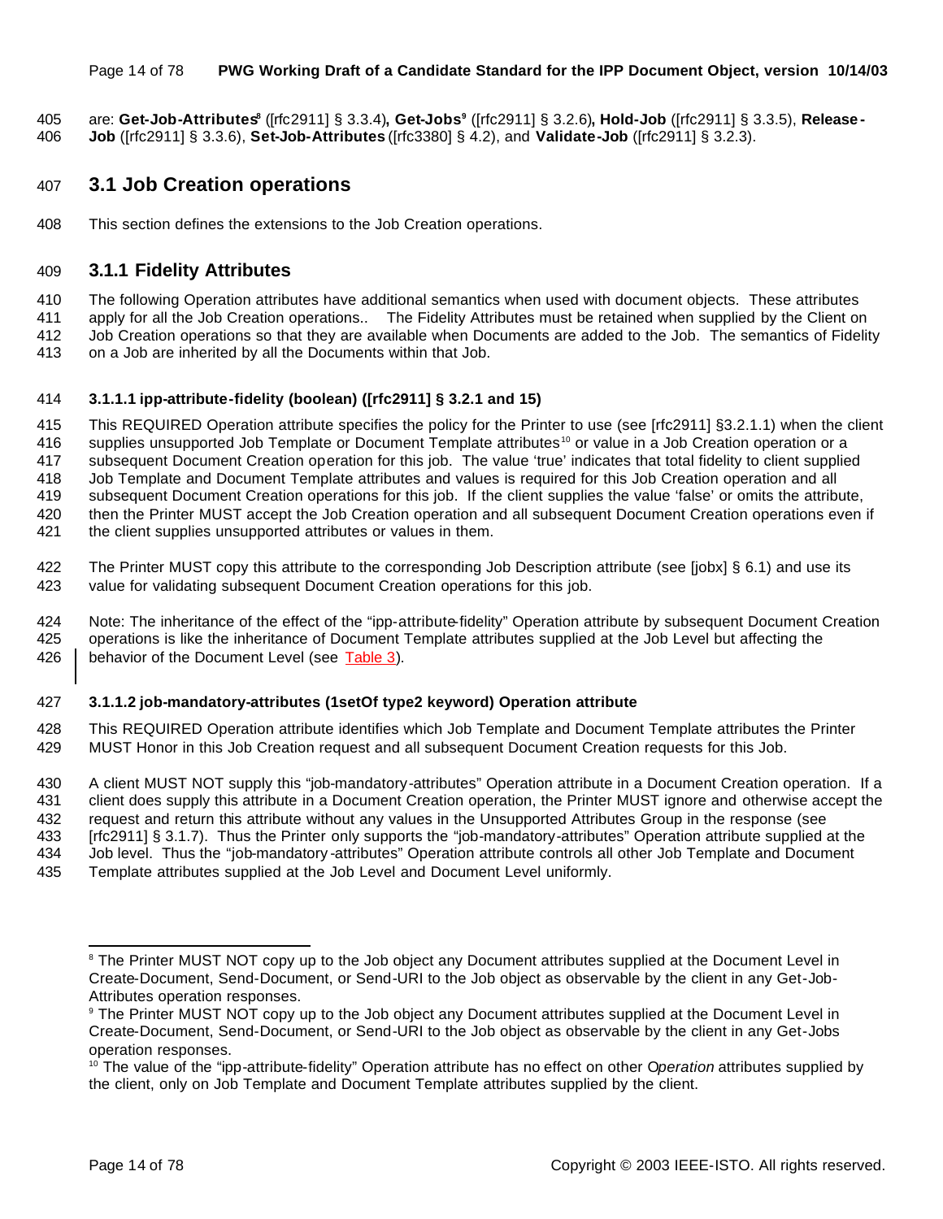are: **Get-Job-Attributes**[8] ([rfc2911] § 3.3.4)**, Get-Jobs**[9] ([rfc2911] § 3.2.6)**, Hold-Job** ([rfc2911] § 3.3.5), **Release-Job** ([rfc2911] § 3.3.6), **Set-Job-Attributes** ([rfc3380] § 4.2), and **Validate-Job** ([rfc2911] § 3.2.3).

## 3.1 Job Creation operations

This section defines the extensions to the Job Creation operations.

### 3.1.1 Fidelity Attributes

The following Operation attributes have additional semantics when used with document objects. These attributes apply for all the Job Creation operations.. The Fidelity Attributes must be retained when supplied by the Client on Job Creation operations so that they are available when Documents are added to the Job. The semantics of Fidelity on a Job are inherited by all the Documents within that Job.

#### 3.1.1.1 ipp-attribute-fidelity (boolean) ([rfc2911] § 3.2.1 and 15)

This REQUIRED Operation attribute specifies the policy for the Printer to use (see [rfc2911] §3.2.1.1) when the client supplies unsupported Job Template or Document Template attributes[10] or value in a Job Creation operation or a subsequent Document Creation operation for this job. The value 'true' indicates that total fidelity to client supplied Job Template and Document Template attributes and values is required for this Job Creation operation and all subsequent Document Creation operations for this job. If the client supplies the value 'false' or omits the attribute, then the Printer MUST accept the Job Creation operation and all subsequent Document Creation operations even if the client supplies unsupported attributes or values in them.

The Printer MUST copy this attribute to the corresponding Job Description attribute (see [jobx] § 6.1) and use its value for validating subsequent Document Creation operations for this job.

Note: The inheritance of the effect of the "ipp-attribute-fidelity" Operation attribute by subsequent Document Creation operations is like the inheritance of Document Template attributes supplied at the Job Level but affecting the behavior of the Document Level (see Table 3).

#### 3.1.1.2 job-mandatory-attributes (1setOf type2 keyword) Operation attribute

This REQUIRED Operation attribute identifies which Job Template and Document Template attributes the Printer MUST Honor in this Job Creation request and all subsequent Document Creation requests for this Job.

A client MUST NOT supply this "job-mandatory-attributes" Operation attribute in a Document Creation operation. If a client does supply this attribute in a Document Creation operation, the Printer MUST ignore and otherwise accept the request and return this attribute without any values in the Unsupported Attributes Group in the response (see [rfc2911] § 3.1.7). Thus the Printer only supports the "job-mandatory-attributes" Operation attribute supplied at the Job level. Thus the "job-mandatory-attributes" Operation attribute controls all other Job Template and Document Template attributes supplied at the Job Level and Document Level uniformly.

---

[8] The Printer MUST NOT copy up to the Job object any Document attributes supplied at the Document Level in Create-Document, Send-Document, or Send-URI to the Job object as observable by the client in any Get-Job-Attributes operation responses.

[9] The Printer MUST NOT copy up to the Job object any Document attributes supplied at the Document Level in Create-Document, Send-Document, or Send-URI to the Job object as observable by the client in any Get-Jobs operation responses.

[10] The value of the "ipp-attribute-fidelity" Operation attribute has no effect on other O*peration* attributes supplied by the client, only on Job Template and Document Template attributes supplied by the client.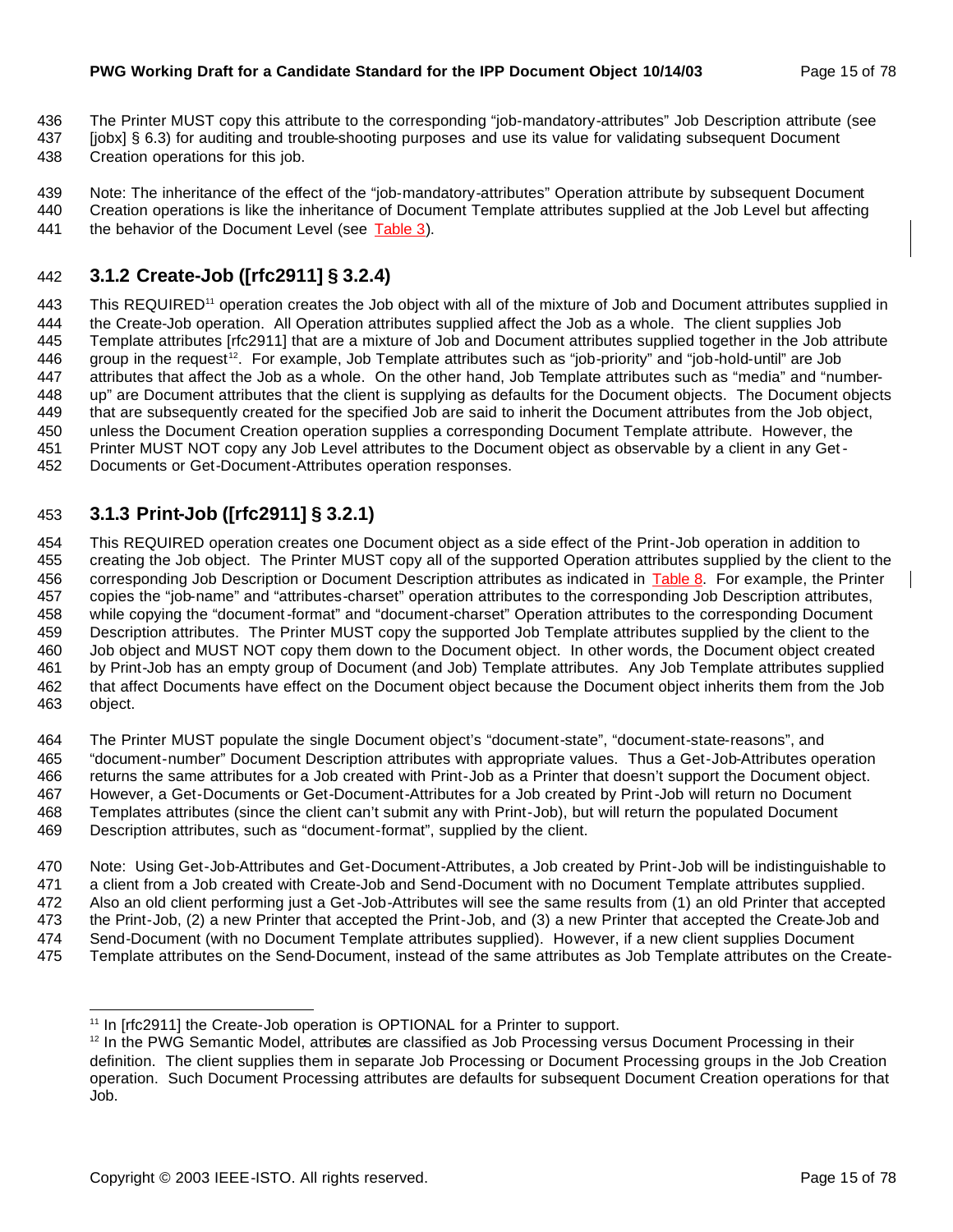The Printer MUST copy this attribute to the corresponding "job-mandatory-attributes" Job Description attribute (see [jobx] § 6.3) for auditing and trouble-shooting purposes and use its value for validating subsequent Document Creation operations for this job.

Note: The inheritance of the effect of the "job-mandatory-attributes" Operation attribute by subsequent Document Creation operations is like the inheritance of Document Template attributes supplied at the Job Level but affecting the behavior of the Document Level (see Table 3).

### 3.1.2 Create-Job ([rfc2911] § 3.2.4)

This REQUIRED[11] operation creates the Job object with all of the mixture of Job and Document attributes supplied in the Create-Job operation. All Operation attributes supplied affect the Job as a whole. The client supplies Job Template attributes [rfc2911] that are a mixture of Job and Document attributes supplied together in the Job attribute group in the request[12]. For example, Job Template attributes such as "job-priority" and "job-hold-until" are Job attributes that affect the Job as a whole. On the other hand, Job Template attributes such as "media" and "number-up" are Document attributes that the client is supplying as defaults for the Document objects. The Document objects that are subsequently created for the specified Job are said to inherit the Document attributes from the Job object, unless the Document Creation operation supplies a corresponding Document Template attribute. However, the Printer MUST NOT copy any Job Level attributes to the Document object as observable by a client in any Get-Documents or Get-Document-Attributes operation responses.

### 3.1.3 Print-Job ([rfc2911] § 3.2.1)

This REQUIRED operation creates one Document object as a side effect of the Print-Job operation in addition to creating the Job object. The Printer MUST copy all of the supported Operation attributes supplied by the client to the corresponding Job Description or Document Description attributes as indicated in Table 8. For example, the Printer copies the "job-name" and "attributes-charset" operation attributes to the corresponding Job Description attributes, while copying the "document-format" and "document-charset" Operation attributes to the corresponding Document Description attributes. The Printer MUST copy the supported Job Template attributes supplied by the client to the Job object and MUST NOT copy them down to the Document object. In other words, the Document object created by Print-Job has an empty group of Document (and Job) Template attributes. Any Job Template attributes supplied that affect Documents have effect on the Document object because the Document object inherits them from the Job object.

The Printer MUST populate the single Document object's "document-state", "document-state-reasons", and "document-number" Document Description attributes with appropriate values. Thus a Get-Job-Attributes operation returns the same attributes for a Job created with Print-Job as a Printer that doesn't support the Document object. However, a Get-Documents or Get-Document-Attributes for a Job created by Print-Job will return no Document Templates attributes (since the client can't submit any with Print-Job), but will return the populated Document Description attributes, such as "document-format", supplied by the client.

Note: Using Get-Job-Attributes and Get-Document-Attributes, a Job created by Print-Job will be indistinguishable to a client from a Job created with Create-Job and Send-Document with no Document Template attributes supplied. Also an old client performing just a Get-Job-Attributes will see the same results from (1) an old Printer that accepted the Print-Job, (2) a new Printer that accepted the Print-Job, and (3) a new Printer that accepted the Create-Job and Send-Document (with no Document Template attributes supplied). However, if a new client supplies Document Template attributes on the Send-Document, instead of the same attributes as Job Template attributes on the Create-

[11] In [rfc2911] the Create-Job operation is OPTIONAL for a Printer to support.

[12] In the PWG Semantic Model, attributes are classified as Job Processing versus Document Processing in their definition. The client supplies them in separate Job Processing or Document Processing groups in the Job Creation operation. Such Document Processing attributes are defaults for subsequent Document Creation operations for that Job.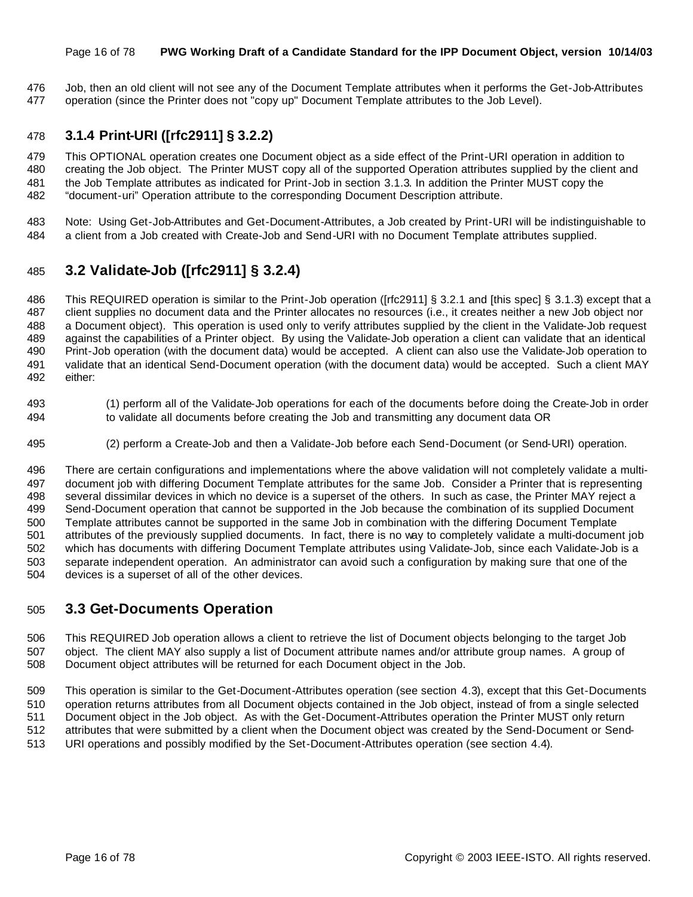Job, then an old client will not see any of the Document Template attributes when it performs the Get-Job-Attributes operation (since the Printer does not "copy up" Document Template attributes to the Job Level).

### 3.1.4 Print-URI ([rfc2911] § 3.2.2)

This OPTIONAL operation creates one Document object as a side effect of the Print-URI operation in addition to creating the Job object. The Printer MUST copy all of the supported Operation attributes supplied by the client and the Job Template attributes as indicated for Print-Job in section 3.1.3. In addition the Printer MUST copy the "document-uri" Operation attribute to the corresponding Document Description attribute.

Note: Using Get-Job-Attributes and Get-Document-Attributes, a Job created by Print-URI will be indistinguishable to a client from a Job created with Create-Job and Send-URI with no Document Template attributes supplied.

## 3.2 Validate-Job ([rfc2911] § 3.2.4)

This REQUIRED operation is similar to the Print-Job operation ([rfc2911] § 3.2.1 and [this spec] § 3.1.3) except that a client supplies no document data and the Printer allocates no resources (i.e., it creates neither a new Job object nor a Document object). This operation is used only to verify attributes supplied by the client in the Validate-Job request against the capabilities of a Printer object. By using the Validate-Job operation a client can validate that an identical Print-Job operation (with the document data) would be accepted. A client can also use the Validate-Job operation to validate that an identical Send-Document operation (with the document data) would be accepted. Such a client MAY either:

(1) perform all of the Validate-Job operations for each of the documents before doing the Create-Job in order to validate all documents before creating the Job and transmitting any document data OR

(2) perform a Create-Job and then a Validate-Job before each Send-Document (or Send-URI) operation.

There are certain configurations and implementations where the above validation will not completely validate a multi-document job with differing Document Template attributes for the same Job. Consider a Printer that is representing several dissimilar devices in which no device is a superset of the others. In such as case, the Printer MAY reject a Send-Document operation that cannot be supported in the Job because the combination of its supplied Document Template attributes cannot be supported in the same Job in combination with the differing Document Template attributes of the previously supplied documents. In fact, there is no way to completely validate a multi-document job which has documents with differing Document Template attributes using Validate-Job, since each Validate-Job is a separate independent operation. An administrator can avoid such a configuration by making sure that one of the devices is a superset of all of the other devices.

## 3.3 Get-Documents Operation

This REQUIRED Job operation allows a client to retrieve the list of Document objects belonging to the target Job object. The client MAY also supply a list of Document attribute names and/or attribute group names. A group of Document object attributes will be returned for each Document object in the Job.

This operation is similar to the Get-Document-Attributes operation (see section 4.3), except that this Get-Documents operation returns attributes from all Document objects contained in the Job object, instead of from a single selected Document object in the Job object. As with the Get-Document-Attributes operation the Printer MUST only return attributes that were submitted by a client when the Document object was created by the Send-Document or Send-URI operations and possibly modified by the Set-Document-Attributes operation (see section 4.4).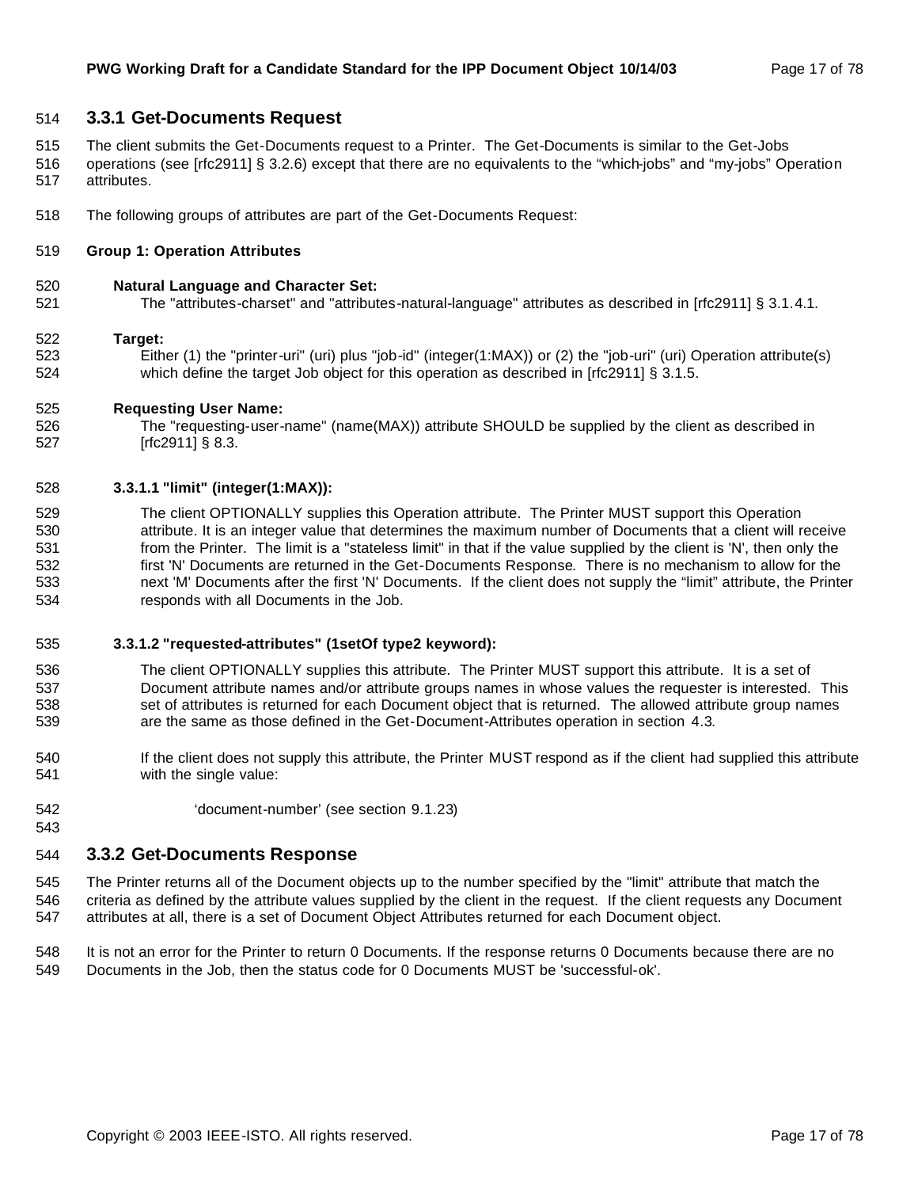### 3.3.1 Get-Documents Request

The client submits the Get-Documents request to a Printer. The Get-Documents is similar to the Get-Jobs operations (see [rfc2911] § 3.2.6) except that there are no equivalents to the “which-jobs” and “my-jobs” Operation attributes.

The following groups of attributes are part of the Get-Documents Request:

**Group 1: Operation Attributes**

**Natural Language and Character Set:**
The "attributes-charset" and "attributes-natural-language" attributes as described in [rfc2911] § 3.1.4.1.

**Target:**
Either (1) the "printer-uri" (uri) plus "job-id" (integer(1:MAX)) or (2) the "job-uri" (uri) Operation attribute(s) which define the target Job object for this operation as described in [rfc2911] § 3.1.5.

**Requesting User Name:**
The "requesting-user-name" (name(MAX)) attribute SHOULD be supplied by the client as described in [rfc2911] § 8.3.

#### 3.3.1.1 "limit" (integer(1:MAX)):

The client OPTIONALLY supplies this Operation attribute. The Printer MUST support this Operation attribute. It is an integer value that determines the maximum number of Documents that a client will receive from the Printer. The limit is a "stateless limit" in that if the value supplied by the client is 'N', then only the first 'N' Documents are returned in the Get-Documents Response. There is no mechanism to allow for the next 'M' Documents after the first 'N' Documents. If the client does not supply the “limit” attribute, the Printer responds with all Documents in the Job.

#### 3.3.1.2 "requested-attributes" (1setOf type2 keyword):

The client OPTIONALLY supplies this attribute. The Printer MUST support this attribute. It is a set of Document attribute names and/or attribute groups names in whose values the requester is interested. This set of attributes is returned for each Document object that is returned. The allowed attribute group names are the same as those defined in the Get-Document-Attributes operation in section 4.3.

If the client does not supply this attribute, the Printer MUST respond as if the client had supplied this attribute with the single value:

‘document-number’ (see section 9.1.23)

### 3.3.2 Get-Documents Response

The Printer returns all of the Document objects up to the number specified by the "limit" attribute that match the criteria as defined by the attribute values supplied by the client in the request. If the client requests any Document attributes at all, there is a set of Document Object Attributes returned for each Document object.

It is not an error for the Printer to return 0 Documents. If the response returns 0 Documents because there are no Documents in the Job, then the status code for 0 Documents MUST be 'successful-ok'.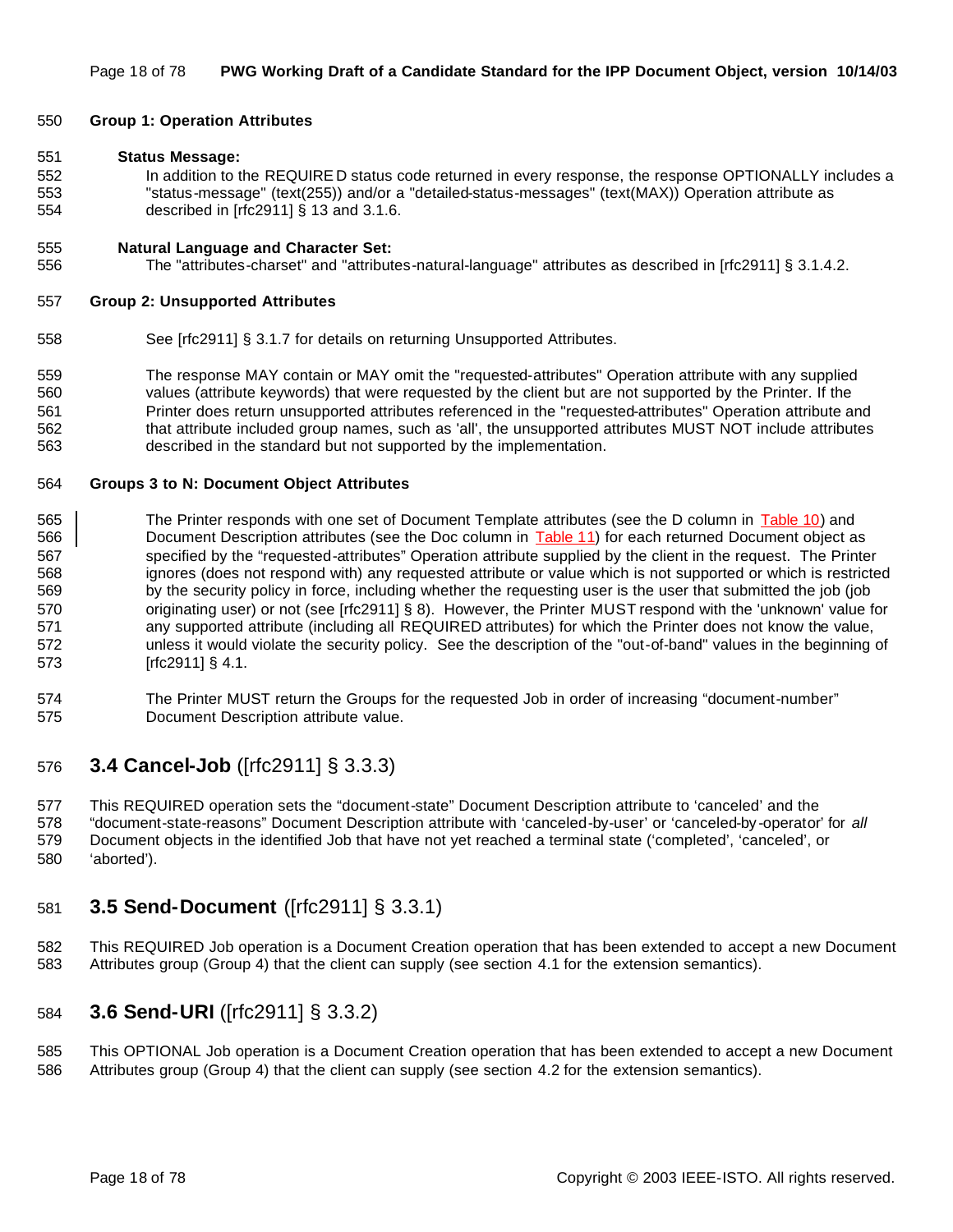**Group 1: Operation Attributes**

**Status Message:**

In addition to the REQUIRED status code returned in every response, the response OPTIONALLY includes a "status-message" (text(255)) and/or a "detailed-status-messages" (text(MAX)) Operation attribute as described in [rfc2911] § 13 and 3.1.6.

**Natural Language and Character Set:**

The "attributes-charset" and "attributes-natural-language" attributes as described in [rfc2911] § 3.1.4.2.

**Group 2: Unsupported Attributes**

See [rfc2911] § 3.1.7 for details on returning Unsupported Attributes.

The response MAY contain or MAY omit the "requested-attributes" Operation attribute with any supplied values (attribute keywords) that were requested by the client but are not supported by the Printer. If the Printer does return unsupported attributes referenced in the "requested-attributes" Operation attribute and that attribute included group names, such as 'all', the unsupported attributes MUST NOT include attributes described in the standard but not supported by the implementation.

**Groups 3 to N: Document Object Attributes**

The Printer responds with one set of Document Template attributes (see the D column in Table 10) and Document Description attributes (see the Doc column in Table 11) for each returned Document object as specified by the "requested-attributes" Operation attribute supplied by the client in the request. The Printer ignores (does not respond with) any requested attribute or value which is not supported or which is restricted by the security policy in force, including whether the requesting user is the user that submitted the job (job originating user) or not (see [rfc2911] § 8). However, the Printer MUST respond with the 'unknown' value for any supported attribute (including all REQUIRED attributes) for which the Printer does not know the value, unless it would violate the security policy. See the description of the "out-of-band" values in the beginning of [rfc2911] § 4.1.

The Printer MUST return the Groups for the requested Job in order of increasing "document-number" Document Description attribute value.

## 3.4 Cancel-Job ([rfc2911] § 3.3.3)

This REQUIRED operation sets the "document-state" Document Description attribute to 'canceled' and the "document-state-reasons" Document Description attribute with 'canceled-by-user' or 'canceled-by-operator' for *all* Document objects in the identified Job that have not yet reached a terminal state ('completed', 'canceled', or 'aborted').

## 3.5 Send-Document ([rfc2911] § 3.3.1)

This REQUIRED Job operation is a Document Creation operation that has been extended to accept a new Document Attributes group (Group 4) that the client can supply (see section 4.1 for the extension semantics).

## 3.6 Send-URI ([rfc2911] § 3.3.2)

This OPTIONAL Job operation is a Document Creation operation that has been extended to accept a new Document Attributes group (Group 4) that the client can supply (see section 4.2 for the extension semantics).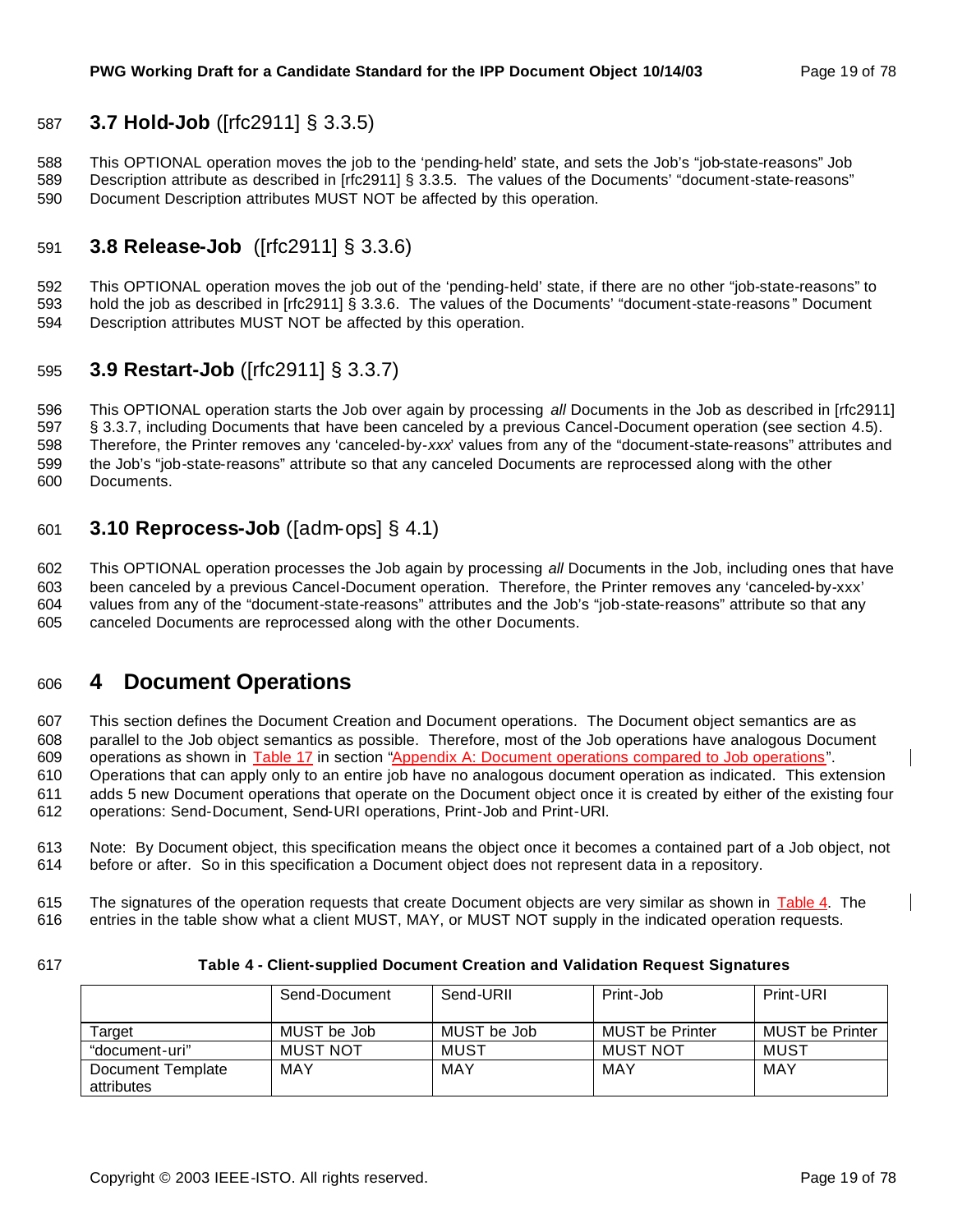## 3.7 Hold-Job ([rfc2911] § 3.3.5)

This OPTIONAL operation moves the job to the 'pending-held' state, and sets the Job's "job-state-reasons" Job Description attribute as described in [rfc2911] § 3.3.5. The values of the Documents' "document-state-reasons" Document Description attributes MUST NOT be affected by this operation.

## 3.8 Release-Job ([rfc2911] § 3.3.6)

This OPTIONAL operation moves the job out of the 'pending-held' state, if there are no other "job-state-reasons" to hold the job as described in [rfc2911] § 3.3.6. The values of the Documents' "document-state-reasons" Document Description attributes MUST NOT be affected by this operation.

## 3.9 Restart-Job ([rfc2911] § 3.3.7)

This OPTIONAL operation starts the Job over again by processing *all* Documents in the Job as described in [rfc2911] § 3.3.7, including Documents that have been canceled by a previous Cancel-Document operation (see section 4.5). Therefore, the Printer removes any 'canceled-by-*xxx*' values from any of the "document-state-reasons" attributes and the Job's "job-state-reasons" attribute so that any canceled Documents are reprocessed along with the other Documents.

## 3.10 Reprocess-Job ([adm-ops] § 4.1)

This OPTIONAL operation processes the Job again by processing *all* Documents in the Job, including ones that have been canceled by a previous Cancel-Document operation. Therefore, the Printer removes any 'canceled-by-xxx' values from any of the "document-state-reasons" attributes and the Job's "job-state-reasons" attribute so that any canceled Documents are reprocessed along with the other Documents.

# 4 Document Operations

This section defines the Document Creation and Document operations. The Document object semantics are as parallel to the Job object semantics as possible. Therefore, most of the Job operations have analogous Document operations as shown in Table 17 in section "Appendix A: Document operations compared to Job operations". Operations that can apply only to an entire job have no analogous document operation as indicated. This extension adds 5 new Document operations that operate on the Document object once it is created by either of the existing four operations: Send-Document, Send-URI operations, Print-Job and Print-URI.

Note: By Document object, this specification means the object once it becomes a contained part of a Job object, not before or after. So in this specification a Document object does not represent data in a repository.

The signatures of the operation requests that create Document objects are very similar as shown in Table 4. The entries in the table show what a client MUST, MAY, or MUST NOT supply in the indicated operation requests.

**Table 4 - Client-supplied Document Creation and Validation Request Signatures**

| | Send-Document | Send-URII | Print-Job | Print-URI |
|---|---|---|---|---|
| Target | MUST be Job | MUST be Job | MUST be Printer | MUST be Printer |
| "document-uri" | MUST NOT | MUST | MUST NOT | MUST |
| Document Template attributes | MAY | MAY | MAY | MAY |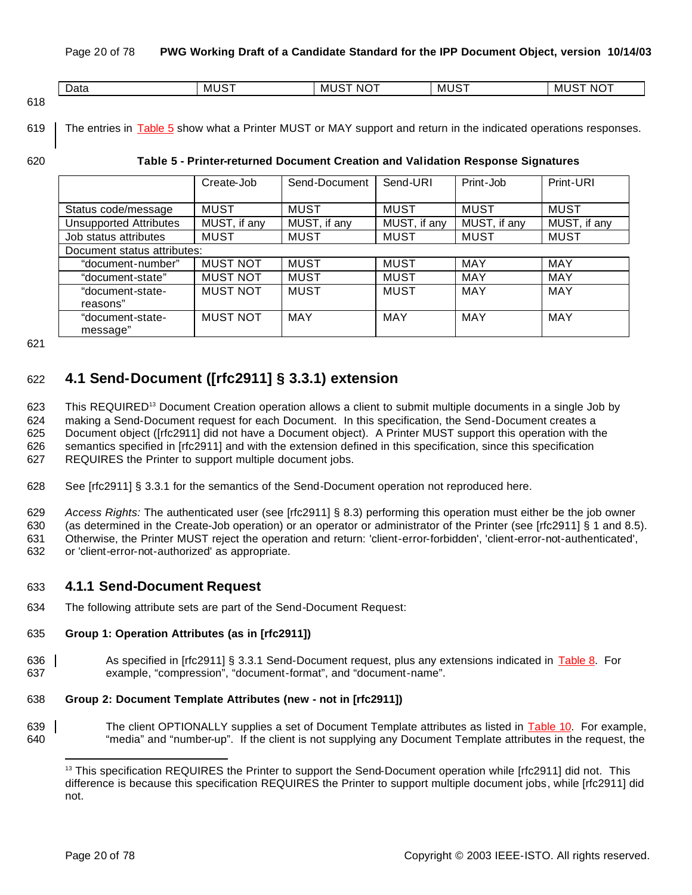| Data | MUST | MUST NOT | MUST | MUST NOT |
|---|---|---|---|---|

The entries in Table 5 show what a Printer MUST or MAY support and return in the indicated operations responses.

**Table 5 - Printer-returned Document Creation and Validation Response Signatures**

| | Create-Job | Send-Document | Send-URI | Print-Job | Print-URI |
|---|---|---|---|---|---|
| Status code/message | MUST | MUST | MUST | MUST | MUST |
| Unsupported Attributes | MUST, if any | MUST, if any | MUST, if any | MUST, if any | MUST, if any |
| Job status attributes | MUST | MUST | MUST | MUST | MUST |
| Document status attributes: | | | | | |
| "document-number" | MUST NOT | MUST | MUST | MAY | MAY |
| "document-state" | MUST NOT | MUST | MUST | MAY | MAY |
| "document-state-reasons" | MUST NOT | MUST | MUST | MAY | MAY |
| "document-state-message" | MUST NOT | MAY | MAY | MAY | MAY |

## 4.1 Send-Document ([rfc2911] § 3.3.1) extension

This REQUIRED[13] Document Creation operation allows a client to submit multiple documents in a single Job by making a Send-Document request for each Document. In this specification, the Send-Document creates a Document object ([rfc2911] did not have a Document object). A Printer MUST support this operation with the semantics specified in [rfc2911] and with the extension defined in this specification, since this specification REQUIRES the Printer to support multiple document jobs.

See [rfc2911] § 3.3.1 for the semantics of the Send-Document operation not reproduced here.

*Access Rights:* The authenticated user (see [rfc2911] § 8.3) performing this operation must either be the job owner (as determined in the Create-Job operation) or an operator or administrator of the Printer (see [rfc2911] § 1 and 8.5). Otherwise, the Printer MUST reject the operation and return: 'client-error-forbidden', 'client-error-not-authenticated', or 'client-error-not-authorized' as appropriate.

### 4.1.1 Send-Document Request

The following attribute sets are part of the Send-Document Request:

**Group 1: Operation Attributes (as in [rfc2911])**

As specified in [rfc2911] § 3.3.1 Send-Document request, plus any extensions indicated in Table 8. For example, "compression", "document-format", and "document-name".

**Group 2: Document Template Attributes (new - not in [rfc2911])**

The client OPTIONALLY supplies a set of Document Template attributes as listed in Table 10. For example, "media" and "number-up". If the client is not supplying any Document Template attributes in the request, the

[13] This specification REQUIRES the Printer to support the Send-Document operation while [rfc2911] did not. This difference is because this specification REQUIRES the Printer to support multiple document jobs, while [rfc2911] did not.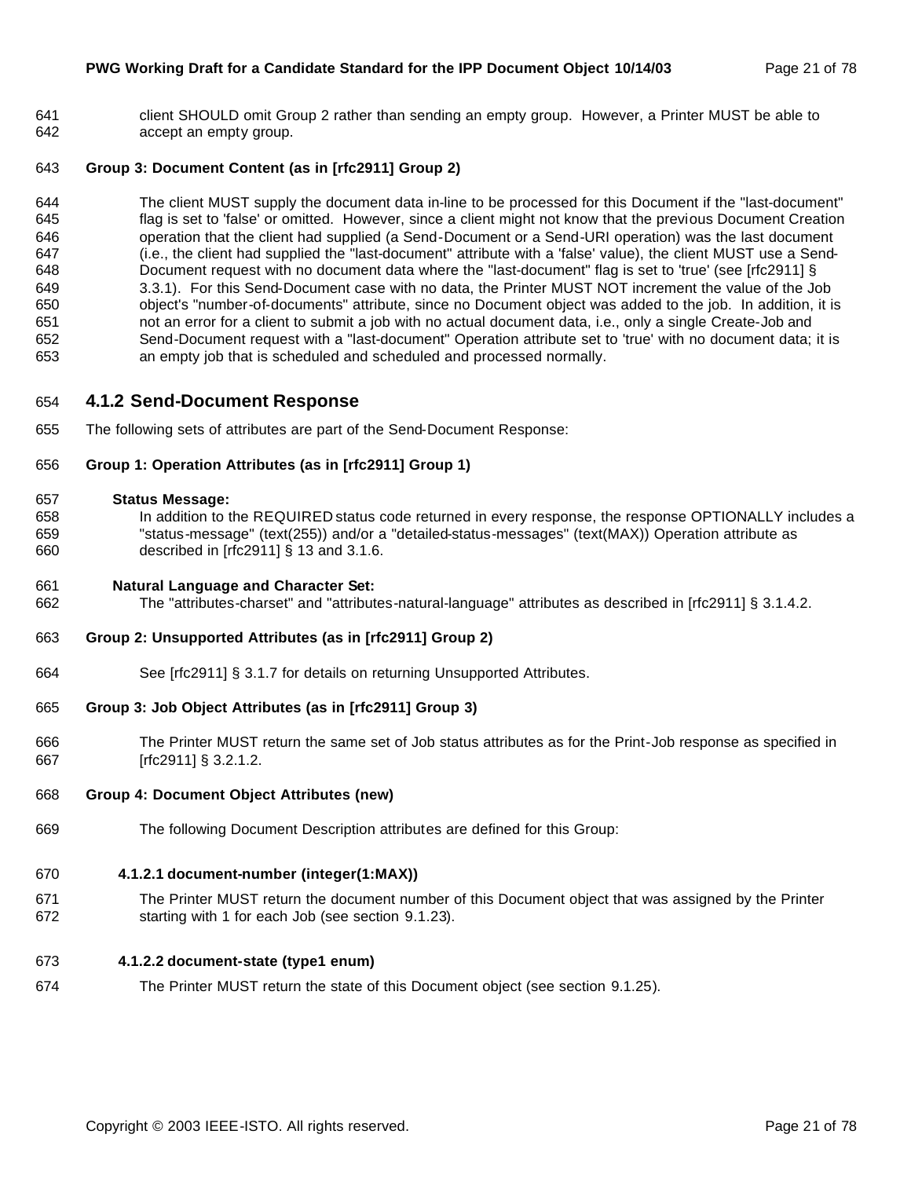client SHOULD omit Group 2 rather than sending an empty group. However, a Printer MUST be able to accept an empty group.

**Group 3: Document Content (as in [rfc2911] Group 2)**

The client MUST supply the document data in-line to be processed for this Document if the "last-document" flag is set to 'false' or omitted. However, since a client might not know that the previous Document Creation operation that the client had supplied (a Send-Document or a Send-URI operation) was the last document (i.e., the client had supplied the "last-document" attribute with a 'false' value), the client MUST use a Send-Document request with no document data where the "last-document" flag is set to 'true' (see [rfc2911] § 3.3.1). For this Send-Document case with no data, the Printer MUST NOT increment the value of the Job object's "number-of-documents" attribute, since no Document object was added to the job. In addition, it is not an error for a client to submit a job with no actual document data, i.e., only a single Create-Job and Send-Document request with a "last-document" Operation attribute set to 'true' with no document data; it is an empty job that is scheduled and scheduled and processed normally.

### 4.1.2 Send-Document Response

The following sets of attributes are part of the Send-Document Response:

**Group 1: Operation Attributes (as in [rfc2911] Group 1)**

**Status Message:**
In addition to the REQUIRED status code returned in every response, the response OPTIONALLY includes a "status-message" (text(255)) and/or a "detailed-status-messages" (text(MAX)) Operation attribute as described in [rfc2911] § 13 and 3.1.6.

**Natural Language and Character Set:**
The "attributes-charset" and "attributes-natural-language" attributes as described in [rfc2911] § 3.1.4.2.

**Group 2: Unsupported Attributes (as in [rfc2911] Group 2)**

See [rfc2911] § 3.1.7 for details on returning Unsupported Attributes.

**Group 3: Job Object Attributes (as in [rfc2911] Group 3)**

The Printer MUST return the same set of Job status attributes as for the Print-Job response as specified in [rfc2911] § 3.2.1.2.

**Group 4: Document Object Attributes (new)**

The following Document Description attributes are defined for this Group:

#### 4.1.2.1 document-number (integer(1:MAX))

The Printer MUST return the document number of this Document object that was assigned by the Printer starting with 1 for each Job (see section 9.1.23).

#### 4.1.2.2 document-state (type1 enum)

The Printer MUST return the state of this Document object (see section 9.1.25).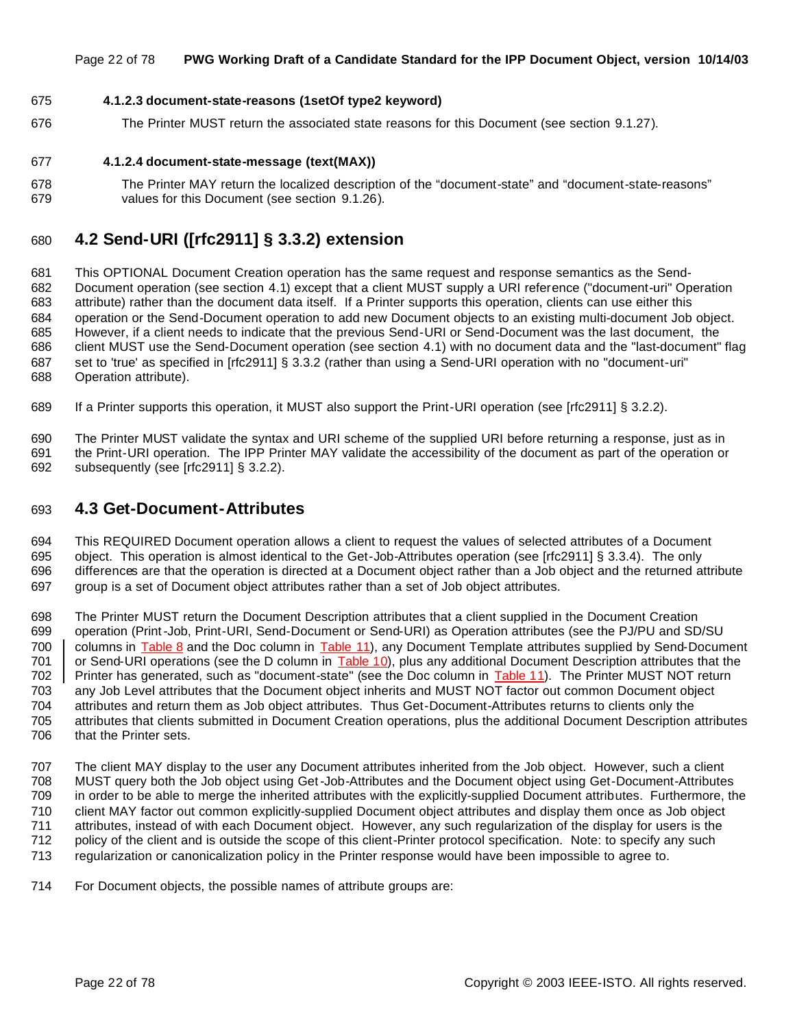#### 4.1.2.3 document-state-reasons (1setOf type2 keyword)

The Printer MUST return the associated state reasons for this Document (see section 9.1.27).

#### 4.1.2.4 document-state-message (text(MAX))

The Printer MAY return the localized description of the "document-state" and "document-state-reasons" values for this Document (see section 9.1.26).

## 4.2 Send-URI ([rfc2911] § 3.3.2) extension

This OPTIONAL Document Creation operation has the same request and response semantics as the Send-Document operation (see section 4.1) except that a client MUST supply a URI reference ("document-uri" Operation attribute) rather than the document data itself. If a Printer supports this operation, clients can use either this operation or the Send-Document operation to add new Document objects to an existing multi-document Job object. However, if a client needs to indicate that the previous Send-URI or Send-Document was the last document, the client MUST use the Send-Document operation (see section 4.1) with no document data and the "last-document" flag set to 'true' as specified in [rfc2911] § 3.3.2 (rather than using a Send-URI operation with no "document-uri" Operation attribute).

If a Printer supports this operation, it MUST also support the Print-URI operation (see [rfc2911] § 3.2.2).

The Printer MUST validate the syntax and URI scheme of the supplied URI before returning a response, just as in the Print-URI operation. The IPP Printer MAY validate the accessibility of the document as part of the operation or subsequently (see [rfc2911] § 3.2.2).

## 4.3 Get-Document-Attributes

This REQUIRED Document operation allows a client to request the values of selected attributes of a Document object. This operation is almost identical to the Get-Job-Attributes operation (see [rfc2911] § 3.3.4). The only differences are that the operation is directed at a Document object rather than a Job object and the returned attribute group is a set of Document object attributes rather than a set of Job object attributes.

The Printer MUST return the Document Description attributes that a client supplied in the Document Creation operation (Print-Job, Print-URI, Send-Document or Send-URI) as Operation attributes (see the PJ/PU and SD/SU columns in Table 8 and the Doc column in Table 11), any Document Template attributes supplied by Send-Document or Send-URI operations (see the D column in Table 10), plus any additional Document Description attributes that the Printer has generated, such as "document-state" (see the Doc column in Table 11). The Printer MUST NOT return any Job Level attributes that the Document object inherits and MUST NOT factor out common Document object attributes and return them as Job object attributes. Thus Get-Document-Attributes returns to clients only the attributes that clients submitted in Document Creation operations, plus the additional Document Description attributes that the Printer sets.

The client MAY display to the user any Document attributes inherited from the Job object. However, such a client MUST query both the Job object using Get-Job-Attributes and the Document object using Get-Document-Attributes in order to be able to merge the inherited attributes with the explicitly-supplied Document attributes. Furthermore, the client MAY factor out common explicitly-supplied Document object attributes and display them once as Job object attributes, instead of with each Document object. However, any such regularization of the display for users is the policy of the client and is outside the scope of this client-Printer protocol specification. Note: to specify any such regularization or canonicalization policy in the Printer response would have been impossible to agree to.

For Document objects, the possible names of attribute groups are: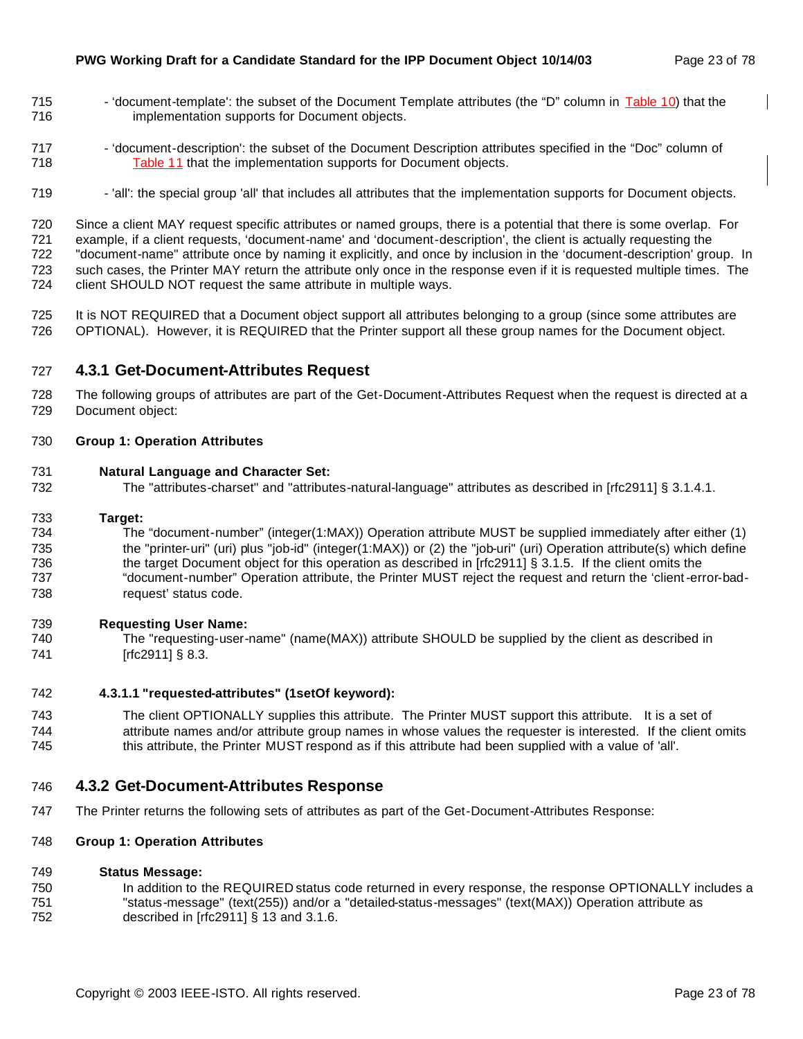- 'document-template': the subset of the Document Template attributes (the "D" column in Table 10) that the implementation supports for Document objects.

- 'document-description': the subset of the Document Description attributes specified in the "Doc" column of Table 11 that the implementation supports for Document objects.

- 'all': the special group 'all' that includes all attributes that the implementation supports for Document objects.

Since a client MAY request specific attributes or named groups, there is a potential that there is some overlap. For example, if a client requests, 'document-name' and 'document-description', the client is actually requesting the "document-name" attribute once by naming it explicitly, and once by inclusion in the 'document-description' group. In such cases, the Printer MAY return the attribute only once in the response even if it is requested multiple times. The client SHOULD NOT request the same attribute in multiple ways.

It is NOT REQUIRED that a Document object support all attributes belonging to a group (since some attributes are OPTIONAL). However, it is REQUIRED that the Printer support all these group names for the Document object.

### 4.3.1 Get-Document-Attributes Request

The following groups of attributes are part of the Get-Document-Attributes Request when the request is directed at a Document object:

**Group 1: Operation Attributes**

**Natural Language and Character Set:**

The "attributes-charset" and "attributes-natural-language" attributes as described in [rfc2911] § 3.1.4.1.

**Target:**

The "document-number" (integer(1:MAX)) Operation attribute MUST be supplied immediately after either (1) the "printer-uri" (uri) plus "job-id" (integer(1:MAX)) or (2) the "job-uri" (uri) Operation attribute(s) which define the target Document object for this operation as described in [rfc2911] § 3.1.5. If the client omits the "document-number" Operation attribute, the Printer MUST reject the request and return the 'client-error-bad-request' status code.

**Requesting User Name:**

The "requesting-user-name" (name(MAX)) attribute SHOULD be supplied by the client as described in [rfc2911] § 8.3.

#### 4.3.1.1 "requested-attributes" (1setOf keyword):

The client OPTIONALLY supplies this attribute. The Printer MUST support this attribute. It is a set of attribute names and/or attribute group names in whose values the requester is interested. If the client omits this attribute, the Printer MUST respond as if this attribute had been supplied with a value of 'all'.

### 4.3.2 Get-Document-Attributes Response

The Printer returns the following sets of attributes as part of the Get-Document-Attributes Response:

**Group 1: Operation Attributes**

**Status Message:**

In addition to the REQUIRED status code returned in every response, the response OPTIONALLY includes a "status-message" (text(255)) and/or a "detailed-status-messages" (text(MAX)) Operation attribute as described in [rfc2911] § 13 and 3.1.6.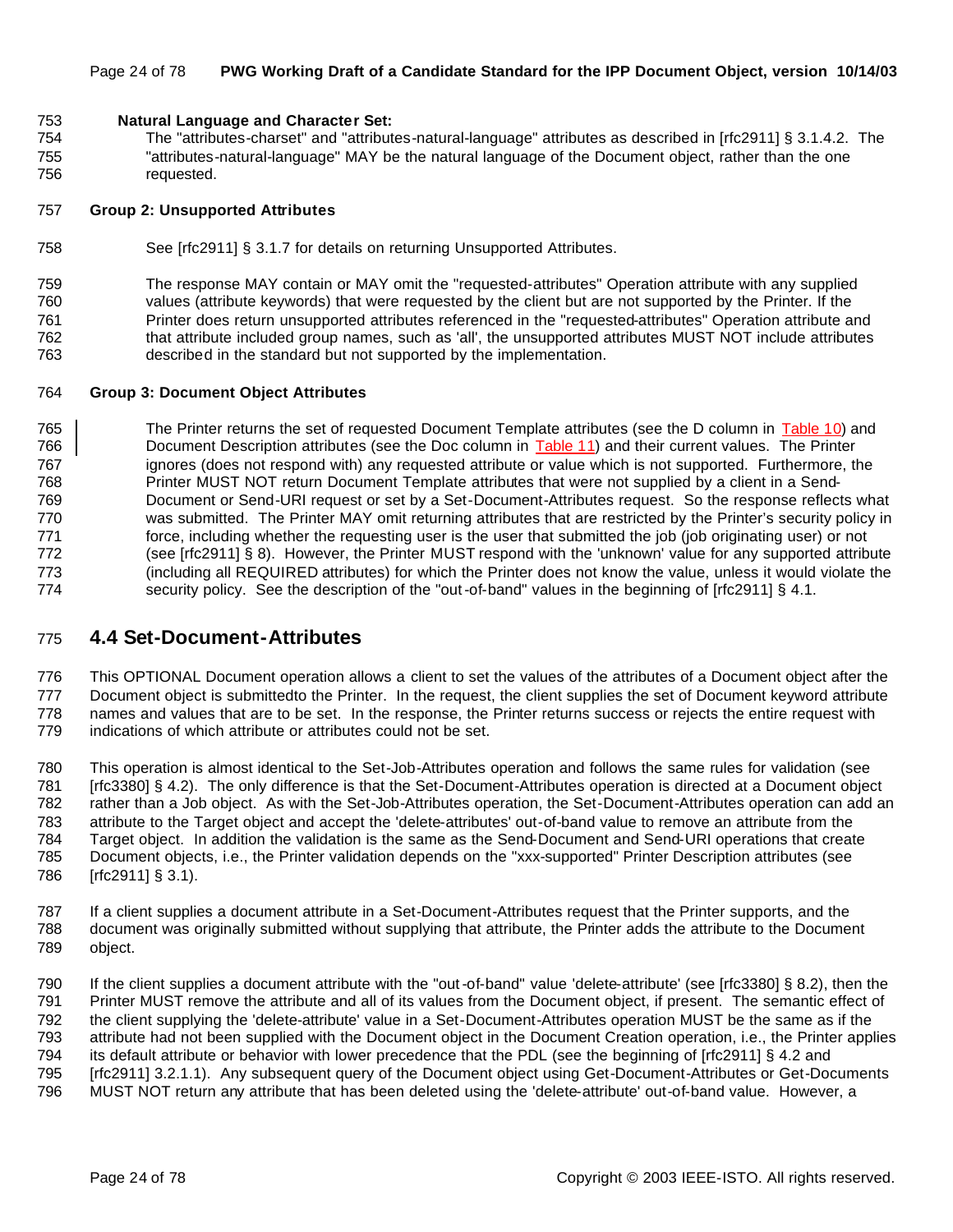**Natural Language and Character Set:**

The "attributes-charset" and "attributes-natural-language" attributes as described in [rfc2911] § 3.1.4.2. The "attributes-natural-language" MAY be the natural language of the Document object, rather than the one requested.

**Group 2: Unsupported Attributes**

See [rfc2911] § 3.1.7 for details on returning Unsupported Attributes.

The response MAY contain or MAY omit the "requested-attributes" Operation attribute with any supplied values (attribute keywords) that were requested by the client but are not supported by the Printer. If the Printer does return unsupported attributes referenced in the "requested-attributes" Operation attribute and that attribute included group names, such as 'all', the unsupported attributes MUST NOT include attributes described in the standard but not supported by the implementation.

**Group 3: Document Object Attributes**

The Printer returns the set of requested Document Template attributes (see the D column in Table 10) and Document Description attributes (see the Doc column in Table 11) and their current values. The Printer ignores (does not respond with) any requested attribute or value which is not supported. Furthermore, the Printer MUST NOT return Document Template attributes that were not supplied by a client in a Send-Document or Send-URI request or set by a Set-Document-Attributes request. So the response reflects what was submitted. The Printer MAY omit returning attributes that are restricted by the Printer's security policy in force, including whether the requesting user is the user that submitted the job (job originating user) or not (see [rfc2911] § 8). However, the Printer MUST respond with the 'unknown' value for any supported attribute (including all REQUIRED attributes) for which the Printer does not know the value, unless it would violate the security policy. See the description of the "out-of-band" values in the beginning of [rfc2911] § 4.1.

## 4.4 Set-Document-Attributes

This OPTIONAL Document operation allows a client to set the values of the attributes of a Document object after the Document object is submittedto the Printer. In the request, the client supplies the set of Document keyword attribute names and values that are to be set. In the response, the Printer returns success or rejects the entire request with indications of which attribute or attributes could not be set.

This operation is almost identical to the Set-Job-Attributes operation and follows the same rules for validation (see [rfc3380] § 4.2). The only difference is that the Set-Document-Attributes operation is directed at a Document object rather than a Job object. As with the Set-Job-Attributes operation, the Set-Document-Attributes operation can add an attribute to the Target object and accept the 'delete-attributes' out-of-band value to remove an attribute from the Target object. In addition the validation is the same as the Send-Document and Send-URI operations that create Document objects, i.e., the Printer validation depends on the "xxx-supported" Printer Description attributes (see [rfc2911] § 3.1).

If a client supplies a document attribute in a Set-Document-Attributes request that the Printer supports, and the document was originally submitted without supplying that attribute, the Printer adds the attribute to the Document object.

If the client supplies a document attribute with the "out-of-band" value 'delete-attribute' (see [rfc3380] § 8.2), then the Printer MUST remove the attribute and all of its values from the Document object, if present. The semantic effect of the client supplying the 'delete-attribute' value in a Set-Document-Attributes operation MUST be the same as if the attribute had not been supplied with the Document object in the Document Creation operation, i.e., the Printer applies its default attribute or behavior with lower precedence that the PDL (see the beginning of [rfc2911] § 4.2 and [rfc2911] 3.2.1.1). Any subsequent query of the Document object using Get-Document-Attributes or Get-Documents MUST NOT return any attribute that has been deleted using the 'delete-attribute' out-of-band value. However, a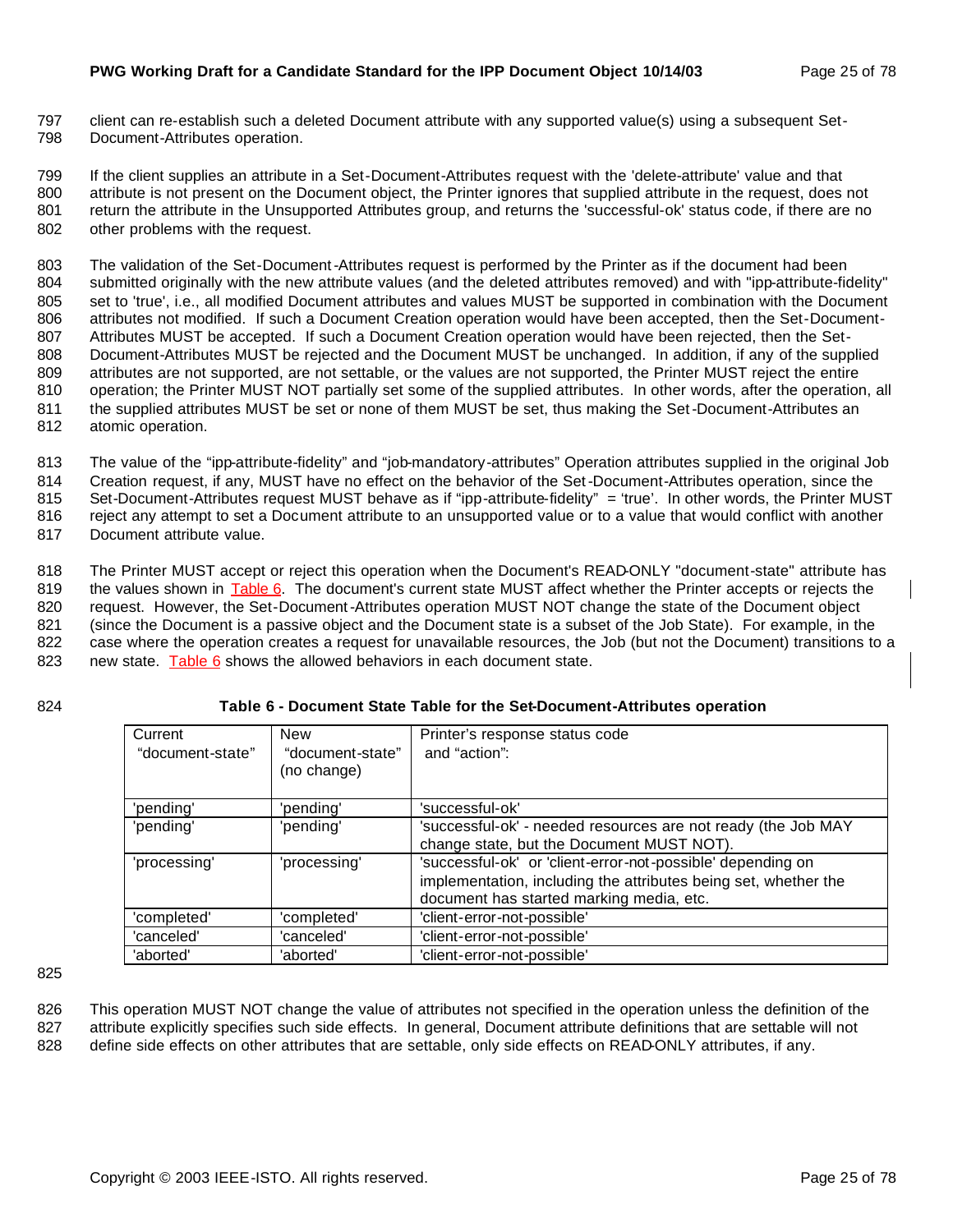client can re-establish such a deleted Document attribute with any supported value(s) using a subsequent Set-Document-Attributes operation.

If the client supplies an attribute in a Set-Document-Attributes request with the 'delete-attribute' value and that attribute is not present on the Document object, the Printer ignores that supplied attribute in the request, does not return the attribute in the Unsupported Attributes group, and returns the 'successful-ok' status code, if there are no other problems with the request.

The validation of the Set-Document-Attributes request is performed by the Printer as if the document had been submitted originally with the new attribute values (and the deleted attributes removed) and with "ipp-attribute-fidelity" set to 'true', i.e., all modified Document attributes and values MUST be supported in combination with the Document attributes not modified. If such a Document Creation operation would have been accepted, then the Set-Document-Attributes MUST be accepted. If such a Document Creation operation would have been rejected, then the Set-Document-Attributes MUST be rejected and the Document MUST be unchanged. In addition, if any of the supplied attributes are not supported, are not settable, or the values are not supported, the Printer MUST reject the entire operation; the Printer MUST NOT partially set some of the supplied attributes. In other words, after the operation, all the supplied attributes MUST be set or none of them MUST be set, thus making the Set-Document-Attributes an atomic operation.

The value of the "ipp-attribute-fidelity" and "job-mandatory-attributes" Operation attributes supplied in the original Job Creation request, if any, MUST have no effect on the behavior of the Set-Document-Attributes operation, since the Set-Document-Attributes request MUST behave as if "ipp-attribute-fidelity" = 'true'. In other words, the Printer MUST reject any attempt to set a Document attribute to an unsupported value or to a value that would conflict with another Document attribute value.

The Printer MUST accept or reject this operation when the Document's READ-ONLY "document-state" attribute has the values shown in Table 6. The document's current state MUST affect whether the Printer accepts or rejects the request. However, the Set-Document-Attributes operation MUST NOT change the state of the Document object (since the Document is a passive object and the Document state is a subset of the Job State). For example, in the case where the operation creates a request for unavailable resources, the Job (but not the Document) transitions to a new state. Table 6 shows the allowed behaviors in each document state.

**Table 6 - Document State Table for the Set-Document-Attributes operation**

| Current "document-state" | New "document-state" (no change) | Printer's response status code and "action": |
|---|---|---|
| 'pending' | 'pending' | 'successful-ok' |
| 'pending' | 'pending' | 'successful-ok' - needed resources are not ready (the Job MAY change state, but the Document MUST NOT). |
| 'processing' | 'processing' | 'successful-ok' or 'client-error-not-possible' depending on implementation, including the attributes being set, whether the document has started marking media, etc. |
| 'completed' | 'completed' | 'client-error-not-possible' |
| 'canceled' | 'canceled' | 'client-error-not-possible' |
| 'aborted' | 'aborted' | 'client-error-not-possible' |

This operation MUST NOT change the value of attributes not specified in the operation unless the definition of the attribute explicitly specifies such side effects. In general, Document attribute definitions that are settable will not define side effects on other attributes that are settable, only side effects on READ-ONLY attributes, if any.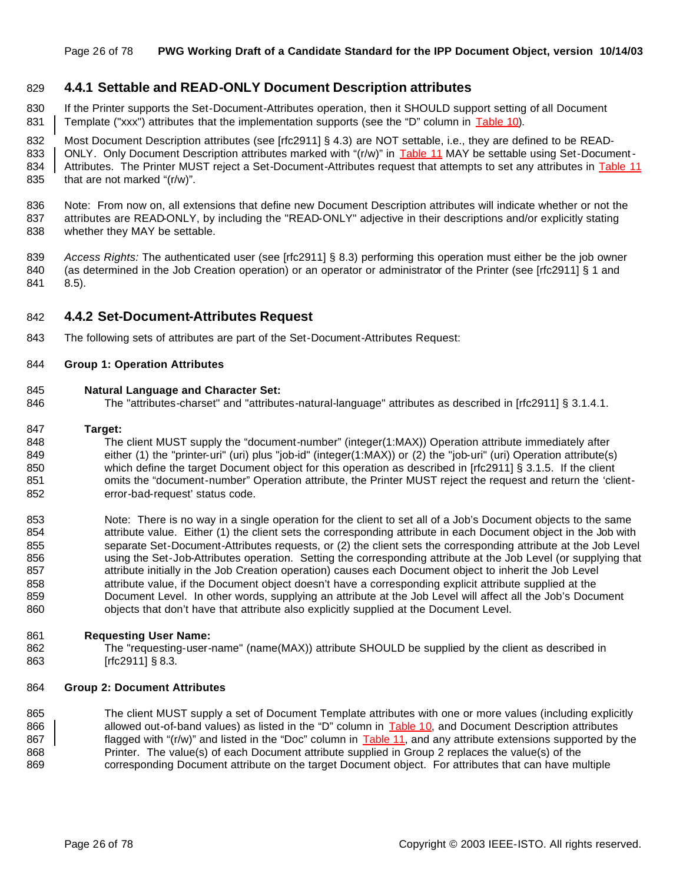### 4.4.1 Settable and READ-ONLY Document Description attributes

If the Printer supports the Set-Document-Attributes operation, then it SHOULD support setting of all Document Template ("xxx") attributes that the implementation supports (see the "D" column in Table 10).

Most Document Description attributes (see [rfc2911] § 4.3) are NOT settable, i.e., they are defined to be READ-ONLY. Only Document Description attributes marked with "(r/w)" in Table 11 MAY be settable using Set-Document-Attributes. The Printer MUST reject a Set-Document-Attributes request that attempts to set any attributes in Table 11 that are not marked "(r/w)".

Note: From now on, all extensions that define new Document Description attributes will indicate whether or not the attributes are READ-ONLY, by including the "READ-ONLY" adjective in their descriptions and/or explicitly stating whether they MAY be settable.

*Access Rights:* The authenticated user (see [rfc2911] § 8.3) performing this operation must either be the job owner (as determined in the Job Creation operation) or an operator or administrator of the Printer (see [rfc2911] § 1 and 8.5).

### 4.4.2 Set-Document-Attributes Request

The following sets of attributes are part of the Set-Document-Attributes Request:

**Group 1: Operation Attributes**

**Natural Language and Character Set:**

The "attributes-charset" and "attributes-natural-language" attributes as described in [rfc2911] § 3.1.4.1.

**Target:**

The client MUST supply the "document-number" (integer(1:MAX)) Operation attribute immediately after either (1) the "printer-uri" (uri) plus "job-id" (integer(1:MAX)) or (2) the "job-uri" (uri) Operation attribute(s) which define the target Document object for this operation as described in [rfc2911] § 3.1.5. If the client omits the "document-number" Operation attribute, the Printer MUST reject the request and return the 'client-error-bad-request' status code.

Note: There is no way in a single operation for the client to set all of a Job's Document objects to the same attribute value. Either (1) the client sets the corresponding attribute in each Document object in the Job with separate Set-Document-Attributes requests, or (2) the client sets the corresponding attribute at the Job Level using the Set-Job-Attributes operation. Setting the corresponding attribute at the Job Level (or supplying that attribute initially in the Job Creation operation) causes each Document object to inherit the Job Level attribute value, if the Document object doesn't have a corresponding explicit attribute supplied at the Document Level. In other words, supplying an attribute at the Job Level will affect all the Job's Document objects that don't have that attribute also explicitly supplied at the Document Level.

**Requesting User Name:**

The "requesting-user-name" (name(MAX)) attribute SHOULD be supplied by the client as described in [rfc2911] § 8.3.

**Group 2: Document Attributes**

The client MUST supply a set of Document Template attributes with one or more values (including explicitly allowed out-of-band values) as listed in the "D" column in Table 10, and Document Description attributes flagged with "(r/w)" and listed in the "Doc" column in Table 11, and any attribute extensions supported by the Printer. The value(s) of each Document attribute supplied in Group 2 replaces the value(s) of the corresponding Document attribute on the target Document object. For attributes that can have multiple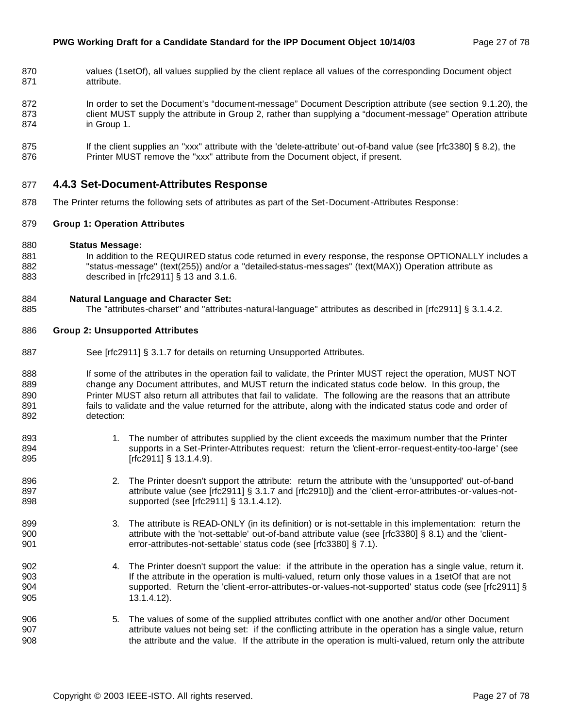values (1setOf), all values supplied by the client replace all values of the corresponding Document object attribute.

In order to set the Document's "document-message" Document Description attribute (see section 9.1.20), the client MUST supply the attribute in Group 2, rather than supplying a "document-message" Operation attribute in Group 1.

If the client supplies an "xxx" attribute with the 'delete-attribute' out-of-band value (see [rfc3380] § 8.2), the Printer MUST remove the "xxx" attribute from the Document object, if present.

### 4.4.3 Set-Document-Attributes Response

The Printer returns the following sets of attributes as part of the Set-Document-Attributes Response:

**Group 1: Operation Attributes**

**Status Message:**

In addition to the REQUIRED status code returned in every response, the response OPTIONALLY includes a "status-message" (text(255)) and/or a "detailed-status-messages" (text(MAX)) Operation attribute as described in [rfc2911] § 13 and 3.1.6.

**Natural Language and Character Set:**

The "attributes-charset" and "attributes-natural-language" attributes as described in [rfc2911] § 3.1.4.2.

**Group 2: Unsupported Attributes**

See [rfc2911] § 3.1.7 for details on returning Unsupported Attributes.

If some of the attributes in the operation fail to validate, the Printer MUST reject the operation, MUST NOT change any Document attributes, and MUST return the indicated status code below. In this group, the Printer MUST also return all attributes that fail to validate. The following are the reasons that an attribute fails to validate and the value returned for the attribute, along with the indicated status code and order of detection:

1. The number of attributes supplied by the client exceeds the maximum number that the Printer supports in a Set-Printer-Attributes request: return the 'client-error-request-entity-too-large' (see [rfc2911] § 13.1.4.9).
2. The Printer doesn't support the attribute: return the attribute with the 'unsupported' out-of-band attribute value (see [rfc2911] § 3.1.7 and [rfc2910]) and the 'client-error-attributes-or-values-not-supported (see [rfc2911] § 13.1.4.12).
3. The attribute is READ-ONLY (in its definition) or is not-settable in this implementation: return the attribute with the 'not-settable' out-of-band attribute value (see [rfc3380] § 8.1) and the 'client-error-attributes-not-settable' status code (see [rfc3380] § 7.1).
4. The Printer doesn't support the value: if the attribute in the operation has a single value, return it. If the attribute in the operation is multi-valued, return only those values in a 1setOf that are not supported. Return the 'client-error-attributes-or-values-not-supported' status code (see [rfc2911] § 13.1.4.12).
5. The values of some of the supplied attributes conflict with one another and/or other Document attribute values not being set: if the conflicting attribute in the operation has a single value, return the attribute and the value. If the attribute in the operation is multi-valued, return only the attribute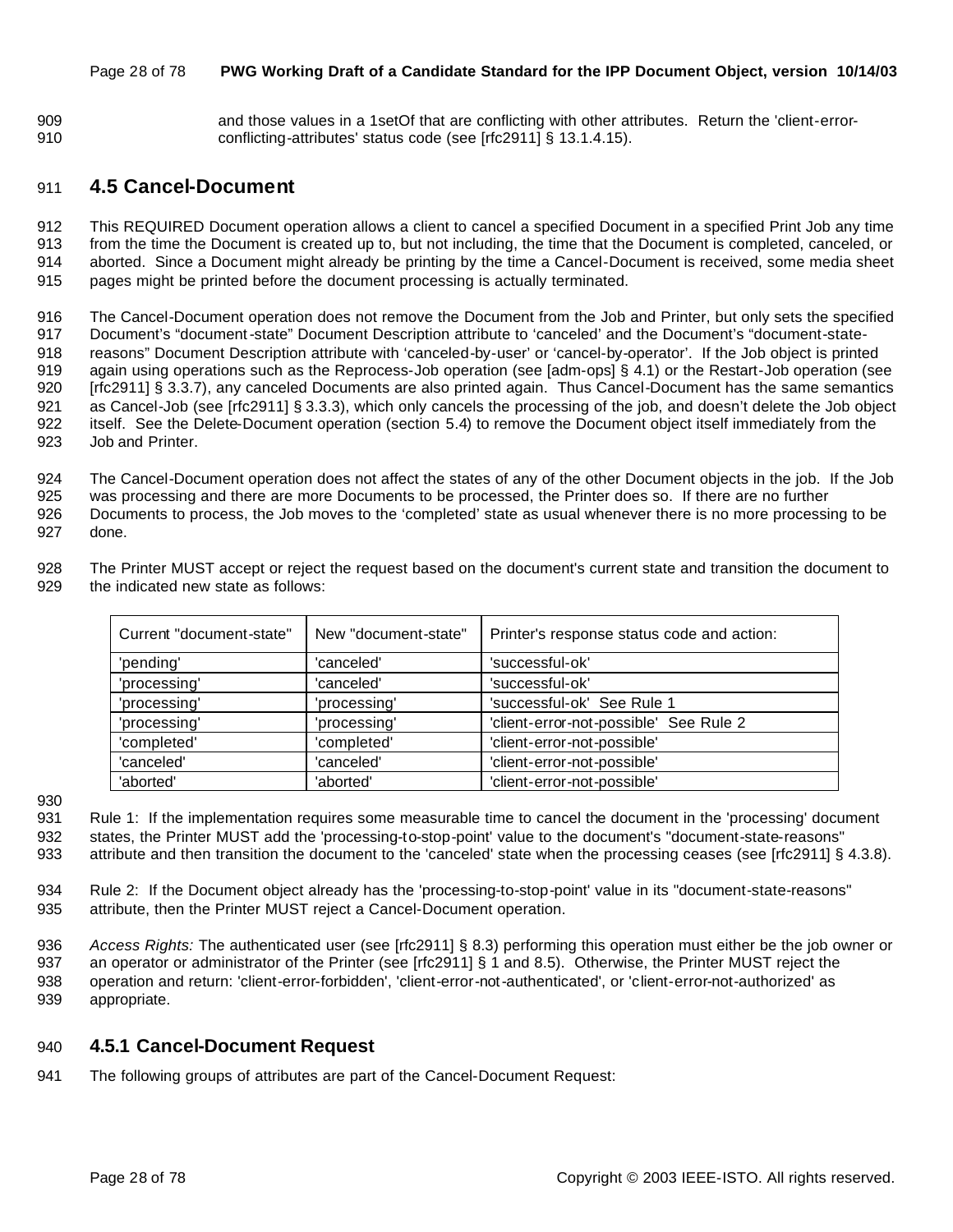and those values in a 1setOf that are conflicting with other attributes. Return the 'client-error-conflicting-attributes' status code (see [rfc2911] § 13.1.4.15).

## 4.5 Cancel-Document

This REQUIRED Document operation allows a client to cancel a specified Document in a specified Print Job any time from the time the Document is created up to, but not including, the time that the Document is completed, canceled, or aborted. Since a Document might already be printing by the time a Cancel-Document is received, some media sheet pages might be printed before the document processing is actually terminated.

The Cancel-Document operation does not remove the Document from the Job and Printer, but only sets the specified Document's "document-state" Document Description attribute to 'canceled' and the Document's "document-state-reasons" Document Description attribute with 'canceled-by-user' or 'cancel-by-operator'. If the Job object is printed again using operations such as the Reprocess-Job operation (see [adm-ops] § 4.1) or the Restart-Job operation (see [rfc2911] § 3.3.7), any canceled Documents are also printed again. Thus Cancel-Document has the same semantics as Cancel-Job (see [rfc2911] § 3.3.3), which only cancels the processing of the job, and doesn't delete the Job object itself. See the Delete-Document operation (section 5.4) to remove the Document object itself immediately from the Job and Printer.

The Cancel-Document operation does not affect the states of any of the other Document objects in the job. If the Job was processing and there are more Documents to be processed, the Printer does so. If there are no further Documents to process, the Job moves to the 'completed' state as usual whenever there is no more processing to be done.

The Printer MUST accept or reject the request based on the document's current state and transition the document to the indicated new state as follows:

| Current "document-state" | New "document-state" | Printer's response status code and action: |
|---|---|---|
| 'pending' | 'canceled' | 'successful-ok' |
| 'processing' | 'canceled' | 'successful-ok' |
| 'processing' | 'processing' | 'successful-ok' See Rule 1 |
| 'processing' | 'processing' | 'client-error-not-possible' See Rule 2 |
| 'completed' | 'completed' | 'client-error-not-possible' |
| 'canceled' | 'canceled' | 'client-error-not-possible' |
| 'aborted' | 'aborted' | 'client-error-not-possible' |

Rule 1: If the implementation requires some measurable time to cancel the document in the 'processing' document states, the Printer MUST add the 'processing-to-stop-point' value to the document's "document-state-reasons" attribute and then transition the document to the 'canceled' state when the processing ceases (see [rfc2911] § 4.3.8).

Rule 2: If the Document object already has the 'processing-to-stop-point' value in its "document-state-reasons" attribute, then the Printer MUST reject a Cancel-Document operation.

*Access Rights:* The authenticated user (see [rfc2911] § 8.3) performing this operation must either be the job owner or an operator or administrator of the Printer (see [rfc2911] § 1 and 8.5). Otherwise, the Printer MUST reject the operation and return: 'client-error-forbidden', 'client-error-not-authenticated', or 'client-error-not-authorized' as appropriate.

### 4.5.1 Cancel-Document Request

The following groups of attributes are part of the Cancel-Document Request: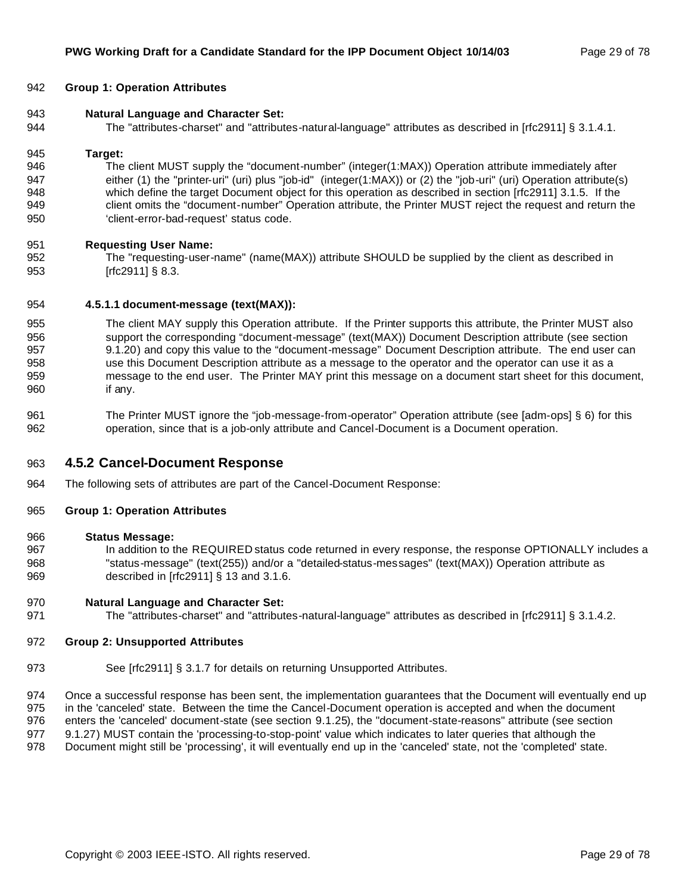**Group 1: Operation Attributes**

**Natural Language and Character Set:**

The "attributes-charset" and "attributes-natural-language" attributes as described in [rfc2911] § 3.1.4.1.

**Target:**

The client MUST supply the “document-number” (integer(1:MAX)) Operation attribute immediately after either (1) the "printer-uri" (uri) plus "job-id" (integer(1:MAX)) or (2) the "job-uri" (uri) Operation attribute(s) which define the target Document object for this operation as described in section [rfc2911] 3.1.5. If the client omits the “document-number” Operation attribute, the Printer MUST reject the request and return the ‘client-error-bad-request’ status code.

**Requesting User Name:**

The "requesting-user-name" (name(MAX)) attribute SHOULD be supplied by the client as described in [rfc2911] § 8.3.

**4.5.1.1 document-message (text(MAX)):**

The client MAY supply this Operation attribute. If the Printer supports this attribute, the Printer MUST also support the corresponding “document-message” (text(MAX)) Document Description attribute (see section 9.1.20) and copy this value to the “document-message” Document Description attribute. The end user can use this Document Description attribute as a message to the operator and the operator can use it as a message to the end user. The Printer MAY print this message on a document start sheet for this document, if any.

The Printer MUST ignore the “job-message-from-operator” Operation attribute (see [adm-ops] § 6) for this operation, since that is a job-only attribute and Cancel-Document is a Document operation.

### 4.5.2 Cancel-Document Response

The following sets of attributes are part of the Cancel-Document Response:

**Group 1: Operation Attributes**

**Status Message:**

In addition to the REQUIRED status code returned in every response, the response OPTIONALLY includes a "status-message" (text(255)) and/or a "detailed-status-messages" (text(MAX)) Operation attribute as described in [rfc2911] § 13 and 3.1.6.

**Natural Language and Character Set:**

The "attributes-charset" and "attributes-natural-language" attributes as described in [rfc2911] § 3.1.4.2.

**Group 2: Unsupported Attributes**

See [rfc2911] § 3.1.7 for details on returning Unsupported Attributes.

Once a successful response has been sent, the implementation guarantees that the Document will eventually end up in the 'canceled' state. Between the time the Cancel-Document operation is accepted and when the document enters the 'canceled' document-state (see section 9.1.25), the "document-state-reasons" attribute (see section 9.1.27) MUST contain the 'processing-to-stop-point' value which indicates to later queries that although the Document might still be 'processing', it will eventually end up in the 'canceled' state, not the 'completed' state.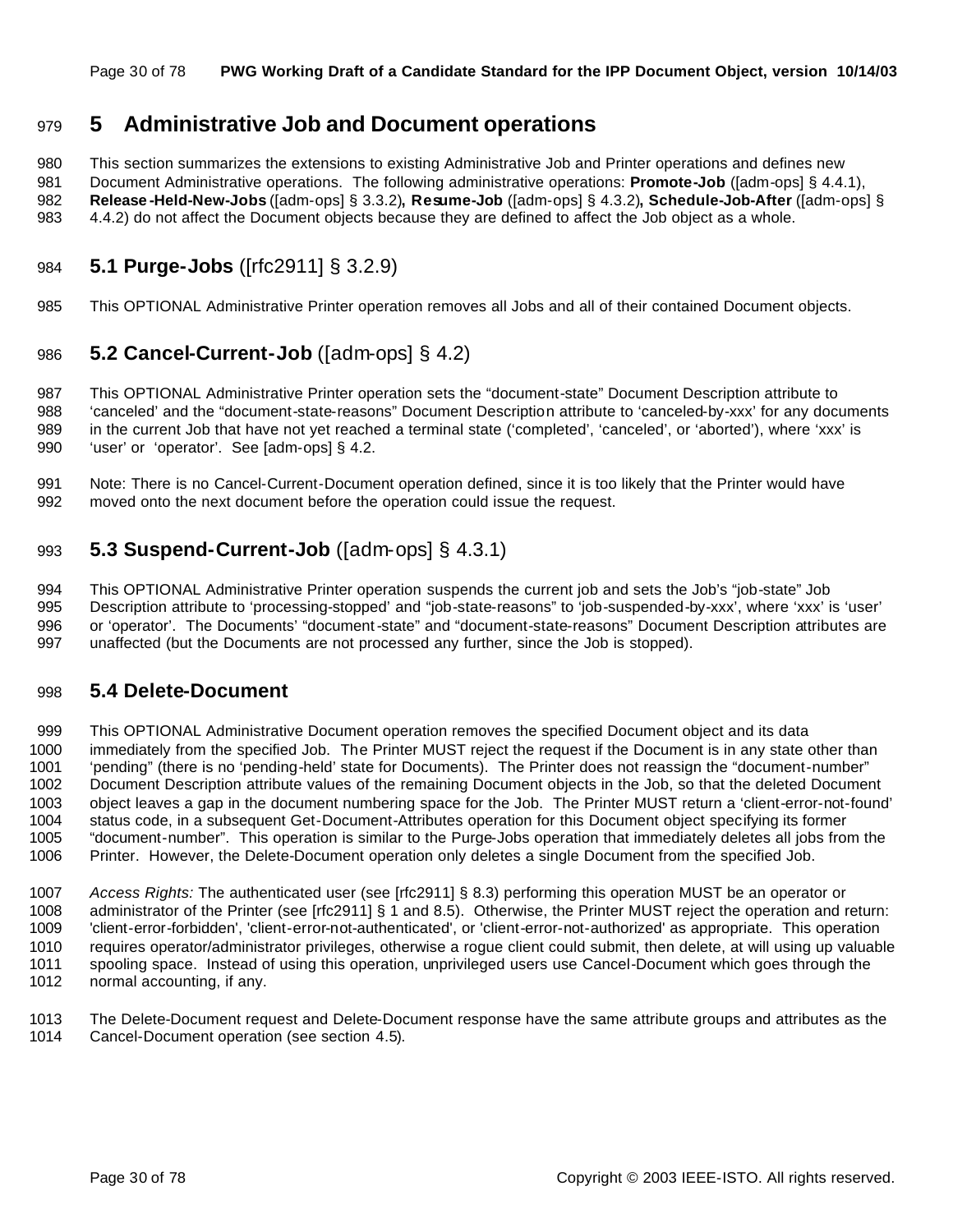# 5 Administrative Job and Document operations

This section summarizes the extensions to existing Administrative Job and Printer operations and defines new Document Administrative operations. The following administrative operations: **Promote-Job** ([adm-ops] § 4.4.1), **Release-Held-New-Jobs** ([adm-ops] § 3.3.2)**, Resume-Job** ([adm-ops] § 4.3.2)**, Schedule-Job-After** ([adm-ops] § 4.4.2) do not affect the Document objects because they are defined to affect the Job object as a whole.

## 5.1 Purge-Jobs ([rfc2911] § 3.2.9)

This OPTIONAL Administrative Printer operation removes all Jobs and all of their contained Document objects.

## 5.2 Cancel-Current-Job ([adm-ops] § 4.2)

This OPTIONAL Administrative Printer operation sets the "document-state" Document Description attribute to 'canceled' and the "document-state-reasons" Document Description attribute to 'canceled-by-xxx' for any documents in the current Job that have not yet reached a terminal state ('completed', 'canceled', or 'aborted'), where 'xxx' is 'user' or 'operator'. See [adm-ops] § 4.2.

Note: There is no Cancel-Current-Document operation defined, since it is too likely that the Printer would have moved onto the next document before the operation could issue the request.

## 5.3 Suspend-Current-Job ([adm-ops] § 4.3.1)

This OPTIONAL Administrative Printer operation suspends the current job and sets the Job's "job-state" Job Description attribute to 'processing-stopped' and "job-state-reasons" to 'job-suspended-by-xxx', where 'xxx' is 'user' or 'operator'. The Documents' "document-state" and "document-state-reasons" Document Description attributes are unaffected (but the Documents are not processed any further, since the Job is stopped).

## 5.4 Delete-Document

This OPTIONAL Administrative Document operation removes the specified Document object and its data immediately from the specified Job. The Printer MUST reject the request if the Document is in any state other than 'pending" (there is no 'pending-held' state for Documents). The Printer does not reassign the "document-number" Document Description attribute values of the remaining Document objects in the Job, so that the deleted Document object leaves a gap in the document numbering space for the Job. The Printer MUST return a 'client-error-not-found' status code, in a subsequent Get-Document-Attributes operation for this Document object specifying its former "document-number". This operation is similar to the Purge-Jobs operation that immediately deletes all jobs from the Printer. However, the Delete-Document operation only deletes a single Document from the specified Job.

*Access Rights:* The authenticated user (see [rfc2911] § 8.3) performing this operation MUST be an operator or administrator of the Printer (see [rfc2911] § 1 and 8.5). Otherwise, the Printer MUST reject the operation and return: 'client-error-forbidden', 'client-error-not-authenticated', or 'client-error-not-authorized' as appropriate. This operation requires operator/administrator privileges, otherwise a rogue client could submit, then delete, at will using up valuable spooling space. Instead of using this operation, unprivileged users use Cancel-Document which goes through the normal accounting, if any.

The Delete-Document request and Delete-Document response have the same attribute groups and attributes as the Cancel-Document operation (see section 4.5).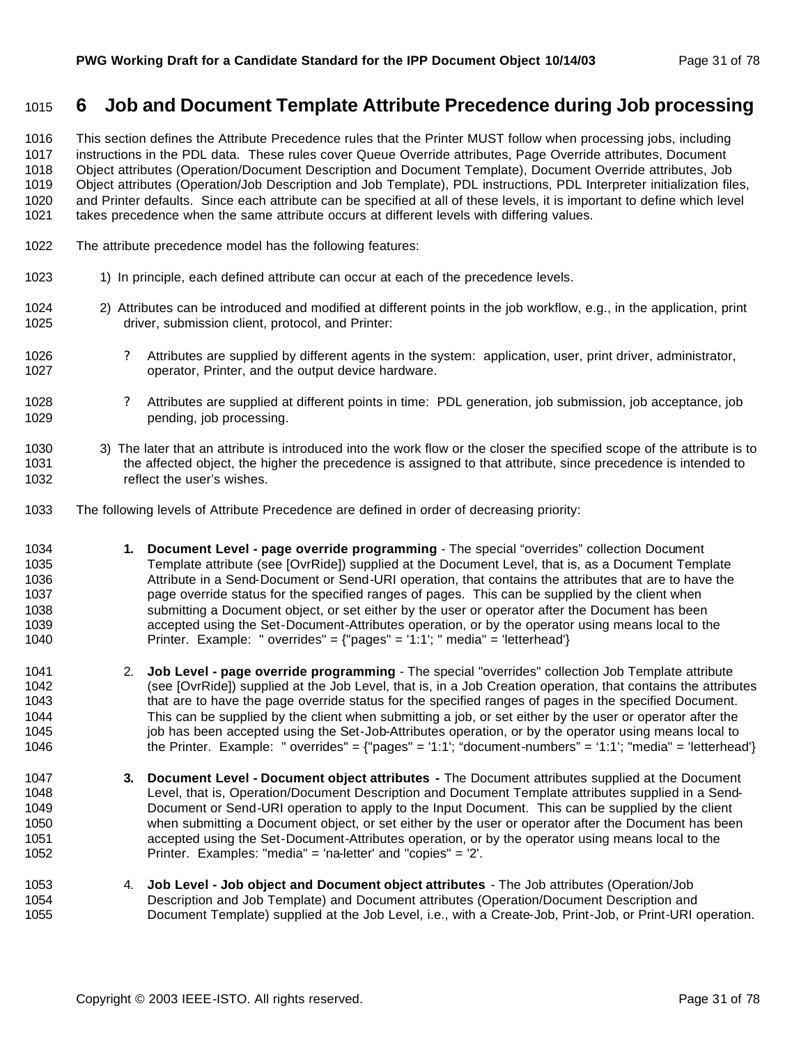# 6 Job and Document Template Attribute Precedence during Job processing

This section defines the Attribute Precedence rules that the Printer MUST follow when processing jobs, including instructions in the PDL data. These rules cover Queue Override attributes, Page Override attributes, Document Object attributes (Operation/Document Description and Document Template), Document Override attributes, Job Object attributes (Operation/Job Description and Job Template), PDL instructions, PDL Interpreter initialization files, and Printer defaults. Since each attribute can be specified at all of these levels, it is important to define which level takes precedence when the same attribute occurs at different levels with differing values.

The attribute precedence model has the following features:

1) In principle, each defined attribute can occur at each of the precedence levels.

2) Attributes can be introduced and modified at different points in the job workflow, e.g., in the application, print driver, submission client, protocol, and Printer:

- Attributes are supplied by different agents in the system: application, user, print driver, administrator, operator, Printer, and the output device hardware.
- Attributes are supplied at different points in time: PDL generation, job submission, job acceptance, job pending, job processing.

3) The later that an attribute is introduced into the work flow or the closer the specified scope of the attribute is to the affected object, the higher the precedence is assigned to that attribute, since precedence is intended to reflect the user's wishes.

The following levels of Attribute Precedence are defined in order of decreasing priority:

1. **Document Level - page override programming** - The special "overrides" collection Document Template attribute (see [OvrRide]) supplied at the Document Level, that is, as a Document Template Attribute in a Send-Document or Send-URI operation, that contains the attributes that are to have the page override status for the specified ranges of pages. This can be supplied by the client when submitting a Document object, or set either by the user or operator after the Document has been accepted using the Set-Document-Attributes operation, or by the operator using means local to the Printer. Example: " overrides" = {"pages" = '1:1'; " media" = 'letterhead'}

2. **Job Level - page override programming** - The special "overrides" collection Job Template attribute (see [OvrRide]) supplied at the Job Level, that is, in a Job Creation operation, that contains the attributes that are to have the page override status for the specified ranges of pages in the specified Document. This can be supplied by the client when submitting a job, or set either by the user or operator after the job has been accepted using the Set-Job-Attributes operation, or by the operator using means local to the Printer. Example: " overrides" = {"pages" = '1:1'; "document-numbers" = '1:1'; "media" = 'letterhead'}

3. **Document Level - Document object attributes -** The Document attributes supplied at the Document Level, that is, Operation/Document Description and Document Template attributes supplied in a Send-Document or Send-URI operation to apply to the Input Document. This can be supplied by the client when submitting a Document object, or set either by the user or operator after the Document has been accepted using the Set-Document-Attributes operation, or by the operator using means local to the Printer. Examples: "media" = 'na-letter' and "copies" = '2'.

4. **Job Level - Job object and Document object attributes** - The Job attributes (Operation/Job Description and Job Template) and Document attributes (Operation/Document Description and Document Template) supplied at the Job Level, i.e., with a Create-Job, Print-Job, or Print-URI operation.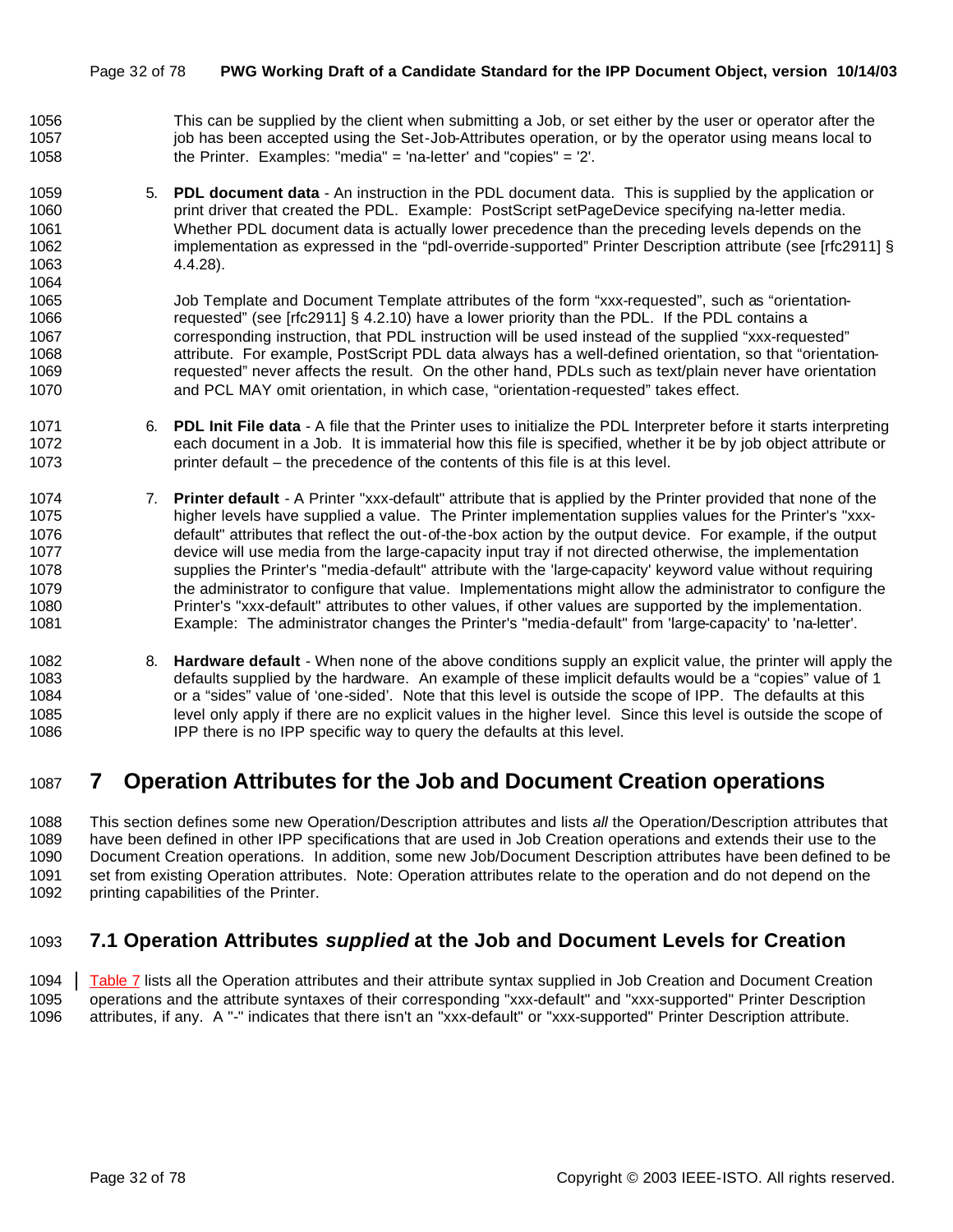This can be supplied by the client when submitting a Job, or set either by the user or operator after the job has been accepted using the Set-Job-Attributes operation, or by the operator using means local to the Printer. Examples: "media" = 'na-letter' and "copies" = '2'.

5. **PDL document data** - An instruction in the PDL document data. This is supplied by the application or print driver that created the PDL. Example: PostScript setPageDevice specifying na-letter media. Whether PDL document data is actually lower precedence than the preceding levels depends on the implementation as expressed in the “pdl-override-supported” Printer Description attribute (see [rfc2911] § 4.4.28).

   Job Template and Document Template attributes of the form “xxx-requested”, such as “orientation-requested” (see [rfc2911] § 4.2.10) have a lower priority than the PDL. If the PDL contains a corresponding instruction, that PDL instruction will be used instead of the supplied “xxx-requested” attribute. For example, PostScript PDL data always has a well-defined orientation, so that “orientation-requested” never affects the result. On the other hand, PDLs such as text/plain never have orientation and PCL MAY omit orientation, in which case, “orientation-requested” takes effect.

6. **PDL Init File data** - A file that the Printer uses to initialize the PDL Interpreter before it starts interpreting each document in a Job. It is immaterial how this file is specified, whether it be by job object attribute or printer default – the precedence of the contents of this file is at this level.

7. **Printer default** - A Printer "xxx-default" attribute that is applied by the Printer provided that none of the higher levels have supplied a value. The Printer implementation supplies values for the Printer's "xxx-default" attributes that reflect the out-of-the-box action by the output device. For example, if the output device will use media from the large-capacity input tray if not directed otherwise, the implementation supplies the Printer's "media-default" attribute with the 'large-capacity' keyword value without requiring the administrator to configure that value. Implementations might allow the administrator to configure the Printer's "xxx-default" attributes to other values, if other values are supported by the implementation. Example: The administrator changes the Printer's "media-default" from 'large-capacity' to 'na-letter'.

8. **Hardware default** - When none of the above conditions supply an explicit value, the printer will apply the defaults supplied by the hardware. An example of these implicit defaults would be a “copies” value of 1 or a “sides” value of ‘one-sided’. Note that this level is outside the scope of IPP. The defaults at this level only apply if there are no explicit values in the higher level. Since this level is outside the scope of IPP there is no IPP specific way to query the defaults at this level.

# 7 Operation Attributes for the Job and Document Creation operations

This section defines some new Operation/Description attributes and lists *all* the Operation/Description attributes that have been defined in other IPP specifications that are used in Job Creation operations and extends their use to the Document Creation operations. In addition, some new Job/Document Description attributes have been defined to be set from existing Operation attributes. Note: Operation attributes relate to the operation and do not depend on the printing capabilities of the Printer.

## 7.1 Operation Attributes *supplied* at the Job and Document Levels for Creation

Table 7 lists all the Operation attributes and their attribute syntax supplied in Job Creation and Document Creation operations and the attribute syntaxes of their corresponding "xxx-default" and "xxx-supported" Printer Description attributes, if any. A "-" indicates that there isn't an "xxx-default" or "xxx-supported" Printer Description attribute.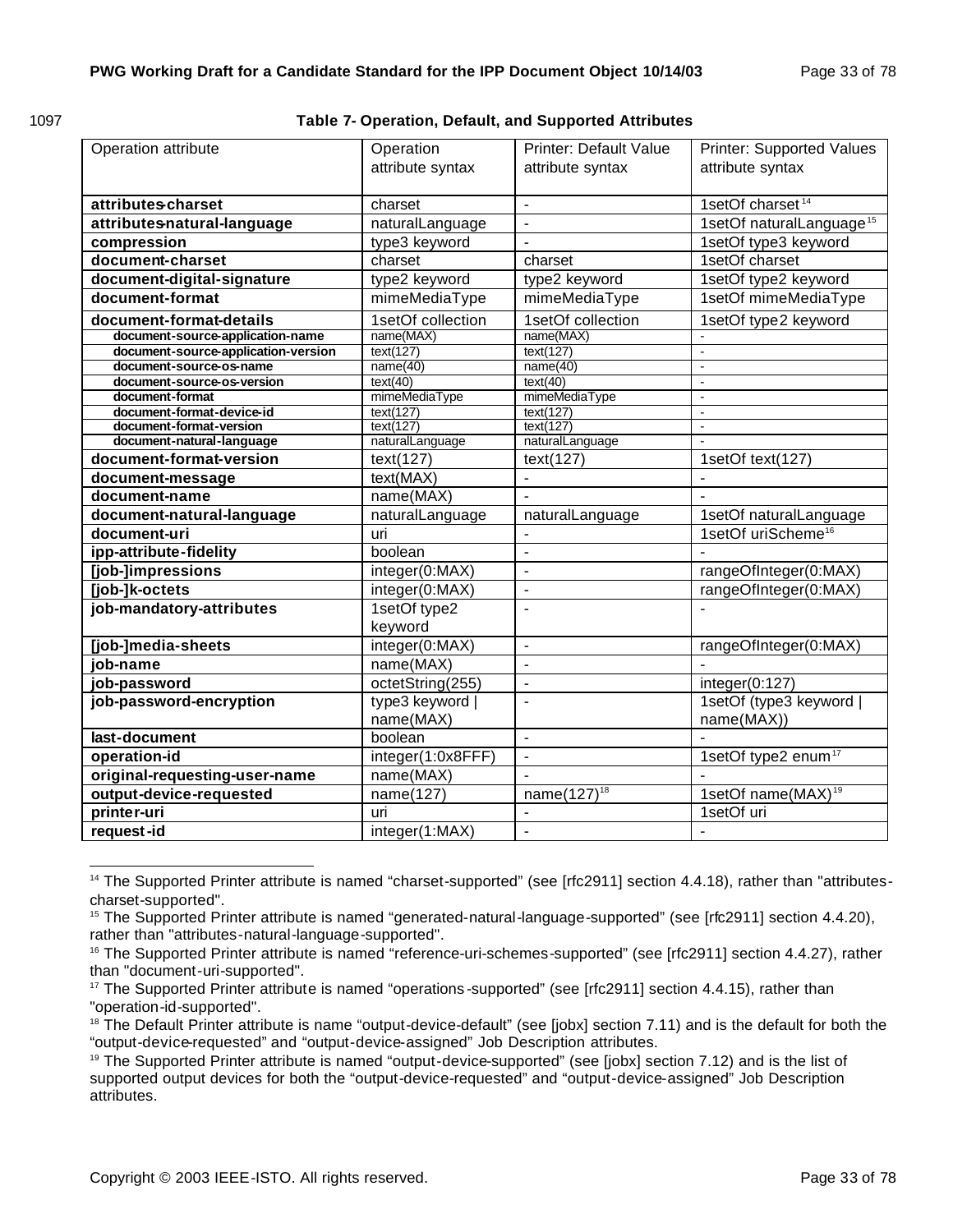1097

**Table 7- Operation, Default, and Supported Attributes**

| Operation attribute | Operation attribute syntax | Printer: Default Value attribute syntax | Printer: Supported Values attribute syntax |
|---|---|---|---|
| **attributes-charset** | charset | - | 1setOf charset[14] |
| **attributes-natural-language** | naturalLanguage | - | 1setOf naturalLanguage[15] |
| **compression** | type3 keyword | - | 1setOf type3 keyword |
| **document-charset** | charset | charset | 1setOf charset |
| **document-digital-signature** | type2 keyword | type2 keyword | 1setOf type2 keyword |
| **document-format** | mimeMediaType | mimeMediaType | 1setOf mimeMediaType |
| **document-format-details** | 1setOf collection | 1setOf collection | 1setOf type2 keyword |
| **document-source-application-name** | name(MAX) | name(MAX) | - |
| **document-source-application-version** | text(127) | text(127) | - |
| **document-source-os-name** | name(40) | name(40) | - |
| **document-source-os-version** | text(40) | text(40) | - |
| **document-format** | mimeMediaType | mimeMediaType | - |
| **document-format-device-id** | text(127) | text(127) | - |
| **document-format-version** | text(127) | text(127) | - |
| **document-natural-language** | naturalLanguage | naturalLanguage | - |
| **document-format-version** | text(127) | text(127) | 1setOf text(127) |
| **document-message** | text(MAX) | - | - |
| **document-name** | name(MAX) | - | - |
| **document-natural-language** | naturalLanguage | naturalLanguage | 1setOf naturalLanguage |
| **document-uri** | uri | - | 1setOf uriScheme[16] |
| **ipp-attribute-fidelity** | boolean | - | - |
| **[job-]impressions** | integer(0:MAX) | - | rangeOfInteger(0:MAX) |
| **[job-]k-octets** | integer(0:MAX) | - | rangeOfInteger(0:MAX) |
| **job-mandatory-attributes** | 1setOf type2 keyword | - | - |
| **[job-]media-sheets** | integer(0:MAX) | - | rangeOfInteger(0:MAX) |
| **job-name** | name(MAX) | - | - |
| **job-password** | octetString(255) | - | integer(0:127) |
| **job-password-encryption** | type3 keyword \| name(MAX) | - | 1setOf (type3 keyword \| name(MAX)) |
| **last-document** | boolean | - | - |
| **operation-id** | integer(1:0x8FFF) | - | 1setOf type2 enum[17] |
| **original-requesting-user-name** | name(MAX) | - | - |
| **output-device-requested** | name(127) | name(127)[18] | 1setOf name(MAX)[19] |
| **printer-uri** | uri | - | 1setOf uri |
| **request-id** | integer(1:MAX) | - | - |

[14] The Supported Printer attribute is named “charset-supported” (see [rfc2911] section 4.4.18), rather than "attributes-charset-supported".

[15] The Supported Printer attribute is named “generated-natural-language-supported” (see [rfc2911] section 4.4.20), rather than "attributes-natural-language-supported".

[16] The Supported Printer attribute is named “reference-uri-schemes-supported” (see [rfc2911] section 4.4.27), rather than "document-uri-supported".

[17] The Supported Printer attribute is named “operations-supported” (see [rfc2911] section 4.4.15), rather than "operation-id-supported".

[18] The Default Printer attribute is name “output-device-default” (see [jobx] section 7.11) and is the default for both the “output-device-requested” and “output-device-assigned” Job Description attributes.

[19] The Supported Printer attribute is named “output-device-supported” (see [jobx] section 7.12) and is the list of supported output devices for both the “output-device-requested” and “output-device-assigned” Job Description attributes.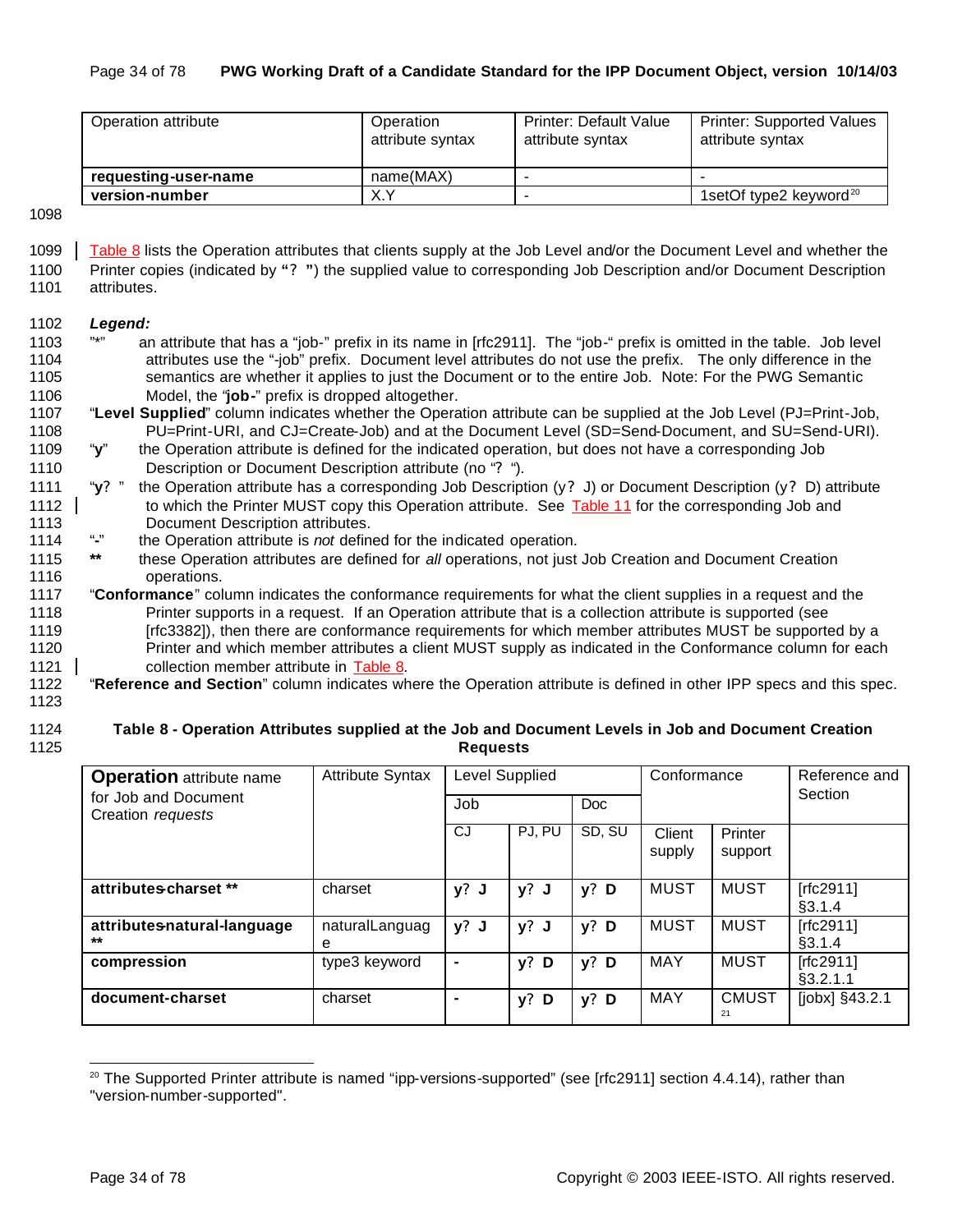| Operation attribute | Operation attribute syntax | Printer: Default Value attribute syntax | Printer: Supported Values attribute syntax |
|---|---|---|---|
| **requesting-user-name** | name(MAX) | - | - |
| **version-number** | X.Y | - | 1setOf type2 keyword[20] |

Table 8 lists the Operation attributes that clients supply at the Job Level and/or the Document Level and whether the Printer copies (indicated by "? ") the supplied value to corresponding Job Description and/or Document Description attributes.

***Legend:***

"*" an attribute that has a "job-" prefix in its name in [rfc2911]. The "job-" prefix is omitted in the table. Job level attributes use the "-job" prefix. Document level attributes do not use the prefix. The only difference in the semantics are whether it applies to just the Document or to the entire Job. Note: For the PWG Semantic Model, the "**job-**" prefix is dropped altogether.

"**Level Supplied**" column indicates whether the Operation attribute can be supplied at the Job Level (PJ=Print-Job, PU=Print-URI, and CJ=Create-Job) and at the Document Level (SD=Send-Document, and SU=Send-URI).

"**y**" the Operation attribute is defined for the indicated operation, but does not have a corresponding Job Description or Document Description attribute (no "? ").

"**y?** " the Operation attribute has a corresponding Job Description (y? J) or Document Description (y? D) attribute to which the Printer MUST copy this Operation attribute. See Table 11 for the corresponding Job and Document Description attributes.

"**-**" the Operation attribute is *not* defined for the indicated operation.

**\*\*** these Operation attributes are defined for *all* operations, not just Job Creation and Document Creation operations.

"**Conformance**" column indicates the conformance requirements for what the client supplies in a request and the Printer supports in a request. If an Operation attribute that is a collection attribute is supported (see [rfc3382]), then there are conformance requirements for which member attributes MUST be supported by a Printer and which member attributes a client MUST supply as indicated in the Conformance column for each collection member attribute in Table 8.

"**Reference and Section**" column indicates where the Operation attribute is defined in other IPP specs and this spec.

**Table 8 - Operation Attributes supplied at the Job and Document Levels in Job and Document Creation Requests**

| **Operation** attribute name for Job and Document Creation *requests* | Attribute Syntax | Level Supplied | | | Conformance | | Reference and Section |
|---|---|---|---|---|---|---|---|
| | | Job | | Doc | | | |
| | | CJ | PJ, PU | SD, SU | Client supply | Printer support | |
| **attributes-charset \*\*** | charset | **y? J** | **y? J** | **y? D** | MUST | MUST | [rfc2911] §3.1.4 |
| **attributes-natural-language \*\*** | naturalLanguage | **y? J** | **y? J** | **y? D** | MUST | MUST | [rfc2911] §3.1.4 |
| **compression** | type3 keyword | **-** | **y? D** | **y? D** | MAY | MUST | [rfc2911] §3.2.1.1 |
| **document-charset** | charset | **-** | **y? D** | **y? D** | MAY | CMUST[21] | [jobx] §43.2.1 |

[20] The Supported Printer attribute is named "ipp-versions-supported" (see [rfc2911] section 4.4.14), rather than "version-number-supported".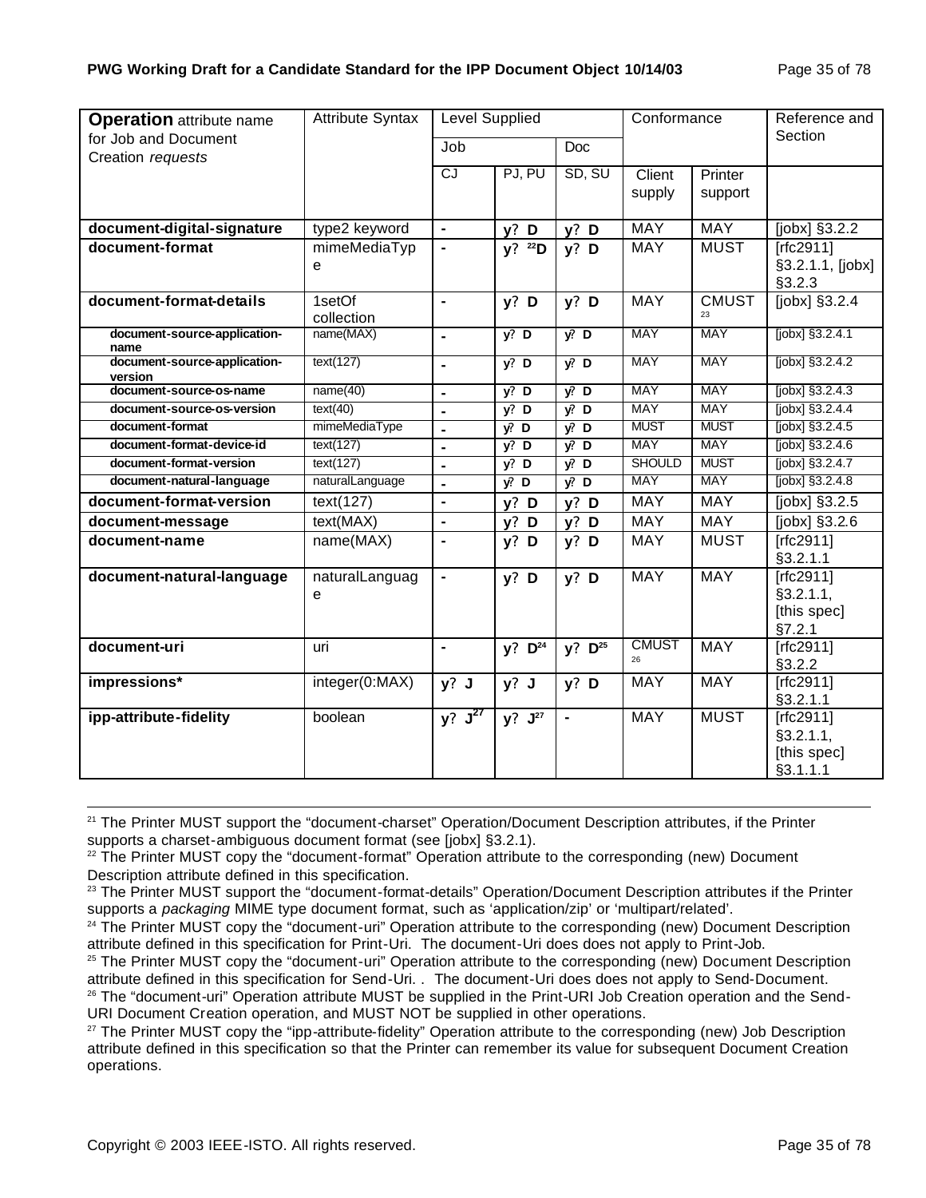| **Operation** attribute name for Job and Document Creation *requests* | Attribute Syntax | Level Supplied | | | Conformance | | Reference and Section |
|---|---|---|---|---|---|---|---|
| | | Job | | Doc | | | |
| | | CJ | PJ, PU | SD, SU | Client supply | Printer support | |
| **document-digital-signature** | type2 keyword | - | y? **D** | y? **D** | MAY | MAY | [jobx] §3.2.2 |
| **document-format** | mimeMediaType | - | y? [22]**D** | y? **D** | MAY | MUST | [rfc2911] §3.2.1.1, [jobx] §3.2.3 |
| **document-format-details** | 1setOf collection | - | y? **D** | y? **D** | MAY | CMUST [23] | [jobx] §3.2.4 |
| **document-source-application-name** | name(MAX) | - | y? **D** | y? **D** | MAY | MAY | [jobx] §3.2.4.1 |
| **document-source-application-version** | text(127) | - | y? **D** | y? **D** | MAY | MAY | [jobx] §3.2.4.2 |
| **document-source-os-name** | name(40) | - | y? **D** | y? **D** | MAY | MAY | [jobx] §3.2.4.3 |
| **document-source-os-version** | text(40) | - | y? **D** | y? **D** | MAY | MAY | [jobx] §3.2.4.4 |
| **document-format** | mimeMediaType | - | y? **D** | y? **D** | MUST | MUST | [jobx] §3.2.4.5 |
| **document-format-device-id** | text(127) | - | y? **D** | y? **D** | MAY | MAY | [jobx] §3.2.4.6 |
| **document-format-version** | text(127) | - | y? **D** | y? **D** | SHOULD | MUST | [jobx] §3.2.4.7 |
| **document-natural-language** | naturalLanguage | - | y? **D** | y? **D** | MAY | MAY | [jobx] §3.2.4.8 |
| **document-format-version** | text(127) | - | y? **D** | y? **D** | MAY | MAY | [jobx] §3.2.5 |
| **document-message** | text(MAX) | - | y? **D** | y? **D** | MAY | MAY | [jobx] §3.2.6 |
| **document-name** | name(MAX) | - | y? **D** | y? **D** | MAY | MUST | [rfc2911] §3.2.1.1 |
| **document-natural-language** | naturalLanguage | - | y? **D** | y? **D** | MAY | MAY | [rfc2911] §3.2.1.1, [this spec] §7.2.1 |
| **document-uri** | uri | - | y? **D**[24] | y? **D**[25] | CMUST [26] | MAY | [rfc2911] §3.2.2 |
| **impressions*** | integer(0:MAX) | y? **J** | y? **J** | y? **D** | MAY | MAY | [rfc2911] §3.2.1.1 |
| **ipp-attribute-fidelity** | boolean | y? **J**[27] | y? **J**[27] | - | MAY | MUST | [rfc2911] §3.2.1.1, [this spec] §3.1.1.1 |

---

[21] The Printer MUST support the "document-charset" Operation/Document Description attributes, if the Printer supports a charset-ambiguous document format (see [jobx] §3.2.1).

[22] The Printer MUST copy the "document-format" Operation attribute to the corresponding (new) Document Description attribute defined in this specification.

[23] The Printer MUST support the "document-format-details" Operation/Document Description attributes if the Printer supports a *packaging* MIME type document format, such as 'application/zip' or 'multipart/related'.

[24] The Printer MUST copy the "document-uri" Operation attribute to the corresponding (new) Document Description attribute defined in this specification for Print-Uri. The document-Uri does does not apply to Print-Job.

[25] The Printer MUST copy the "document-uri" Operation attribute to the corresponding (new) Document Description attribute defined in this specification for Send-Uri. . The document-Uri does does not apply to Send-Document.

[26] The "document-uri" Operation attribute MUST be supplied in the Print-URI Job Creation operation and the Send-URI Document Creation operation, and MUST NOT be supplied in other operations.

[27] The Printer MUST copy the "ipp-attribute-fidelity" Operation attribute to the corresponding (new) Job Description attribute defined in this specification so that the Printer can remember its value for subsequent Document Creation operations.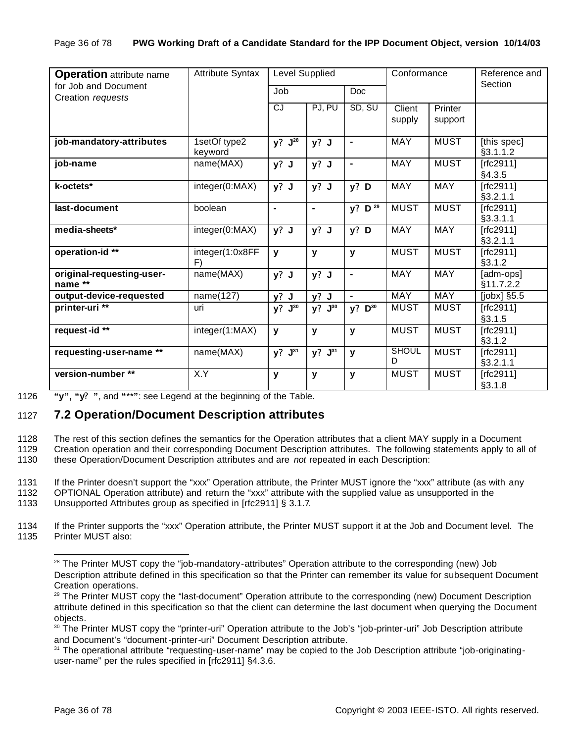| **Operation** attribute name for Job and Document Creation *requests* | Attribute Syntax | Level Supplied | | | Conformance | | Reference and Section |
|---|---|---|---|---|---|---|---|
| | | Job | | Doc | | | |
| | | CJ | PJ, PU | SD, SU | Client supply | Printer support | |
| **job-mandatory-attributes** | 1setOf type2 keyword | **y? J**[28] | **y? J** | **-** | MAY | MUST | [this spec] §3.1.1.2 |
| **job-name** | name(MAX) | **y? J** | **y? J** | **-** | MAY | MUST | [rfc2911] §4.3.5 |
| **k-octets*** | integer(0:MAX) | **y? J** | **y? J** | **y? D** | MAY | MAY | [rfc2911] §3.2.1.1 |
| **last-document** | boolean | **-** | **-** | **y? D** [29] | MUST | MUST | [rfc2911] §3.3.1.1 |
| **media-sheets*** | integer(0:MAX) | **y? J** | **y? J** | **y? D** | MAY | MAY | [rfc2911] §3.2.1.1 |
| **operation-id ** ** | integer(1:0x8FFF) | **y** | **y** | **y** | MUST | MUST | [rfc2911] §3.1.2 |
| **original-requesting-user-name ** ** | name(MAX) | **y? J** | **y? J** | **-** | MAY | MAY | [adm-ops] §11.7.2.2 |
| **output-device-requested** | name(127) | **y? J** | **y? J** | **-** | MAY | MAY | [jobx] §5.5 |
| **printer-uri ** ** | uri | **y? J**[30] | **y? J**[30] | **y? D**[30] | MUST | MUST | [rfc2911] §3.1.5 |
| **request-id ** ** | integer(1:MAX) | **y** | **y** | **y** | MUST | MUST | [rfc2911] §3.1.2 |
| **requesting-user-name ** ** | name(MAX) | **y? J**[31] | **y? J**[31] | **y** | SHOULD | MUST | [rfc2911] §3.2.1.1 |
| **version-number ** ** | X.Y | **y** | **y** | **y** | MUST | MUST | [rfc2911] §3.1.8 |

1126 **"y", "y? "**, and **"**"**: see Legend at the beginning of the Table.

## 1127 7.2 Operation/Document Description attributes

1128 The rest of this section defines the semantics for the Operation attributes that a client MAY supply in a Document
1129 Creation operation and their corresponding Document Description attributes. The following statements apply to all of
1130 these Operation/Document Description attributes and are *not* repeated in each Description:

1131 If the Printer doesn't support the "xxx" Operation attribute, the Printer MUST ignore the "xxx" attribute (as with any
1132 OPTIONAL Operation attribute) and return the "xxx" attribute with the supplied value as unsupported in the
1133 Unsupported Attributes group as specified in [rfc2911] § 3.1.7.

1134 If the Printer supports the "xxx" Operation attribute, the Printer MUST support it at the Job and Document level. The
1135 Printer MUST also:

---

[28] The Printer MUST copy the "job-mandatory-attributes" Operation attribute to the corresponding (new) Job Description attribute defined in this specification so that the Printer can remember its value for subsequent Document Creation operations.

[29] The Printer MUST copy the "last-document" Operation attribute to the corresponding (new) Document Description attribute defined in this specification so that the client can determine the last document when querying the Document objects.

[30] The Printer MUST copy the "printer-uri" Operation attribute to the Job's "job-printer-uri" Job Description attribute and Document's "document-printer-uri" Document Description attribute.

[31] The operational attribute "requesting-user-name" may be copied to the Job Description attribute "job-originating-user-name" per the rules specified in [rfc2911] §4.3.6.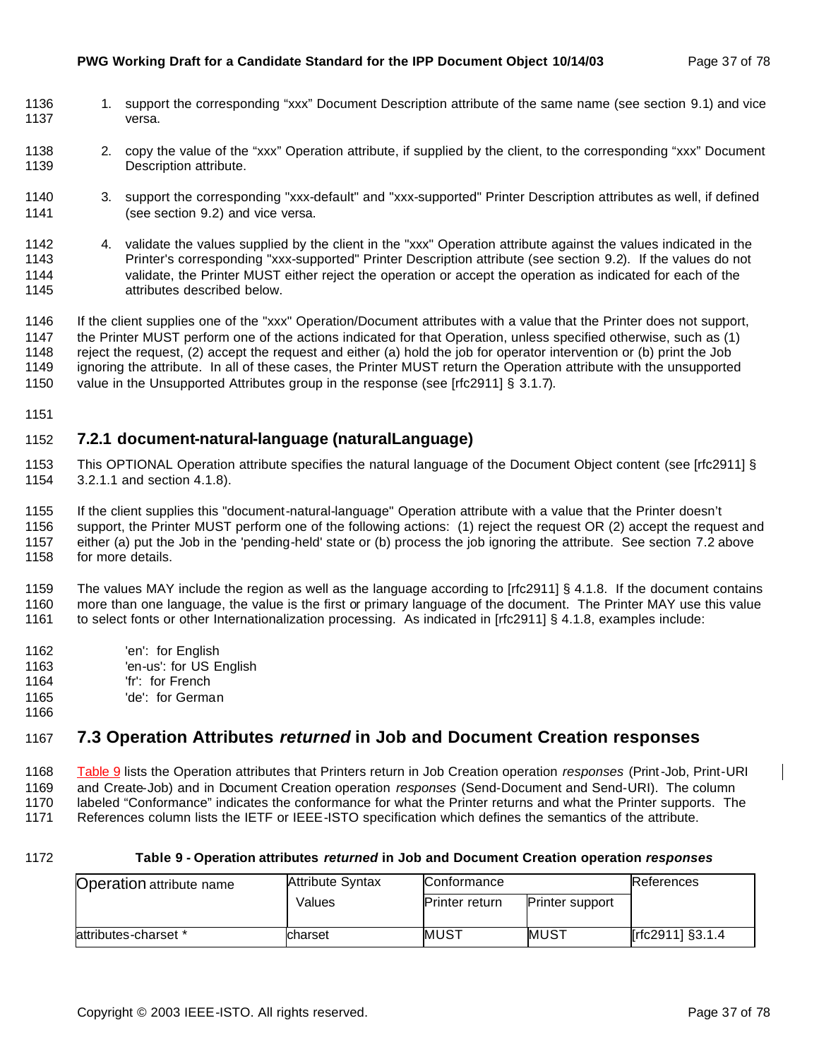1. support the corresponding "xxx" Document Description attribute of the same name (see section 9.1) and vice versa.

2. copy the value of the "xxx" Operation attribute, if supplied by the client, to the corresponding "xxx" Document Description attribute.

3. support the corresponding "xxx-default" and "xxx-supported" Printer Description attributes as well, if defined (see section 9.2) and vice versa.

4. validate the values supplied by the client in the "xxx" Operation attribute against the values indicated in the Printer's corresponding "xxx-supported" Printer Description attribute (see section 9.2). If the values do not validate, the Printer MUST either reject the operation or accept the operation as indicated for each of the attributes described below.

If the client supplies one of the "xxx" Operation/Document attributes with a value that the Printer does not support, the Printer MUST perform one of the actions indicated for that Operation, unless specified otherwise, such as (1) reject the request, (2) accept the request and either (a) hold the job for operator intervention or (b) print the Job ignoring the attribute. In all of these cases, the Printer MUST return the Operation attribute with the unsupported value in the Unsupported Attributes group in the response (see [rfc2911] § 3.1.7).

### 7.2.1 document-natural-language (naturalLanguage)

This OPTIONAL Operation attribute specifies the natural language of the Document Object content (see [rfc2911] § 3.2.1.1 and section 4.1.8).

If the client supplies this "document-natural-language" Operation attribute with a value that the Printer doesn't support, the Printer MUST perform one of the following actions: (1) reject the request OR (2) accept the request and either (a) put the Job in the 'pending-held' state or (b) process the job ignoring the attribute. See section 7.2 above for more details.

The values MAY include the region as well as the language according to [rfc2911] § 4.1.8. If the document contains more than one language, the value is the first or primary language of the document. The Printer MAY use this value to select fonts or other Internationalization processing. As indicated in [rfc2911] § 4.1.8, examples include:

'en': for English
'en-us': for US English
'fr': for French
'de': for German

## 7.3 Operation Attributes *returned* in Job and Document Creation responses

Table 9 lists the Operation attributes that Printers return in Job Creation operation *responses* (Print-Job, Print-URI and Create-Job) and in Document Creation operation *responses* (Send-Document and Send-URI). The column labeled "Conformance" indicates the conformance for what the Printer returns and what the Printer supports. The References column lists the IETF or IEEE-ISTO specification which defines the semantics of the attribute.

**Table 9 - Operation attributes *returned* in Job and Document Creation operation *responses***

| Operation attribute name | Attribute Syntax Values | Conformance | | References |
|---|---|---|---|---|
| | | Printer return | Printer support | |
| attributes-charset * | charset | MUST | MUST | [rfc2911] §3.1.4 |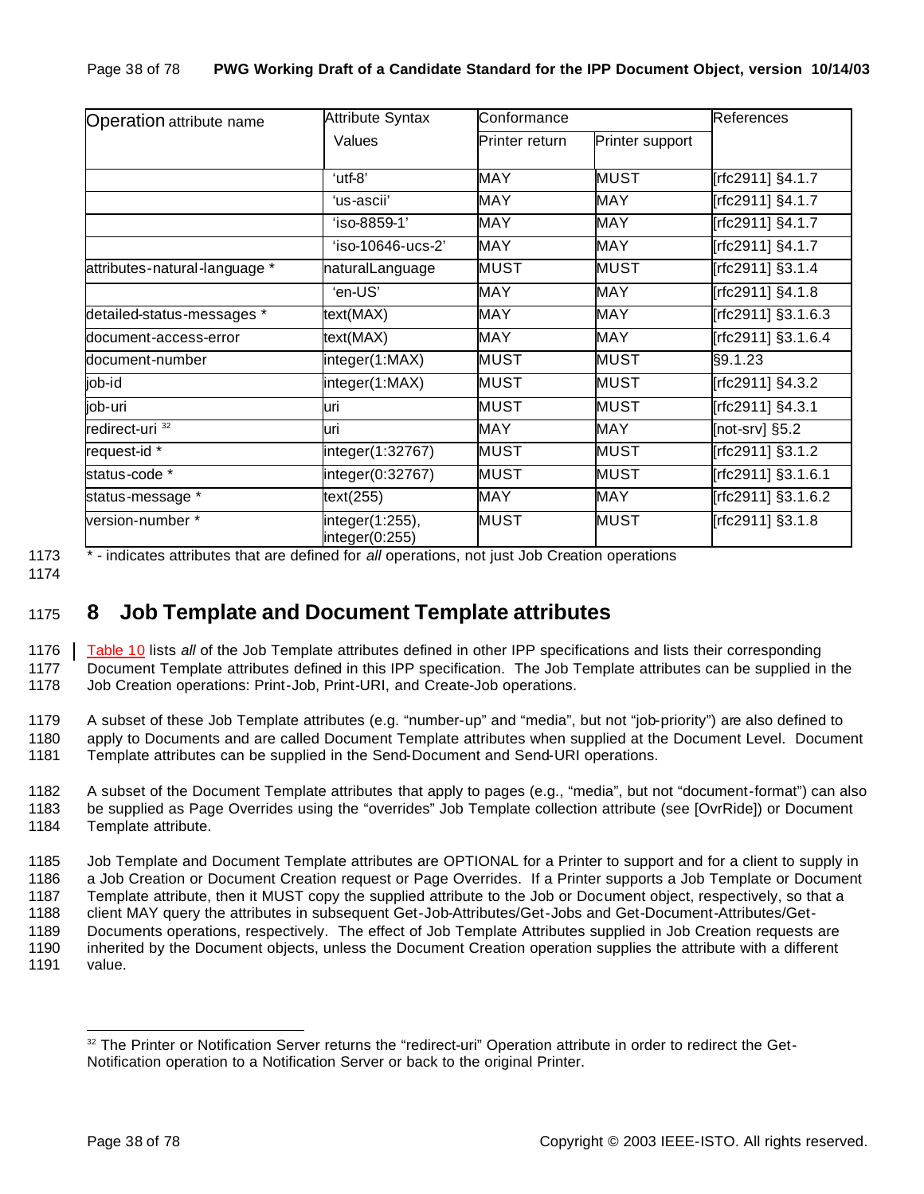| Operation attribute name | Attribute Syntax | Conformance | | References |
|---|---|---|---|---|
| | Values | Printer return | Printer support | |
| | 'utf-8' | MAY | MUST | [rfc2911] §4.1.7 |
| | 'us-ascii' | MAY | MAY | [rfc2911] §4.1.7 |
| | 'iso-8859-1' | MAY | MAY | [rfc2911] §4.1.7 |
| | 'iso-10646-ucs-2' | MAY | MAY | [rfc2911] §4.1.7 |
| attributes-natural-language * | naturalLanguage | MUST | MUST | [rfc2911] §3.1.4 |
| | 'en-US' | MAY | MAY | [rfc2911] §4.1.8 |
| detailed-status-messages * | text(MAX) | MAY | MAY | [rfc2911] §3.1.6.3 |
| document-access-error | text(MAX) | MAY | MAY | [rfc2911] §3.1.6.4 |
| document-number | integer(1:MAX) | MUST | MUST | §9.1.23 |
| job-id | integer(1:MAX) | MUST | MUST | [rfc2911] §4.3.2 |
| job-uri | uri | MUST | MUST | [rfc2911] §4.3.1 |
| redirect-uri [32] | uri | MAY | MAY | [not-srv] §5.2 |
| request-id * | integer(1:32767) | MUST | MUST | [rfc2911] §3.1.2 |
| status-code * | integer(0:32767) | MUST | MUST | [rfc2911] §3.1.6.1 |
| status-message * | text(255) | MAY | MAY | [rfc2911] §3.1.6.2 |
| version-number * | integer(1:255), integer(0:255) | MUST | MUST | [rfc2911] §3.1.8 |

* - indicates attributes that are defined for *all* operations, not just Job Creation operations

# 8 Job Template and Document Template attributes

Table 10 lists *all* of the Job Template attributes defined in other IPP specifications and lists their corresponding Document Template attributes defined in this IPP specification. The Job Template attributes can be supplied in the Job Creation operations: Print-Job, Print-URI, and Create-Job operations.

A subset of these Job Template attributes (e.g. "number-up" and "media", but not "job-priority") are also defined to apply to Documents and are called Document Template attributes when supplied at the Document Level. Document Template attributes can be supplied in the Send-Document and Send-URI operations.

A subset of the Document Template attributes that apply to pages (e.g., "media", but not "document-format") can also be supplied as Page Overrides using the "overrides" Job Template collection attribute (see [OvrRide]) or Document Template attribute.

Job Template and Document Template attributes are OPTIONAL for a Printer to support and for a client to supply in a Job Creation or Document Creation request or Page Overrides. If a Printer supports a Job Template or Document Template attribute, then it MUST copy the supplied attribute to the Job or Document object, respectively, so that a client MAY query the attributes in subsequent Get-Job-Attributes/Get-Jobs and Get-Document-Attributes/Get-Documents operations, respectively. The effect of Job Template Attributes supplied in Job Creation requests are inherited by the Document objects, unless the Document Creation operation supplies the attribute with a different value.

[32] The Printer or Notification Server returns the "redirect-uri" Operation attribute in order to redirect the Get-Notification operation to a Notification Server or back to the original Printer.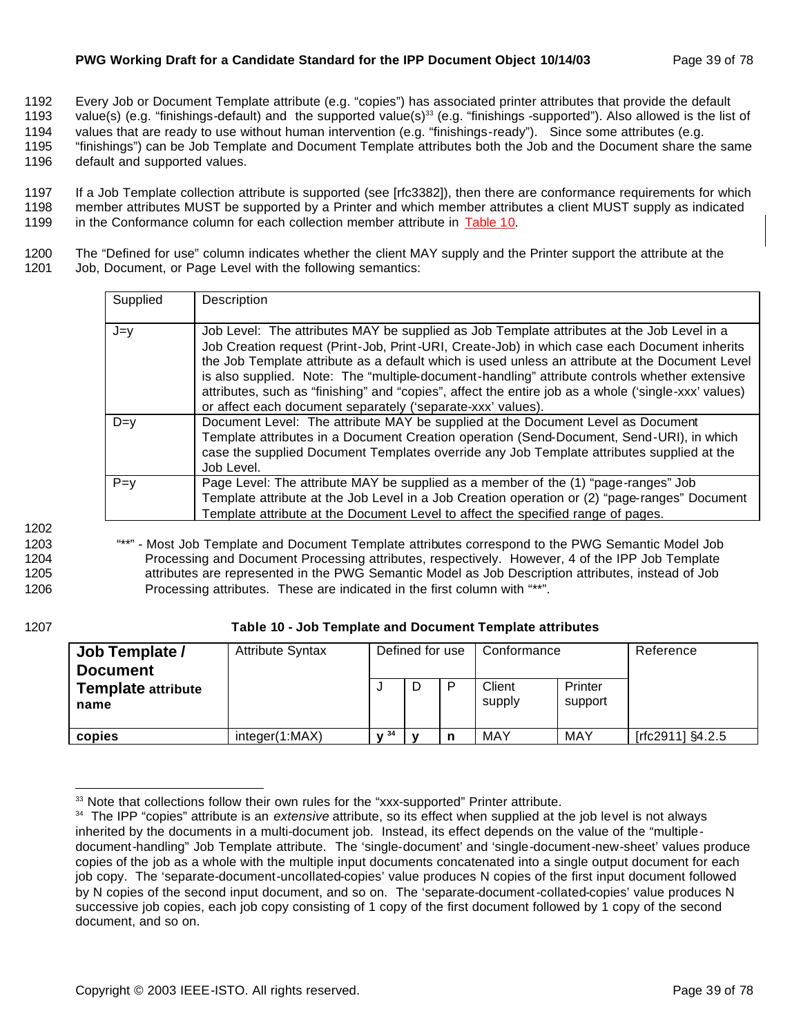Every Job or Document Template attribute (e.g. "copies") has associated printer attributes that provide the default value(s) (e.g. "finishings-default) and the supported value(s)[33] (e.g. "finishings -supported"). Also allowed is the list of values that are ready to use without human intervention (e.g. "finishings-ready"). Since some attributes (e.g. "finishings") can be Job Template and Document Template attributes both the Job and the Document share the same default and supported values.

If a Job Template collection attribute is supported (see [rfc3382]), then there are conformance requirements for which member attributes MUST be supported by a Printer and which member attributes a client MUST supply as indicated in the Conformance column for each collection member attribute in Table 10.

The "Defined for use" column indicates whether the client MAY supply and the Printer support the attribute at the Job, Document, or Page Level with the following semantics:

| Supplied | Description |
|---|---|
| J=y | Job Level: The attributes MAY be supplied as Job Template attributes at the Job Level in a Job Creation request (Print-Job, Print-URI, Create-Job) in which case each Document inherits the Job Template attribute as a default which is used unless an attribute at the Document Level is also supplied. Note: The "multiple-document-handling" attribute controls whether extensive attributes, such as "finishing" and "copies", affect the entire job as a whole ('single-xxx' values) or affect each document separately ('separate-xxx' values). |
| D=y | Document Level: The attribute MAY be supplied at the Document Level as Document Template attributes in a Document Creation operation (Send-Document, Send-URI), in which case the supplied Document Templates override any Job Template attributes supplied at the Job Level. |
| P=y | Page Level: The attribute MAY be supplied as a member of the (1) "page-ranges" Job Template attribute at the Job Level in a Job Creation operation or (2) "page-ranges" Document Template attribute at the Document Level to affect the specified range of pages. |

"**" - Most Job Template and Document Template attributes correspond to the PWG Semantic Model Job Processing and Document Processing attributes, respectively. However, 4 of the IPP Job Template attributes are represented in the PWG Semantic Model as Job Description attributes, instead of Job Processing attributes. These are indicated in the first column with "**".

**Table 10 - Job Template and Document Template attributes**

| **Job Template / Document Template attribute name** | Attribute Syntax | Defined for use | | | Conformance | | Reference |
|---|---|---|---|---|---|---|---|
| | | J | D | P | Client supply | Printer support | |
| **copies** | integer(1:MAX) | **y** [34] | **y** | **n** | MAY | MAY | [rfc2911] §4.2.5 |

[33] Note that collections follow their own rules for the "xxx-supported" Printer attribute.

[34] The IPP "copies" attribute is an *extensive* attribute, so its effect when supplied at the job level is not always inherited by the documents in a multi-document job. Instead, its effect depends on the value of the "multiple-document-handling" Job Template attribute. The 'single-document' and 'single-document-new-sheet' values produce copies of the job as a whole with the multiple input documents concatenated into a single output document for each job copy. The 'separate-document-uncollated-copies' value produces N copies of the first input document followed by N copies of the second input document, and so on. The 'separate-document-collated-copies' value produces N successive job copies, each job copy consisting of 1 copy of the first document followed by 1 copy of the second document, and so on.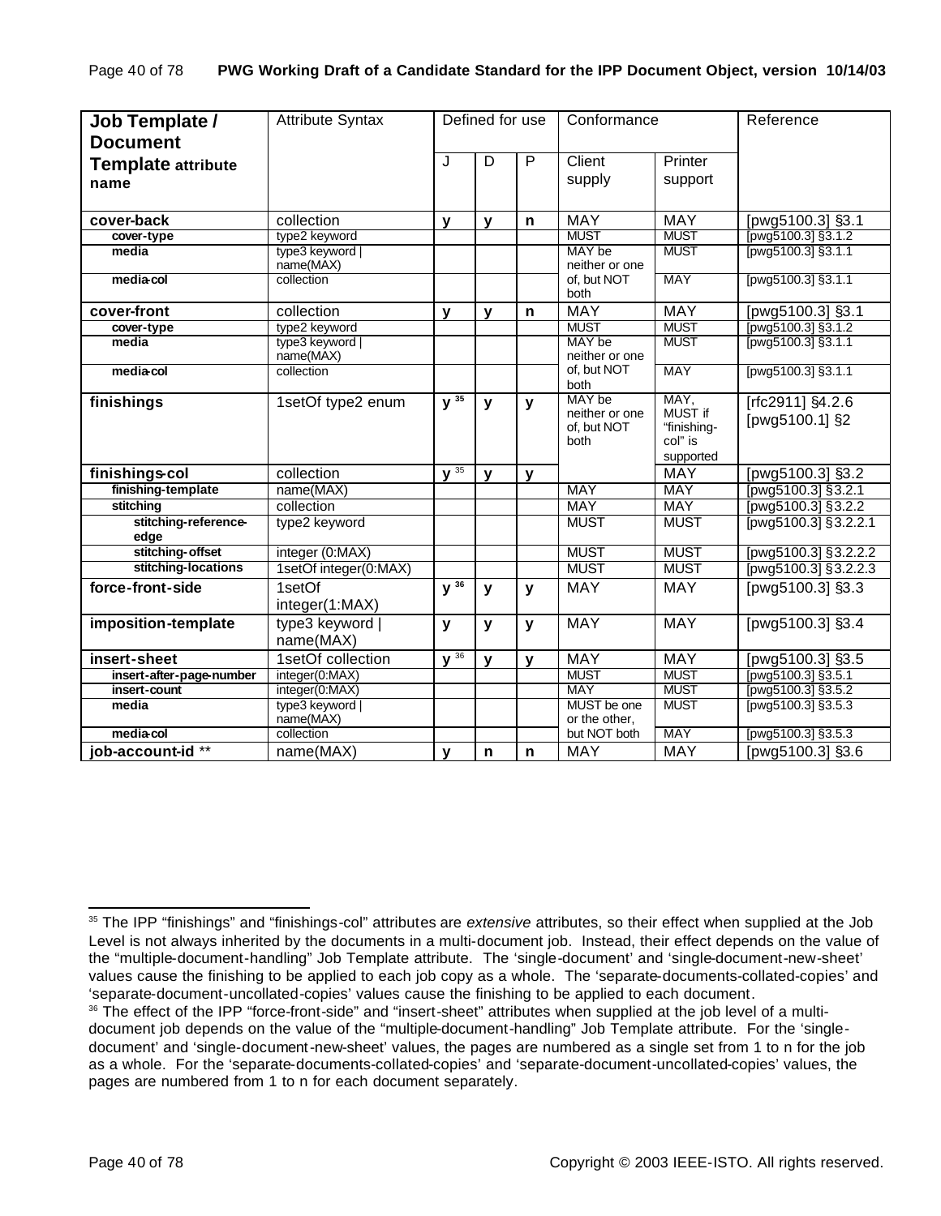| Job Template / Document Template attribute name | Attribute Syntax | Defined for use | | | Conformance | | Reference |
|---|---|---|---|---|---|---|---|
| | | J | D | P | Client supply | Printer support | |
| **cover-back** | collection | **y** | **y** | **n** | MAY | MAY | [pwg5100.3] §3.1 |
| **cover-type** | type2 keyword | | | | MUST | MUST | [pwg5100.3] §3.1.2 |
| **media** | type3 keyword \| name(MAX) | | | | MAY be neither or one of, but NOT both | MUST | [pwg5100.3] §3.1.1 |
| **media-col** | collection | | | | | MAY | [pwg5100.3] §3.1.1 |
| **cover-front** | collection | **y** | **y** | **n** | MAY | MAY | [pwg5100.3] §3.1 |
| **cover-type** | type2 keyword | | | | MUST | MUST | [pwg5100.3] §3.1.2 |
| **media** | type3 keyword \| name(MAX) | | | | MAY be neither or one of, but NOT both | MUST | [pwg5100.3] §3.1.1 |
| **media-col** | collection | | | | | MAY | [pwg5100.3] §3.1.1 |
| **finishings** | 1setOf type2 enum | **y** [35] | **y** | **y** | MAY be neither or one of, but NOT both | MAY, MUST if "finishing-col" is supported | [rfc2911] §4.2.6 [pwg5100.1] §2 |
| **finishings-col** | collection | **y** [35] | **y** | **y** | | MAY | [pwg5100.3] §3.2 |
| **finishing-template** | name(MAX) | | | | MAY | MAY | [pwg5100.3] §3.2.1 |
| **stitching** | collection | | | | MAY | MAY | [pwg5100.3] §3.2.2 |
| **stitching-reference-edge** | type2 keyword | | | | MUST | MUST | [pwg5100.3] §3.2.2.1 |
| **stitching-offset** | integer (0:MAX) | | | | MUST | MUST | [pwg5100.3] §3.2.2.2 |
| **stitching-locations** | 1setOf integer(0:MAX) | | | | MUST | MUST | [pwg5100.3] §3.2.2.3 |
| **force-front-side** | 1setOf integer(1:MAX) | **y** [36] | **y** | **y** | MAY | MAY | [pwg5100.3] §3.3 |
| **imposition-template** | type3 keyword \| name(MAX) | **y** | **y** | **y** | MAY | MAY | [pwg5100.3] §3.4 |
| **insert-sheet** | 1setOf collection | **y** [36] | **y** | **y** | MAY | MAY | [pwg5100.3] §3.5 |
| **insert-after-page-number** | integer(0:MAX) | | | | MUST | MUST | [pwg5100.3] §3.5.1 |
| **insert-count** | integer(0:MAX) | | | | MAY | MUST | [pwg5100.3] §3.5.2 |
| **media** | type3 keyword \| name(MAX) | | | | MUST be one or the other, but NOT both | MUST | [pwg5100.3] §3.5.3 |
| **media-col** | collection | | | | | MAY | [pwg5100.3] §3.5.3 |
| **job-account-id** ** | name(MAX) | **y** | **n** | **n** | MAY | MAY | [pwg5100.3] §3.6 |

---

[35] The IPP "finishings" and "finishings-col" attributes are *extensive* attributes, so their effect when supplied at the Job Level is not always inherited by the documents in a multi-document job. Instead, their effect depends on the value of the "multiple-document-handling" Job Template attribute. The 'single-document' and 'single-document-new-sheet' values cause the finishing to be applied to each job copy as a whole. The 'separate-documents-collated-copies' and 'separate-document-uncollated-copies' values cause the finishing to be applied to each document.

[36] The effect of the IPP "force-front-side" and "insert-sheet" attributes when supplied at the job level of a multi-document job depends on the value of the "multiple-document-handling" Job Template attribute. For the 'single-document' and 'single-document-new-sheet' values, the pages are numbered as a single set from 1 to n for the job as a whole. For the 'separate-documents-collated-copies' and 'separate-document-uncollated-copies' values, the pages are numbered from 1 to n for each document separately.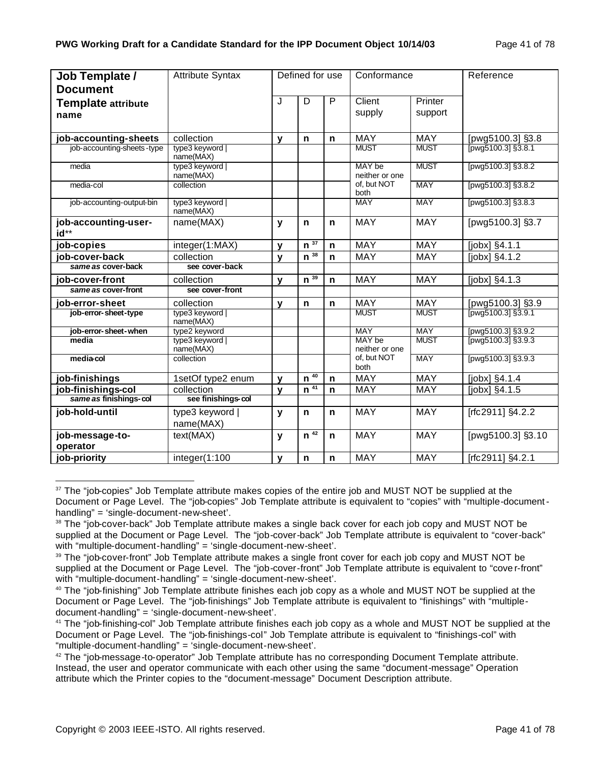| **Job Template / Document Template attribute name** | Attribute Syntax | Defined for use | | | Conformance | | Reference |
|---|---|---|---|---|---|---|---|
| | | J | D | P | Client supply | Printer support | |
| **job-accounting-sheets** | collection | **y** | **n** | **n** | MAY | MAY | [pwg5100.3] §3.8 |
| job-accounting-sheets-type | type3 keyword \| name(MAX) | | | | MUST | MUST | [pwg5100.3] §3.8.1 |
| media | type3 keyword \| name(MAX) | | | | MAY be neither or one of, but NOT both | MUST | [pwg5100.3] §3.8.2 |
| media-col | collection | | | | | MAY | [pwg5100.3] §3.8.2 |
| job-accounting-output-bin | type3 keyword \| name(MAX) | | | | MAY | MAY | [pwg5100.3] §3.8.3 |
| **job-accounting-user-id**** | name(MAX) | **y** | **n** | **n** | MAY | MAY | [pwg5100.3] §3.7 |
| **job-copies** | integer(1:MAX) | **y** | **n** [37] | **n** | MAY | MAY | [jobx] §4.1.1 |
| **job-cover-back** | collection | **y** | **n** [38] | **n** | MAY | MAY | [jobx] §4.1.2 |
| ***same as* cover-back** | **see cover-back** | | | | | | |
| **job-cover-front** | collection | **y** | **n** [39] | **n** | MAY | MAY | [jobx] §4.1.3 |
| ***same as* cover-front** | **see cover-front** | | | | | | |
| **job-error-sheet** | collection | **y** | **n** | **n** | MAY | MAY | [pwg5100.3] §3.9 |
| **job-error-sheet-type** | type3 keyword \| name(MAX) | | | | MUST | MUST | [pwg5100.3] §3.9.1 |
| **job-error-sheet-when** | type2 keyword | | | | MAY | MAY | [pwg5100.3] §3.9.2 |
| **media** | type3 keyword \| name(MAX) | | | | MAY be neither or one of, but NOT both | MUST | [pwg5100.3] §3.9.3 |
| **media-col** | collection | | | | | MAY | [pwg5100.3] §3.9.3 |
| **job-finishings** | 1setOf type2 enum | **y** | **n** [40] | **n** | MAY | MAY | [jobx] §4.1.4 |
| **job-finishings-col** | collection | **y** | **n** [41] | **n** | MAY | MAY | [jobx] §4.1.5 |
| ***same as* finishings-col** | **see finishings-col** | | | | | | |
| **job-hold-until** | type3 keyword \| name(MAX) | **y** | **n** | **n** | MAY | MAY | [rfc2911] §4.2.2 |
| **job-message-to-operator** | text(MAX) | **y** | **n** [42] | **n** | MAY | MAY | [pwg5100.3] §3.10 |
| **job-priority** | integer(1:100 | **y** | **n** | **n** | MAY | MAY | [rfc2911] §4.2.1 |

[37] The "job-copies" Job Template attribute makes copies of the entire job and MUST NOT be supplied at the Document or Page Level. The "job-copies" Job Template attribute is equivalent to "copies" with "multiple-document-handling" = 'single-document-new-sheet'.

[38] The "job-cover-back" Job Template attribute makes a single back cover for each job copy and MUST NOT be supplied at the Document or Page Level. The "job-cover-back" Job Template attribute is equivalent to "cover-back" with "multiple-document-handling" = 'single-document-new-sheet'.

[39] The "job-cover-front" Job Template attribute makes a single front cover for each job copy and MUST NOT be supplied at the Document or Page Level. The "job-cover-front" Job Template attribute is equivalent to "cover-front" with "multiple-document-handling" = 'single-document-new-sheet'.

[40] The "job-finishing" Job Template attribute finishes each job copy as a whole and MUST NOT be supplied at the Document or Page Level. The "job-finishings" Job Template attribute is equivalent to "finishings" with "multiple-document-handling" = 'single-document-new-sheet'.

[41] The "job-finishing-col" Job Template attribute finishes each job copy as a whole and MUST NOT be supplied at the Document or Page Level. The "job-finishings-col" Job Template attribute is equivalent to "finishings-col" with "multiple-document-handling" = 'single-document-new-sheet'.

[42] The "job-message-to-operator" Job Template attribute has no corresponding Document Template attribute. Instead, the user and operator communicate with each other using the same "document-message" Operation attribute which the Printer copies to the "document-message" Document Description attribute.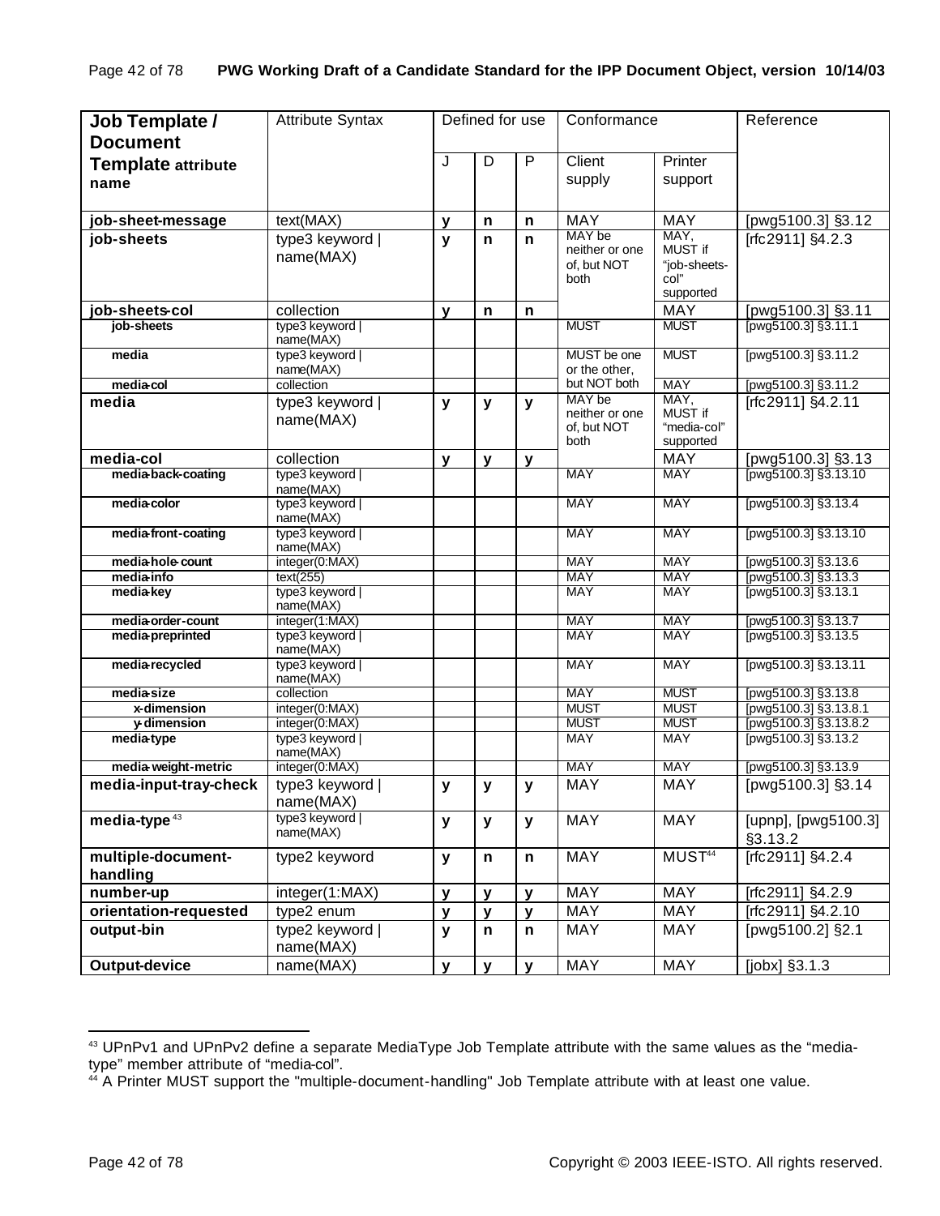| Job Template / Document Template attribute name | Attribute Syntax | Defined for use | | | Conformance | | Reference |
|---|---|---|---|---|---|---|---|
| | | J | D | P | Client supply | Printer support | |
| **job-sheet-message** | text(MAX) | **y** | **n** | **n** | MAY | MAY | [pwg5100.3] §3.12 |
| **job-sheets** | type3 keyword \| name(MAX) | **y** | **n** | **n** | MAY be neither or one of, but NOT both | MAY, MUST if "job-sheets-col" supported | [rfc2911] §4.2.3 |
| **job-sheets-col** | collection | **y** | **n** | **n** | | MAY | [pwg5100.3] §3.11 |
| job-sheets | type3 keyword \| name(MAX) | | | | MUST | MUST | [pwg5100.3] §3.11.1 |
| media | type3 keyword \| name(MAX) | | | | MUST be one or the other, but NOT both | MUST | [pwg5100.3] §3.11.2 |
| media-col | collection | | | | | MAY | [pwg5100.3] §3.11.2 |
| **media** | type3 keyword \| name(MAX) | **y** | **y** | **y** | MAY be neither or one of, but NOT both | MAY, MUST if "media-col" supported | [rfc2911] §4.2.11 |
| **media-col** | collection | **y** | **y** | **y** | | MAY | [pwg5100.3] §3.13 |
| media-back-coating | type3 keyword \| name(MAX) | | | | MAY | MAY | [pwg5100.3] §3.13.10 |
| media-color | type3 keyword \| name(MAX) | | | | MAY | MAY | [pwg5100.3] §3.13.4 |
| media-front-coating | type3 keyword \| name(MAX) | | | | MAY | MAY | [pwg5100.3] §3.13.10 |
| media-hole-count | integer(0:MAX) | | | | MAY | MAY | [pwg5100.3] §3.13.6 |
| media-info | text(255) | | | | MAY | MAY | [pwg5100.3] §3.13.3 |
| media-key | type3 keyword \| name(MAX) | | | | MAY | MAY | [pwg5100.3] §3.13.1 |
| media-order-count | integer(1:MAX) | | | | MAY | MAY | [pwg5100.3] §3.13.7 |
| media-preprinted | type3 keyword \| name(MAX) | | | | MAY | MAY | [pwg5100.3] §3.13.5 |
| media-recycled | type3 keyword \| name(MAX) | | | | MAY | MAY | [pwg5100.3] §3.13.11 |
| media-size | collection | | | | MAY | MUST | [pwg5100.3] §3.13.8 |
| x-dimension | integer(0:MAX) | | | | MUST | MUST | [pwg5100.3] §3.13.8.1 |
| y-dimension | integer(0:MAX) | | | | MUST | MUST | [pwg5100.3] §3.13.8.2 |
| media-type | type3 keyword \| name(MAX) | | | | MAY | MAY | [pwg5100.3] §3.13.2 |
| media-weight-metric | integer(0:MAX) | | | | MAY | MAY | [pwg5100.3] §3.13.9 |
| **media-input-tray-check** | type3 keyword \| name(MAX) | **y** | **y** | **y** | MAY | MAY | [pwg5100.3] §3.14 |
| **media-type**[43] | type3 keyword \| name(MAX) | **y** | **y** | **y** | MAY | MAY | [upnp], [pwg5100.3] §3.13.2 |
| **multiple-document-handling** | type2 keyword | **y** | **n** | **n** | MAY | MUST[44] | [rfc2911] §4.2.4 |
| **number-up** | integer(1:MAX) | **y** | **y** | **y** | MAY | MAY | [rfc2911] §4.2.9 |
| **orientation-requested** | type2 enum | **y** | **y** | **y** | MAY | MAY | [rfc2911] §4.2.10 |
| **output-bin** | type2 keyword \| name(MAX) | **y** | **n** | **n** | MAY | MAY | [pwg5100.2] §2.1 |
| **Output-device** | name(MAX) | **y** | **y** | **y** | MAY | MAY | [jobx] §3.1.3 |

[43] UPnPv1 and UPnPv2 define a separate MediaType Job Template attribute with the same values as the "media-type" member attribute of "media-col".

[44] A Printer MUST support the "multiple-document-handling" Job Template attribute with at least one value.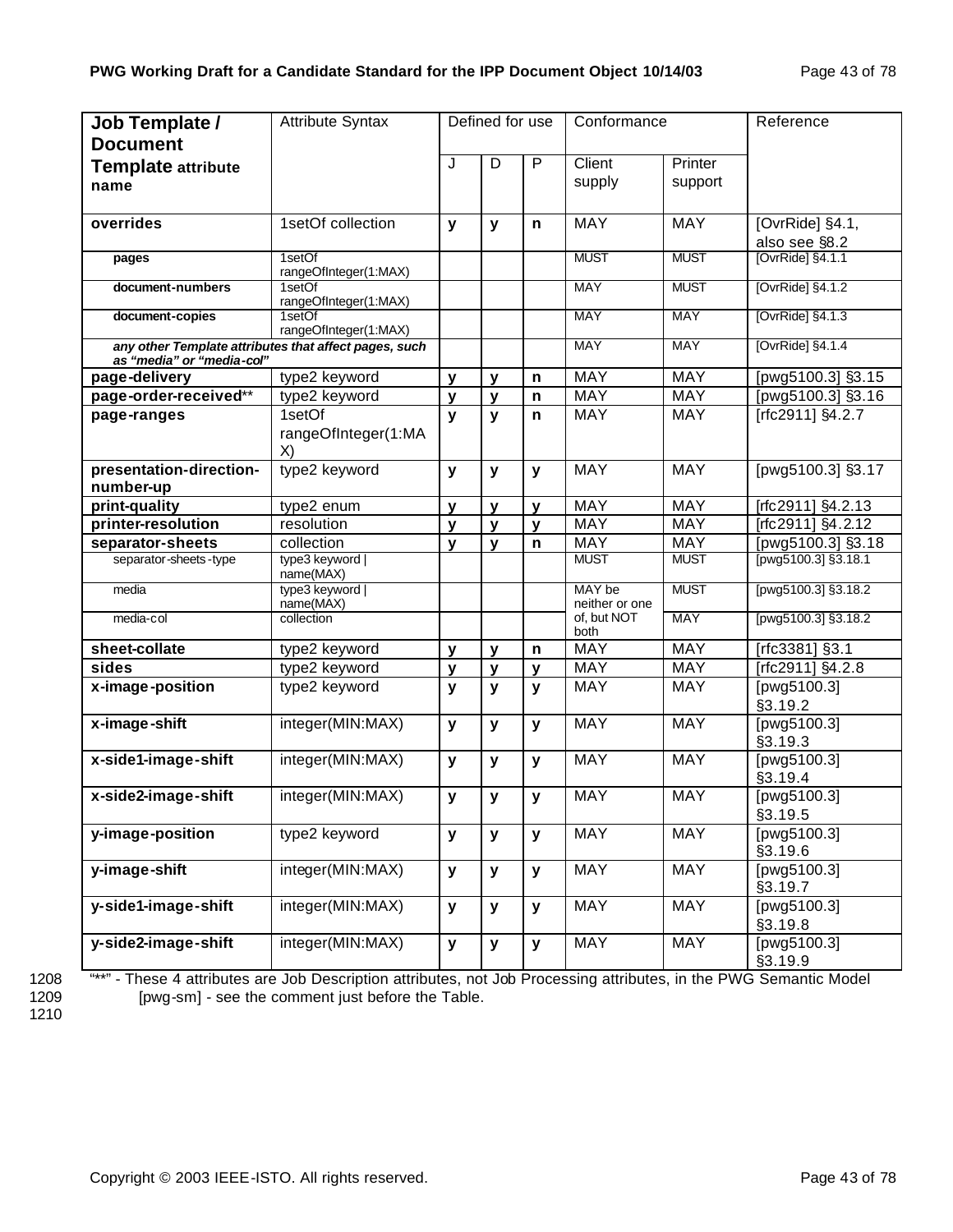| **Job Template / Document Template attribute name** | Attribute Syntax | Defined for use | | | Conformance | | Reference |
|---|---|---|---|---|---|---|---|
| | | J | D | P | Client supply | Printer support | |
| **overrides** | 1setOf collection | **y** | **y** | **n** | MAY | MAY | [OvrRide] §4.1, also see §8.2 |
| **pages** | 1setOf rangeOfInteger(1:MAX) | | | | MUST | MUST | [OvrRide] §4.1.1 |
| **document-numbers** | 1setOf rangeOfInteger(1:MAX) | | | | MAY | MUST | [OvrRide] §4.1.2 |
| **document-copies** | 1setOf rangeOfInteger(1:MAX) | | | | MAY | MAY | [OvrRide] §4.1.3 |
| ***any other Template attributes that affect pages, such as "media" or "media-col"*** | | | | | MAY | MAY | [OvrRide] §4.1.4 |
| **page-delivery** | type2 keyword | **y** | **y** | **n** | MAY | MAY | [pwg5100.3] §3.15 |
| **page-order-received**** | type2 keyword | **y** | **y** | **n** | MAY | MAY | [pwg5100.3] §3.16 |
| **page-ranges** | 1setOf rangeOfInteger(1:MAX) | **y** | **y** | **n** | MAY | MAY | [rfc2911] §4.2.7 |
| **presentation-direction-number-up** | type2 keyword | **y** | **y** | **y** | MAY | MAY | [pwg5100.3] §3.17 |
| **print-quality** | type2 enum | **y** | **y** | **y** | MAY | MAY | [rfc2911] §4.2.13 |
| **printer-resolution** | resolution | **y** | **y** | **y** | MAY | MAY | [rfc2911] §4.2.12 |
| **separator-sheets** | collection | **y** | **y** | **n** | MAY | MAY | [pwg5100.3] §3.18 |
| separator-sheets-type | type3 keyword \| name(MAX) | | | | MUST | MUST | [pwg5100.3] §3.18.1 |
| media | type3 keyword \| name(MAX) | | | | MAY be neither or one of, but NOT both | MUST | [pwg5100.3] §3.18.2 |
| media-col | collection | | | | | MAY | [pwg5100.3] §3.18.2 |
| **sheet-collate** | type2 keyword | **y** | **y** | **n** | MAY | MAY | [rfc3381] §3.1 |
| **sides** | type2 keyword | **y** | **y** | **y** | MAY | MAY | [rfc2911] §4.2.8 |
| **x-image-position** | type2 keyword | **y** | **y** | **y** | MAY | MAY | [pwg5100.3] §3.19.2 |
| **x-image-shift** | integer(MIN:MAX) | **y** | **y** | **y** | MAY | MAY | [pwg5100.3] §3.19.3 |
| **x-side1-image-shift** | integer(MIN:MAX) | **y** | **y** | **y** | MAY | MAY | [pwg5100.3] §3.19.4 |
| **x-side2-image-shift** | integer(MIN:MAX) | **y** | **y** | **y** | MAY | MAY | [pwg5100.3] §3.19.5 |
| **y-image-position** | type2 keyword | **y** | **y** | **y** | MAY | MAY | [pwg5100.3] §3.19.6 |
| **y-image-shift** | integer(MIN:MAX) | **y** | **y** | **y** | MAY | MAY | [pwg5100.3] §3.19.7 |
| **y-side1-image-shift** | integer(MIN:MAX) | **y** | **y** | **y** | MAY | MAY | [pwg5100.3] §3.19.8 |
| **y-side2-image-shift** | integer(MIN:MAX) | **y** | **y** | **y** | MAY | MAY | [pwg5100.3] §3.19.9 |

1208 "**" - These 4 attributes are Job Description attributes, not Job Processing attributes, in the PWG Semantic Model
1209 [pwg-sm] - see the comment just before the Table.
1210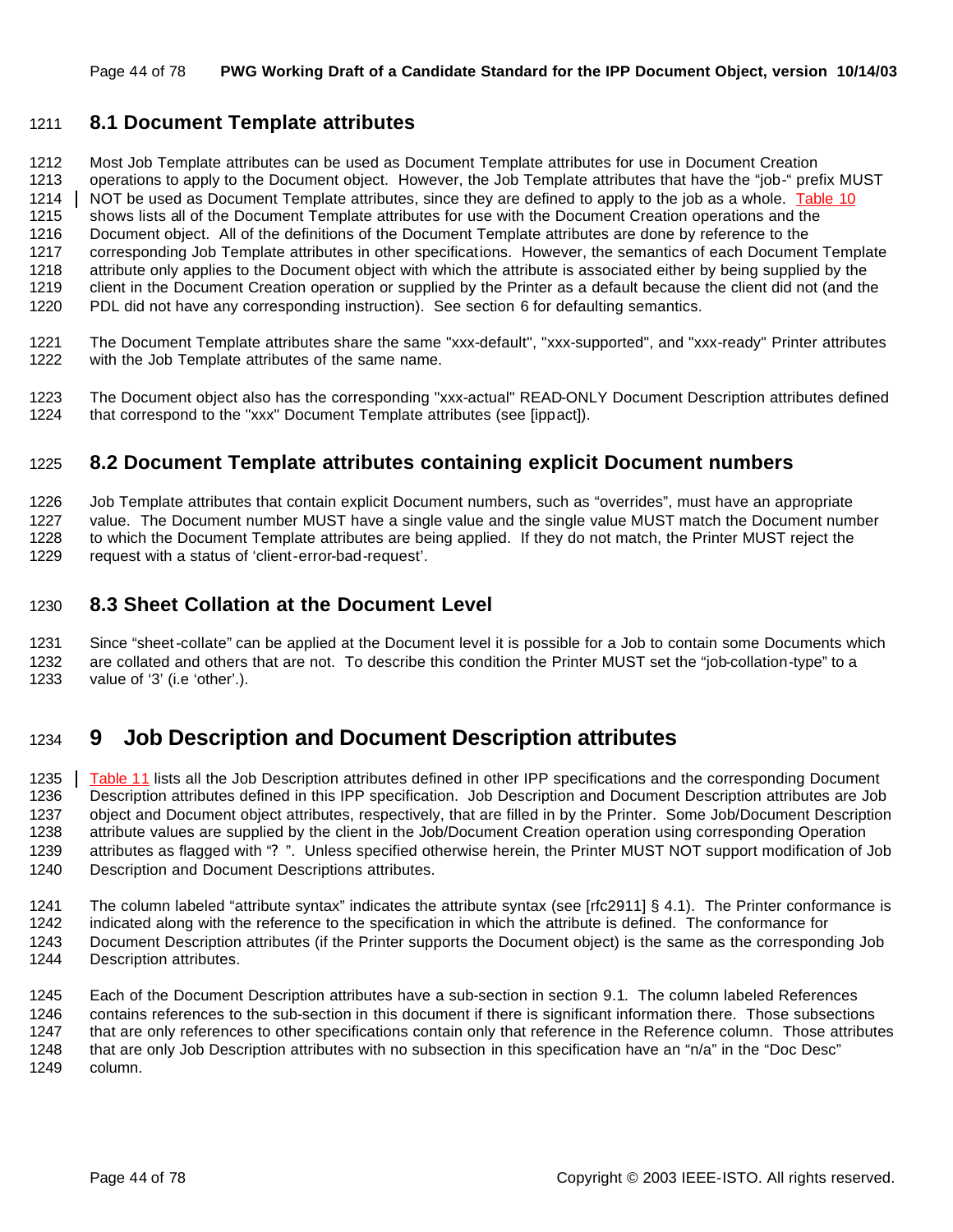## 8.1 Document Template attributes

Most Job Template attributes can be used as Document Template attributes for use in Document Creation operations to apply to the Document object. However, the Job Template attributes that have the "job-" prefix MUST NOT be used as Document Template attributes, since they are defined to apply to the job as a whole. Table 10 shows lists all of the Document Template attributes for use with the Document Creation operations and the Document object. All of the definitions of the Document Template attributes are done by reference to the corresponding Job Template attributes in other specifications. However, the semantics of each Document Template attribute only applies to the Document object with which the attribute is associated either by being supplied by the client in the Document Creation operation or supplied by the Printer as a default because the client did not (and the PDL did not have any corresponding instruction). See section 6 for defaulting semantics.

The Document Template attributes share the same "xxx-default", "xxx-supported", and "xxx-ready" Printer attributes with the Job Template attributes of the same name.

The Document object also has the corresponding "xxx-actual" READ-ONLY Document Description attributes defined that correspond to the "xxx" Document Template attributes (see [ippact]).

## 8.2 Document Template attributes containing explicit Document numbers

Job Template attributes that contain explicit Document numbers, such as "overrides", must have an appropriate value. The Document number MUST have a single value and the single value MUST match the Document number to which the Document Template attributes are being applied. If they do not match, the Printer MUST reject the request with a status of 'client-error-bad-request'.

## 8.3 Sheet Collation at the Document Level

Since "sheet-collate" can be applied at the Document level it is possible for a Job to contain some Documents which are collated and others that are not. To describe this condition the Printer MUST set the "job-collation-type" to a value of '3' (i.e 'other'.).

# 9 Job Description and Document Description attributes

Table 11 lists all the Job Description attributes defined in other IPP specifications and the corresponding Document Description attributes defined in this IPP specification. Job Description and Document Description attributes are Job object and Document object attributes, respectively, that are filled in by the Printer. Some Job/Document Description attribute values are supplied by the client in the Job/Document Creation operation using corresponding Operation attributes as flagged with "? ". Unless specified otherwise herein, the Printer MUST NOT support modification of Job Description and Document Descriptions attributes.

The column labeled "attribute syntax" indicates the attribute syntax (see [rfc2911] § 4.1). The Printer conformance is indicated along with the reference to the specification in which the attribute is defined. The conformance for Document Description attributes (if the Printer supports the Document object) is the same as the corresponding Job Description attributes.

Each of the Document Description attributes have a sub-section in section 9.1. The column labeled References contains references to the sub-section in this document if there is significant information there. Those subsections that are only references to other specifications contain only that reference in the Reference column. Those attributes that are only Job Description attributes with no subsection in this specification have an "n/a" in the "Doc Desc" column.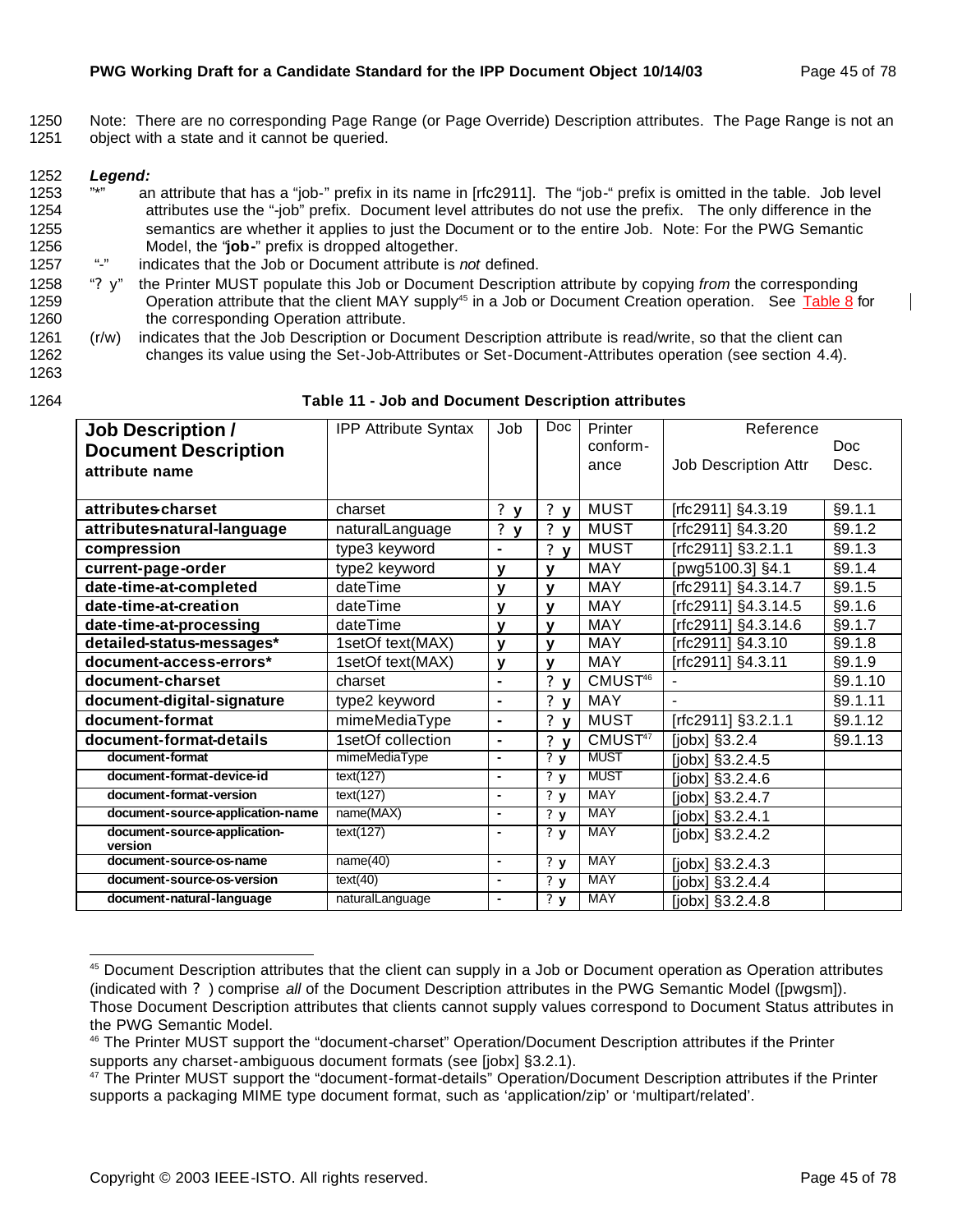Note: There are no corresponding Page Range (or Page Override) Description attributes. The Page Range is not an object with a state and it cannot be queried.

***Legend:***

"*" an attribute that has a "job-" prefix in its name in [rfc2911]. The "job-" prefix is omitted in the table. Job level attributes use the "-job" prefix. Document level attributes do not use the prefix. The only difference in the semantics are whether it applies to just the Document or to the entire Job. Note: For the PWG Semantic Model, the "**job-**" prefix is dropped altogether.

"-" indicates that the Job or Document attribute is *not* defined.

"? y" the Printer MUST populate this Job or Document Description attribute by copying *from* the corresponding Operation attribute that the client MAY supply[45] in a Job or Document Creation operation. See Table 8 for the corresponding Operation attribute.

(r/w) indicates that the Job Description or Document Description attribute is read/write, so that the client can changes its value using the Set-Job-Attributes or Set-Document-Attributes operation (see section 4.4).

**Table 11 - Job and Document Description attributes**

| **Job Description / Document Description attribute name** | IPP Attribute Syntax | Job | Doc | Printer conform-ance | Reference Job Description Attr | Doc Desc. |
|---|---|---|---|---|---|---|
| **attributes-charset** | charset | ? **y** | ? **y** | MUST | [rfc2911] §4.3.19 | §9.1.1 |
| **attributes-natural-language** | naturalLanguage | ? **y** | ? **y** | MUST | [rfc2911] §4.3.20 | §9.1.2 |
| **compression** | type3 keyword | **-** | ? **y** | MUST | [rfc2911] §3.2.1.1 | §9.1.3 |
| **current-page-order** | type2 keyword | **y** | **y** | MAY | [pwg5100.3] §4.1 | §9.1.4 |
| **date-time-at-completed** | dateTime | **y** | **y** | MAY | [rfc2911] §4.3.14.7 | §9.1.5 |
| **date-time-at-creation** | dateTime | **y** | **y** | MAY | [rfc2911] §4.3.14.5 | §9.1.6 |
| **date-time-at-processing** | dateTime | **y** | **y** | MAY | [rfc2911] §4.3.14.6 | §9.1.7 |
| **detailed-status-messages*** | 1setOf text(MAX) | **y** | **y** | MAY | [rfc2911] §4.3.10 | §9.1.8 |
| **document-access-errors*** | 1setOf text(MAX) | **y** | **y** | MAY | [rfc2911] §4.3.11 | §9.1.9 |
| **document-charset** | charset | **-** | ? **y** | CMUST[46] | - | §9.1.10 |
| **document-digital-signature** | type2 keyword | **-** | ? **y** | MAY | - | §9.1.11 |
| **document-format** | mimeMediaType | **-** | ? **y** | MUST | [rfc2911] §3.2.1.1 | §9.1.12 |
| **document-format-details** | 1setOf collection | **-** | ? **y** | CMUST[47] | [jobx] §3.2.4 | §9.1.13 |
| **document-format** | mimeMediaType | **-** | ? **y** | MUST | [jobx] §3.2.4.5 | |
| **document-format-device-id** | text(127) | **-** | ? **y** | MUST | [jobx] §3.2.4.6 | |
| **document-format-version** | text(127) | **-** | ? **y** | MAY | [jobx] §3.2.4.7 | |
| **document-source-application-name** | name(MAX) | **-** | ? **y** | MAY | [jobx] §3.2.4.1 | |
| **document-source-application-version** | text(127) | **-** | ? **y** | MAY | [jobx] §3.2.4.2 | |
| **document-source-os-name** | name(40) | **-** | ? **y** | MAY | [jobx] §3.2.4.3 | |
| **document-source-os-version** | text(40) | **-** | ? **y** | MAY | [jobx] §3.2.4.4 | |
| **document-natural-language** | naturalLanguage | **-** | ? **y** | MAY | [jobx] §3.2.4.8 | |

[45] Document Description attributes that the client can supply in a Job or Document operation as Operation attributes (indicated with ? ) comprise *all* of the Document Description attributes in the PWG Semantic Model ([pwgsm]). Those Document Description attributes that clients cannot supply values correspond to Document Status attributes in the PWG Semantic Model.

[46] The Printer MUST support the "document-charset" Operation/Document Description attributes if the Printer supports any charset-ambiguous document formats (see [jobx] §3.2.1).

[47] The Printer MUST support the "document-format-details" Operation/Document Description attributes if the Printer supports a packaging MIME type document format, such as 'application/zip' or 'multipart/related'.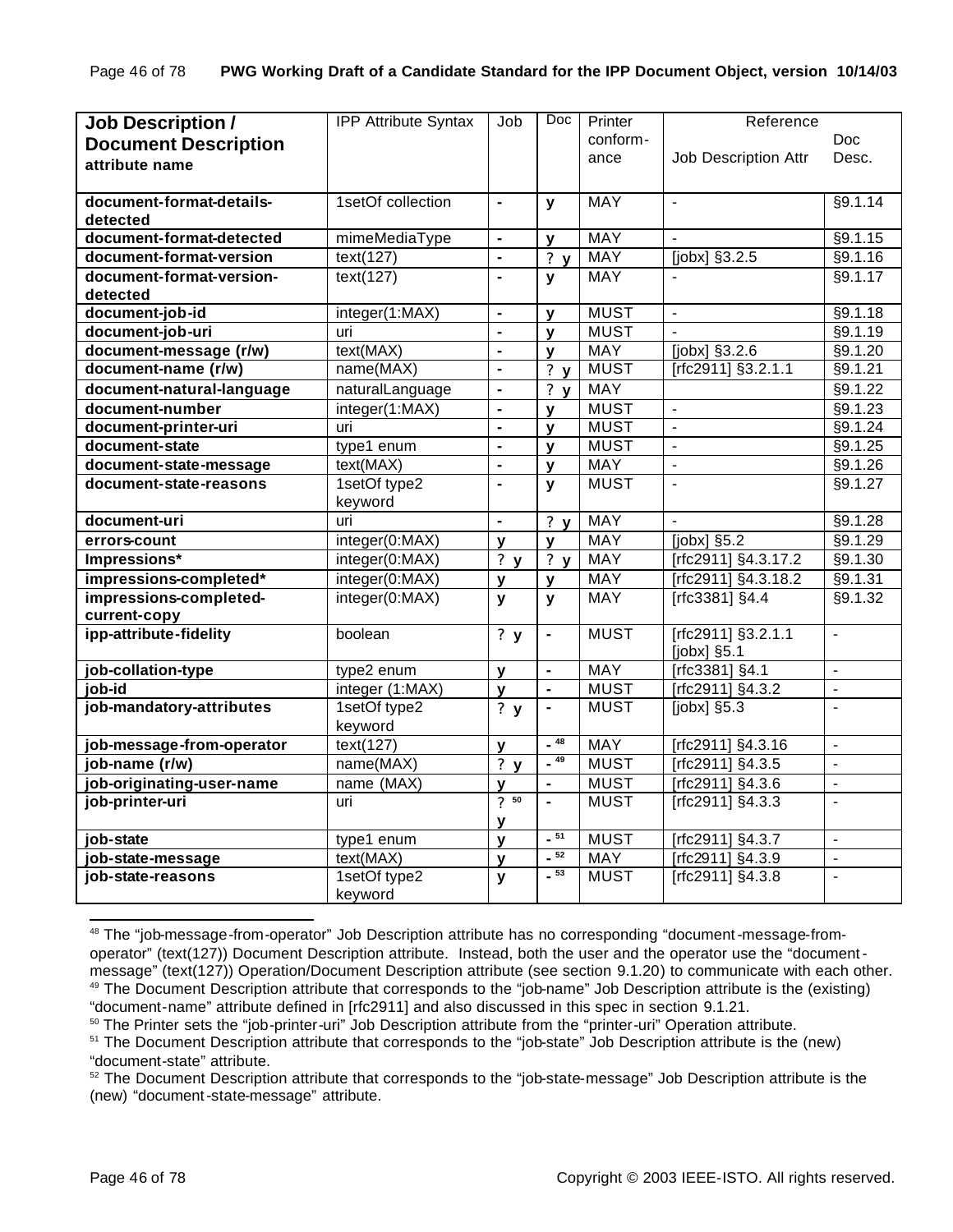| **Job Description / Document Description attribute name** | IPP Attribute Syntax | Job | Doc | Printer conform-ance | Reference Job Description Attr | Doc Desc. |
|---|---|---|---|---|---|---|
| **document-format-details-detected** | 1setOf collection | **-** | **y** | MAY | - | §9.1.14 |
| **document-format-detected** | mimeMediaType | **-** | **y** | MAY | - | §9.1.15 |
| **document-format-version** | text(127) | **-** | ? **y** | MAY | [jobx] §3.2.5 | §9.1.16 |
| **document-format-version-detected** | text(127) | **-** | **y** | MAY | - | §9.1.17 |
| **document-job-id** | integer(1:MAX) | **-** | **y** | MUST | - | §9.1.18 |
| **document-job-uri** | uri | **-** | **y** | MUST | - | §9.1.19 |
| **document-message (r/w)** | text(MAX) | **-** | **y** | MAY | [jobx] §3.2.6 | §9.1.20 |
| **document-name (r/w)** | name(MAX) | **-** | ? **y** | MUST | [rfc2911] §3.2.1.1 | §9.1.21 |
| **document-natural-language** | naturalLanguage | **-** | ? **y** | MAY | | §9.1.22 |
| **document-number** | integer(1:MAX) | **-** | **y** | MUST | - | §9.1.23 |
| **document-printer-uri** | uri | **-** | **y** | MUST | - | §9.1.24 |
| **document-state** | type1 enum | **-** | **y** | MUST | - | §9.1.25 |
| **document-state-message** | text(MAX) | **-** | **y** | MAY | - | §9.1.26 |
| **document-state-reasons** | 1setOf type2 keyword | **-** | **y** | MUST | - | §9.1.27 |
| **document-uri** | uri | **-** | ? **y** | MAY | - | §9.1.28 |
| **errors-count** | integer(0:MAX) | **y** | **y** | MAY | [jobx] §5.2 | §9.1.29 |
| **Impressions*** | integer(0:MAX) | ? **y** | ? **y** | MAY | [rfc2911] §4.3.17.2 | §9.1.30 |
| **impressions-completed*** | integer(0:MAX) | **y** | **y** | MAY | [rfc2911] §4.3.18.2 | §9.1.31 |
| **impressions-completed-current-copy** | integer(0:MAX) | **y** | **y** | MAY | [rfc3381] §4.4 | §9.1.32 |
| **ipp-attribute-fidelity** | boolean | ? **y** | **-** | MUST | [rfc2911] §3.2.1.1 [jobx] §5.1 | - |
| **job-collation-type** | type2 enum | **y** | **-** | MAY | [rfc3381] §4.1 | - |
| **job-id** | integer (1:MAX) | **y** | **-** | MUST | [rfc2911] §4.3.2 | - |
| **job-mandatory-attributes** | 1setOf type2 keyword | ? **y** | **-** | MUST | [jobx] §5.3 | - |
| **job-message-from-operator** | text(127) | **y** | **-** [48] | MAY | [rfc2911] §4.3.16 | - |
| **job-name (r/w)** | name(MAX) | ? **y** | **-** [49] | MUST | [rfc2911] §4.3.5 | - |
| **job-originating-user-name** | name (MAX) | **y** | **-** | MUST | [rfc2911] §4.3.6 | - |
| **job-printer-uri** | uri | ? [50] **y** | **-** | MUST | [rfc2911] §4.3.3 | - |
| **job-state** | type1 enum | **y** | **-** [51] | MUST | [rfc2911] §4.3.7 | - |
| **job-state-message** | text(MAX) | **y** | **-** [52] | MAY | [rfc2911] §4.3.9 | - |
| **job-state-reasons** | 1setOf type2 keyword | **y** | **-** [53] | MUST | [rfc2911] §4.3.8 | - |

[48] The "job-message-from-operator" Job Description attribute has no corresponding "document-message-from-operator" (text(127)) Document Description attribute. Instead, both the user and the operator use the "document-message" (text(127)) Operation/Document Description attribute (see section 9.1.20) to communicate with each other.

[49] The Document Description attribute that corresponds to the "job-name" Job Description attribute is the (existing) "document-name" attribute defined in [rfc2911] and also discussed in this spec in section 9.1.21.

[50] The Printer sets the "job-printer-uri" Job Description attribute from the "printer-uri" Operation attribute.

[51] The Document Description attribute that corresponds to the "job-state" Job Description attribute is the (new) "document-state" attribute.

[52] The Document Description attribute that corresponds to the "job-state-message" Job Description attribute is the (new) "document-state-message" attribute.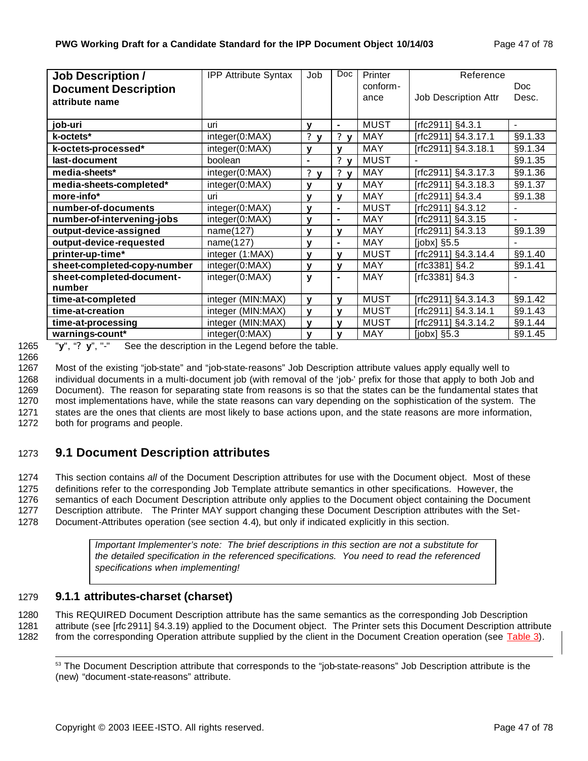| Job Description / Document Description attribute name | IPP Attribute Syntax | Job | Doc | Printer conform-ance | Reference Job Description Attr | Doc Desc. |
|---|---|---|---|---|---|---|
| **job-uri** | uri | **y** | **-** | MUST | [rfc2911] §4.3.1 | - |
| **k-octets*** | integer(0:MAX) | **? y** | **? y** | MAY | [rfc2911] §4.3.17.1 | §9.1.33 |
| **k-octets-processed*** | integer(0:MAX) | **y** | **y** | MAY | [rfc2911] §4.3.18.1 | §9.1.34 |
| **last-document** | boolean | **-** | **? y** | MUST | - | §9.1.35 |
| **media-sheets*** | integer(0:MAX) | **? y** | **? y** | MAY | [rfc2911] §4.3.17.3 | §9.1.36 |
| **media-sheets-completed*** | integer(0:MAX) | **y** | **y** | MAY | [rfc2911] §4.3.18.3 | §9.1.37 |
| **more-info*** | uri | **y** | **y** | MAY | [rfc2911] §4.3.4 | §9.1.38 |
| **number-of-documents** | integer(0:MAX) | **y** | **-** | MUST | [rfc2911] §4.3.12 | - |
| **number-of-intervening-jobs** | integer(0:MAX) | **y** | **-** | MAY | [rfc2911] §4.3.15 | - |
| **output-device-assigned** | name(127) | **y** | **y** | MAY | [rfc2911] §4.3.13 | §9.1.39 |
| **output-device-requested** | name(127) | **y** | **-** | MAY | [jobx] §5.5 | - |
| **printer-up-time*** | integer (1:MAX) | **y** | **y** | MUST | [rfc2911] §4.3.14.4 | §9.1.40 |
| **sheet-completed-copy-number** | integer(0:MAX) | **y** | **y** | MAY | [rfc3381] §4.2 | §9.1.41 |
| **sheet-completed-document-number** | integer(0:MAX) | **y** | **-** | MAY | [rfc3381] §4.3 | - |
| **time-at-completed** | integer (MIN:MAX) | **y** | **y** | MUST | [rfc2911] §4.3.14.3 | §9.1.42 |
| **time-at-creation** | integer (MIN:MAX) | **y** | **y** | MUST | [rfc2911] §4.3.14.1 | §9.1.43 |
| **time-at-processing** | integer (MIN:MAX) | **y** | **y** | MUST | [rfc2911] §4.3.14.2 | §9.1.44 |
| **warnings-count*** | integer(0:MAX) | **y** | **y** | MAY | [jobx] §5.3 | §9.1.45 |

"**y**", "? **y**", "-" See the description in the Legend before the table.

Most of the existing "job-state" and "job-state-reasons" Job Description attribute values apply equally well to individual documents in a multi-document job (with removal of the 'job-' prefix for those that apply to both Job and Document). The reason for separating state from reasons is so that the states can be the fundamental states that most implementations have, while the state reasons can vary depending on the sophistication of the system. The states are the ones that clients are most likely to base actions upon, and the state reasons are more information, both for programs and people.

## 9.1 Document Description attributes

This section contains *all* of the Document Description attributes for use with the Document object. Most of these definitions refer to the corresponding Job Template attribute semantics in other specifications. However, the semantics of each Document Description attribute only applies to the Document object containing the Document Description attribute. The Printer MAY support changing these Document Description attributes with the Set-Document-Attributes operation (see section 4.4), but only if indicated explicitly in this section.

> *Important Implementer's note: The brief descriptions in this section are not a substitute for the detailed specification in the referenced specifications. You need to read the referenced specifications when implementing!*

### 9.1.1 attributes-charset (charset)

This REQUIRED Document Description attribute has the same semantics as the corresponding Job Description attribute (see [rfc 2911] §4.3.19) applied to the Document object. The Printer sets this Document Description attribute from the corresponding Operation attribute supplied by the client in the Document Creation operation (see Table 3).

[53] The Document Description attribute that corresponds to the "job-state-reasons" Job Description attribute is the (new) "document-state-reasons" attribute.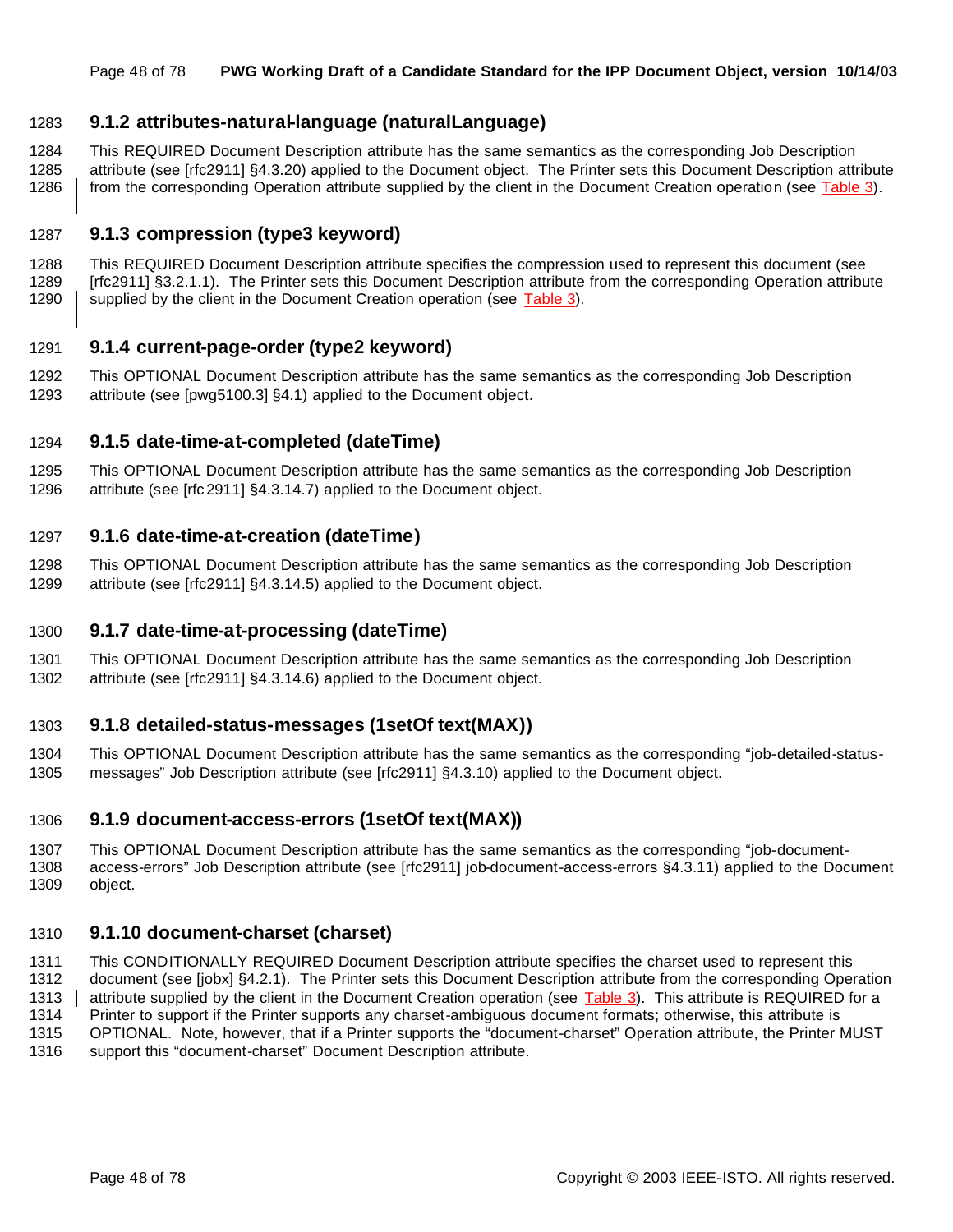### 9.1.2 attributes-natural-language (naturalLanguage)

This REQUIRED Document Description attribute has the same semantics as the corresponding Job Description attribute (see [rfc2911] §4.3.20) applied to the Document object. The Printer sets this Document Description attribute from the corresponding Operation attribute supplied by the client in the Document Creation operation (see Table 3).

### 9.1.3 compression (type3 keyword)

This REQUIRED Document Description attribute specifies the compression used to represent this document (see [rfc2911] §3.2.1.1). The Printer sets this Document Description attribute from the corresponding Operation attribute supplied by the client in the Document Creation operation (see Table 3).

### 9.1.4 current-page-order (type2 keyword)

This OPTIONAL Document Description attribute has the same semantics as the corresponding Job Description attribute (see [pwg5100.3] §4.1) applied to the Document object.

### 9.1.5 date-time-at-completed (dateTime)

This OPTIONAL Document Description attribute has the same semantics as the corresponding Job Description attribute (see [rfc2911] §4.3.14.7) applied to the Document object.

### 9.1.6 date-time-at-creation (dateTime)

This OPTIONAL Document Description attribute has the same semantics as the corresponding Job Description attribute (see [rfc2911] §4.3.14.5) applied to the Document object.

### 9.1.7 date-time-at-processing (dateTime)

This OPTIONAL Document Description attribute has the same semantics as the corresponding Job Description attribute (see [rfc2911] §4.3.14.6) applied to the Document object.

### 9.1.8 detailed-status-messages (1setOf text(MAX))

This OPTIONAL Document Description attribute has the same semantics as the corresponding "job-detailed-status-messages" Job Description attribute (see [rfc2911] §4.3.10) applied to the Document object.

### 9.1.9 document-access-errors (1setOf text(MAX))

This OPTIONAL Document Description attribute has the same semantics as the corresponding "job-document-access-errors" Job Description attribute (see [rfc2911] job-document-access-errors §4.3.11) applied to the Document object.

### 9.1.10 document-charset (charset)

This CONDITIONALLY REQUIRED Document Description attribute specifies the charset used to represent this document (see [jobx] §4.2.1). The Printer sets this Document Description attribute from the corresponding Operation attribute supplied by the client in the Document Creation operation (see Table 3). This attribute is REQUIRED for a Printer to support if the Printer supports any charset-ambiguous document formats; otherwise, this attribute is OPTIONAL. Note, however, that if a Printer supports the "document-charset" Operation attribute, the Printer MUST support this "document-charset" Document Description attribute.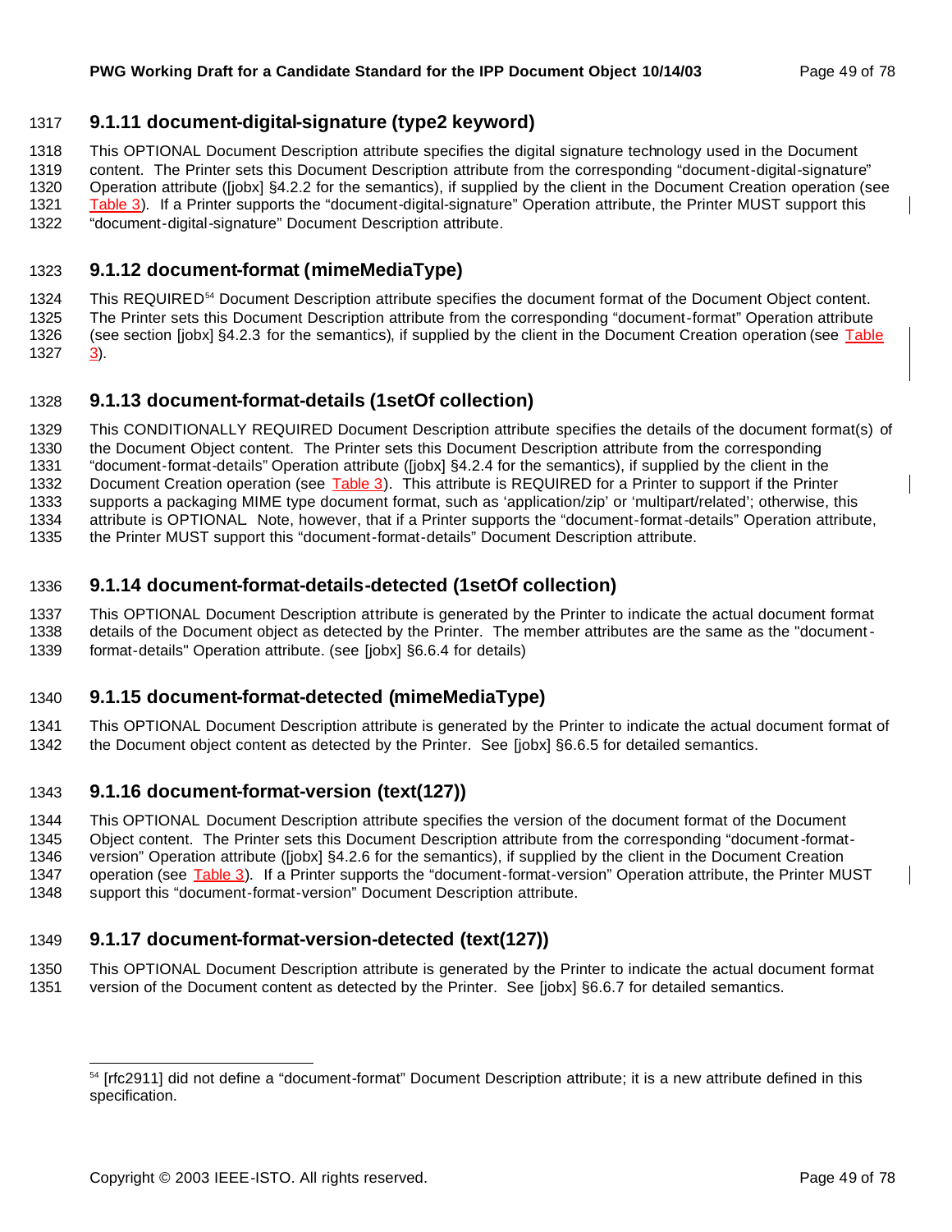### 9.1.11 document-digital-signature (type2 keyword)

This OPTIONAL Document Description attribute specifies the digital signature technology used in the Document content. The Printer sets this Document Description attribute from the corresponding "document-digital-signature" Operation attribute ([jobx] §4.2.2 for the semantics), if supplied by the client in the Document Creation operation (see Table 3). If a Printer supports the "document-digital-signature" Operation attribute, the Printer MUST support this "document-digital-signature" Document Description attribute.

### 9.1.12 document-format (mimeMediaType)

This REQUIRED[54] Document Description attribute specifies the document format of the Document Object content. The Printer sets this Document Description attribute from the corresponding "document-format" Operation attribute (see section [jobx] §4.2.3 for the semantics), if supplied by the client in the Document Creation operation (see Table 3).

### 9.1.13 document-format-details (1setOf collection)

This CONDITIONALLY REQUIRED Document Description attribute specifies the details of the document format(s) of the Document Object content. The Printer sets this Document Description attribute from the corresponding "document-format-details" Operation attribute ([jobx] §4.2.4 for the semantics), if supplied by the client in the Document Creation operation (see Table 3). This attribute is REQUIRED for a Printer to support if the Printer supports a packaging MIME type document format, such as 'application/zip' or 'multipart/related'; otherwise, this attribute is OPTIONAL. Note, however, that if a Printer supports the "document-format-details" Operation attribute, the Printer MUST support this "document-format-details" Document Description attribute.

### 9.1.14 document-format-details-detected (1setOf collection)

This OPTIONAL Document Description attribute is generated by the Printer to indicate the actual document format details of the Document object as detected by the Printer. The member attributes are the same as the "document-format-details" Operation attribute. (see [jobx] §6.6.4 for details)

### 9.1.15 document-format-detected (mimeMediaType)

This OPTIONAL Document Description attribute is generated by the Printer to indicate the actual document format of the Document object content as detected by the Printer. See [jobx] §6.6.5 for detailed semantics.

### 9.1.16 document-format-version (text(127))

This OPTIONAL Document Description attribute specifies the version of the document format of the Document Object content. The Printer sets this Document Description attribute from the corresponding "document-format-version" Operation attribute ([jobx] §4.2.6 for the semantics), if supplied by the client in the Document Creation operation (see Table 3). If a Printer supports the "document-format-version" Operation attribute, the Printer MUST support this "document-format-version" Document Description attribute.

### 9.1.17 document-format-version-detected (text(127))

This OPTIONAL Document Description attribute is generated by the Printer to indicate the actual document format version of the Document content as detected by the Printer. See [jobx] §6.6.7 for detailed semantics.

---

[54] [rfc2911] did not define a "document-format" Document Description attribute; it is a new attribute defined in this specification.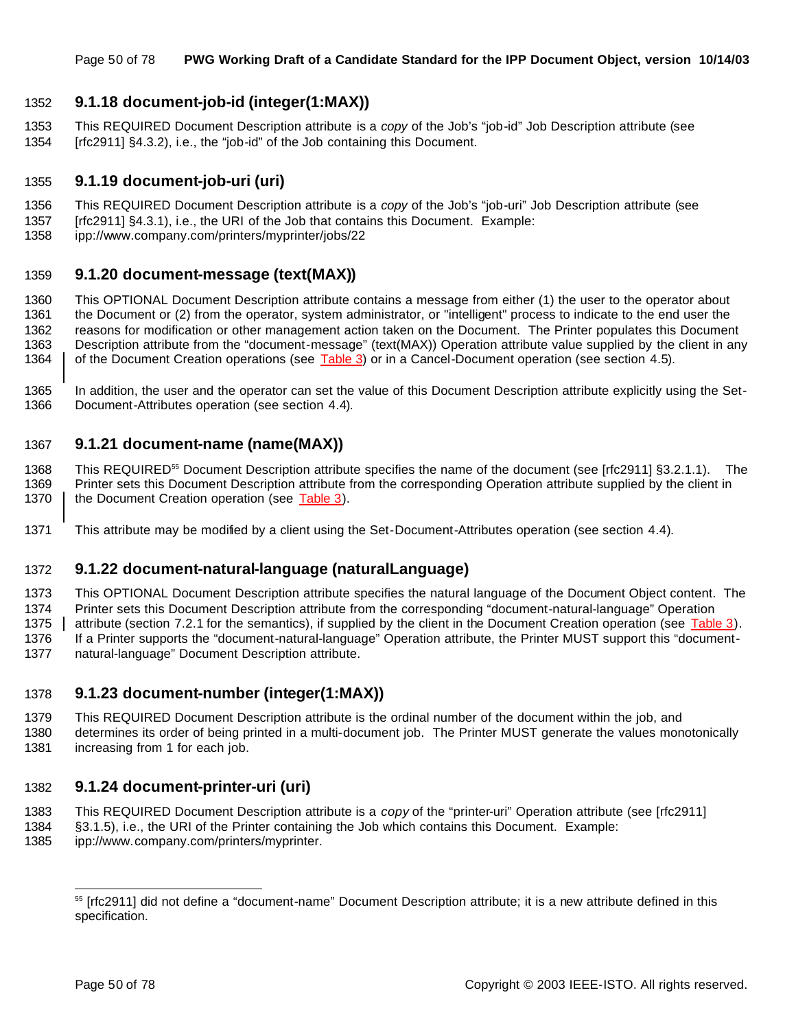### 9.1.18 document-job-id (integer(1:MAX))

This REQUIRED Document Description attribute is a *copy* of the Job's "job-id" Job Description attribute (see [rfc2911] §4.3.2), i.e., the "job-id" of the Job containing this Document.

### 9.1.19 document-job-uri (uri)

This REQUIRED Document Description attribute is a *copy* of the Job's "job-uri" Job Description attribute (see [rfc2911] §4.3.1), i.e., the URI of the Job that contains this Document. Example: ipp://www.company.com/printers/myprinter/jobs/22

### 9.1.20 document-message (text(MAX))

This OPTIONAL Document Description attribute contains a message from either (1) the user to the operator about the Document or (2) from the operator, system administrator, or "intelligent" process to indicate to the end user the reasons for modification or other management action taken on the Document. The Printer populates this Document Description attribute from the "document-message" (text(MAX)) Operation attribute value supplied by the client in any of the Document Creation operations (see Table 3) or in a Cancel-Document operation (see section 4.5).

In addition, the user and the operator can set the value of this Document Description attribute explicitly using the Set-Document-Attributes operation (see section 4.4).

### 9.1.21 document-name (name(MAX))

This REQUIRED[55] Document Description attribute specifies the name of the document (see [rfc2911] §3.2.1.1). The Printer sets this Document Description attribute from the corresponding Operation attribute supplied by the client in the Document Creation operation (see Table 3).

This attribute may be modified by a client using the Set-Document-Attributes operation (see section 4.4).

### 9.1.22 document-natural-language (naturalLanguage)

This OPTIONAL Document Description attribute specifies the natural language of the Document Object content. The Printer sets this Document Description attribute from the corresponding "document-natural-language" Operation attribute (section 7.2.1 for the semantics), if supplied by the client in the Document Creation operation (see Table 3). If a Printer supports the "document-natural-language" Operation attribute, the Printer MUST support this "document-natural-language" Document Description attribute.

### 9.1.23 document-number (integer(1:MAX))

This REQUIRED Document Description attribute is the ordinal number of the document within the job, and determines its order of being printed in a multi-document job. The Printer MUST generate the values monotonically increasing from 1 for each job.

### 9.1.24 document-printer-uri (uri)

This REQUIRED Document Description attribute is a *copy* of the "printer-uri" Operation attribute (see [rfc2911] §3.1.5), i.e., the URI of the Printer containing the Job which contains this Document. Example: ipp://www.company.com/printers/myprinter.

---

[55] [rfc2911] did not define a "document-name" Document Description attribute; it is a new attribute defined in this specification.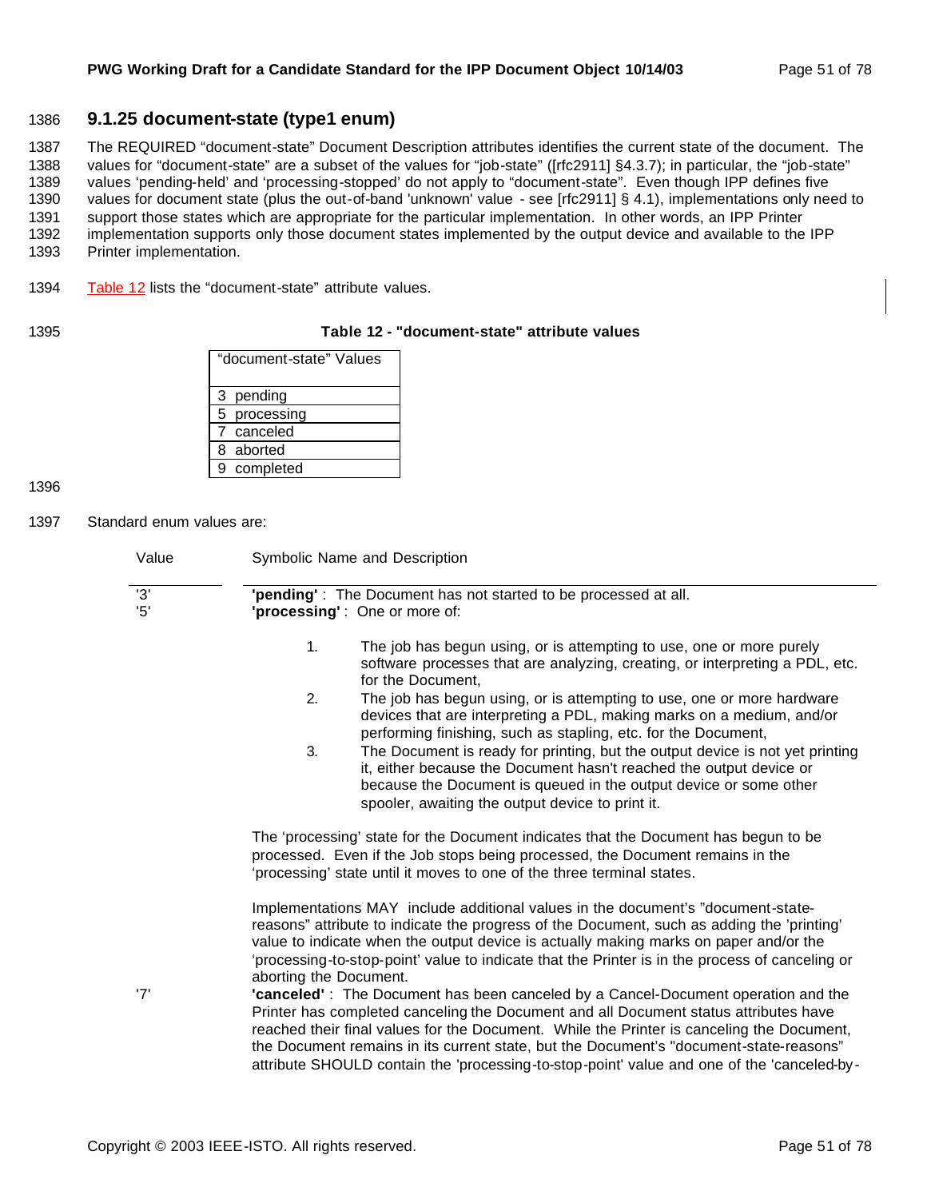### 9.1.25 document-state (type1 enum)

The REQUIRED “document-state” Document Description attributes identifies the current state of the document. The values for “document-state” are a subset of the values for “job-state” ([rfc2911] §4.3.7); in particular, the “job-state” values ‘pending-held’ and ‘processing-stopped’ do not apply to “document-state”. Even though IPP defines five values for document state (plus the out-of-band 'unknown' value - see [rfc2911] § 4.1), implementations only need to support those states which are appropriate for the particular implementation. In other words, an IPP Printer implementation supports only those document states implemented by the output device and available to the IPP Printer implementation.

Table 12 lists the “document-state” attribute values.

**Table 12 - "document-state" attribute values**

| “document-state” Values |
|---|
| 3 pending |
| 5 processing |
| 7 canceled |
| 8 aborted |
| 9 completed |

Standard enum values are:

| Value | Symbolic Name and Description |
|---|---|
| '3' | **'pending'** : The Document has not started to be processed at all. |
| '5' | **'processing'** : One or more of: |

1. The job has begun using, or is attempting to use, one or more purely software processes that are analyzing, creating, or interpreting a PDL, etc. for the Document,
2. The job has begun using, or is attempting to use, one or more hardware devices that are interpreting a PDL, making marks on a medium, and/or performing finishing, such as stapling, etc. for the Document,
3. The Document is ready for printing, but the output device is not yet printing it, either because the Document hasn't reached the output device or because the Document is queued in the output device or some other spooler, awaiting the output device to print it.

The ‘processing’ state for the Document indicates that the Document has begun to be processed. Even if the Job stops being processed, the Document remains in the ‘processing’ state until it moves to one of the three terminal states.

Implementations MAY include additional values in the document’s ”document-state-reasons” attribute to indicate the progress of the Document, such as adding the ’printing’ value to indicate when the output device is actually making marks on paper and/or the ‘processing-to-stop-point’ value to indicate that the Printer is in the process of canceling or aborting the Document.

'7' **'canceled'** : The Document has been canceled by a Cancel-Document operation and the Printer has completed canceling the Document and all Document status attributes have reached their final values for the Document. While the Printer is canceling the Document, the Document remains in its current state, but the Document’s "document-state-reasons" attribute SHOULD contain the 'processing-to-stop-point' value and one of the 'canceled-by-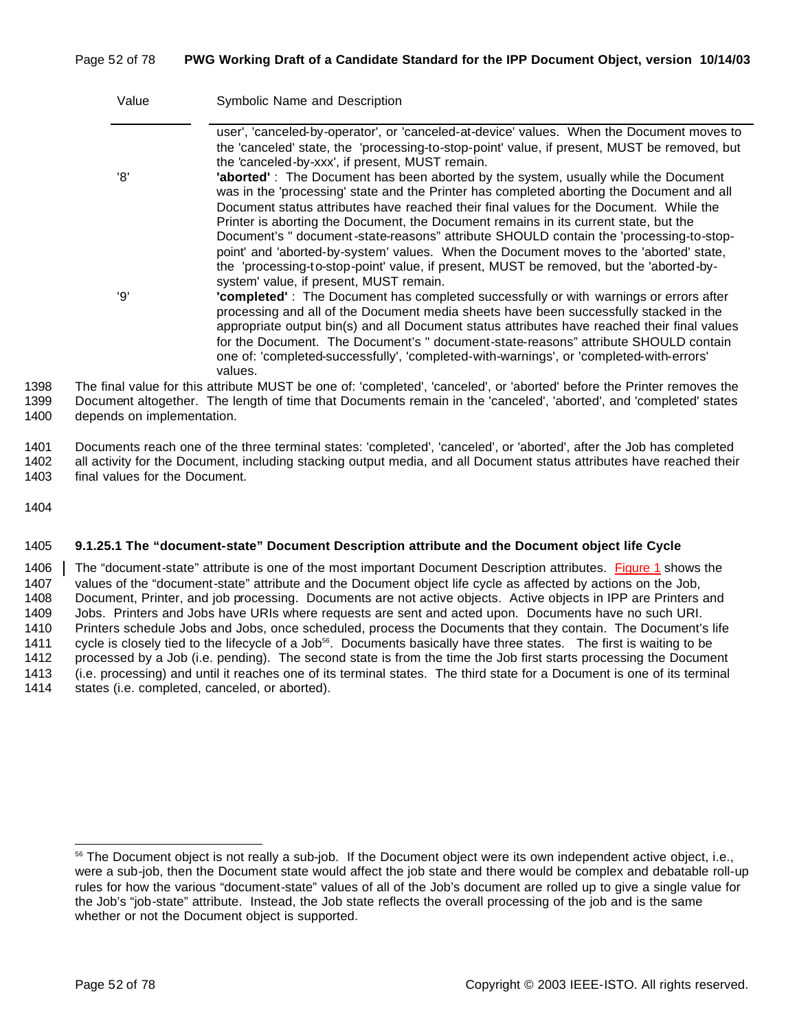| Value | Symbolic Name and Description |
|---|---|
| | user', 'canceled-by-operator', or 'canceled-at-device' values. When the Document moves to the 'canceled' state, the 'processing-to-stop-point' value, if present, MUST be removed, but the 'canceled-by-xxx', if present, MUST remain. |
| '8' | **'aborted'** : The Document has been aborted by the system, usually while the Document was in the 'processing' state and the Printer has completed aborting the Document and all Document status attributes have reached their final values for the Document. While the Printer is aborting the Document, the Document remains in its current state, but the Document's " document-state-reasons" attribute SHOULD contain the 'processing-to-stop-point' and 'aborted-by-system' values. When the Document moves to the 'aborted' state, the 'processing-to-stop-point' value, if present, MUST be removed, but the 'aborted-by-system' value, if present, MUST remain. |
| '9' | **'completed'** : The Document has completed successfully or with warnings or errors after processing and all of the Document media sheets have been successfully stacked in the appropriate output bin(s) and all Document status attributes have reached their final values for the Document. The Document's " document-state-reasons" attribute SHOULD contain one of: 'completed-successfully', 'completed-with-warnings', or 'completed-with-errors' values. |

The final value for this attribute MUST be one of: 'completed', 'canceled', or 'aborted' before the Printer removes the Document altogether. The length of time that Documents remain in the 'canceled', 'aborted', and 'completed' states depends on implementation.

Documents reach one of the three terminal states: 'completed', 'canceled', or 'aborted', after the Job has completed all activity for the Document, including stacking output media, and all Document status attributes have reached their final values for the Document.

#### 9.1.25.1 The "document-state" Document Description attribute and the Document object life Cycle

The "document-state" attribute is one of the most important Document Description attributes. Figure 1 shows the values of the "document-state" attribute and the Document object life cycle as affected by actions on the Job, Document, Printer, and job processing. Documents are not active objects. Active objects in IPP are Printers and Jobs. Printers and Jobs have URIs where requests are sent and acted upon. Documents have no such URI. Printers schedule Jobs and Jobs, once scheduled, process the Documents that they contain. The Document's life cycle is closely tied to the lifecycle of a Job[56]. Documents basically have three states. The first is waiting to be processed by a Job (i.e. pending). The second state is from the time the Job first starts processing the Document (i.e. processing) and until it reaches one of its terminal states. The third state for a Document is one of its terminal states (i.e. completed, canceled, or aborted).

[56] The Document object is not really a sub-job. If the Document object were its own independent active object, i.e., were a sub-job, then the Document state would affect the job state and there would be complex and debatable roll-up rules for how the various "document-state" values of all of the Job's document are rolled up to give a single value for the Job's "job-state" attribute. Instead, the Job state reflects the overall processing of the job and is the same whether or not the Document object is supported.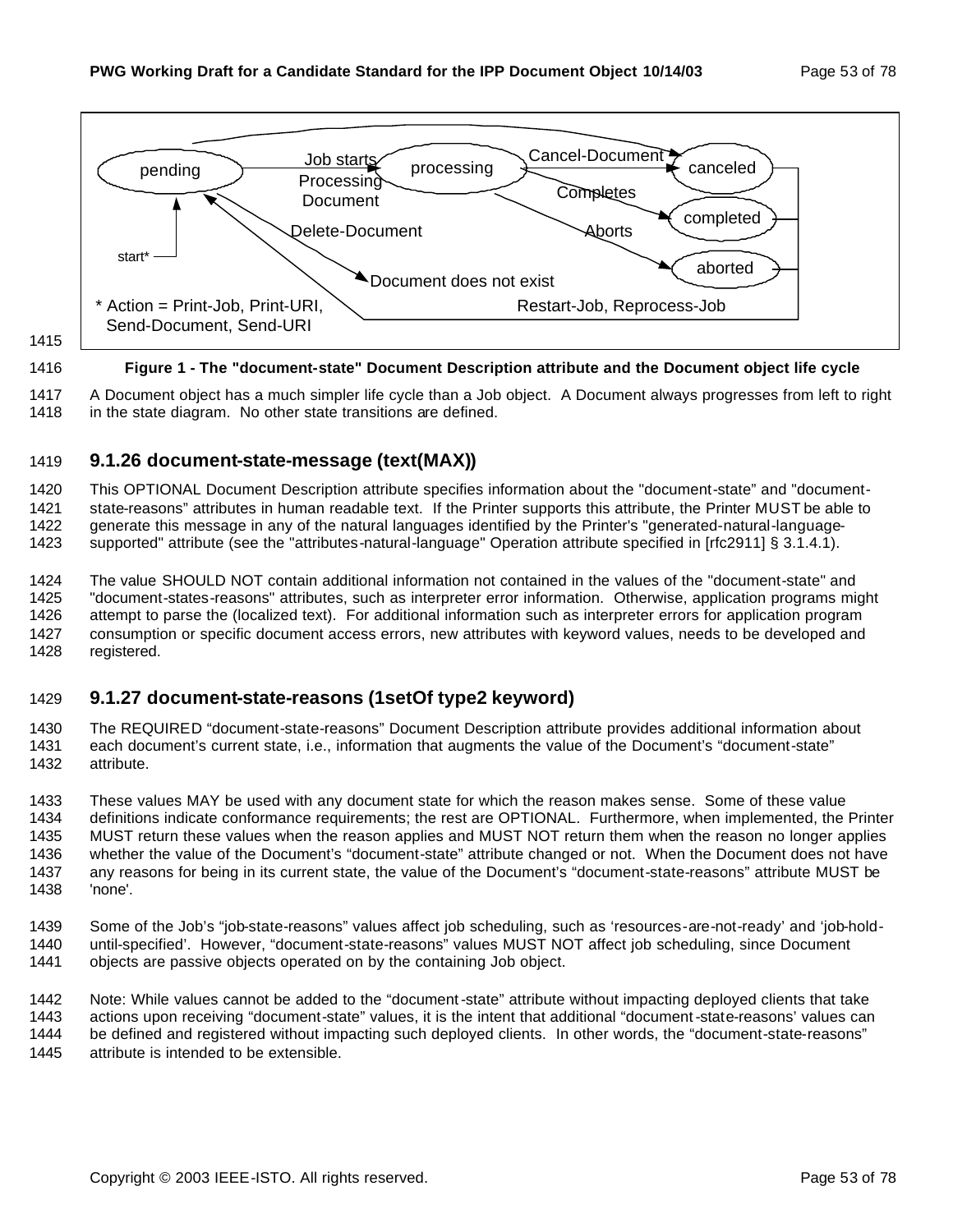pending → (Job starts Processing Document) → processing

processing → (Cancel-Document) → canceled

processing → (Completes) → completed

processing → (Aborts) → aborted

pending → canceled

pending → (Delete-Document) → Document does not exist

canceled / completed / aborted → (Restart-Job, Reprocess-Job) → pending

start* → pending

\* Action = Print-Job, Print-URI, Send-Document, Send-URI

**Figure 1 - The "document-state" Document Description attribute and the Document object life cycle**

A Document object has a much simpler life cycle than a Job object. A Document always progresses from left to right in the state diagram. No other state transitions are defined.

### 9.1.26 document-state-message (text(MAX))

This OPTIONAL Document Description attribute specifies information about the "document-state" and "document-state-reasons" attributes in human readable text. If the Printer supports this attribute, the Printer MUST be able to generate this message in any of the natural languages identified by the Printer's "generated-natural-language-supported" attribute (see the "attributes-natural-language" Operation attribute specified in [rfc2911] § 3.1.4.1).

The value SHOULD NOT contain additional information not contained in the values of the "document-state" and "document-states-reasons" attributes, such as interpreter error information. Otherwise, application programs might attempt to parse the (localized text). For additional information such as interpreter errors for application program consumption or specific document access errors, new attributes with keyword values, needs to be developed and registered.

### 9.1.27 document-state-reasons (1setOf type2 keyword)

The REQUIRED "document-state-reasons" Document Description attribute provides additional information about each document's current state, i.e., information that augments the value of the Document's "document-state" attribute.

These values MAY be used with any document state for which the reason makes sense. Some of these value definitions indicate conformance requirements; the rest are OPTIONAL. Furthermore, when implemented, the Printer MUST return these values when the reason applies and MUST NOT return them when the reason no longer applies whether the value of the Document's "document-state" attribute changed or not. When the Document does not have any reasons for being in its current state, the value of the Document's "document-state-reasons" attribute MUST be 'none'.

Some of the Job's "job-state-reasons" values affect job scheduling, such as 'resources-are-not-ready' and 'job-hold-until-specified'. However, "document-state-reasons" values MUST NOT affect job scheduling, since Document objects are passive objects operated on by the containing Job object.

Note: While values cannot be added to the "document-state" attribute without impacting deployed clients that take actions upon receiving "document-state" values, it is the intent that additional "document-state-reasons' values can be defined and registered without impacting such deployed clients. In other words, the "document-state-reasons" attribute is intended to be extensible.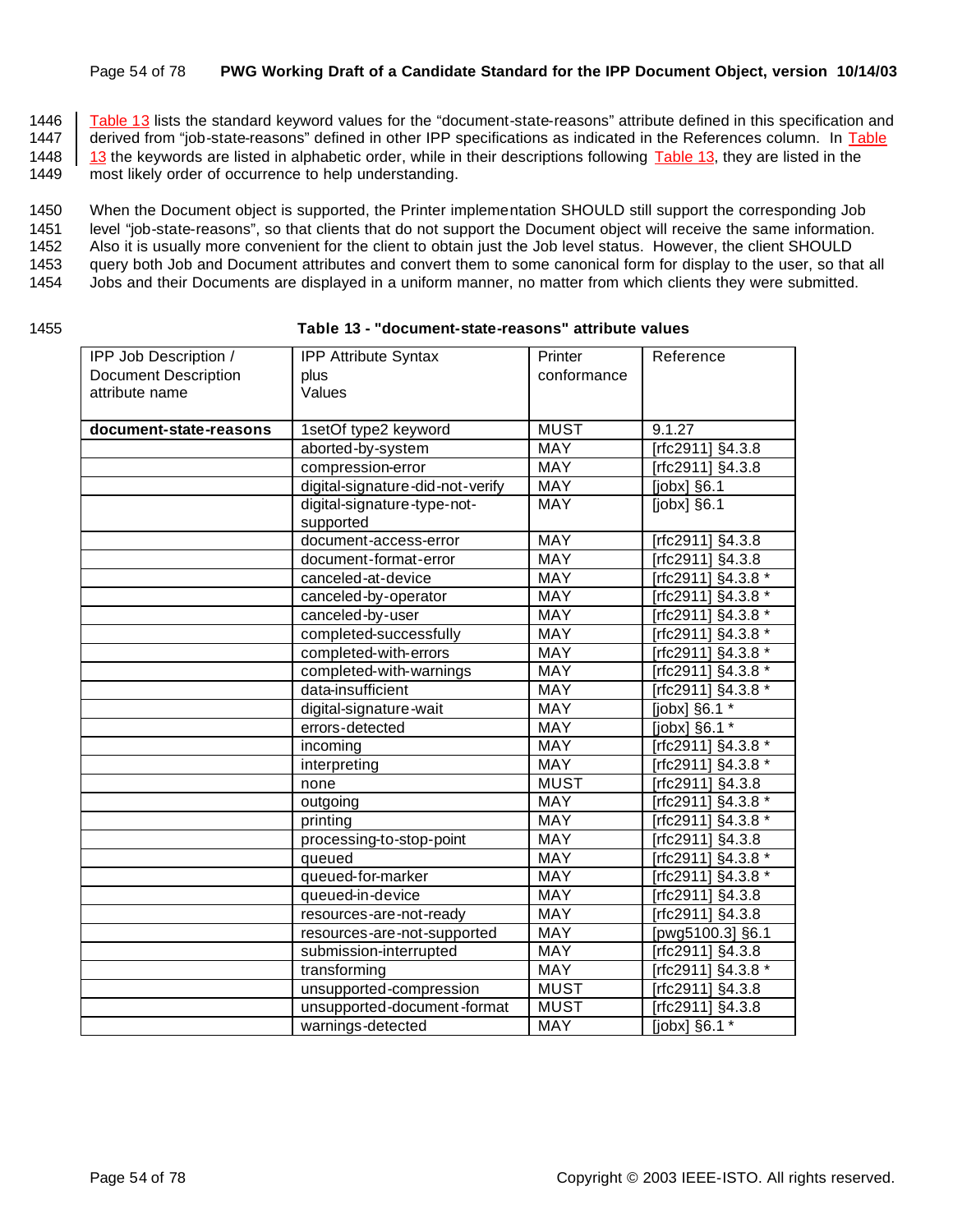Table 13 lists the standard keyword values for the "document-state-reasons" attribute defined in this specification and derived from "job-state-reasons" defined in other IPP specifications as indicated in the References column. In Table 13 the keywords are listed in alphabetic order, while in their descriptions following Table 13, they are listed in the most likely order of occurrence to help understanding.

When the Document object is supported, the Printer implementation SHOULD still support the corresponding Job level "job-state-reasons", so that clients that do not support the Document object will receive the same information. Also it is usually more convenient for the client to obtain just the Job level status. However, the client SHOULD query both Job and Document attributes and convert them to some canonical form for display to the user, so that all Jobs and their Documents are displayed in a uniform manner, no matter from which clients they were submitted.

**Table 13 - "document-state-reasons" attribute values**

| IPP Job Description / Document Description attribute name | IPP Attribute Syntax plus Values | Printer conformance | Reference |
|---|---|---|---|
| **document-state-reasons** | 1setOf type2 keyword | MUST | 9.1.27 |
| | aborted-by-system | MAY | [rfc2911] §4.3.8 |
| | compression-error | MAY | [rfc2911] §4.3.8 |
| | digital-signature-did-not-verify | MAY | [jobx] §6.1 |
| | digital-signature-type-not-supported | MAY | [jobx] §6.1 |
| | document-access-error | MAY | [rfc2911] §4.3.8 |
| | document-format-error | MAY | [rfc2911] §4.3.8 |
| | canceled-at-device | MAY | [rfc2911] §4.3.8 * |
| | canceled-by-operator | MAY | [rfc2911] §4.3.8 * |
| | canceled-by-user | MAY | [rfc2911] §4.3.8 * |
| | completed-successfully | MAY | [rfc2911] §4.3.8 * |
| | completed-with-errors | MAY | [rfc2911] §4.3.8 * |
| | completed-with-warnings | MAY | [rfc2911] §4.3.8 * |
| | data-insufficient | MAY | [rfc2911] §4.3.8 * |
| | digital-signature-wait | MAY | [jobx] §6.1 * |
| | errors-detected | MAY | [jobx] §6.1 * |
| | incoming | MAY | [rfc2911] §4.3.8 * |
| | interpreting | MAY | [rfc2911] §4.3.8 * |
| | none | MUST | [rfc2911] §4.3.8 |
| | outgoing | MAY | [rfc2911] §4.3.8 * |
| | printing | MAY | [rfc2911] §4.3.8 * |
| | processing-to-stop-point | MAY | [rfc2911] §4.3.8 |
| | queued | MAY | [rfc2911] §4.3.8 * |
| | queued-for-marker | MAY | [rfc2911] §4.3.8 * |
| | queued-in-device | MAY | [rfc2911] §4.3.8 |
| | resources-are-not-ready | MAY | [rfc2911] §4.3.8 |
| | resources-are-not-supported | MAY | [pwg5100.3] §6.1 |
| | submission-interrupted | MAY | [rfc2911] §4.3.8 |
| | transforming | MAY | [rfc2911] §4.3.8 * |
| | unsupported-compression | MUST | [rfc2911] §4.3.8 |
| | unsupported-document-format | MUST | [rfc2911] §4.3.8 |
| | warnings-detected | MAY | [jobx] §6.1 * |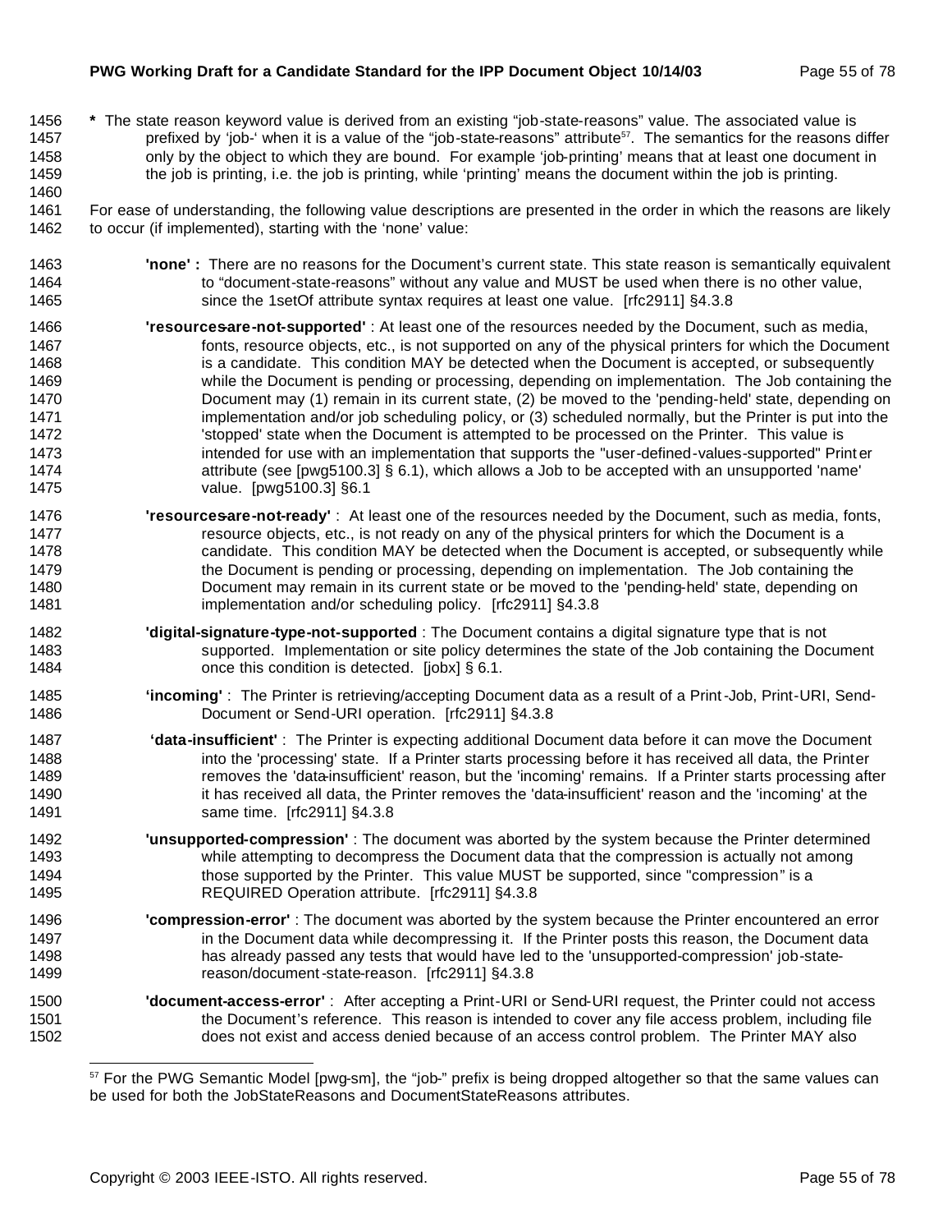**\*** The state reason keyword value is derived from an existing "job-state-reasons" value. The associated value is prefixed by 'job-' when it is a value of the "job-state-reasons" attribute[57]. The semantics for the reasons differ only by the object to which they are bound. For example 'job-printing' means that at least one document in the job is printing, i.e. the job is printing, while 'printing' means the document within the job is printing.

For ease of understanding, the following value descriptions are presented in the order in which the reasons are likely to occur (if implemented), starting with the 'none' value:

**'none' :** There are no reasons for the Document's current state. This state reason is semantically equivalent to "document-state-reasons" without any value and MUST be used when there is no other value, since the 1setOf attribute syntax requires at least one value. [rfc2911] §4.3.8

**'resources-are-not-supported'** : At least one of the resources needed by the Document, such as media, fonts, resource objects, etc., is not supported on any of the physical printers for which the Document is a candidate. This condition MAY be detected when the Document is accepted, or subsequently while the Document is pending or processing, depending on implementation. The Job containing the Document may (1) remain in its current state, (2) be moved to the 'pending-held' state, depending on implementation and/or job scheduling policy, or (3) scheduled normally, but the Printer is put into the 'stopped' state when the Document is attempted to be processed on the Printer. This value is intended for use with an implementation that supports the "user-defined-values-supported" Printer attribute (see [pwg5100.3] § 6.1), which allows a Job to be accepted with an unsupported 'name' value. [pwg5100.3] §6.1

**'resources-are-not-ready'** : At least one of the resources needed by the Document, such as media, fonts, resource objects, etc., is not ready on any of the physical printers for which the Document is a candidate. This condition MAY be detected when the Document is accepted, or subsequently while the Document is pending or processing, depending on implementation. The Job containing the Document may remain in its current state or be moved to the 'pending-held' state, depending on implementation and/or scheduling policy. [rfc2911] §4.3.8

**'digital-signature-type-not-supported** : The Document contains a digital signature type that is not supported. Implementation or site policy determines the state of the Job containing the Document once this condition is detected. [jobx] § 6.1.

**'incoming'** : The Printer is retrieving/accepting Document data as a result of a Print-Job, Print-URI, Send-Document or Send-URI operation. [rfc2911] §4.3.8

**'data-insufficient'** : The Printer is expecting additional Document data before it can move the Document into the 'processing' state. If a Printer starts processing before it has received all data, the Printer removes the 'data-insufficient' reason, but the 'incoming' remains. If a Printer starts processing after it has received all data, the Printer removes the 'data-insufficient' reason and the 'incoming' at the same time. [rfc2911] §4.3.8

**'unsupported-compression'** : The document was aborted by the system because the Printer determined while attempting to decompress the Document data that the compression is actually not among those supported by the Printer. This value MUST be supported, since "compression" is a REQUIRED Operation attribute. [rfc2911] §4.3.8

**'compression-error'** : The document was aborted by the system because the Printer encountered an error in the Document data while decompressing it. If the Printer posts this reason, the Document data has already passed any tests that would have led to the 'unsupported-compression' job-state-reason/document-state-reason. [rfc2911] §4.3.8

**'document-access-error'** : After accepting a Print-URI or Send-URI request, the Printer could not access the Document's reference. This reason is intended to cover any file access problem, including file does not exist and access denied because of an access control problem. The Printer MAY also

---

[57] For the PWG Semantic Model [pwg-sm], the "job-" prefix is being dropped altogether so that the same values can be used for both the JobStateReasons and DocumentStateReasons attributes.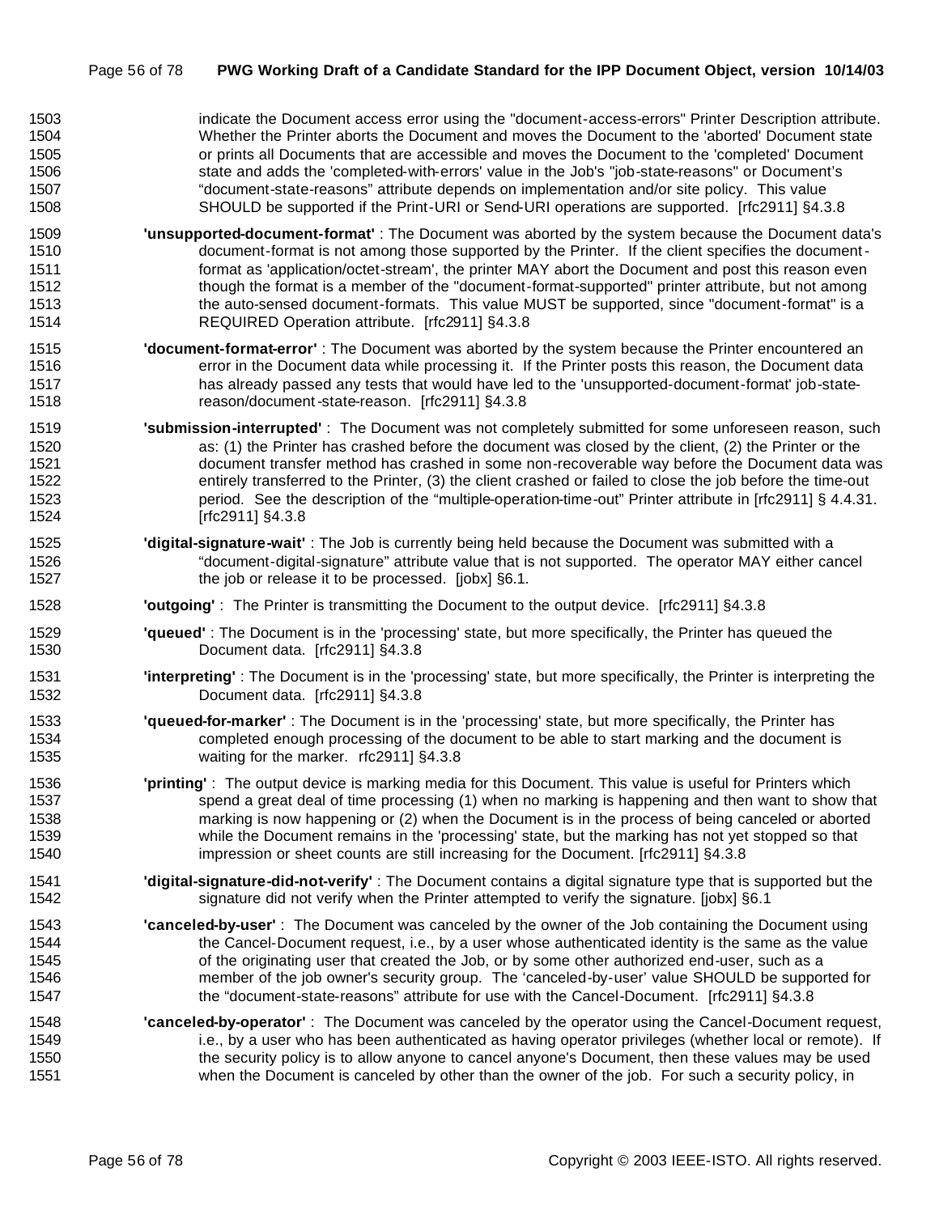indicate the Document access error using the "document-access-errors" Printer Description attribute. Whether the Printer aborts the Document and moves the Document to the 'aborted' Document state or prints all Documents that are accessible and moves the Document to the 'completed' Document state and adds the 'completed-with-errors' value in the Job's "job-state-reasons" or Document's "document-state-reasons" attribute depends on implementation and/or site policy. This value SHOULD be supported if the Print-URI or Send-URI operations are supported. [rfc2911] §4.3.8

**'unsupported-document-format'** : The Document was aborted by the system because the Document data's document-format is not among those supported by the Printer. If the client specifies the document-format as 'application/octet-stream', the printer MAY abort the Document and post this reason even though the format is a member of the "document-format-supported" printer attribute, but not among the auto-sensed document-formats. This value MUST be supported, since "document-format" is a REQUIRED Operation attribute. [rfc2911] §4.3.8

**'document-format-error'** : The Document was aborted by the system because the Printer encountered an error in the Document data while processing it. If the Printer posts this reason, the Document data has already passed any tests that would have led to the 'unsupported-document-format' job-state-reason/document-state-reason. [rfc2911] §4.3.8

**'submission-interrupted'** : The Document was not completely submitted for some unforeseen reason, such as: (1) the Printer has crashed before the document was closed by the client, (2) the Printer or the document transfer method has crashed in some non-recoverable way before the Document data was entirely transferred to the Printer, (3) the client crashed or failed to close the job before the time-out period. See the description of the "multiple-operation-time-out" Printer attribute in [rfc2911] § 4.4.31. [rfc2911] §4.3.8

**'digital-signature-wait'** : The Job is currently being held because the Document was submitted with a "document-digital-signature" attribute value that is not supported. The operator MAY either cancel the job or release it to be processed. [jobx] §6.1.

**'outgoing'** : The Printer is transmitting the Document to the output device. [rfc2911] §4.3.8

**'queued'** : The Document is in the 'processing' state, but more specifically, the Printer has queued the Document data. [rfc2911] §4.3.8

**'interpreting'** : The Document is in the 'processing' state, but more specifically, the Printer is interpreting the Document data. [rfc2911] §4.3.8

**'queued-for-marker'** : The Document is in the 'processing' state, but more specifically, the Printer has completed enough processing of the document to be able to start marking and the document is waiting for the marker. rfc2911] §4.3.8

**'printing'** : The output device is marking media for this Document. This value is useful for Printers which spend a great deal of time processing (1) when no marking is happening and then want to show that marking is now happening or (2) when the Document is in the process of being canceled or aborted while the Document remains in the 'processing' state, but the marking has not yet stopped so that impression or sheet counts are still increasing for the Document. [rfc2911] §4.3.8

**'digital-signature-did-not-verify'** : The Document contains a digital signature type that is supported but the signature did not verify when the Printer attempted to verify the signature. [jobx] §6.1

**'canceled-by-user'** : The Document was canceled by the owner of the Job containing the Document using the Cancel-Document request, i.e., by a user whose authenticated identity is the same as the value of the originating user that created the Job, or by some other authorized end-user, such as a member of the job owner's security group. The 'canceled-by-user' value SHOULD be supported for the "document-state-reasons" attribute for use with the Cancel-Document. [rfc2911] §4.3.8

**'canceled-by-operator'** : The Document was canceled by the operator using the Cancel-Document request, i.e., by a user who has been authenticated as having operator privileges (whether local or remote). If the security policy is to allow anyone to cancel anyone's Document, then these values may be used when the Document is canceled by other than the owner of the job. For such a security policy, in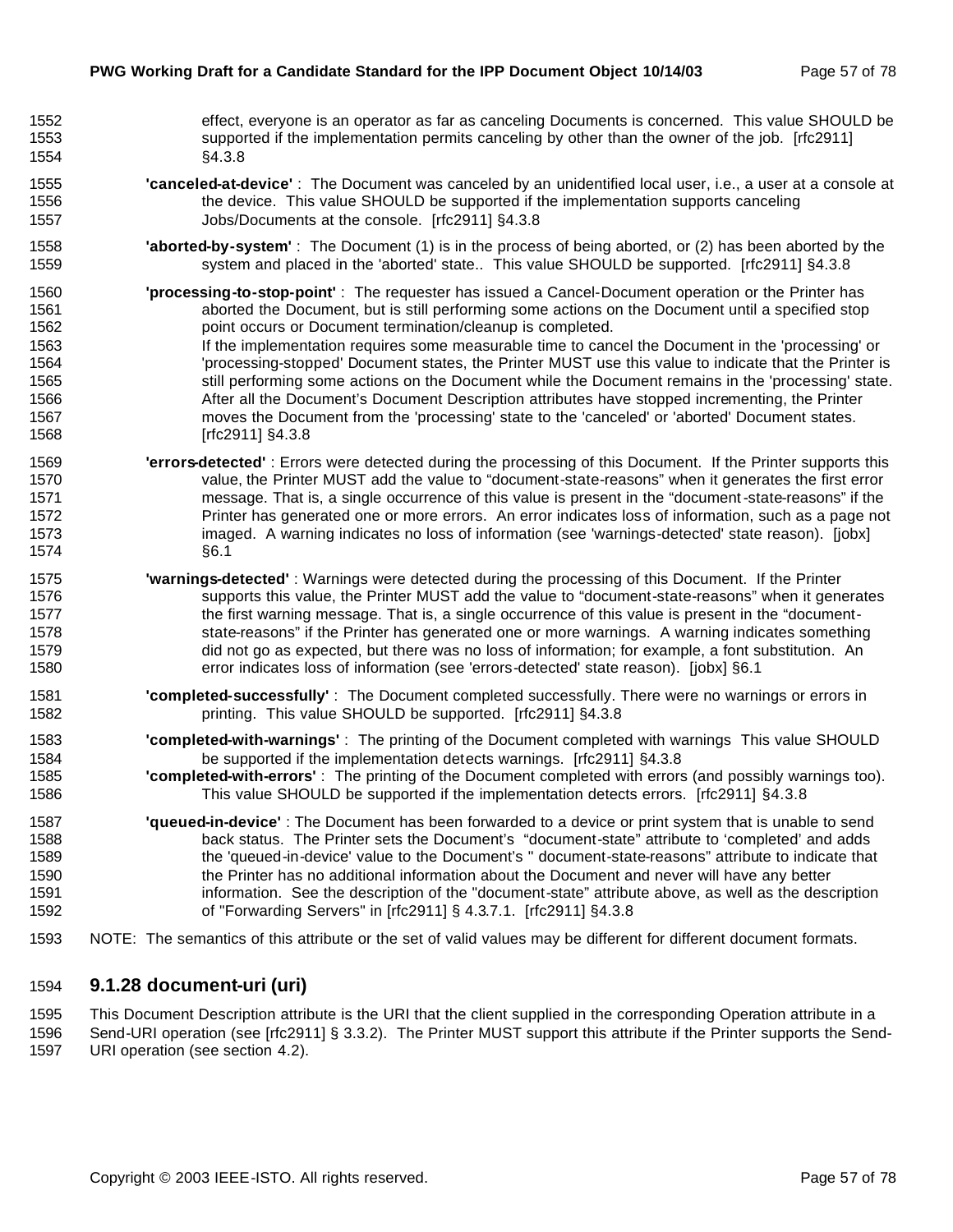effect, everyone is an operator as far as canceling Documents is concerned. This value SHOULD be supported if the implementation permits canceling by other than the owner of the job. [rfc2911] §4.3.8

**'canceled-at-device'** : The Document was canceled by an unidentified local user, i.e., a user at a console at the device. This value SHOULD be supported if the implementation supports canceling Jobs/Documents at the console. [rfc2911] §4.3.8

**'aborted-by-system'** : The Document (1) is in the process of being aborted, or (2) has been aborted by the system and placed in the 'aborted' state.. This value SHOULD be supported. [rfc2911] §4.3.8

**'processing-to-stop-point'** : The requester has issued a Cancel-Document operation or the Printer has aborted the Document, but is still performing some actions on the Document until a specified stop point occurs or Document termination/cleanup is completed.
If the implementation requires some measurable time to cancel the Document in the 'processing' or 'processing-stopped' Document states, the Printer MUST use this value to indicate that the Printer is still performing some actions on the Document while the Document remains in the 'processing' state. After all the Document's Document Description attributes have stopped incrementing, the Printer moves the Document from the 'processing' state to the 'canceled' or 'aborted' Document states. [rfc2911] §4.3.8

**'errors-detected'** : Errors were detected during the processing of this Document. If the Printer supports this value, the Printer MUST add the value to "document-state-reasons" when it generates the first error message. That is, a single occurrence of this value is present in the "document-state-reasons" if the Printer has generated one or more errors. An error indicates loss of information, such as a page not imaged. A warning indicates no loss of information (see 'warnings-detected' state reason). [jobx] §6.1

**'warnings-detected'** : Warnings were detected during the processing of this Document. If the Printer supports this value, the Printer MUST add the value to "document-state-reasons" when it generates the first warning message. That is, a single occurrence of this value is present in the "document-state-reasons" if the Printer has generated one or more warnings. A warning indicates something did not go as expected, but there was no loss of information; for example, a font substitution. An error indicates loss of information (see 'errors-detected' state reason). [jobx] §6.1

**'completed-successfully'** : The Document completed successfully. There were no warnings or errors in printing. This value SHOULD be supported. [rfc2911] §4.3.8

**'completed-with-warnings'** : The printing of the Document completed with warnings This value SHOULD be supported if the implementation detects warnings. [rfc2911] §4.3.8

**'completed-with-errors'** : The printing of the Document completed with errors (and possibly warnings too). This value SHOULD be supported if the implementation detects errors. [rfc2911] §4.3.8

**'queued-in-device'** : The Document has been forwarded to a device or print system that is unable to send back status. The Printer sets the Document's "document-state" attribute to 'completed' and adds the 'queued-in-device' value to the Document's " document-state-reasons" attribute to indicate that the Printer has no additional information about the Document and never will have any better information. See the description of the "document-state" attribute above, as well as the description of "Forwarding Servers" in [rfc2911] § 4.3.7.1. [rfc2911] §4.3.8

NOTE: The semantics of this attribute or the set of valid values may be different for different document formats.

### 9.1.28 document-uri (uri)

This Document Description attribute is the URI that the client supplied in the corresponding Operation attribute in a Send-URI operation (see [rfc2911] § 3.3.2). The Printer MUST support this attribute if the Printer supports the Send-URI operation (see section 4.2).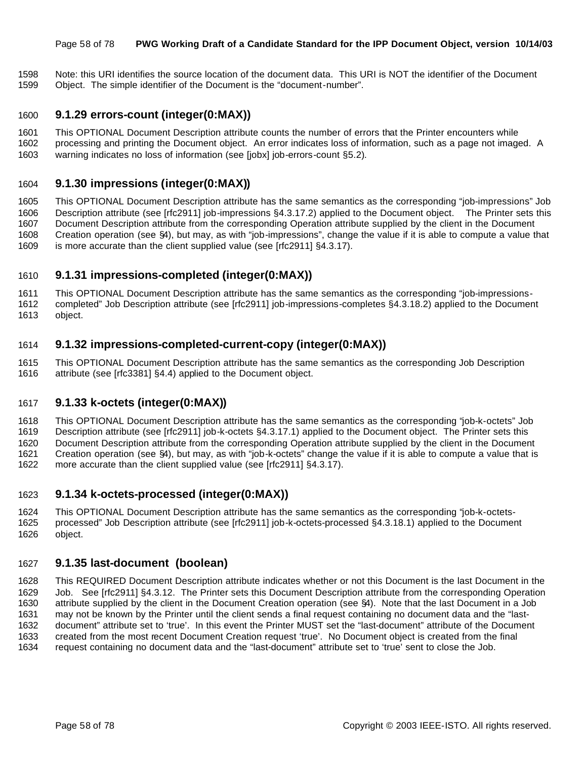Note: this URI identifies the source location of the document data. This URI is NOT the identifier of the Document Object. The simple identifier of the Document is the "document-number".

### 9.1.29 errors-count (integer(0:MAX))

This OPTIONAL Document Description attribute counts the number of errors that the Printer encounters while processing and printing the Document object. An error indicates loss of information, such as a page not imaged. A warning indicates no loss of information (see [jobx] job-errors-count §5.2).

### 9.1.30 impressions (integer(0:MAX))

This OPTIONAL Document Description attribute has the same semantics as the corresponding "job-impressions" Job Description attribute (see [rfc2911] job-impressions §4.3.17.2) applied to the Document object. The Printer sets this Document Description attribute from the corresponding Operation attribute supplied by the client in the Document Creation operation (see §4), but may, as with "job-impressions", change the value if it is able to compute a value that is more accurate than the client supplied value (see [rfc2911] §4.3.17).

### 9.1.31 impressions-completed (integer(0:MAX))

This OPTIONAL Document Description attribute has the same semantics as the corresponding "job-impressions-completed" Job Description attribute (see [rfc2911] job-impressions-completes §4.3.18.2) applied to the Document object.

### 9.1.32 impressions-completed-current-copy (integer(0:MAX))

This OPTIONAL Document Description attribute has the same semantics as the corresponding Job Description attribute (see [rfc3381] §4.4) applied to the Document object.

### 9.1.33 k-octets (integer(0:MAX))

This OPTIONAL Document Description attribute has the same semantics as the corresponding "job-k-octets" Job Description attribute (see [rfc2911] job-k-octets §4.3.17.1) applied to the Document object. The Printer sets this Document Description attribute from the corresponding Operation attribute supplied by the client in the Document Creation operation (see §4), but may, as with "job-k-octets" change the value if it is able to compute a value that is more accurate than the client supplied value (see [rfc2911] §4.3.17).

### 9.1.34 k-octets-processed (integer(0:MAX))

This OPTIONAL Document Description attribute has the same semantics as the corresponding "job-k-octets-processed" Job Description attribute (see [rfc2911] job-k-octets-processed §4.3.18.1) applied to the Document object.

### 9.1.35 last-document (boolean)

This REQUIRED Document Description attribute indicates whether or not this Document is the last Document in the Job. See [rfc2911] §4.3.12. The Printer sets this Document Description attribute from the corresponding Operation attribute supplied by the client in the Document Creation operation (see §4). Note that the last Document in a Job may not be known by the Printer until the client sends a final request containing no document data and the "last-document" attribute set to 'true'. In this event the Printer MUST set the "last-document" attribute of the Document created from the most recent Document Creation request 'true'. No Document object is created from the final request containing no document data and the "last-document" attribute set to 'true' sent to close the Job.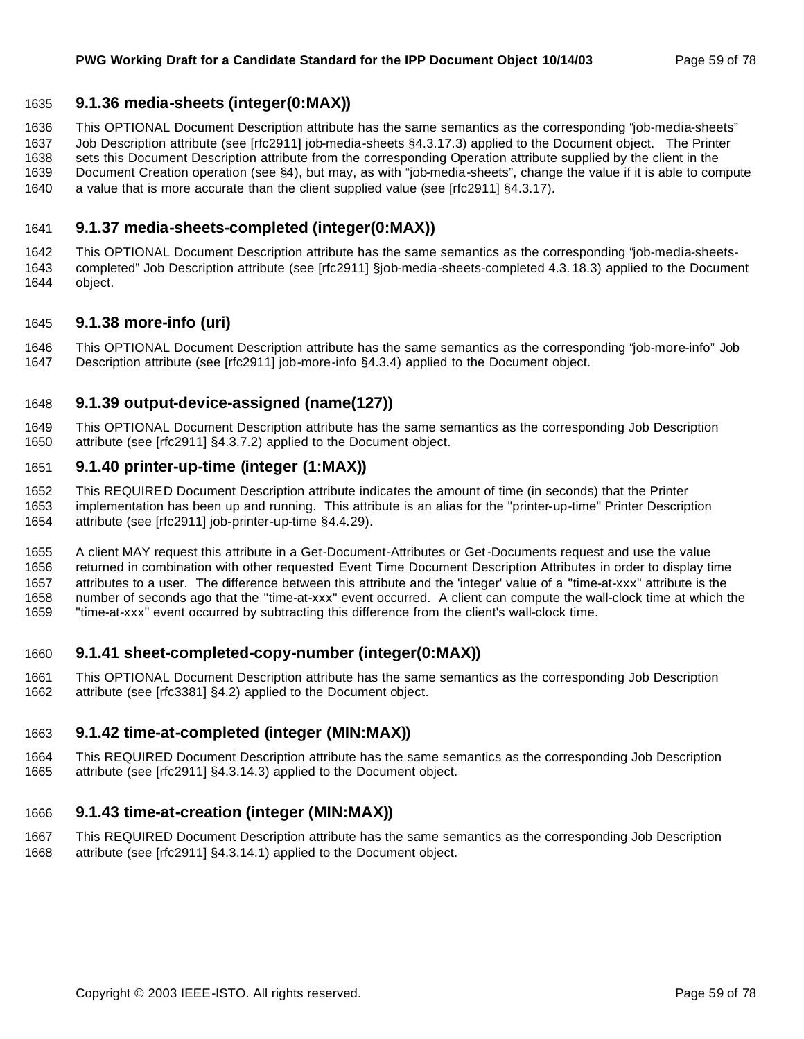### 9.1.36 media-sheets (integer(0:MAX))

This OPTIONAL Document Description attribute has the same semantics as the corresponding "job-media-sheets" Job Description attribute (see [rfc2911] job-media-sheets §4.3.17.3) applied to the Document object. The Printer sets this Document Description attribute from the corresponding Operation attribute supplied by the client in the Document Creation operation (see §4), but may, as with "job-media-sheets", change the value if it is able to compute a value that is more accurate than the client supplied value (see [rfc2911] §4.3.17).

### 9.1.37 media-sheets-completed (integer(0:MAX))

This OPTIONAL Document Description attribute has the same semantics as the corresponding "job-media-sheets-completed" Job Description attribute (see [rfc2911] §job-media-sheets-completed 4.3.18.3) applied to the Document object.

### 9.1.38 more-info (uri)

This OPTIONAL Document Description attribute has the same semantics as the corresponding "job-more-info" Job Description attribute (see [rfc2911] job-more-info §4.3.4) applied to the Document object.

### 9.1.39 output-device-assigned (name(127))

This OPTIONAL Document Description attribute has the same semantics as the corresponding Job Description attribute (see [rfc2911] §4.3.7.2) applied to the Document object.

### 9.1.40 printer-up-time (integer (1:MAX))

This REQUIRED Document Description attribute indicates the amount of time (in seconds) that the Printer implementation has been up and running. This attribute is an alias for the "printer-up-time" Printer Description attribute (see [rfc2911] job-printer-up-time §4.4.29).

A client MAY request this attribute in a Get-Document-Attributes or Get-Documents request and use the value returned in combination with other requested Event Time Document Description Attributes in order to display time attributes to a user. The difference between this attribute and the 'integer' value of a "time-at-xxx" attribute is the number of seconds ago that the "time-at-xxx" event occurred. A client can compute the wall-clock time at which the "time-at-xxx" event occurred by subtracting this difference from the client's wall-clock time.

### 9.1.41 sheet-completed-copy-number (integer(0:MAX))

This OPTIONAL Document Description attribute has the same semantics as the corresponding Job Description attribute (see [rfc3381] §4.2) applied to the Document object.

### 9.1.42 time-at-completed (integer (MIN:MAX))

This REQUIRED Document Description attribute has the same semantics as the corresponding Job Description attribute (see [rfc2911] §4.3.14.3) applied to the Document object.

### 9.1.43 time-at-creation (integer (MIN:MAX))

This REQUIRED Document Description attribute has the same semantics as the corresponding Job Description attribute (see [rfc2911] §4.3.14.1) applied to the Document object.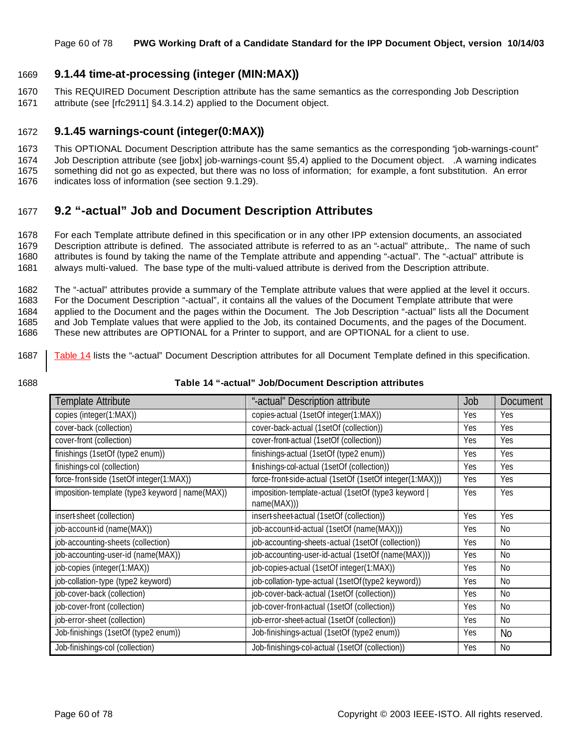### 9.1.44 time-at-processing (integer (MIN:MAX))

This REQUIRED Document Description attribute has the same semantics as the corresponding Job Description attribute (see [rfc2911] §4.3.14.2) applied to the Document object.

### 9.1.45 warnings-count (integer(0:MAX))

This OPTIONAL Document Description attribute has the same semantics as the corresponding "job-warnings-count" Job Description attribute (see [jobx] job-warnings-count §5,4) applied to the Document object. .A warning indicates something did not go as expected, but there was no loss of information; for example, a font substitution. An error indicates loss of information (see section 9.1.29).

## 9.2 "-actual" Job and Document Description Attributes

For each Template attribute defined in this specification or in any other IPP extension documents, an associated Description attribute is defined. The associated attribute is referred to as an "-actual" attribute,. The name of such attributes is found by taking the name of the Template attribute and appending "-actual". The "-actual" attribute is always multi-valued. The base type of the multi-valued attribute is derived from the Description attribute.

The "-actual" attributes provide a summary of the Template attribute values that were applied at the level it occurs. For the Document Description "-actual", it contains all the values of the Document Template attribute that were applied to the Document and the pages within the Document. The Job Description "-actual" lists all the Document and Job Template values that were applied to the Job, its contained Documents, and the pages of the Document. These new attributes are OPTIONAL for a Printer to support, and are OPTIONAL for a client to use.

Table 14 lists the "-actual" Document Description attributes for all Document Template defined in this specification.

**Table 14 "-actual" Job/Document Description attributes**

| Template Attribute | "-actual" Description attribute | Job | Document |
|---|---|---|---|
| copies (integer(1:MAX)) | copies-actual (1setOf integer(1:MAX)) | Yes | Yes |
| cover-back (collection) | cover-back-actual (1setOf (collection)) | Yes | Yes |
| cover-front (collection) | cover-front-actual (1setOf (collection)) | Yes | Yes |
| finishings (1setOf (type2 enum)) | finishings-actual (1setOf (type2 enum)) | Yes | Yes |
| finishings-col (collection) | finishings-col-actual (1setOf (collection)) | Yes | Yes |
| force-front-side (1setOf integer(1:MAX)) | force-front-side-actual (1setOf (1setOf integer(1:MAX))) | Yes | Yes |
| imposition-template (type3 keyword \| name(MAX)) | imposition-template-actual (1setOf (type3 keyword \| name(MAX))) | Yes | Yes |
| insert-sheet (collection) | insert-sheet-actual (1setOf (collection)) | Yes | Yes |
| job-account-id (name(MAX)) | job-account-id-actual (1setOf (name(MAX))) | Yes | No |
| job-accounting-sheets (collection) | job-accounting-sheets-actual (1setOf (collection)) | Yes | No |
| job-accounting-user-id (name(MAX)) | job-accounting-user-id-actual (1setOf (name(MAX))) | Yes | No |
| job-copies (integer(1:MAX)) | job-copies-actual (1setOf integer(1:MAX)) | Yes | No |
| job-collation-type (type2 keyword) | job-collation-type-actual (1setOf(type2 keyword)) | Yes | No |
| job-cover-back (collection) | job-cover-back-actual (1setOf (collection)) | Yes | No |
| job-cover-front (collection) | job-cover-front-actual (1setOf (collection)) | Yes | No |
| job-error-sheet (collection) | job-error-sheet-actual (1setOf (collection)) | Yes | No |
| Job-finishings (1setOf (type2 enum)) | Job-finishings-actual (1setOf (type2 enum)) | Yes | No |
| Job-finishings-col (collection) | Job-finishings-col-actual (1setOf (collection)) | Yes | No |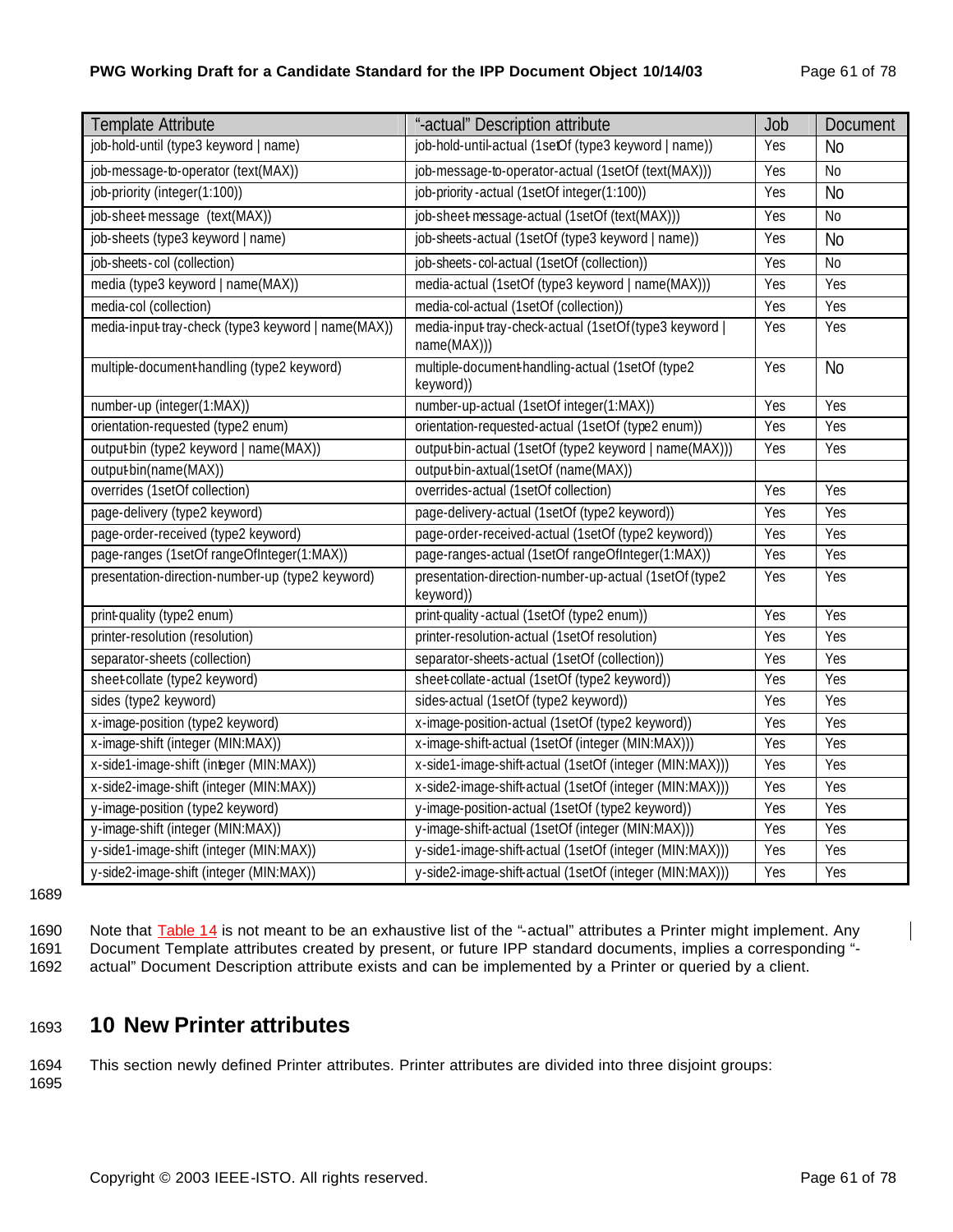| Template Attribute | "-actual" Description attribute | Job | Document |
|---|---|---|---|
| job-hold-until (type3 keyword \| name) | job-hold-until-actual (1setOf (type3 keyword \| name)) | Yes | No |
| job-message-to-operator (text(MAX)) | job-message-to-operator-actual (1setOf (text(MAX))) | Yes | No |
| job-priority (integer(1:100)) | job-priority-actual (1setOf integer(1:100)) | Yes | No |
| job-sheet-message (text(MAX)) | job-sheet-message-actual (1setOf (text(MAX))) | Yes | No |
| job-sheets (type3 keyword \| name) | job-sheets-actual (1setOf (type3 keyword \| name)) | Yes | No |
| job-sheets-col (collection) | job-sheets-col-actual (1setOf (collection)) | Yes | No |
| media (type3 keyword \| name(MAX)) | media-actual (1setOf (type3 keyword \| name(MAX))) | Yes | Yes |
| media-col (collection) | media-col-actual (1setOf (collection)) | Yes | Yes |
| media-input-tray-check (type3 keyword \| name(MAX)) | media-input-tray-check-actual (1setOf (type3 keyword \| name(MAX))) | Yes | Yes |
| multiple-document-handling (type2 keyword) | multiple-document-handling-actual (1setOf (type2 keyword)) | Yes | No |
| number-up (integer(1:MAX)) | number-up-actual (1setOf integer(1:MAX)) | Yes | Yes |
| orientation-requested (type2 enum) | orientation-requested-actual (1setOf (type2 enum)) | Yes | Yes |
| output-bin (type2 keyword \| name(MAX)) | output-bin-actual (1setOf (type2 keyword \| name(MAX))) | Yes | Yes |
| output-bin(name(MAX)) | output-bin-axtual(1setOf (name(MAX)) | | |
| overrides (1setOf collection) | overrides-actual (1setOf collection) | Yes | Yes |
| page-delivery (type2 keyword) | page-delivery-actual (1setOf (type2 keyword)) | Yes | Yes |
| page-order-received (type2 keyword) | page-order-received-actual (1setOf (type2 keyword)) | Yes | Yes |
| page-ranges (1setOf rangeOfInteger(1:MAX)) | page-ranges-actual (1setOf rangeOfInteger(1:MAX)) | Yes | Yes |
| presentation-direction-number-up (type2 keyword) | presentation-direction-number-up-actual (1setOf (type2 keyword)) | Yes | Yes |
| print-quality (type2 enum) | print-quality-actual (1setOf (type2 enum)) | Yes | Yes |
| printer-resolution (resolution) | printer-resolution-actual (1setOf resolution) | Yes | Yes |
| separator-sheets (collection) | separator-sheets-actual (1setOf (collection)) | Yes | Yes |
| sheet-collate (type2 keyword) | sheet-collate-actual (1setOf (type2 keyword)) | Yes | Yes |
| sides (type2 keyword) | sides-actual (1setOf (type2 keyword)) | Yes | Yes |
| x-image-position (type2 keyword) | x-image-position-actual (1setOf (type2 keyword)) | Yes | Yes |
| x-image-shift (integer (MIN:MAX)) | x-image-shift-actual (1setOf (integer (MIN:MAX))) | Yes | Yes |
| x-side1-image-shift (integer (MIN:MAX)) | x-side1-image-shift-actual (1setOf (integer (MIN:MAX))) | Yes | Yes |
| x-side2-image-shift (integer (MIN:MAX)) | x-side2-image-shift-actual (1setOf (integer (MIN:MAX))) | Yes | Yes |
| y-image-position (type2 keyword) | y-image-position-actual (1setOf (type2 keyword)) | Yes | Yes |
| y-image-shift (integer (MIN:MAX)) | y-image-shift-actual (1setOf (integer (MIN:MAX))) | Yes | Yes |
| y-side1-image-shift (integer (MIN:MAX)) | y-side1-image-shift-actual (1setOf (integer (MIN:MAX))) | Yes | Yes |
| y-side2-image-shift (integer (MIN:MAX)) | y-side2-image-shift-actual (1setOf (integer (MIN:MAX))) | Yes | Yes |

Note that Table 14 is not meant to be an exhaustive list of the "-actual" attributes a Printer might implement. Any Document Template attributes created by present, or future IPP standard documents, implies a corresponding "-actual" Document Description attribute exists and can be implemented by a Printer or queried by a client.

# 10 New Printer attributes

This section newly defined Printer attributes. Printer attributes are divided into three disjoint groups: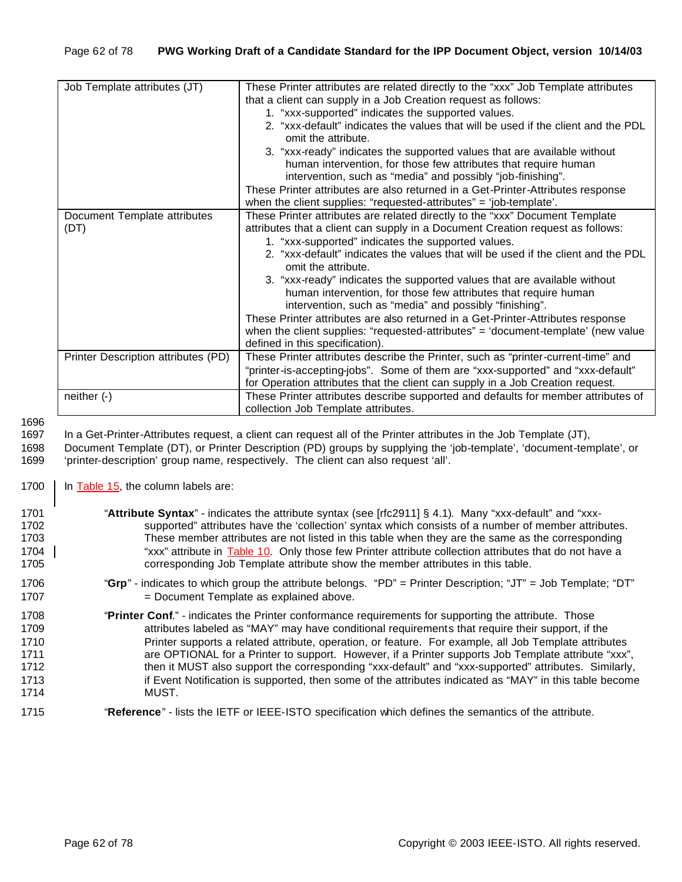| | |
|---|---|
| Job Template attributes (JT) | These Printer attributes are related directly to the "xxx" Job Template attributes that a client can supply in a Job Creation request as follows:<br>1. "xxx-supported" indicates the supported values.<br>2. "xxx-default" indicates the values that will be used if the client and the PDL omit the attribute.<br>3. "xxx-ready" indicates the supported values that are available without human intervention, for those few attributes that require human intervention, such as "media" and possibly "job-finishing".<br>These Printer attributes are also returned in a Get-Printer-Attributes response when the client supplies: "requested-attributes" = 'job-template'. |
| Document Template attributes (DT) | These Printer attributes are related directly to the "xxx" Document Template attributes that a client can supply in a Document Creation request as follows:<br>1. "xxx-supported" indicates the supported values.<br>2. "xxx-default" indicates the values that will be used if the client and the PDL omit the attribute.<br>3. "xxx-ready" indicates the supported values that are available without human intervention, for those few attributes that require human intervention, such as "media" and possibly "finishing".<br>These Printer attributes are also returned in a Get-Printer-Attributes response when the client supplies: "requested-attributes" = 'document-template' (new value defined in this specification). |
| Printer Description attributes (PD) | These Printer attributes describe the Printer, such as "printer-current-time" and "printer-is-accepting-jobs". Some of them are "xxx-supported" and "xxx-default" for Operation attributes that the client can supply in a Job Creation request. |
| neither (-) | These Printer attributes describe supported and defaults for member attributes of collection Job Template attributes. |

In a Get-Printer-Attributes request, a client can request all of the Printer attributes in the Job Template (JT), Document Template (DT), or Printer Description (PD) groups by supplying the 'job-template', 'document-template', or 'printer-description' group name, respectively. The client can also request 'all'.

In Table 15, the column labels are:

"**Attribute Syntax**" - indicates the attribute syntax (see [rfc2911] § 4.1). Many "xxx-default" and "xxx-supported" attributes have the 'collection' syntax which consists of a number of member attributes. These member attributes are not listed in this table when they are the same as the corresponding "xxx" attribute in Table 10. Only those few Printer attribute collection attributes that do not have a corresponding Job Template attribute show the member attributes in this table.

"**Grp**" - indicates to which group the attribute belongs. "PD" = Printer Description; "JT" = Job Template; "DT" = Document Template as explained above.

"**Printer Conf**." - indicates the Printer conformance requirements for supporting the attribute. Those attributes labeled as "MAY" may have conditional requirements that require their support, if the Printer supports a related attribute, operation, or feature. For example, all Job Template attributes are OPTIONAL for a Printer to support. However, if a Printer supports Job Template attribute "xxx", then it MUST also support the corresponding "xxx-default" and "xxx-supported" attributes. Similarly, if Event Notification is supported, then some of the attributes indicated as "MAY" in this table become MUST.

"**Reference**" - lists the IETF or IEEE-ISTO specification which defines the semantics of the attribute.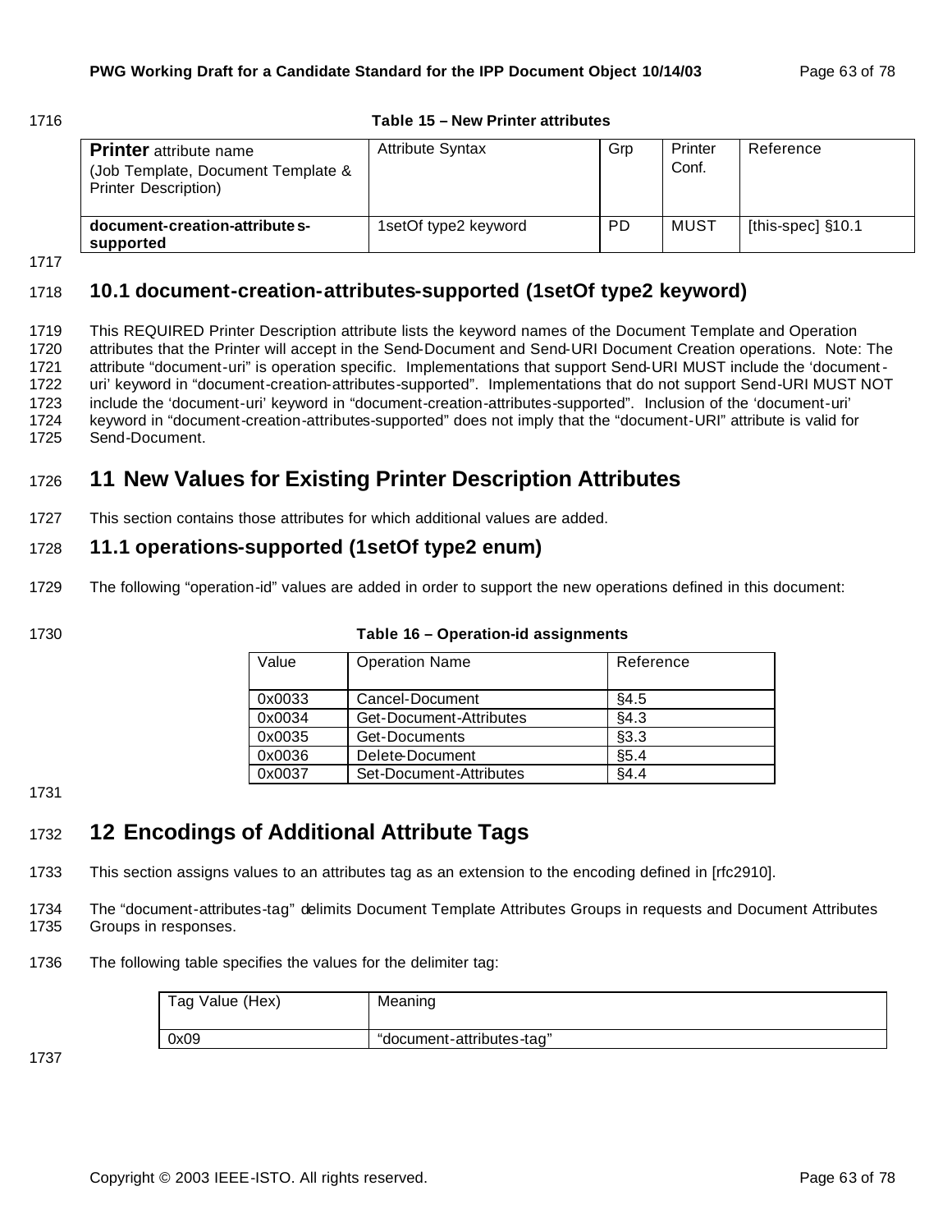**Table 15 – New Printer attributes**

| **Printer** attribute name (Job Template, Document Template & Printer Description) | Attribute Syntax | Grp | Printer Conf. | Reference |
|---|---|---|---|---|
| **document-creation-attributes-supported** | 1setOf type2 keyword | PD | MUST | [this-spec] §10.1 |

### 10.1 document-creation-attributes-supported (1setOf type2 keyword)

This REQUIRED Printer Description attribute lists the keyword names of the Document Template and Operation attributes that the Printer will accept in the Send-Document and Send-URI Document Creation operations. Note: The attribute "document-uri" is operation specific. Implementations that support Send-URI MUST include the 'document-uri' keyword in "document-creation-attributes-supported". Implementations that do not support Send-URI MUST NOT include the 'document-uri' keyword in "document-creation-attributes-supported". Inclusion of the 'document-uri' keyword in "document-creation-attributes-supported" does not imply that the "document-URI" attribute is valid for Send-Document.

## 11 New Values for Existing Printer Description Attributes

This section contains those attributes for which additional values are added.

### 11.1 operations-supported (1setOf type2 enum)

The following "operation-id" values are added in order to support the new operations defined in this document:

**Table 16 – Operation-id assignments**

| Value | Operation Name | Reference |
|---|---|---|
| 0x0033 | Cancel-Document | §4.5 |
| 0x0034 | Get-Document-Attributes | §4.3 |
| 0x0035 | Get-Documents | §3.3 |
| 0x0036 | Delete-Document | §5.4 |
| 0x0037 | Set-Document-Attributes | §4.4 |

## 12 Encodings of Additional Attribute Tags

This section assigns values to an attributes tag as an extension to the encoding defined in [rfc2910].

The "document-attributes-tag" delimits Document Template Attributes Groups in requests and Document Attributes Groups in responses.

The following table specifies the values for the delimiter tag:

| Tag Value (Hex) | Meaning |
|---|---|
| 0x09 | "document-attributes-tag" |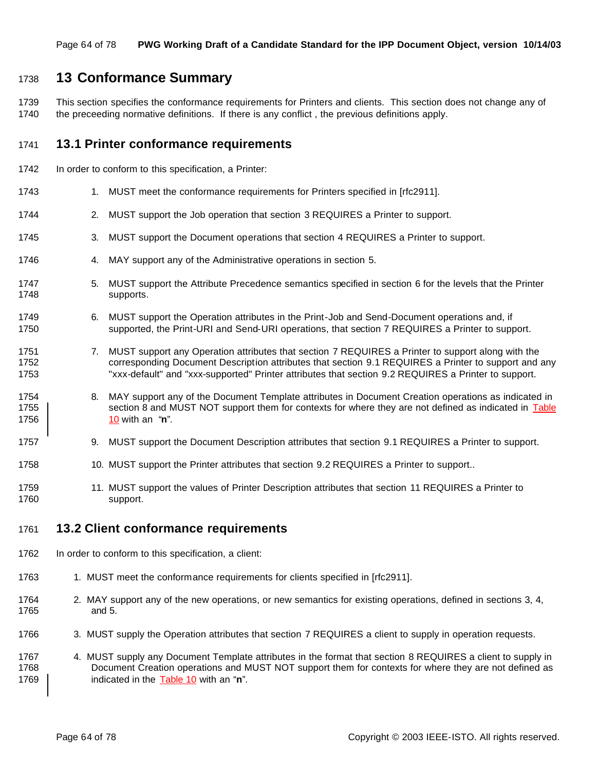# 13 Conformance Summary

This section specifies the conformance requirements for Printers and clients. This section does not change any of the preceeding normative definitions. If there is any conflict , the previous definitions apply.

## 13.1 Printer conformance requirements

In order to conform to this specification, a Printer:

1. MUST meet the conformance requirements for Printers specified in [rfc2911].
2. MUST support the Job operation that section 3 REQUIRES a Printer to support.
3. MUST support the Document operations that section 4 REQUIRES a Printer to support.
4. MAY support any of the Administrative operations in section 5.
5. MUST support the Attribute Precedence semantics specified in section 6 for the levels that the Printer supports.
6. MUST support the Operation attributes in the Print-Job and Send-Document operations and, if supported, the Print-URI and Send-URI operations, that section 7 REQUIRES a Printer to support.
7. MUST support any Operation attributes that section 7 REQUIRES a Printer to support along with the corresponding Document Description attributes that section 9.1 REQUIRES a Printer to support and any "xxx-default" and "xxx-supported" Printer attributes that section 9.2 REQUIRES a Printer to support.
8. MAY support any of the Document Template attributes in Document Creation operations as indicated in section 8 and MUST NOT support them for contexts for where they are not defined as indicated in Table 10 with an "**n**".
9. MUST support the Document Description attributes that section 9.1 REQUIRES a Printer to support.
10. MUST support the Printer attributes that section 9.2 REQUIRES a Printer to support..
11. MUST support the values of Printer Description attributes that section 11 REQUIRES a Printer to support.

## 13.2 Client conformance requirements

In order to conform to this specification, a client:

1. MUST meet the conformance requirements for clients specified in [rfc2911].
2. MAY support any of the new operations, or new semantics for existing operations, defined in sections 3, 4, and 5.
3. MUST supply the Operation attributes that section 7 REQUIRES a client to supply in operation requests.
4. MUST supply any Document Template attributes in the format that section 8 REQUIRES a client to supply in Document Creation operations and MUST NOT support them for contexts for where they are not defined as indicated in the Table 10 with an "**n**".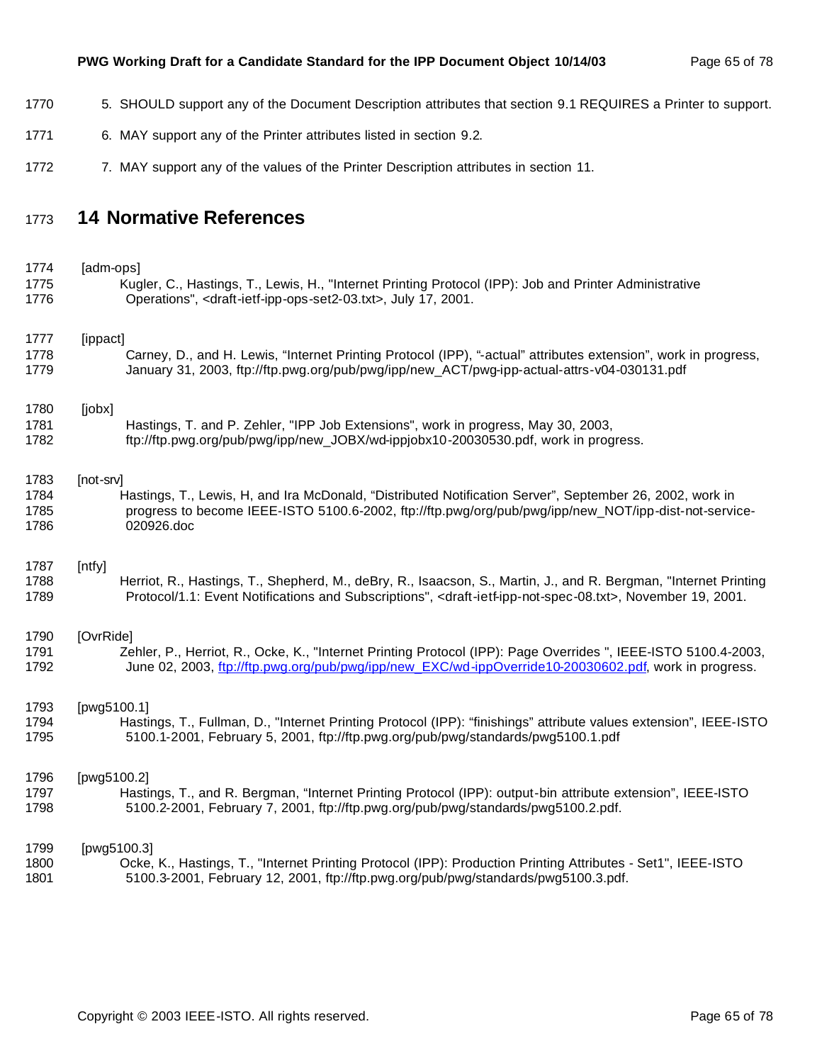5. SHOULD support any of the Document Description attributes that section 9.1 REQUIRES a Printer to support.
6. MAY support any of the Printer attributes listed in section 9.2.
7. MAY support any of the values of the Printer Description attributes in section 11.

# 14 Normative References

[adm-ops]
Kugler, C., Hastings, T., Lewis, H., "Internet Printing Protocol (IPP): Job and Printer Administrative Operations", <draft-ietf-ipp-ops-set2-03.txt>, July 17, 2001.

[ippact]
Carney, D., and H. Lewis, "Internet Printing Protocol (IPP), "-actual" attributes extension", work in progress, January 31, 2003, ftp://ftp.pwg.org/pub/pwg/ipp/new_ACT/pwg-ipp-actual-attrs-v04-030131.pdf

[jobx]
Hastings, T. and P. Zehler, "IPP Job Extensions", work in progress, May 30, 2003, ftp://ftp.pwg.org/pub/pwg/ipp/new_JOBX/wd-ippjobx10-20030530.pdf, work in progress.

[not-srv]
Hastings, T., Lewis, H, and Ira McDonald, "Distributed Notification Server", September 26, 2002, work in progress to become IEEE-ISTO 5100.6-2002, ftp://ftp.pwg/org/pub/pwg/ipp/new_NOT/ipp-dist-not-service-020926.doc

[ntfy]
Herriot, R., Hastings, T., Shepherd, M., deBry, R., Isaacson, S., Martin, J., and R. Bergman, "Internet Printing Protocol/1.1: Event Notifications and Subscriptions", <draft-ietf-ipp-not-spec-08.txt>, November 19, 2001.

[OvrRide]
Zehler, P., Herriot, R., Ocke, K., "Internet Printing Protocol (IPP): Page Overrides ", IEEE-ISTO 5100.4-2003, June 02, 2003, ftp://ftp.pwg.org/pub/pwg/ipp/new_EXC/wd-ippOverride10-20030602.pdf, work in progress.

[pwg5100.1]
Hastings, T., Fullman, D., "Internet Printing Protocol (IPP): "finishings" attribute values extension", IEEE-ISTO 5100.1-2001, February 5, 2001, ftp://ftp.pwg.org/pub/pwg/standards/pwg5100.1.pdf

[pwg5100.2]
Hastings, T., and R. Bergman, "Internet Printing Protocol (IPP): output-bin attribute extension", IEEE-ISTO 5100.2-2001, February 7, 2001, ftp://ftp.pwg.org/pub/pwg/standards/pwg5100.2.pdf.

[pwg5100.3]
Ocke, K., Hastings, T., "Internet Printing Protocol (IPP): Production Printing Attributes - Set1", IEEE-ISTO 5100.3-2001, February 12, 2001, ftp://ftp.pwg.org/pub/pwg/standards/pwg5100.3.pdf.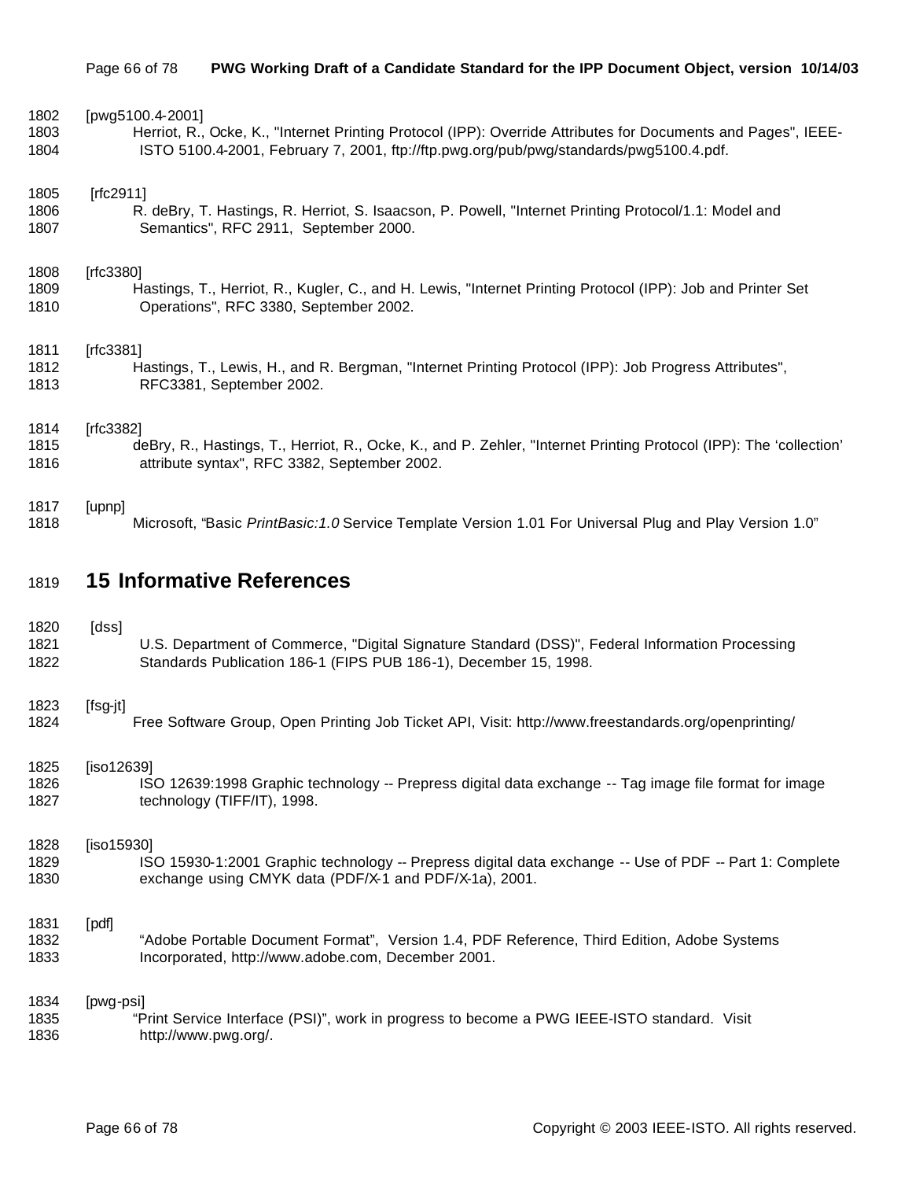[pwg5100.4-2001]

Herriot, R., Ocke, K., "Internet Printing Protocol (IPP): Override Attributes for Documents and Pages", IEEE-ISTO 5100.4-2001, February 7, 2001, ftp://ftp.pwg.org/pub/pwg/standards/pwg5100.4.pdf.

[rfc2911]

R. deBry, T. Hastings, R. Herriot, S. Isaacson, P. Powell, "Internet Printing Protocol/1.1: Model and Semantics", RFC 2911, September 2000.

[rfc3380]

Hastings, T., Herriot, R., Kugler, C., and H. Lewis, "Internet Printing Protocol (IPP): Job and Printer Set Operations", RFC 3380, September 2002.

[rfc3381]

Hastings, T., Lewis, H., and R. Bergman, "Internet Printing Protocol (IPP): Job Progress Attributes", RFC3381, September 2002.

[rfc3382]

deBry, R., Hastings, T., Herriot, R., Ocke, K., and P. Zehler, "Internet Printing Protocol (IPP): The 'collection' attribute syntax", RFC 3382, September 2002.

[upnp]

Microsoft, "Basic *PrintBasic:1.0* Service Template Version 1.01 For Universal Plug and Play Version 1.0"

# 15 Informative References

[dss]

U.S. Department of Commerce, "Digital Signature Standard (DSS)", Federal Information Processing Standards Publication 186-1 (FIPS PUB 186-1), December 15, 1998.

[fsg-jt]

Free Software Group, Open Printing Job Ticket API, Visit: http://www.freestandards.org/openprinting/

[iso12639]

ISO 12639:1998 Graphic technology -- Prepress digital data exchange -- Tag image file format for image technology (TIFF/IT), 1998.

[iso15930]

ISO 15930-1:2001 Graphic technology -- Prepress digital data exchange -- Use of PDF -- Part 1: Complete exchange using CMYK data (PDF/X-1 and PDF/X-1a), 2001.

[pdf]

"Adobe Portable Document Format", Version 1.4, PDF Reference, Third Edition, Adobe Systems Incorporated, http://www.adobe.com, December 2001.

[pwg-psi]

"Print Service Interface (PSI)", work in progress to become a PWG IEEE-ISTO standard. Visit http://www.pwg.org/.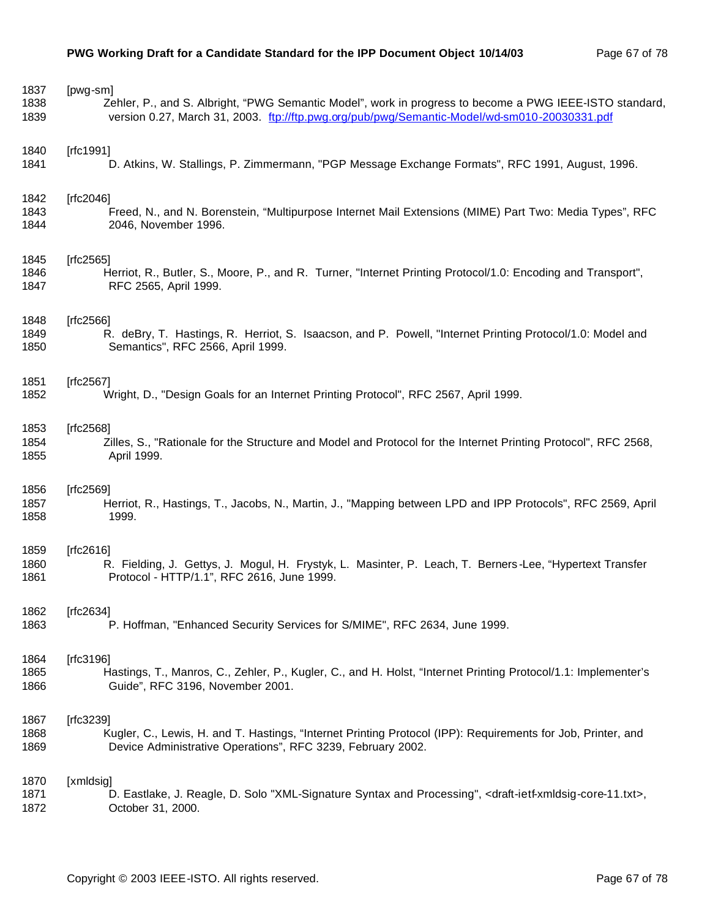[pwg-sm]
Zehler, P., and S. Albright, "PWG Semantic Model", work in progress to become a PWG IEEE-ISTO standard, version 0.27, March 31, 2003. ftp://ftp.pwg.org/pub/pwg/Semantic-Model/wd-sm010-20030331.pdf

[rfc1991]
D. Atkins, W. Stallings, P. Zimmermann, "PGP Message Exchange Formats", RFC 1991, August, 1996.

[rfc2046]
Freed, N., and N. Borenstein, "Multipurpose Internet Mail Extensions (MIME) Part Two: Media Types", RFC 2046, November 1996.

[rfc2565]
Herriot, R., Butler, S., Moore, P., and R. Turner, "Internet Printing Protocol/1.0: Encoding and Transport", RFC 2565, April 1999.

[rfc2566]
R. deBry, T. Hastings, R. Herriot, S. Isaacson, and P. Powell, "Internet Printing Protocol/1.0: Model and Semantics", RFC 2566, April 1999.

[rfc2567]
Wright, D., "Design Goals for an Internet Printing Protocol", RFC 2567, April 1999.

[rfc2568]
Zilles, S., "Rationale for the Structure and Model and Protocol for the Internet Printing Protocol", RFC 2568, April 1999.

[rfc2569]
Herriot, R., Hastings, T., Jacobs, N., Martin, J., "Mapping between LPD and IPP Protocols", RFC 2569, April 1999.

[rfc2616]
R. Fielding, J. Gettys, J. Mogul, H. Frystyk, L. Masinter, P. Leach, T. Berners-Lee, "Hypertext Transfer Protocol - HTTP/1.1", RFC 2616, June 1999.

[rfc2634]
P. Hoffman, "Enhanced Security Services for S/MIME", RFC 2634, June 1999.

[rfc3196]
Hastings, T., Manros, C., Zehler, P., Kugler, C., and H. Holst, "Internet Printing Protocol/1.1: Implementer's Guide", RFC 3196, November 2001.

[rfc3239]
Kugler, C., Lewis, H. and T. Hastings, "Internet Printing Protocol (IPP): Requirements for Job, Printer, and Device Administrative Operations", RFC 3239, February 2002.

[xmldsig]
D. Eastlake, J. Reagle, D. Solo "XML-Signature Syntax and Processing", <draft-ietf-xmldsig-core-11.txt>, October 31, 2000.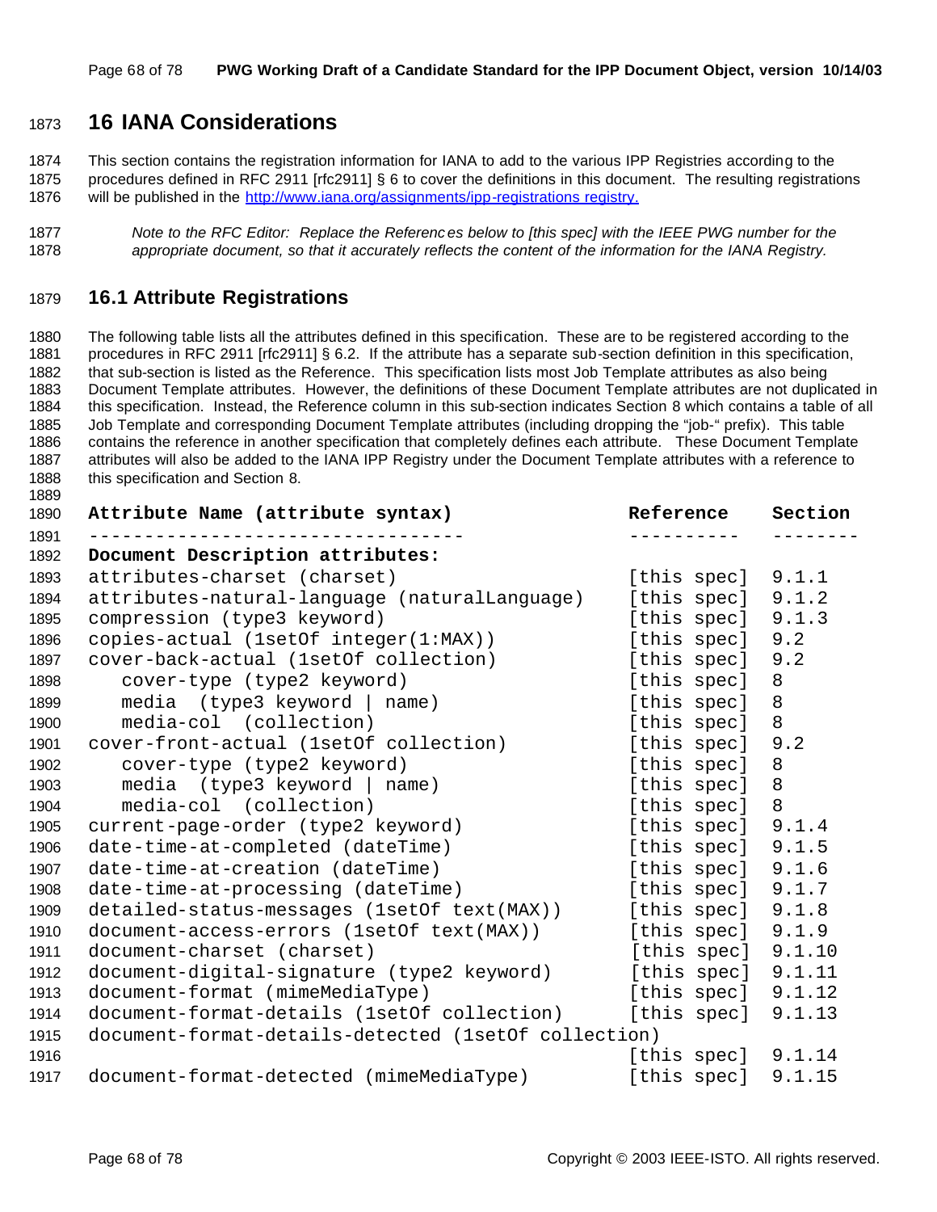# 16 IANA Considerations

This section contains the registration information for IANA to add to the various IPP Registries according to the procedures defined in RFC 2911 [rfc2911] § 6 to cover the definitions in this document. The resulting registrations will be published in the http://www.iana.org/assignments/ipp-registrations registry.

*Note to the RFC Editor: Replace the References below to [this spec] with the IEEE PWG number for the appropriate document, so that it accurately reflects the content of the information for the IANA Registry.*

## 16.1 Attribute Registrations

The following table lists all the attributes defined in this specification. These are to be registered according to the procedures in RFC 2911 [rfc2911] § 6.2. If the attribute has a separate sub-section definition in this specification, that sub-section is listed as the Reference. This specification lists most Job Template attributes as also being Document Template attributes. However, the definitions of these Document Template attributes are not duplicated in this specification. Instead, the Reference column in this sub-section indicates Section 8 which contains a table of all Job Template and corresponding Document Template attributes (including dropping the "job-" prefix). This table contains the reference in another specification that completely defines each attribute. These Document Template attributes will also be added to the IANA IPP Registry under the Document Template attributes with a reference to this specification and Section 8.

```
Attribute Name (attribute syntax)                Reference    Section
---------------------------------                ----------   --------
Document Description attributes:
attributes-charset (charset)                     [this spec]  9.1.1
attributes-natural-language (naturalLanguage)    [this spec]  9.1.2
compression (type3 keyword)                      [this spec]  9.1.3
copies-actual (1setOf integer(1:MAX))            [this spec]  9.2
cover-back-actual (1setOf collection)            [this spec]  9.2
   cover-type (type2 keyword)                    [this spec]  8
   media  (type3 keyword | name)                 [this spec]  8
   media-col  (collection)                       [this spec]  8
cover-front-actual (1setOf collection)           [this spec]  9.2
   cover-type (type2 keyword)                    [this spec]  8
   media  (type3 keyword | name)                 [this spec]  8
   media-col  (collection)                       [this spec]  8
current-page-order (type2 keyword)               [this spec]  9.1.4
date-time-at-completed (dateTime)                [this spec]  9.1.5
date-time-at-creation (dateTime)                 [this spec]  9.1.6
date-time-at-processing (dateTime)               [this spec]  9.1.7
detailed-status-messages (1setOf text(MAX))      [this spec]  9.1.8
document-access-errors (1setOf text(MAX))        [this spec]  9.1.9
document-charset (charset)                       [this spec]  9.1.10
document-digital-signature (type2 keyword)       [this spec]  9.1.11
document-format (mimeMediaType)                  [this spec]  9.1.12
document-format-details (1setOf collection)      [this spec]  9.1.13
document-format-details-detected (1setOf collection)
                                                 [this spec]  9.1.14
document-format-detected (mimeMediaType)         [this spec]  9.1.15
```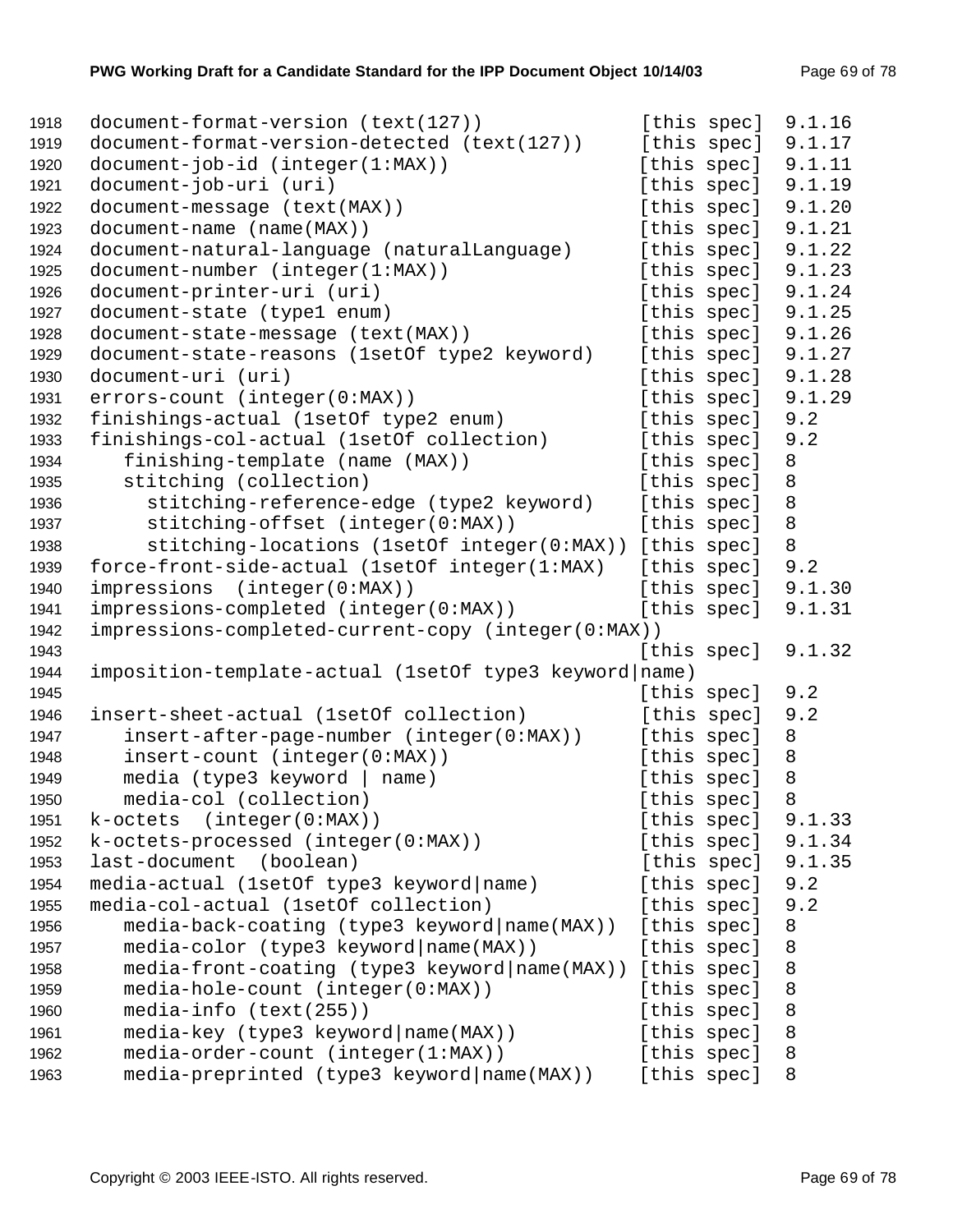```
1918  document-format-version (text(127))              [this spec]  9.1.16
1919  document-format-version-detected (text(127))     [this spec]  9.1.17
1920  document-job-id (integer(1:MAX))                 [this spec]  9.1.11
1921  document-job-uri (uri)                           [this spec]  9.1.19
1922  document-message (text(MAX))                     [this spec]  9.1.20
1923  document-name (name(MAX))                        [this spec]  9.1.21
1924  document-natural-language (naturalLanguage)      [this spec]  9.1.22
1925  document-number (integer(1:MAX))                 [this spec]  9.1.23
1926  document-printer-uri (uri)                       [this spec]  9.1.24
1927  document-state (type1 enum)                      [this spec]  9.1.25
1928  document-state-message (text(MAX))               [this spec]  9.1.26
1929  document-state-reasons (1setOf type2 keyword)    [this spec]  9.1.27
1930  document-uri (uri)                               [this spec]  9.1.28
1931  errors-count (integer(0:MAX))                    [this spec]  9.1.29
1932  finishings-actual (1setOf type2 enum)            [this spec]  9.2
1933  finishings-col-actual (1setOf collection)        [this spec]  9.2
1934     finishing-template (name (MAX))               [this spec]  8
1935     stitching (collection)                        [this spec]  8
1936       stitching-reference-edge (type2 keyword)    [this spec]  8
1937       stitching-offset (integer(0:MAX))           [this spec]  8
1938       stitching-locations (1setOf integer(0:MAX)) [this spec]  8
1939  force-front-side-actual (1setOf integer(1:MAX)   [this spec]  9.2
1940  impressions  (integer(0:MAX))                    [this spec]  9.1.30
1941  impressions-completed (integer(0:MAX))           [this spec]  9.1.31
1942  impressions-completed-current-copy (integer(0:MAX))
1943                                                   [this spec]  9.1.32
1944  imposition-template-actual (1setOf type3 keyword|name)
1945                                                   [this spec]  9.2
1946  insert-sheet-actual (1setOf collection)          [this spec]  9.2
1947     insert-after-page-number (integer(0:MAX))     [this spec]  8
1948     insert-count (integer(0:MAX))                 [this spec]  8
1949     media (type3 keyword | name)                  [this spec]  8
1950     media-col (collection)                        [this spec]  8
1951  k-octets  (integer(0:MAX))                       [this spec]  9.1.33
1952  k-octets-processed (integer(0:MAX))              [this spec]  9.1.34
1953  last-document  (boolean)                         [this spec]  9.1.35
1954  media-actual (1setOf type3 keyword|name)         [this spec]  9.2
1955  media-col-actual (1setOf collection)             [this spec]  9.2
1956     media-back-coating (type3 keyword|name(MAX))  [this spec]  8
1957     media-color (type3 keyword|name(MAX))         [this spec]  8
1958     media-front-coating (type3 keyword|name(MAX)) [this spec]  8
1959     media-hole-count (integer(0:MAX))             [this spec]  8
1960     media-info (text(255))                        [this spec]  8
1961     media-key (type3 keyword|name(MAX))           [this spec]  8
1962     media-order-count (integer(1:MAX))            [this spec]  8
1963     media-preprinted (type3 keyword|name(MAX))    [this spec]  8
```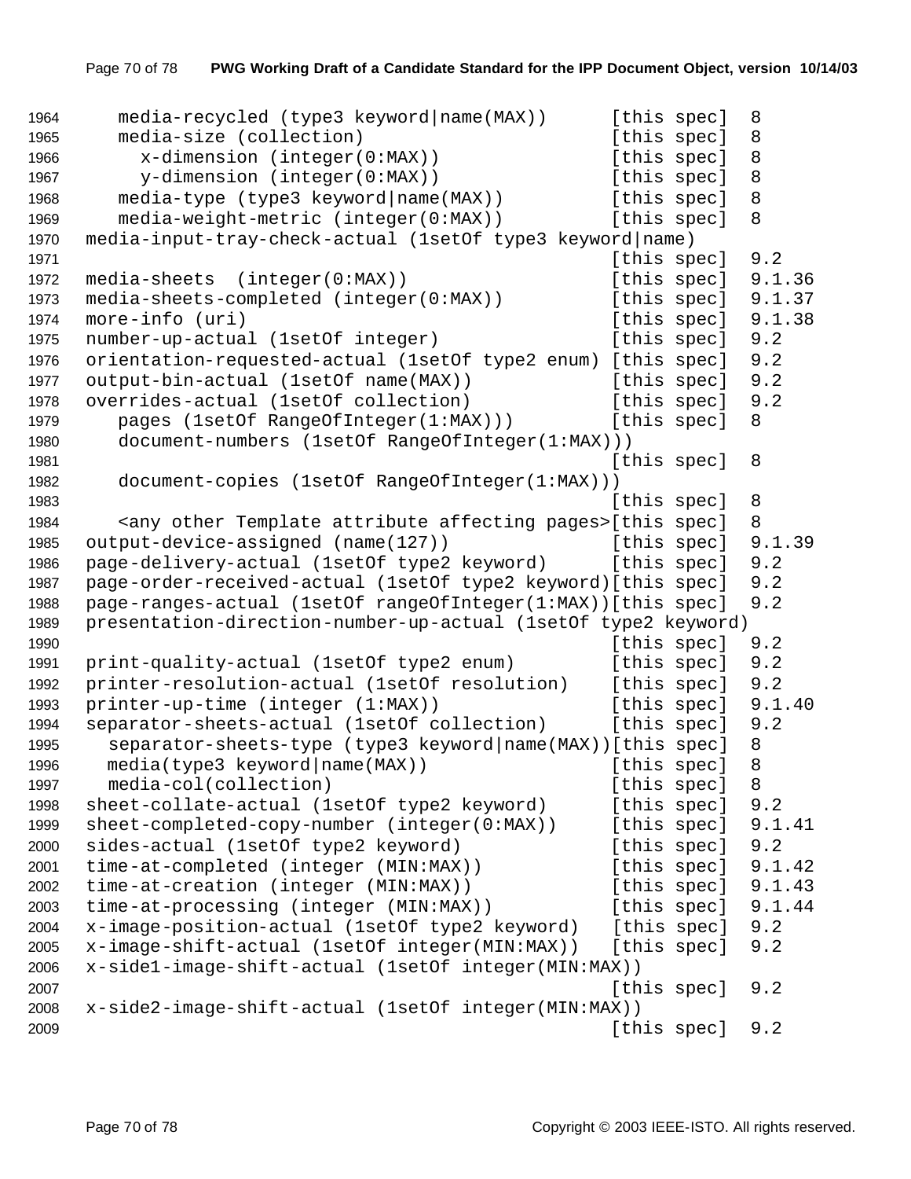```
1964      media-recycled (type3 keyword|name(MAX))      [this spec]  8
1965      media-size (collection)                       [this spec]  8
1966        x-dimension (integer(0:MAX))                [this spec]  8
1967        y-dimension (integer(0:MAX))                [this spec]  8
1968      media-type (type3 keyword|name(MAX))          [this spec]  8
1969      media-weight-metric (integer(0:MAX))          [this spec]  8
1970   media-input-tray-check-actual (1setOf type3 keyword|name)
1971                                                    [this spec]  9.2
1972   media-sheets  (integer(0:MAX))                   [this spec]  9.1.36
1973   media-sheets-completed (integer(0:MAX))          [this spec]  9.1.37
1974   more-info (uri)                                  [this spec]  9.1.38
1975   number-up-actual (1setOf integer)                [this spec]  9.2
1976   orientation-requested-actual (1setOf type2 enum) [this spec]  9.2
1977   output-bin-actual (1setOf name(MAX))             [this spec]  9.2
1978   overrides-actual (1setOf collection)             [this spec]  9.2
1979      pages (1setOf RangeOfInteger(1:MAX)))         [this spec]  8
1980      document-numbers (1setOf RangeOfInteger(1:MAX)))
1981                                                    [this spec]  8
1982      document-copies (1setOf RangeOfInteger(1:MAX)))
1983                                                    [this spec]  8
1984      <any other Template attribute affecting pages>[this spec]  8
1985   output-device-assigned (name(127))               [this spec]  9.1.39
1986   page-delivery-actual (1setOf type2 keyword)      [this spec]  9.2
1987   page-order-received-actual (1setOf type2 keyword)[this spec]  9.2
1988   page-ranges-actual (1setOf rangeOfInteger(1:MAX))[this spec]  9.2
1989   presentation-direction-number-up-actual (1setOf type2 keyword)
1990                                                    [this spec]  9.2
1991   print-quality-actual (1setOf type2 enum)         [this spec]  9.2
1992   printer-resolution-actual (1setOf resolution)    [this spec]  9.2
1993   printer-up-time (integer (1:MAX))                [this spec]  9.1.40
1994   separator-sheets-actual (1setOf collection)      [this spec]  9.2
1995     separator-sheets-type (type3 keyword|name(MAX))[this spec]  8
1996     media(type3 keyword|name(MAX))                 [this spec]  8
1997     media-col(collection)                          [this spec]  8
1998   sheet-collate-actual (1setOf type2 keyword)      [this spec]  9.2
1999   sheet-completed-copy-number (integer(0:MAX))     [this spec]  9.1.41
2000   sides-actual (1setOf type2 keyword)              [this spec]  9.2
2001   time-at-completed (integer (MIN:MAX))            [this spec]  9.1.42
2002   time-at-creation (integer (MIN:MAX))             [this spec]  9.1.43
2003   time-at-processing (integer (MIN:MAX))           [this spec]  9.1.44
2004   x-image-position-actual (1setOf type2 keyword)   [this spec]  9.2
2005   x-image-shift-actual (1setOf integer(MIN:MAX))   [this spec]  9.2
2006   x-side1-image-shift-actual (1setOf integer(MIN:MAX))
2007                                                    [this spec]  9.2
2008   x-side2-image-shift-actual (1setOf integer(MIN:MAX))
2009                                                    [this spec]  9.2
```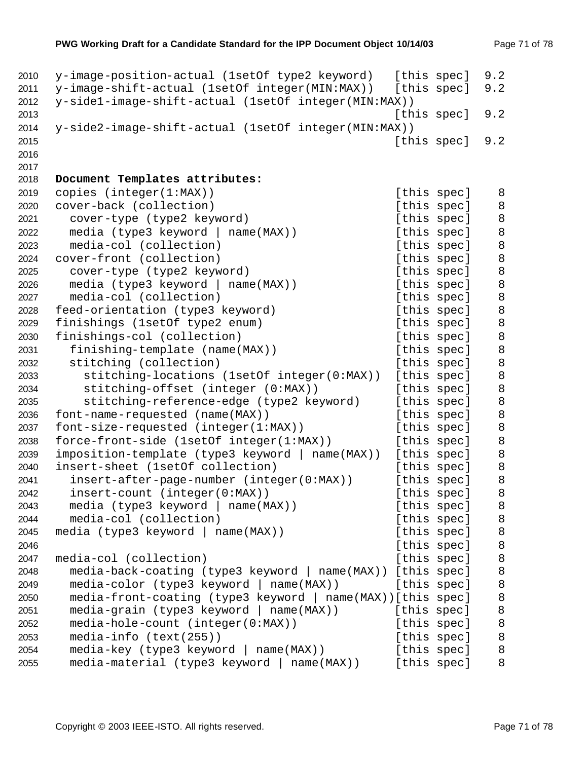```
y-image-position-actual (1setOf type2 keyword)   [this spec]  9.2
y-image-shift-actual (1setOf integer(MIN:MAX))   [this spec]  9.2
y-side1-image-shift-actual (1setOf integer(MIN:MAX))
                                                 [this spec]  9.2
y-side2-image-shift-actual (1setOf integer(MIN:MAX))
                                                 [this spec]  9.2
```

**Document Templates attributes:**

```
copies (integer(1:MAX))                          [this spec]    8
cover-back (collection)                          [this spec]    8
  cover-type (type2 keyword)                     [this spec]    8
  media (type3 keyword | name(MAX))              [this spec]    8
  media-col (collection)                         [this spec]    8
cover-front (collection)                         [this spec]    8
  cover-type (type2 keyword)                     [this spec]    8
  media (type3 keyword | name(MAX))              [this spec]    8
  media-col (collection)                         [this spec]    8
feed-orientation (type3 keyword)                 [this spec]    8
finishings (1setOf type2 enum)                   [this spec]    8
finishings-col (collection)                      [this spec]    8
  finishing-template (name(MAX))                 [this spec]    8
  stitching (collection)                         [this spec]    8
    stitching-locations (1setOf integer(0:MAX))  [this spec]    8
    stitching-offset (integer (0:MAX))           [this spec]    8
    stitching-reference-edge (type2 keyword)     [this spec]    8
font-name-requested (name(MAX))                  [this spec]    8
font-size-requested (integer(1:MAX))             [this spec]    8
force-front-side (1setOf integer(1:MAX))         [this spec]    8
imposition-template (type3 keyword | name(MAX))  [this spec]    8
insert-sheet (1setOf collection)                 [this spec]    8
  insert-after-page-number (integer(0:MAX))      [this spec]    8
  insert-count (integer(0:MAX))                  [this spec]    8
  media (type3 keyword | name(MAX))              [this spec]    8
  media-col (collection)                         [this spec]    8
media (type3 keyword | name(MAX))                [this spec]    8
                                                 [this spec]    8
media-col (collection)                           [this spec]    8
  media-back-coating (type3 keyword | name(MAX)) [this spec]    8
  media-color (type3 keyword | name(MAX))        [this spec]    8
  media-front-coating (type3 keyword | name(MAX))[this spec]    8
  media-grain (type3 keyword | name(MAX))        [this spec]    8
  media-hole-count (integer(0:MAX))              [this spec]    8
  media-info (text(255))                         [this spec]    8
  media-key (type3 keyword | name(MAX))          [this spec]    8
  media-material (type3 keyword | name(MAX))     [this spec]    8
```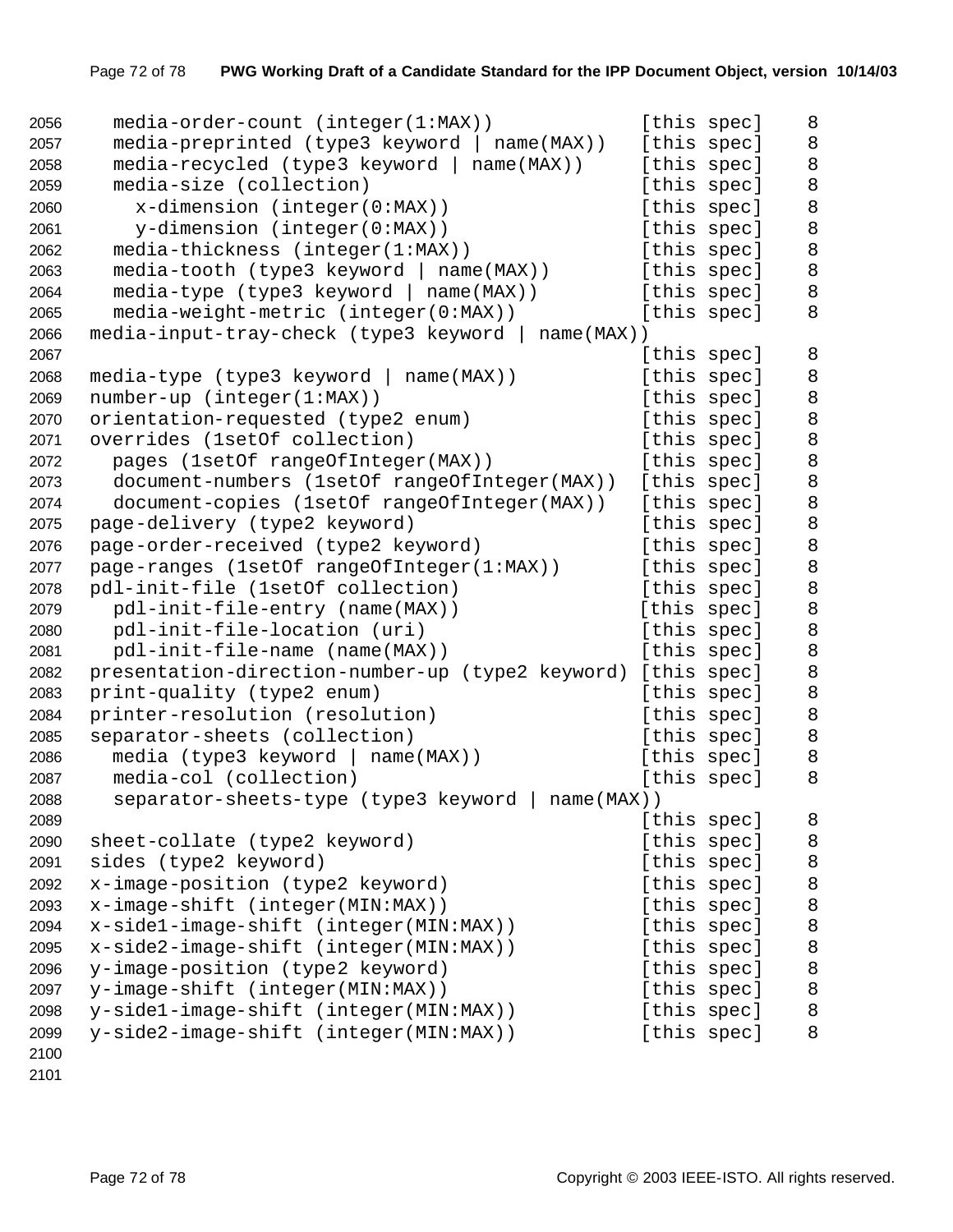```
  media-order-count (integer(1:MAX))             [this spec]    8
  media-preprinted (type3 keyword | name(MAX))   [this spec]    8
  media-recycled (type3 keyword | name(MAX))     [this spec]    8
  media-size (collection)                        [this spec]    8
    x-dimension (integer(0:MAX))                 [this spec]    8
    y-dimension (integer(0:MAX))                 [this spec]    8
  media-thickness (integer(1:MAX))               [this spec]    8
  media-tooth (type3 keyword | name(MAX))        [this spec]    8
  media-type (type3 keyword | name(MAX))         [this spec]    8
  media-weight-metric (integer(0:MAX))           [this spec]    8
media-input-tray-check (type3 keyword | name(MAX))
                                                 [this spec]    8
media-type (type3 keyword | name(MAX))           [this spec]    8
number-up (integer(1:MAX))                       [this spec]    8
orientation-requested (type2 enum)               [this spec]    8
overrides (1setOf collection)                    [this spec]    8
  pages (1setOf rangeOfInteger(MAX))             [this spec]    8
  document-numbers (1setOf rangeOfInteger(MAX))  [this spec]    8
  document-copies (1setOf rangeOfInteger(MAX))   [this spec]    8
page-delivery (type2 keyword)                    [this spec]    8
page-order-received (type2 keyword)              [this spec]    8
page-ranges (1setOf rangeOfInteger(1:MAX))       [this spec]    8
pdl-init-file (1setOf collection)                [this spec]    8
  pdl-init-file-entry (name(MAX))                [this spec]    8
  pdl-init-file-location (uri)                   [this spec]    8
  pdl-init-file-name (name(MAX))                 [this spec]    8
presentation-direction-number-up (type2 keyword) [this spec]    8
print-quality (type2 enum)                       [this spec]    8
printer-resolution (resolution)                  [this spec]    8
separator-sheets (collection)                    [this spec]    8
  media (type3 keyword | name(MAX))              [this spec]    8
  media-col (collection)                         [this spec]    8
  separator-sheets-type (type3 keyword | name(MAX))
                                                 [this spec]    8
sheet-collate (type2 keyword)                    [this spec]    8
sides (type2 keyword)                            [this spec]    8
x-image-position (type2 keyword)                 [this spec]    8
x-image-shift (integer(MIN:MAX))                 [this spec]    8
x-side1-image-shift (integer(MIN:MAX))           [this spec]    8
x-side2-image-shift (integer(MIN:MAX))           [this spec]    8
y-image-position (type2 keyword)                 [this spec]    8
y-image-shift (integer(MIN:MAX))                 [this spec]    8
y-side1-image-shift (integer(MIN:MAX))           [this spec]    8
y-side2-image-shift (integer(MIN:MAX))           [this spec]    8
```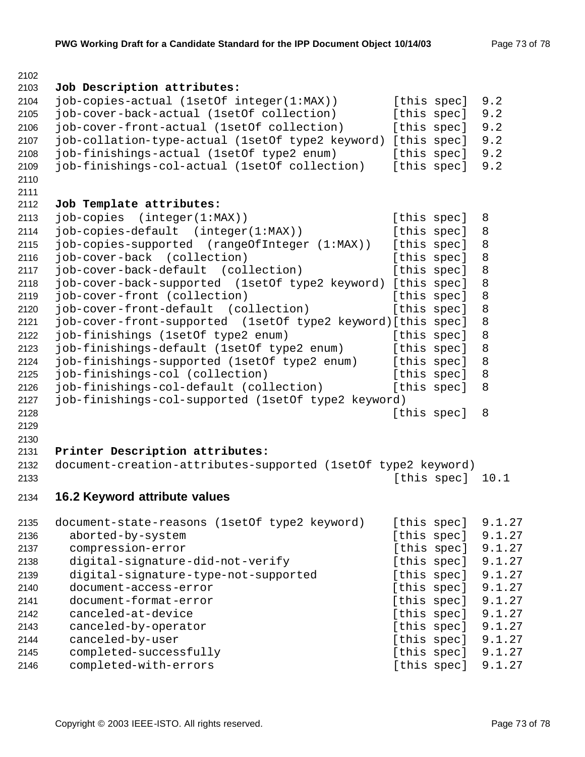**Job Description attributes:**

```
job-copies-actual (1setOf integer(1:MAX))        [this spec]  9.2
job-cover-back-actual (1setOf collection)        [this spec]  9.2
job-cover-front-actual (1setOf collection)       [this spec]  9.2
job-collation-type-actual (1setOf type2 keyword) [this spec]  9.2
job-finishings-actual (1setOf type2 enum)        [this spec]  9.2
job-finishings-col-actual (1setOf collection)    [this spec]  9.2
```

**Job Template attributes:**

```
job-copies  (integer(1:MAX))                     [this spec]  8
job-copies-default  (integer(1:MAX))             [this spec]  8
job-copies-supported  (rangeOfInteger (1:MAX))   [this spec]  8
job-cover-back  (collection)                     [this spec]  8
job-cover-back-default  (collection)             [this spec]  8
job-cover-back-supported  (1setOf type2 keyword) [this spec]  8
job-cover-front (collection)                     [this spec]  8
job-cover-front-default  (collection)            [this spec]  8
job-cover-front-supported  (1setOf type2 keyword)[this spec]  8
job-finishings (1setOf type2 enum)               [this spec]  8
job-finishings-default (1setOf type2 enum)       [this spec]  8
job-finishings-supported (1setOf type2 enum)     [this spec]  8
job-finishings-col (collection)                  [this spec]  8
job-finishings-col-default (collection)          [this spec]  8
job-finishings-col-supported (1setOf type2 keyword)
                                                 [this spec]  8
```

**Printer Description attributes:**

```
document-creation-attributes-supported (1setOf type2 keyword)
                                                 [this spec]  10.1
```

## 16.2 Keyword attribute values

```
document-state-reasons (1setOf type2 keyword)    [this spec]  9.1.27
  aborted-by-system                              [this spec]  9.1.27
  compression-error                              [this spec]  9.1.27
  digital-signature-did-not-verify               [this spec]  9.1.27
  digital-signature-type-not-supported           [this spec]  9.1.27
  document-access-error                          [this spec]  9.1.27
  document-format-error                          [this spec]  9.1.27
  canceled-at-device                             [this spec]  9.1.27
  canceled-by-operator                           [this spec]  9.1.27
  canceled-by-user                               [this spec]  9.1.27
  completed-successfully                         [this spec]  9.1.27
  completed-with-errors                          [this spec]  9.1.27
```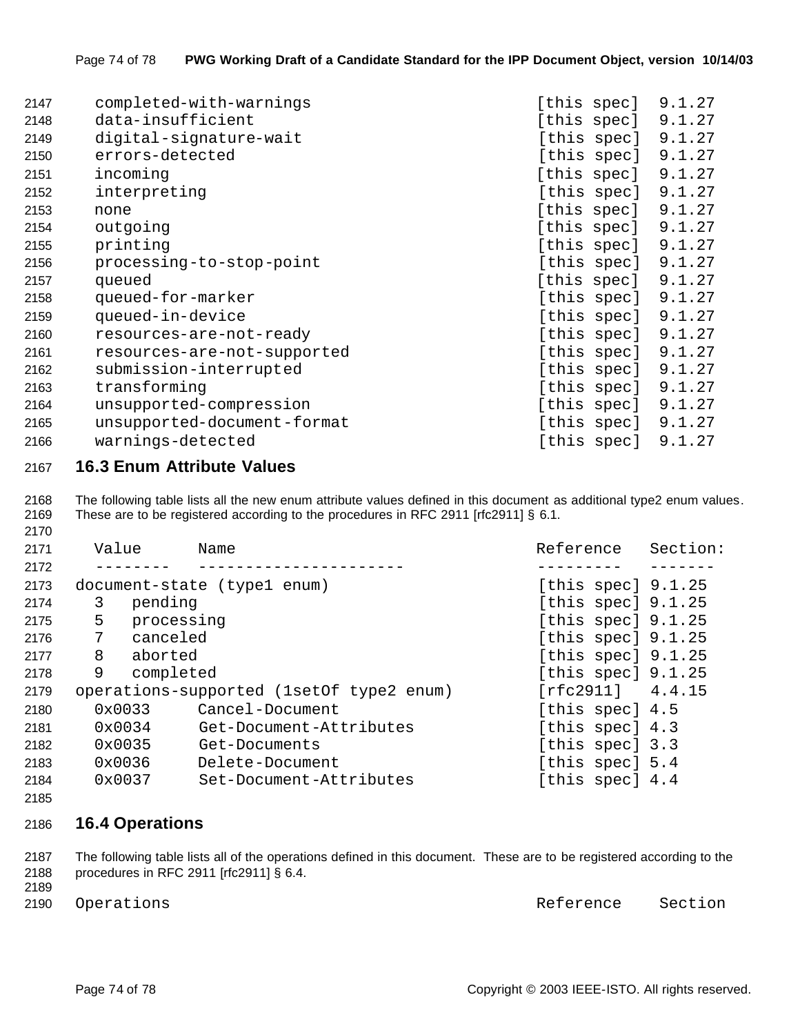```
completed-with-warnings                               [this spec]  9.1.27
data-insufficient                                     [this spec]  9.1.27
digital-signature-wait                                [this spec]  9.1.27
errors-detected                                       [this spec]  9.1.27
incoming                                              [this spec]  9.1.27
interpreting                                          [this spec]  9.1.27
none                                                  [this spec]  9.1.27
outgoing                                              [this spec]  9.1.27
printing                                              [this spec]  9.1.27
processing-to-stop-point                              [this spec]  9.1.27
queued                                                [this spec]  9.1.27
queued-for-marker                                     [this spec]  9.1.27
queued-in-device                                      [this spec]  9.1.27
resources-are-not-ready                               [this spec]  9.1.27
resources-are-not-supported                           [this spec]  9.1.27
submission-interrupted                                [this spec]  9.1.27
transforming                                          [this spec]  9.1.27
unsupported-compression                               [this spec]  9.1.27
unsupported-document-format                           [this spec]  9.1.27
warnings-detected                                     [this spec]  9.1.27
```

### 16.3 Enum Attribute Values

The following table lists all the new enum attribute values defined in this document as additional type2 enum values. These are to be registered according to the procedures in RFC 2911 [rfc2911] § 6.1.

```
  Value      Name                                     Reference   Section:
  --------   ---------------------                    ---------   -------
document-state (type1 enum)                           [this spec] 9.1.25
  3   pending                                         [this spec] 9.1.25
  5   processing                                      [this spec] 9.1.25
  7   canceled                                        [this spec] 9.1.25
  8   aborted                                         [this spec] 9.1.25
  9   completed                                       [this spec] 9.1.25
operations-supported (1setOf type2 enum)              [rfc2911]   4.4.15
  0x0033     Cancel-Document                          [this spec] 4.5
  0x0034     Get-Document-Attributes                  [this spec] 4.3
  0x0035     Get-Documents                            [this spec] 3.3
  0x0036     Delete-Document                          [this spec] 5.4
  0x0037     Set-Document-Attributes                  [this spec] 4.4
```

### 16.4 Operations

The following table lists all of the operations defined in this document. These are to be registered according to the procedures in RFC 2911 [rfc2911] § 6.4.

```
Operations                                            Reference    Section
```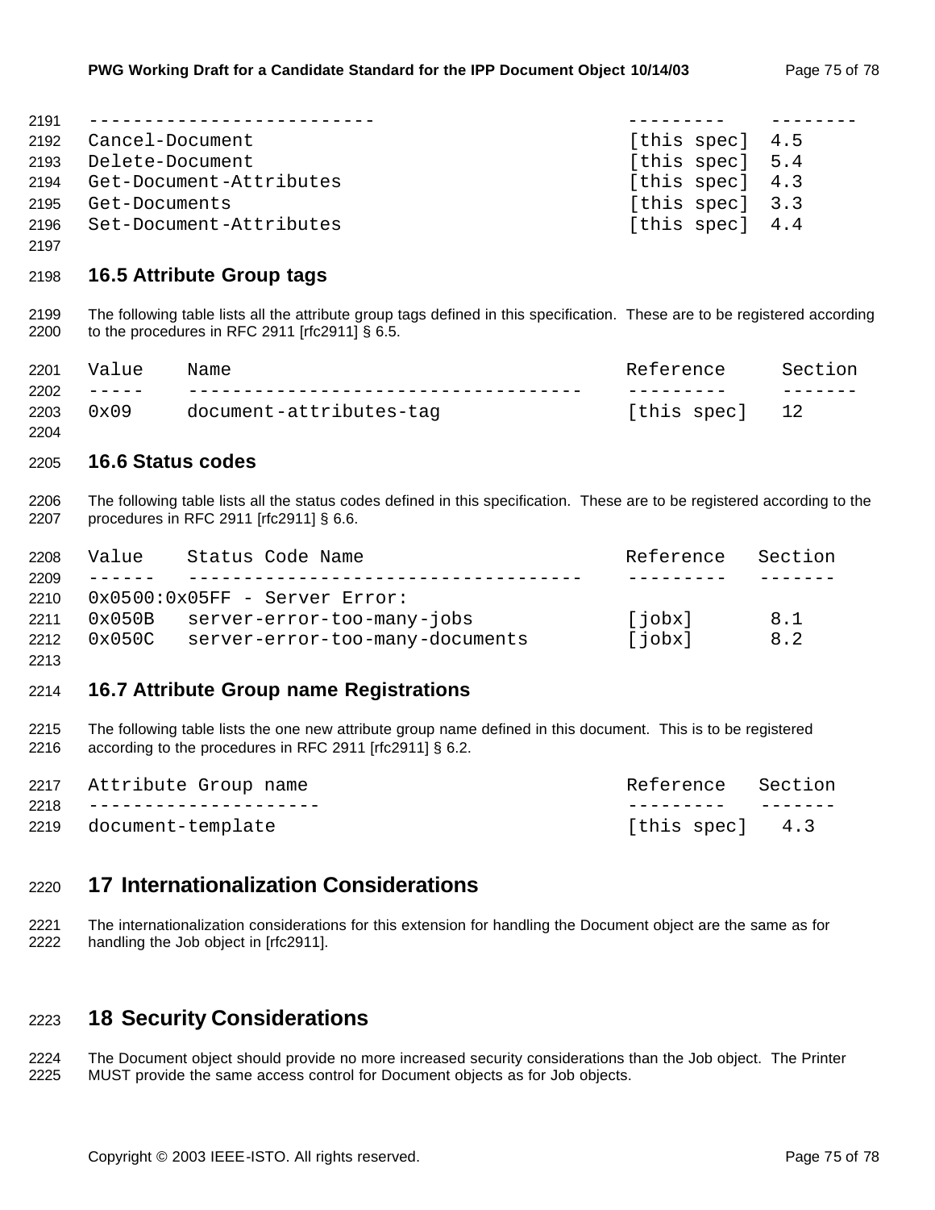| | | |
|---|---|---|
| Cancel-Document | [this spec] | 4.5 |
| Delete-Document | [this spec] | 5.4 |
| Get-Document-Attributes | [this spec] | 4.3 |
| Get-Documents | [this spec] | 3.3 |
| Set-Document-Attributes | [this spec] | 4.4 |

## 16.5 Attribute Group tags

The following table lists all the attribute group tags defined in this specification. These are to be registered according to the procedures in RFC 2911 [rfc2911] § 6.5.

| Value | Name | Reference | Section |
|---|---|---|---|
| 0x09 | document-attributes-tag | [this spec] | 12 |

## 16.6 Status codes

The following table lists all the status codes defined in this specification. These are to be registered according to the procedures in RFC 2911 [rfc2911] § 6.6.

| Value | Status Code Name | Reference | Section |
|---|---|---|---|
| 0x0500:0x05FF - Server Error: | | | |
| 0x050B | server-error-too-many-jobs | [jobx] | 8.1 |
| 0x050C | server-error-too-many-documents | [jobx] | 8.2 |

## 16.7 Attribute Group name Registrations

The following table lists the one new attribute group name defined in this document. This is to be registered according to the procedures in RFC 2911 [rfc2911] § 6.2.

| Attribute Group name | Reference | Section |
|---|---|---|
| document-template | [this spec] | 4.3 |

# 17 Internationalization Considerations

The internationalization considerations for this extension for handling the Document object are the same as for handling the Job object in [rfc2911].

# 18 Security Considerations

The Document object should provide no more increased security considerations than the Job object. The Printer MUST provide the same access control for Document objects as for Job objects.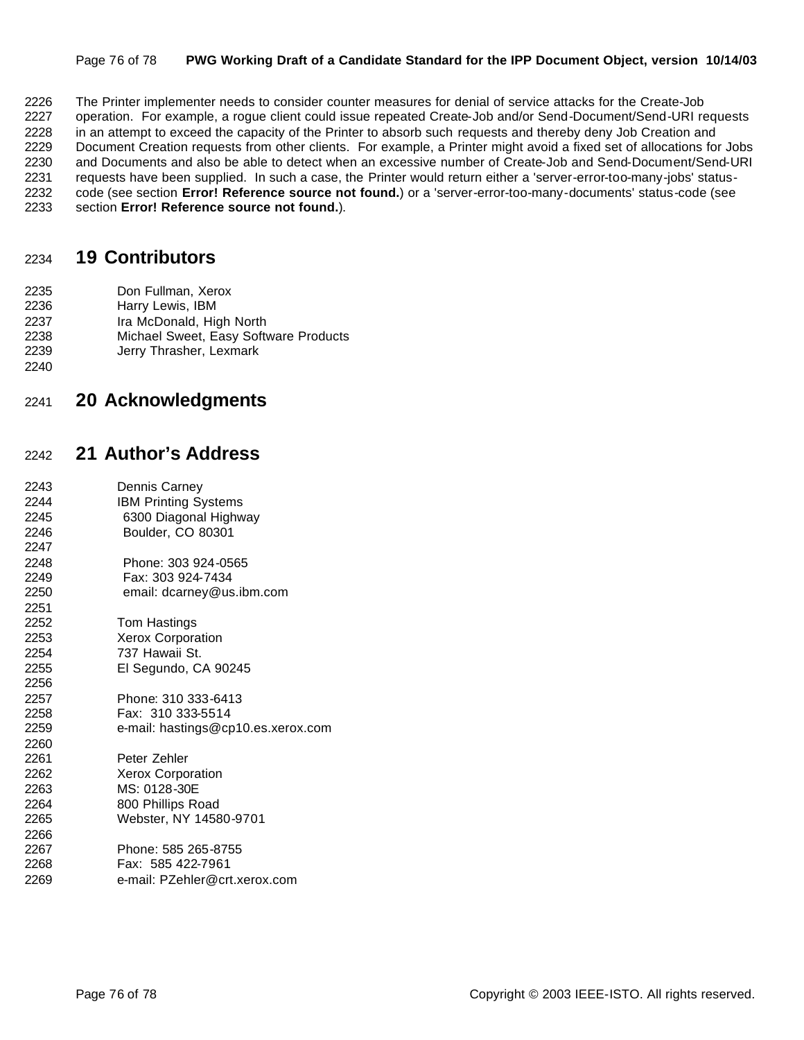The Printer implementer needs to consider counter measures for denial of service attacks for the Create-Job operation. For example, a rogue client could issue repeated Create-Job and/or Send-Document/Send-URI requests in an attempt to exceed the capacity of the Printer to absorb such requests and thereby deny Job Creation and Document Creation requests from other clients. For example, a Printer might avoid a fixed set of allocations for Jobs and Documents and also be able to detect when an excessive number of Create-Job and Send-Document/Send-URI requests have been supplied. In such a case, the Printer would return either a 'server-error-too-many-jobs' status-code (see section **Error! Reference source not found.**) or a 'server-error-too-many-documents' status-code (see section **Error! Reference source not found.**).

# 19 Contributors

Don Fullman, Xerox
Harry Lewis, IBM
Ira McDonald, High North
Michael Sweet, Easy Software Products
Jerry Thrasher, Lexmark

# 20 Acknowledgments

# 21 Author's Address

Dennis Carney
IBM Printing Systems
6300 Diagonal Highway
Boulder, CO 80301

Phone: 303 924-0565
Fax: 303 924-7434
email: dcarney@us.ibm.com

Tom Hastings
Xerox Corporation
737 Hawaii St.
El Segundo, CA 90245

Phone: 310 333-6413
Fax: 310 333-5514
e-mail: hastings@cp10.es.xerox.com

Peter Zehler
Xerox Corporation
MS: 0128-30E
800 Phillips Road
Webster, NY 14580-9701

Phone: 585 265-8755
Fax: 585 422-7961
e-mail: PZehler@crt.xerox.com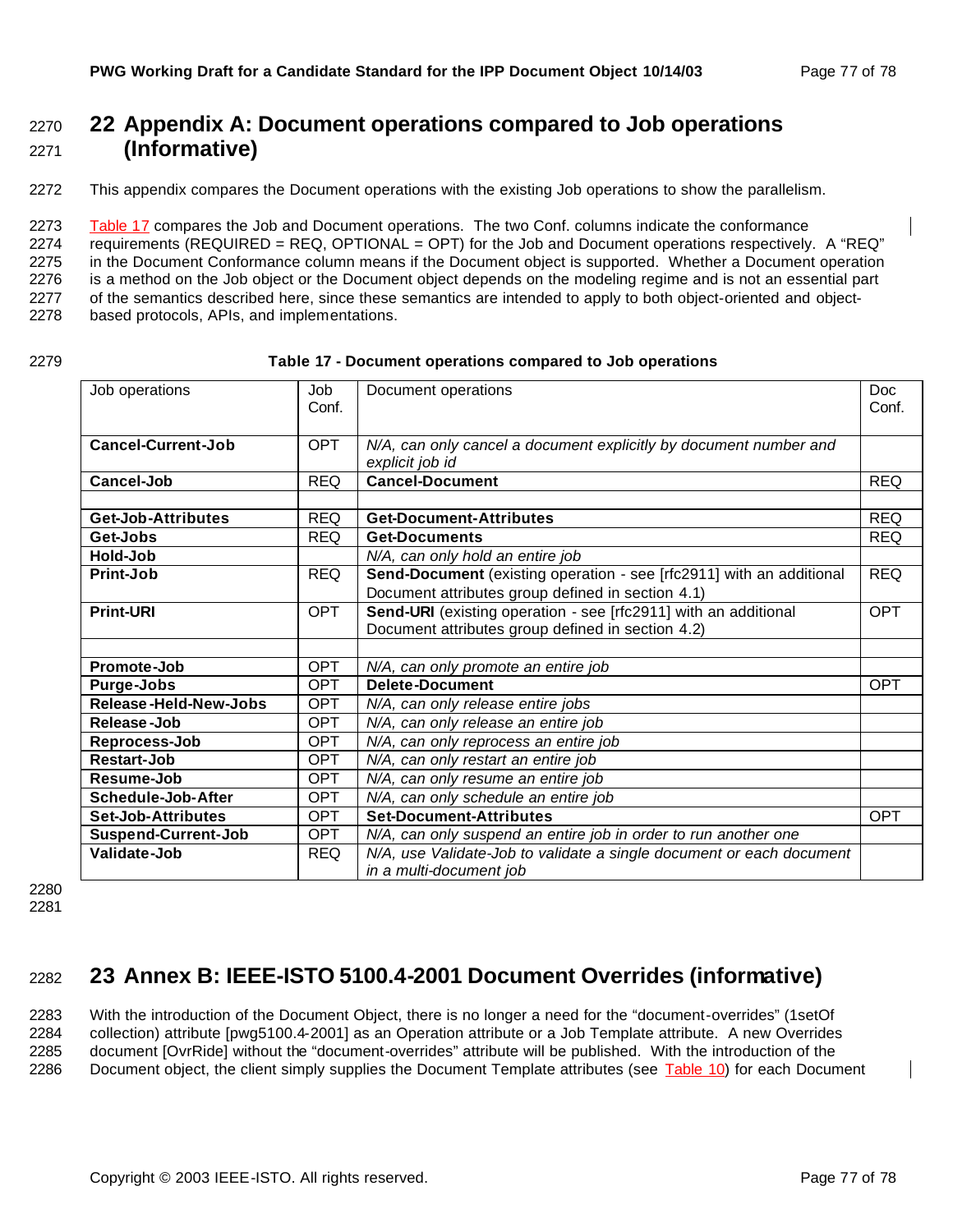# 22 Appendix A: Document operations compared to Job operations (Informative)

This appendix compares the Document operations with the existing Job operations to show the parallelism.

Table 17 compares the Job and Document operations. The two Conf. columns indicate the conformance requirements (REQUIRED = REQ, OPTIONAL = OPT) for the Job and Document operations respectively. A "REQ" in the Document Conformance column means if the Document object is supported. Whether a Document operation is a method on the Job object or the Document object depends on the modeling regime and is not an essential part of the semantics described here, since these semantics are intended to apply to both object-oriented and object-based protocols, APIs, and implementations.

**Table 17 - Document operations compared to Job operations**

| Job operations | Job Conf. | Document operations | Doc Conf. |
|---|---|---|---|
| **Cancel-Current-Job** | OPT | *N/A, can only cancel a document explicitly by document number and explicit job id* | |
| **Cancel-Job** | REQ | **Cancel-Document** | REQ |
| | | | |
| **Get-Job-Attributes** | REQ | **Get-Document-Attributes** | REQ |
| **Get-Jobs** | REQ | **Get-Documents** | REQ |
| **Hold-Job** | | *N/A, can only hold an entire job* | |
| **Print-Job** | REQ | **Send-Document** (existing operation - see [rfc2911] with an additional Document attributes group defined in section 4.1) | REQ |
| **Print-URI** | OPT | **Send-URI** (existing operation - see [rfc2911] with an additional Document attributes group defined in section 4.2) | OPT |
| | | | |
| **Promote-Job** | OPT | *N/A, can only promote an entire job* | |
| **Purge-Jobs** | OPT | **Delete-Document** | OPT |
| **Release-Held-New-Jobs** | OPT | *N/A, can only release entire jobs* | |
| **Release-Job** | OPT | *N/A, can only release an entire job* | |
| **Reprocess-Job** | OPT | *N/A, can only reprocess an entire job* | |
| **Restart-Job** | OPT | *N/A, can only restart an entire job* | |
| **Resume-Job** | OPT | *N/A, can only resume an entire job* | |
| **Schedule-Job-After** | OPT | *N/A, can only schedule an entire job* | |
| **Set-Job-Attributes** | OPT | **Set-Document-Attributes** | OPT |
| **Suspend-Current-Job** | OPT | *N/A, can only suspend an entire job in order to run another one* | |
| **Validate-Job** | REQ | *N/A, use Validate-Job to validate a single document or each document in a multi-document job* | |

# 23 Annex B: IEEE-ISTO 5100.4-2001 Document Overrides (informative)

With the introduction of the Document Object, there is no longer a need for the "document-overrides" (1setOf collection) attribute [pwg5100.4-2001] as an Operation attribute or a Job Template attribute. A new Overrides document [OvrRide] without the "document-overrides" attribute will be published. With the introduction of the Document object, the client simply supplies the Document Template attributes (see Table 10) for each Document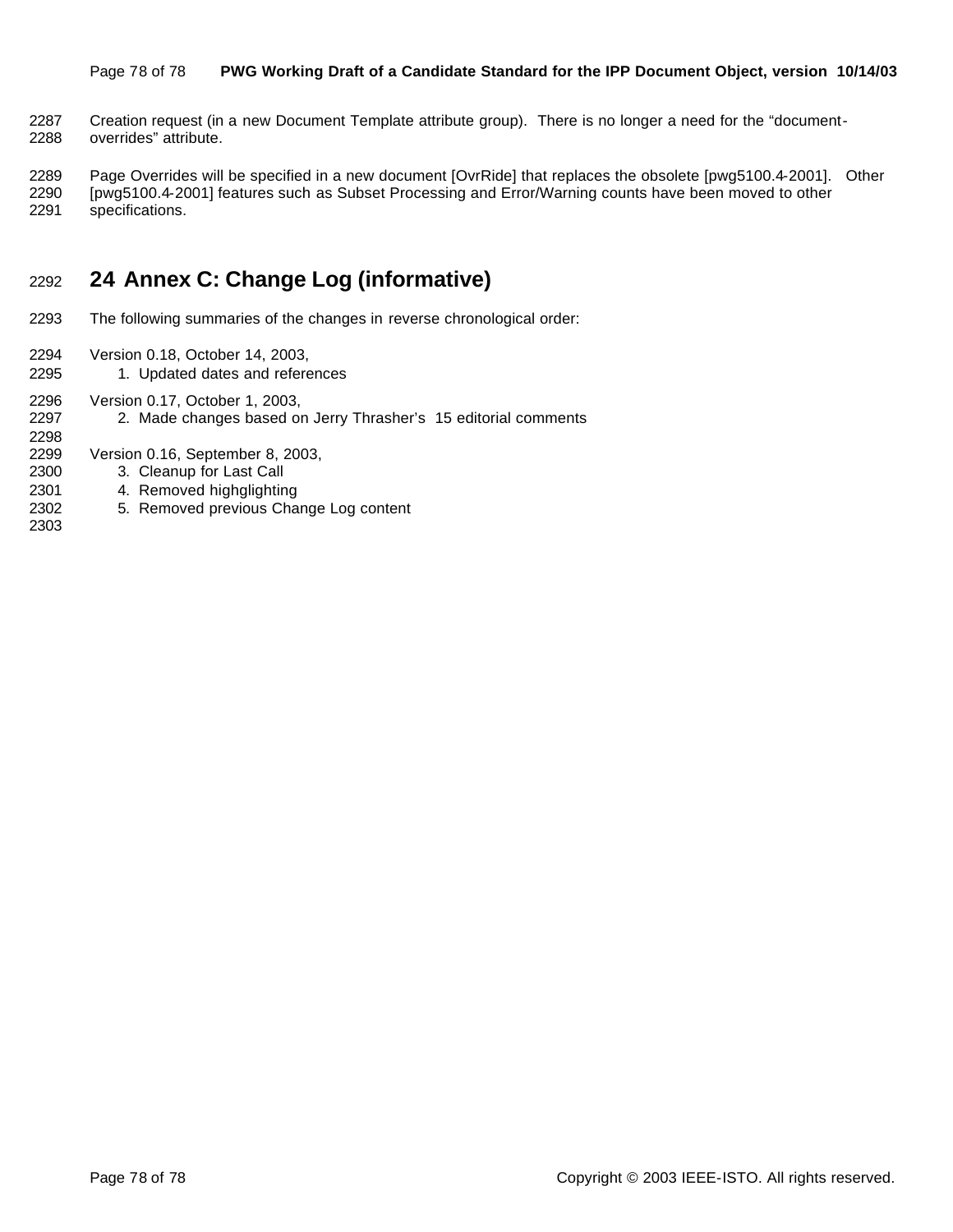Creation request (in a new Document Template attribute group). There is no longer a need for the "document-overrides" attribute.

Page Overrides will be specified in a new document [OvrRide] that replaces the obsolete [pwg5100.4-2001]. Other [pwg5100.4-2001] features such as Subset Processing and Error/Warning counts have been moved to other specifications.

# 24 Annex C: Change Log (informative)

The following summaries of the changes in reverse chronological order:

Version 0.18, October 14, 2003,

1. Updated dates and references

Version 0.17, October 1, 2003,

2. Made changes based on Jerry Thrasher's 15 editorial comments

Version 0.16, September 8, 2003,

3. Cleanup for Last Call
4. Removed highglighting
5. Removed previous Change Log content